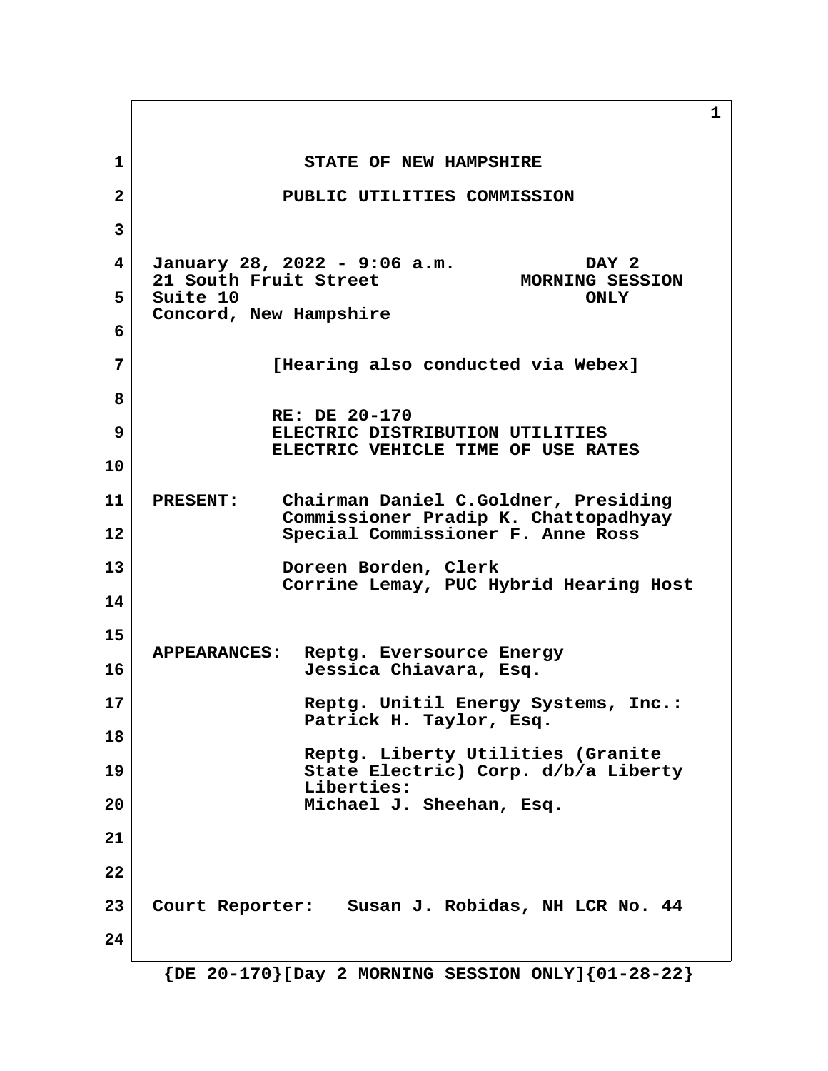STATE OF NEW HAMPSHIRE

PUBLIC UTILITIES COMMISSION

January 28, 2022 - 9:06 a.m.
21 South Fruit Street
Suite 10
Concord, New Hampshire

DAY 2
MORNING SESSION
ONLY

[Hearing also conducted via Webex]

RE: DE 20-170
ELECTRIC DISTRIBUTION UTILITIES
ELECTRIC VEHICLE TIME OF USE RATES

**PRESENT:** Chairman Daniel C.Goldner, Presiding
Commissioner Pradip K. Chattopadhyay
Special Commissioner F. Anne Ross

Doreen Borden, Clerk
Corrine Lemay, PUC Hybrid Hearing Host

**APPEARANCES:** Reptg. Eversource Energy
Jessica Chiavara, Esq.

Reptg. Unitil Energy Systems, Inc.:
Patrick H. Taylor, Esq.

Reptg. Liberty Utilities (Granite State Electric) Corp. d/b/a Liberty Liberties:
Michael J. Sheehan, Esq.

Court Reporter: Susan J. Robidas, NH LCR No. 44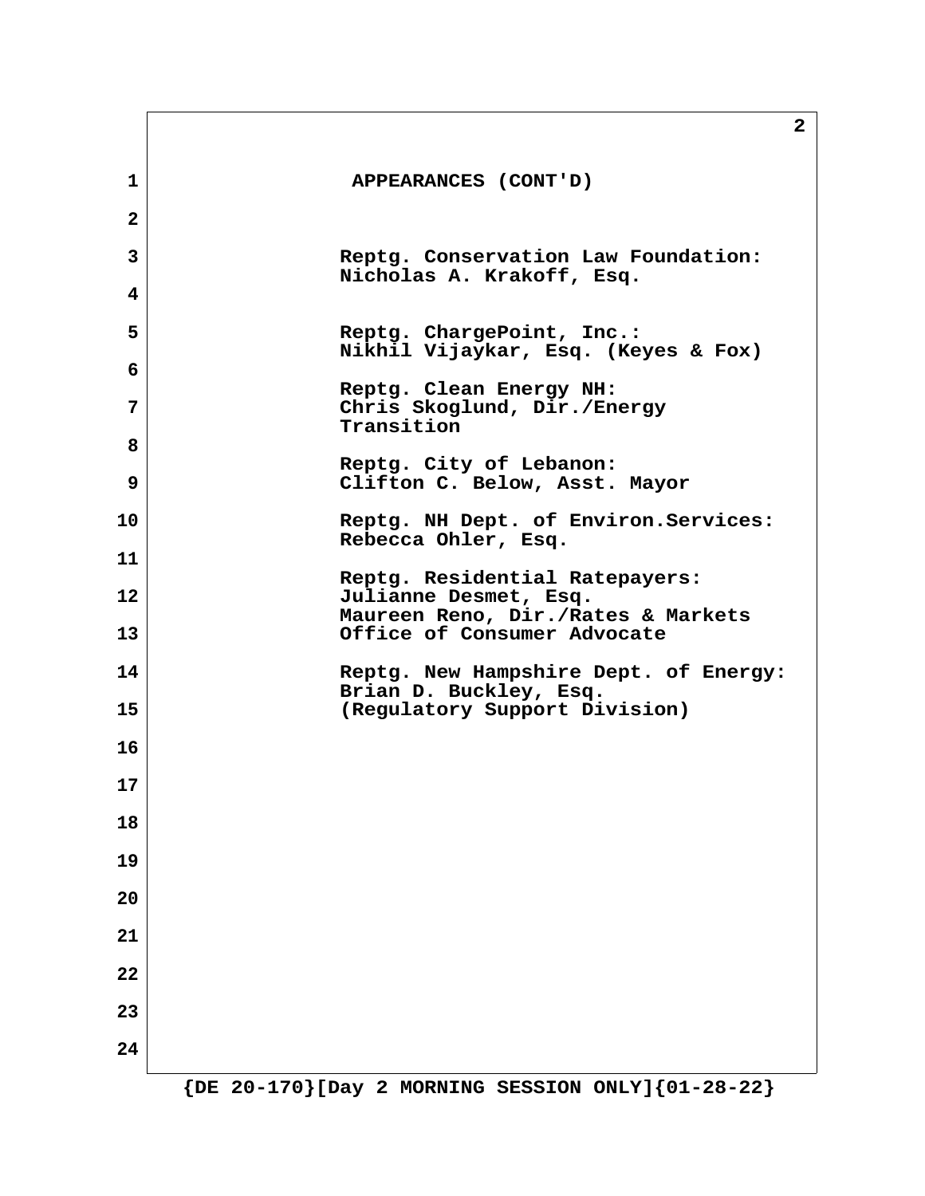# APPEARANCES (CONT'D)

Reptg. Conservation Law Foundation:
Nicholas A. Krakoff, Esq.

Reptg. ChargePoint, Inc.:
Nikhil Vijaykar, Esq. (Keyes & Fox)

Reptg. Clean Energy NH:
Chris Skoglund, Dir./Energy Transition

Reptg. City of Lebanon:
Clifton C. Below, Asst. Mayor

Reptg. NH Dept. of Environ.Services:
Rebecca Ohler, Esq.

Reptg. Residential Ratepayers:
Julianne Desmet, Esq.
Maureen Reno, Dir./Rates & Markets
Office of Consumer Advocate

Reptg. New Hampshire Dept. of Energy:
Brian D. Buckley, Esq.
(Regulatory Support Division)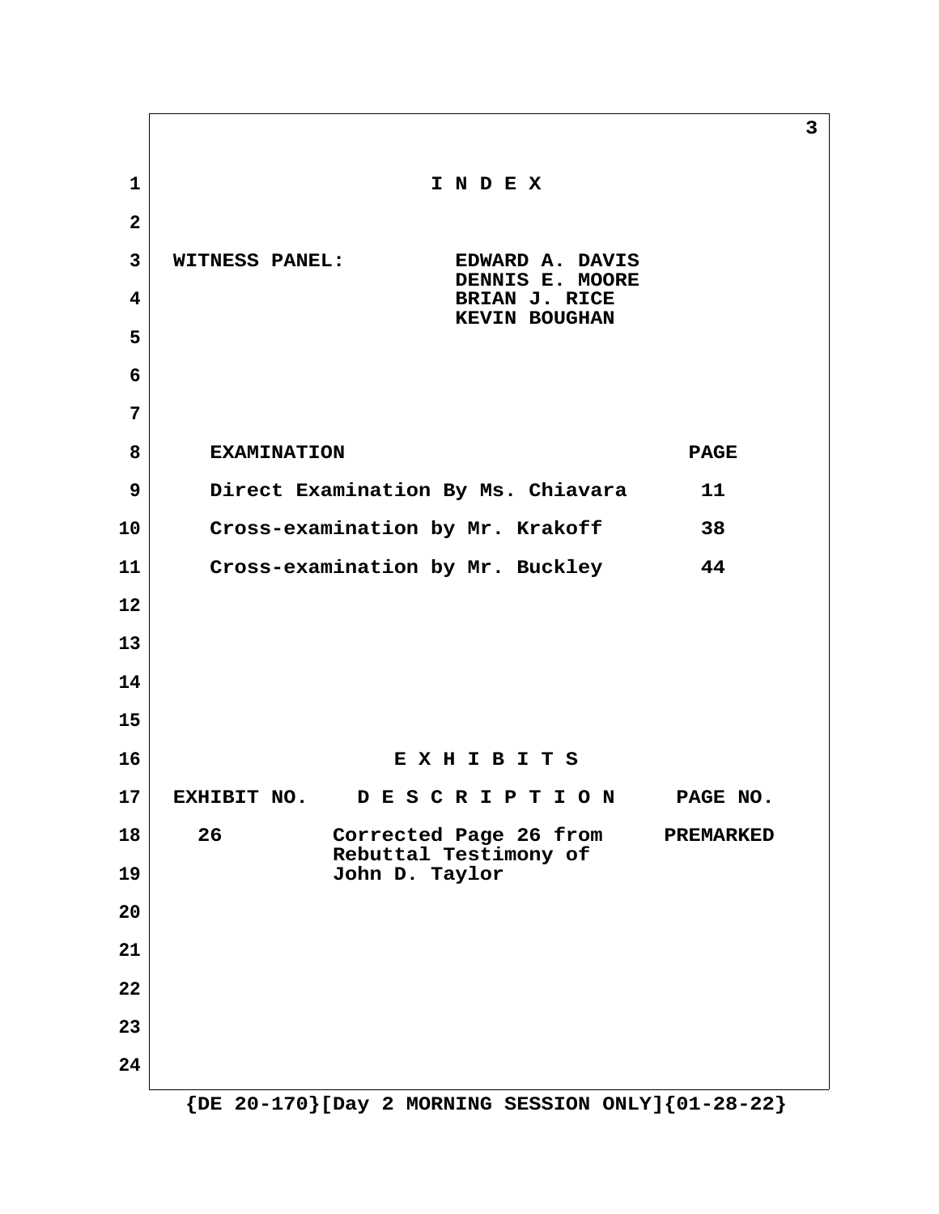# I N D E X

**WITNESS PANEL:** EDWARD A. DAVIS
DENNIS E. MOORE
BRIAN J. RICE
KEVIN BOUGHAN

| EXAMINATION | PAGE |
|---|---|
| Direct Examination By Ms. Chiavara | 11 |
| Cross-examination by Mr. Krakoff | 38 |
| Cross-examination by Mr. Buckley | 44 |

# E X H I B I T S

| EXHIBIT NO. | D E S C R I P T I O N | PAGE NO. |
|---|---|---|
| 26 | Corrected Page 26 from Rebuttal Testimony of John D. Taylor | PREMARKED |

{DE 20-170}[Day 2 MORNING SESSION ONLY]{01-28-22}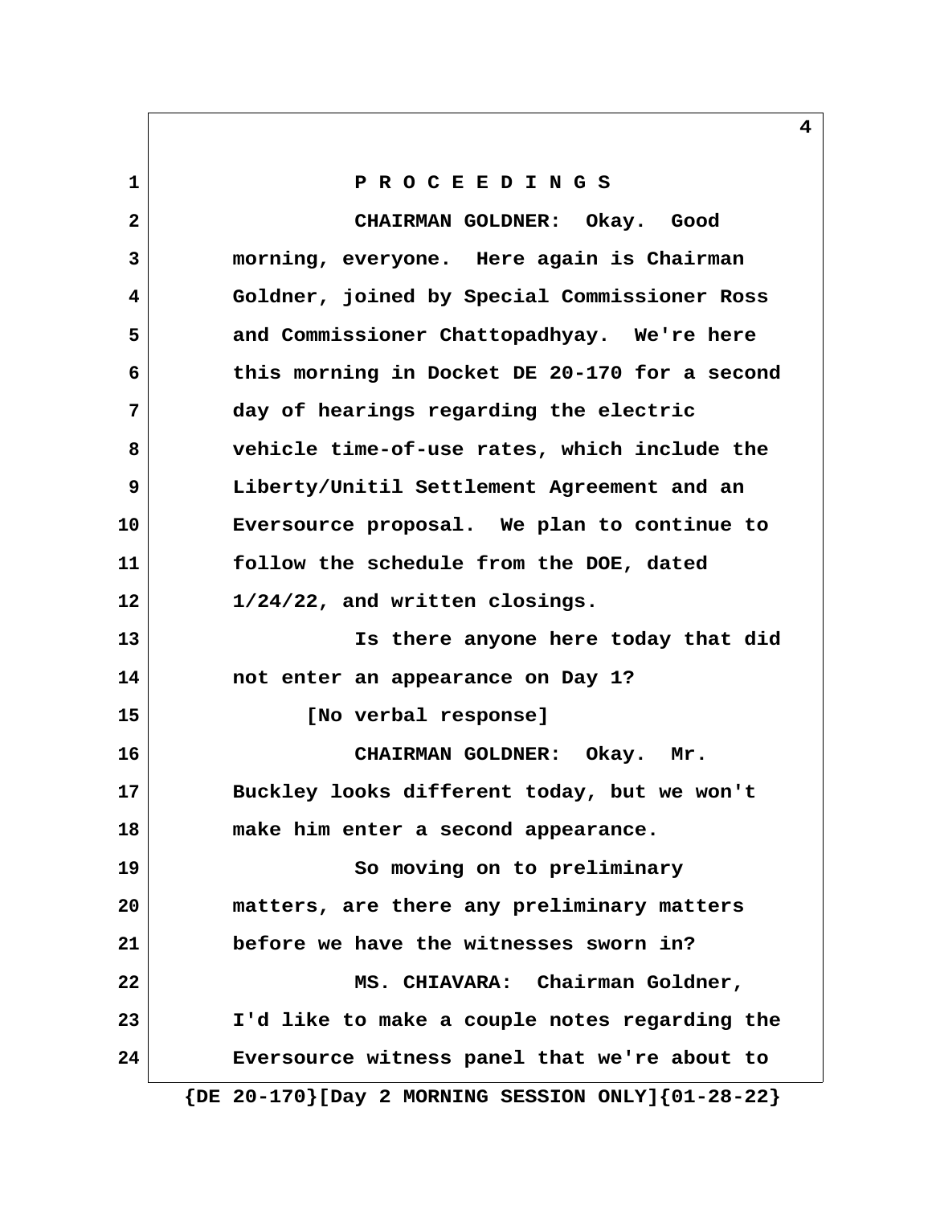P R O C E E D I N G S

CHAIRMAN GOLDNER: Okay. Good morning, everyone. Here again is Chairman Goldner, joined by Special Commissioner Ross and Commissioner Chattopadhyay. We're here this morning in Docket DE 20-170 for a second day of hearings regarding the electric vehicle time-of-use rates, which include the Liberty/Unitil Settlement Agreement and an Eversource proposal. We plan to continue to follow the schedule from the DOE, dated 1/24/22, and written closings.

Is there anyone here today that did not enter an appearance on Day 1?

[No verbal response]

CHAIRMAN GOLDNER: Okay. Mr. Buckley looks different today, but we won't make him enter a second appearance.

So moving on to preliminary matters, are there any preliminary matters before we have the witnesses sworn in?

MS. CHIAVARA: Chairman Goldner, I'd like to make a couple notes regarding the Eversource witness panel that we're about to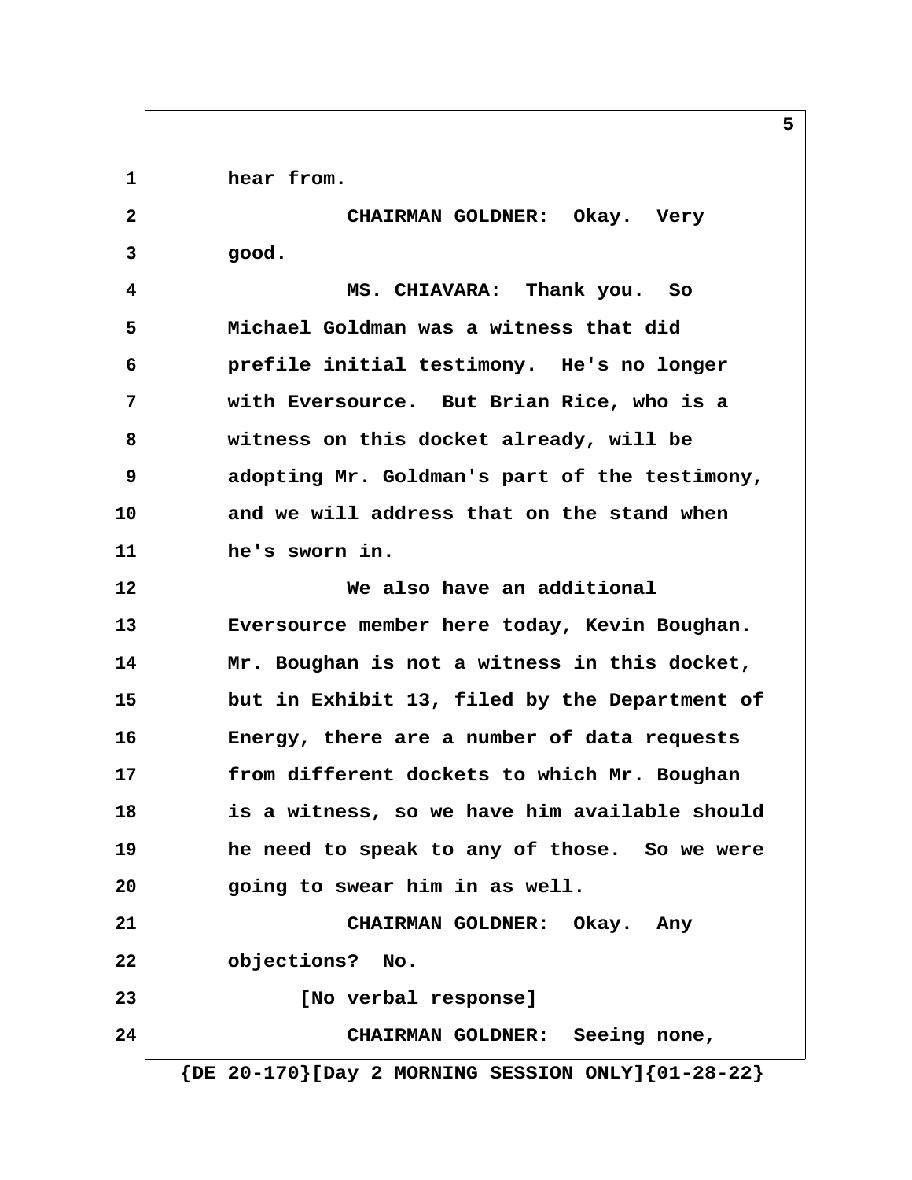hear from.

CHAIRMAN GOLDNER: Okay. Very good.

MS. CHIAVARA: Thank you. So Michael Goldman was a witness that did prefile initial testimony. He's no longer with Eversource. But Brian Rice, who is a witness on this docket already, will be adopting Mr. Goldman's part of the testimony, and we will address that on the stand when he's sworn in.

We also have an additional Eversource member here today, Kevin Boughan. Mr. Boughan is not a witness in this docket, but in Exhibit 13, filed by the Department of Energy, there are a number of data requests from different dockets to which Mr. Boughan is a witness, so we have him available should he need to speak to any of those. So we were going to swear him in as well.

CHAIRMAN GOLDNER: Okay. Any objections? No.

[No verbal response]

CHAIRMAN GOLDNER: Seeing none,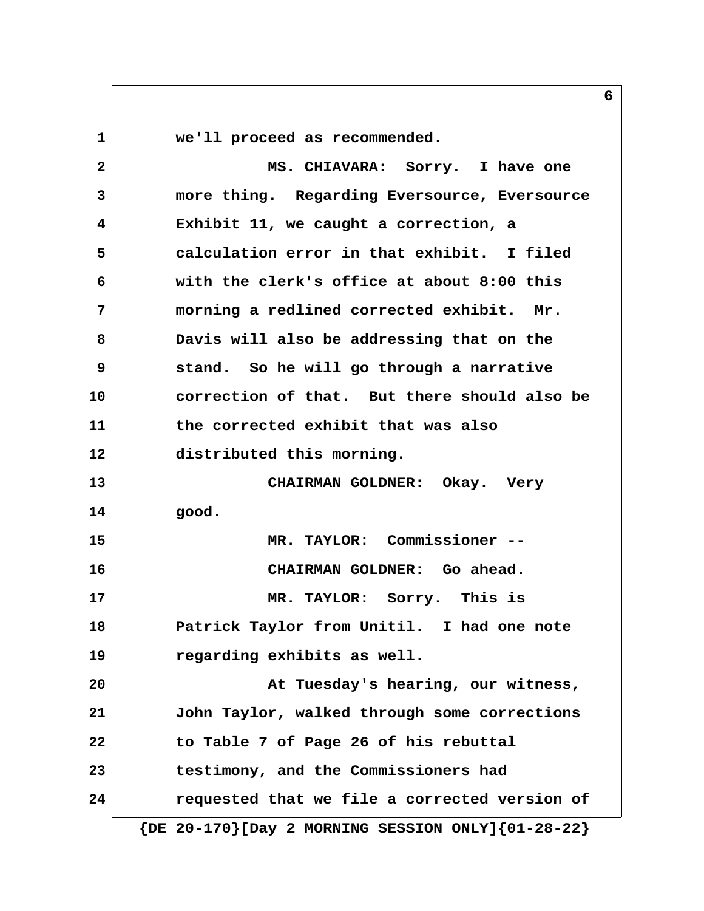we'll proceed as recommended.

MS. CHIAVARA: Sorry. I have one more thing. Regarding Eversource, Eversource Exhibit 11, we caught a correction, a calculation error in that exhibit. I filed with the clerk's office at about 8:00 this morning a redlined corrected exhibit. Mr. Davis will also be addressing that on the stand. So he will go through a narrative correction of that. But there should also be the corrected exhibit that was also distributed this morning.

CHAIRMAN GOLDNER: Okay. Very good.

MR. TAYLOR: Commissioner --

CHAIRMAN GOLDNER: Go ahead.

MR. TAYLOR: Sorry. This is Patrick Taylor from Unitil. I had one note regarding exhibits as well.

At Tuesday's hearing, our witness, John Taylor, walked through some corrections to Table 7 of Page 26 of his rebuttal testimony, and the Commissioners had requested that we file a corrected version of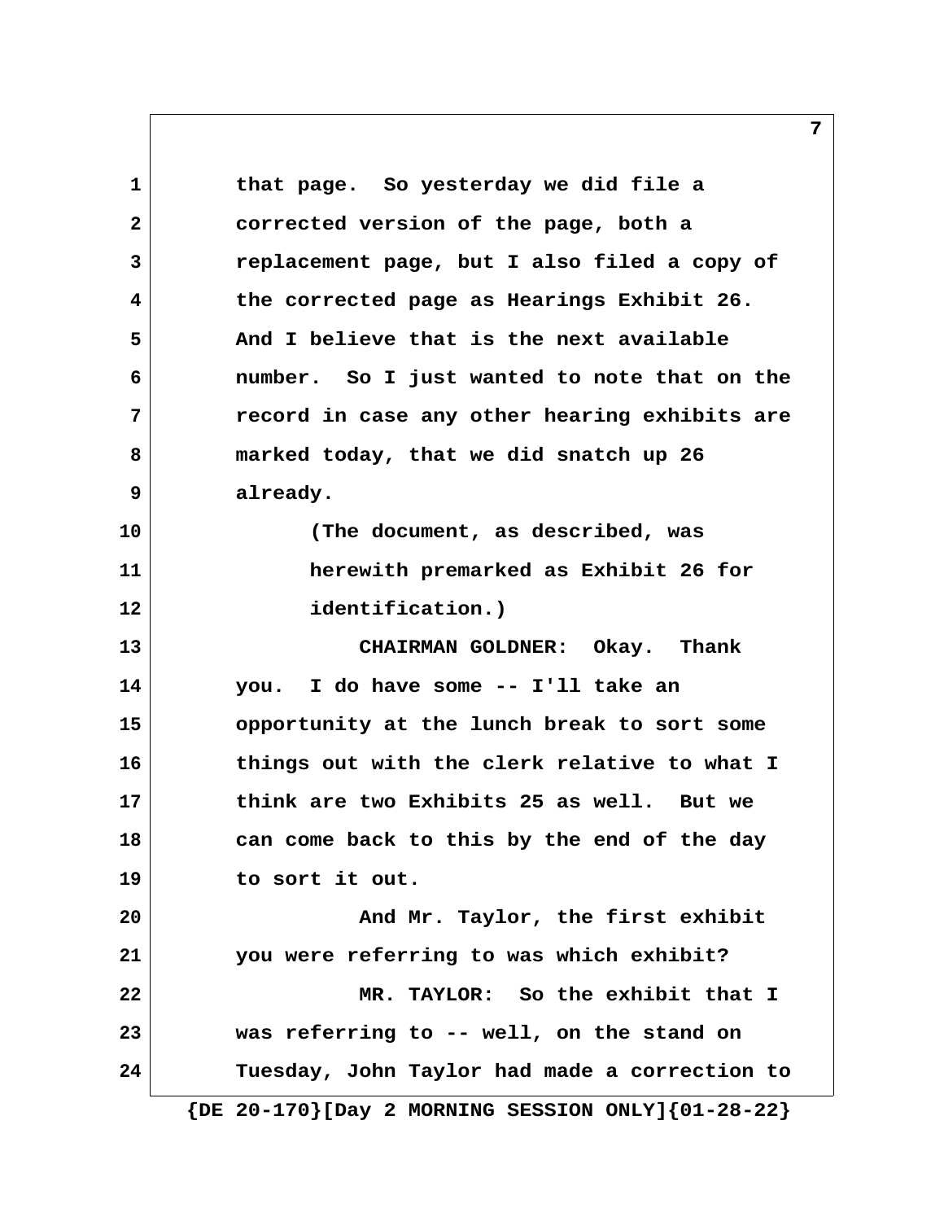that page. So yesterday we did file a corrected version of the page, both a replacement page, but I also filed a copy of the corrected page as Hearings Exhibit 26. And I believe that is the next available number. So I just wanted to note that on the record in case any other hearing exhibits are marked today, that we did snatch up 26 already.

(The document, as described, was herewith premarked as Exhibit 26 for identification.)

CHAIRMAN GOLDNER: Okay. Thank you. I do have some -- I'll take an opportunity at the lunch break to sort some things out with the clerk relative to what I think are two Exhibits 25 as well. But we can come back to this by the end of the day to sort it out.

And Mr. Taylor, the first exhibit you were referring to was which exhibit?

MR. TAYLOR: So the exhibit that I was referring to -- well, on the stand on Tuesday, John Taylor had made a correction to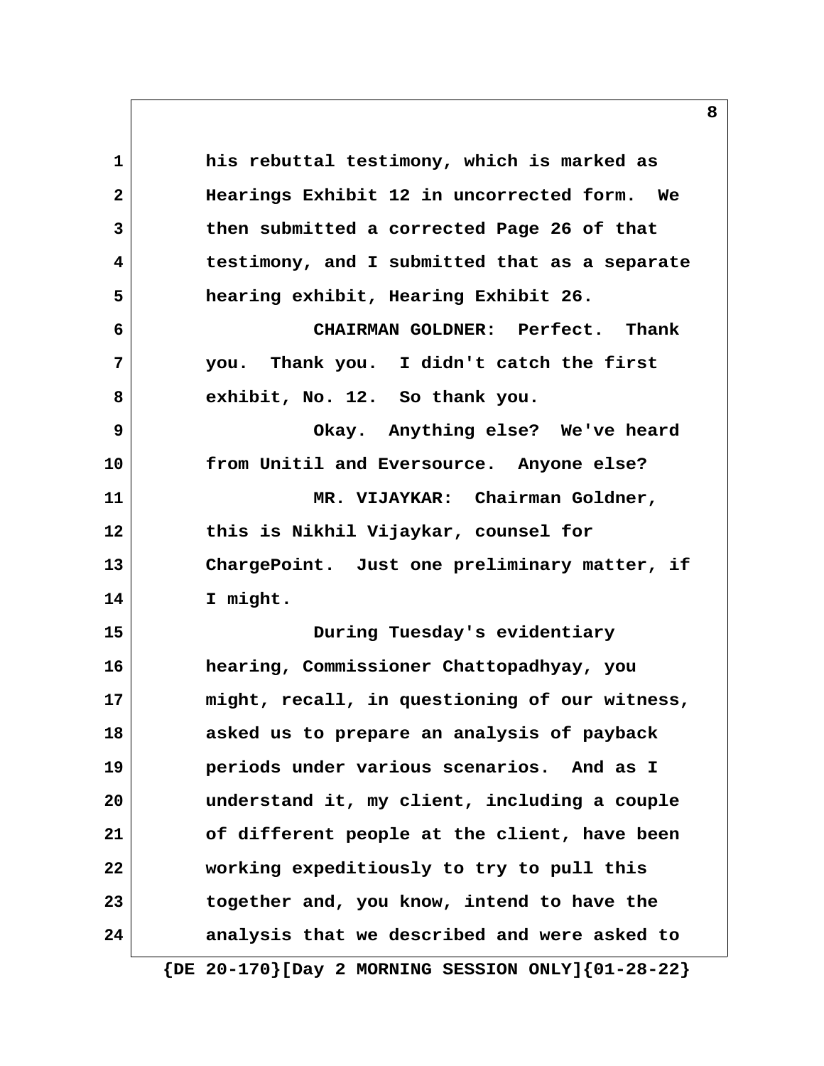his rebuttal testimony, which is marked as Hearings Exhibit 12 in uncorrected form. We then submitted a corrected Page 26 of that testimony, and I submitted that as a separate hearing exhibit, Hearing Exhibit 26.

CHAIRMAN GOLDNER: Perfect. Thank you. Thank you. I didn't catch the first exhibit, No. 12. So thank you.

Okay. Anything else? We've heard from Unitil and Eversource. Anyone else?

MR. VIJAYKAR: Chairman Goldner, this is Nikhil Vijaykar, counsel for ChargePoint. Just one preliminary matter, if I might.

During Tuesday's evidentiary hearing, Commissioner Chattopadhyay, you might, recall, in questioning of our witness, asked us to prepare an analysis of payback periods under various scenarios. And as I understand it, my client, including a couple of different people at the client, have been working expeditiously to try to pull this together and, you know, intend to have the analysis that we described and were asked to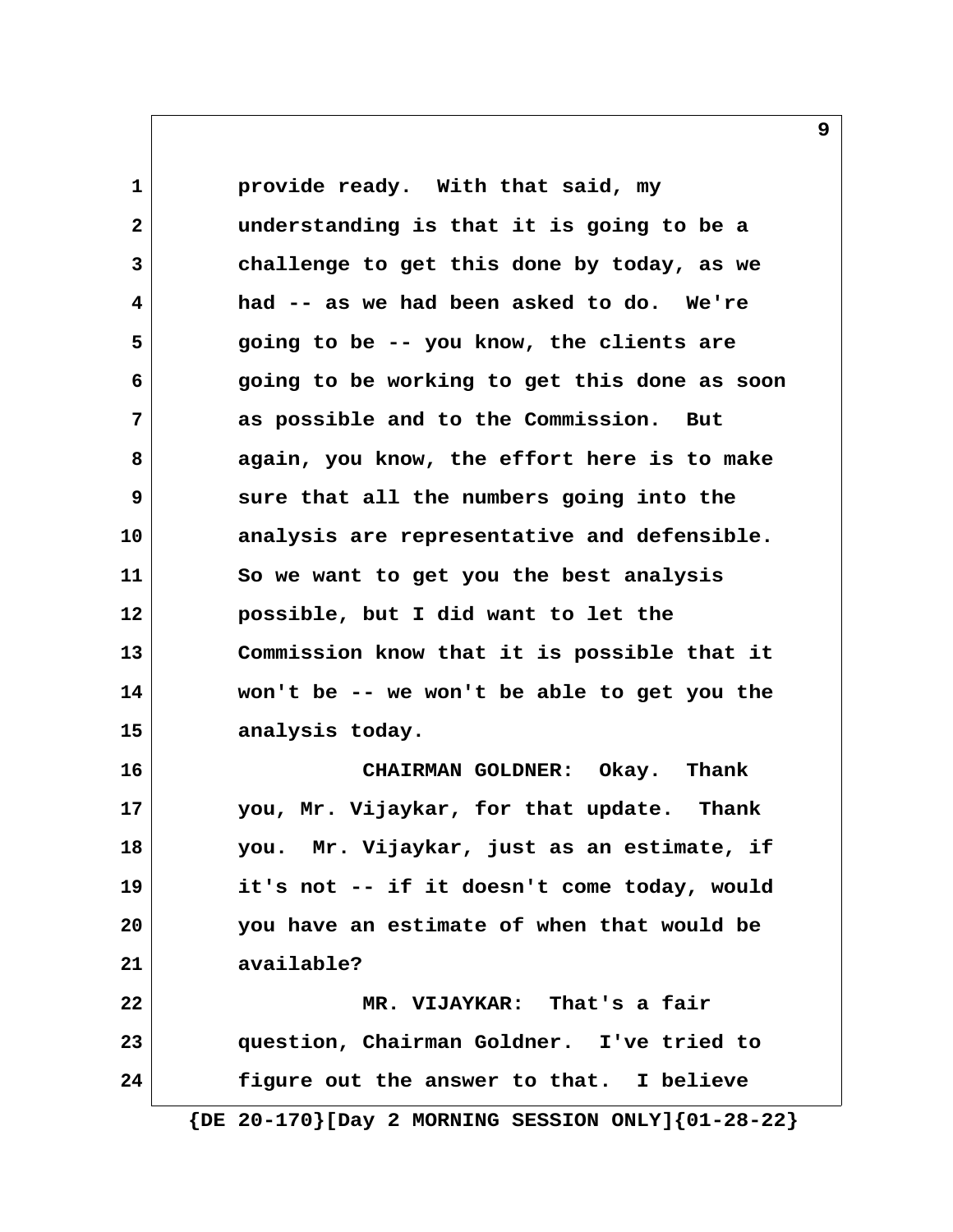provide ready. With that said, my understanding is that it is going to be a challenge to get this done by today, as we had -- as we had been asked to do. We're going to be -- you know, the clients are going to be working to get this done as soon as possible and to the Commission. But again, you know, the effort here is to make sure that all the numbers going into the analysis are representative and defensible. So we want to get you the best analysis possible, but I did want to let the Commission know that it is possible that it won't be -- we won't be able to get you the analysis today.

CHAIRMAN GOLDNER: Okay. Thank you, Mr. Vijaykar, for that update. Thank you. Mr. Vijaykar, just as an estimate, if it's not -- if it doesn't come today, would you have an estimate of when that would be available?

MR. VIJAYKAR: That's a fair question, Chairman Goldner. I've tried to figure out the answer to that. I believe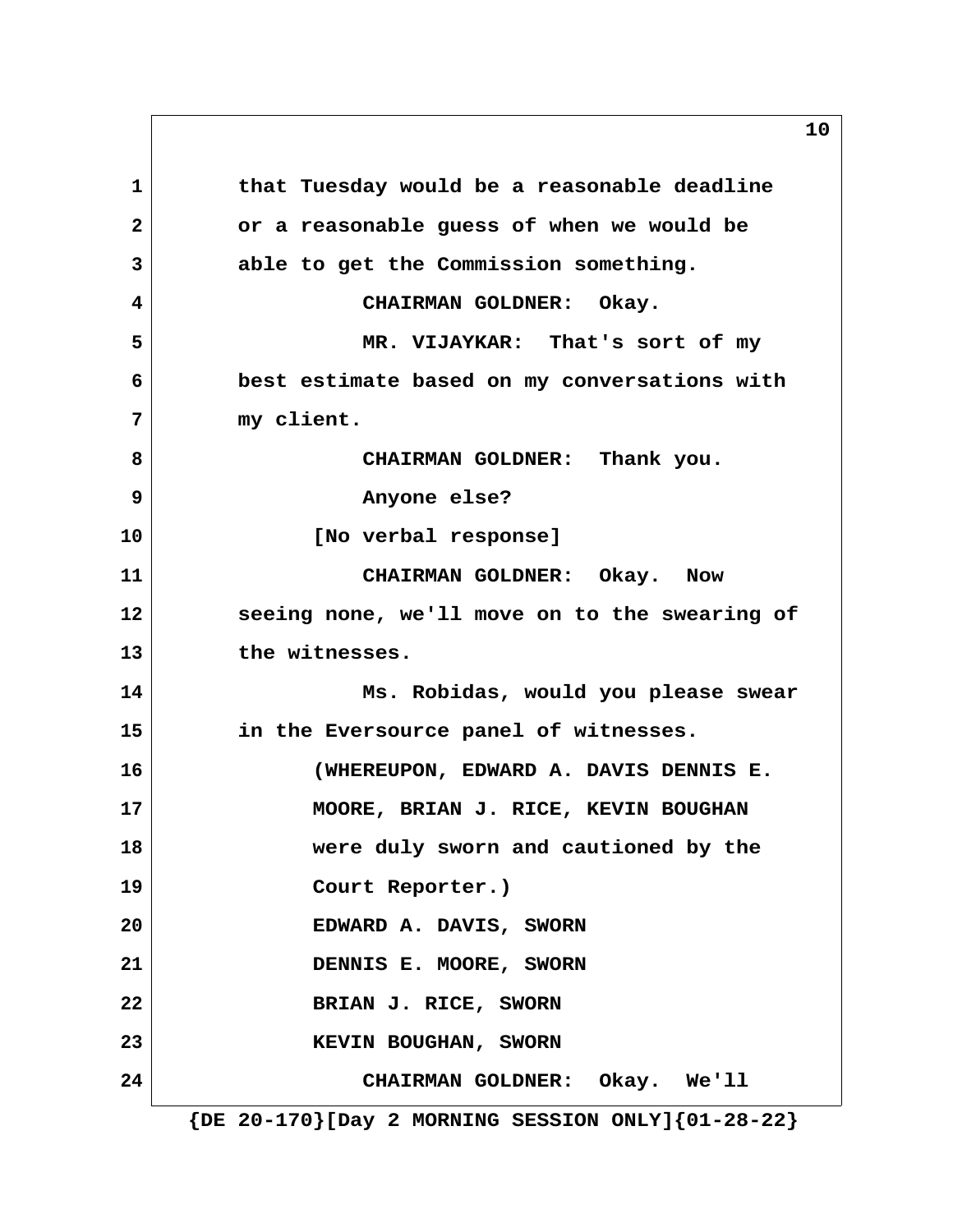that Tuesday would be a reasonable deadline or a reasonable guess of when we would be able to get the Commission something.

CHAIRMAN GOLDNER: Okay.

MR. VIJAYKAR: That's sort of my best estimate based on my conversations with my client.

CHAIRMAN GOLDNER: Thank you.

Anyone else?

[No verbal response]

CHAIRMAN GOLDNER: Okay. Now seeing none, we'll move on to the swearing of the witnesses.

Ms. Robidas, would you please swear in the Eversource panel of witnesses.

(WHEREUPON, EDWARD A. DAVIS DENNIS E. MOORE, BRIAN J. RICE, KEVIN BOUGHAN were duly sworn and cautioned by the Court Reporter.)

EDWARD A. DAVIS, SWORN

DENNIS E. MOORE, SWORN

BRIAN J. RICE, SWORN

KEVIN BOUGHAN, SWORN

CHAIRMAN GOLDNER: Okay. We'll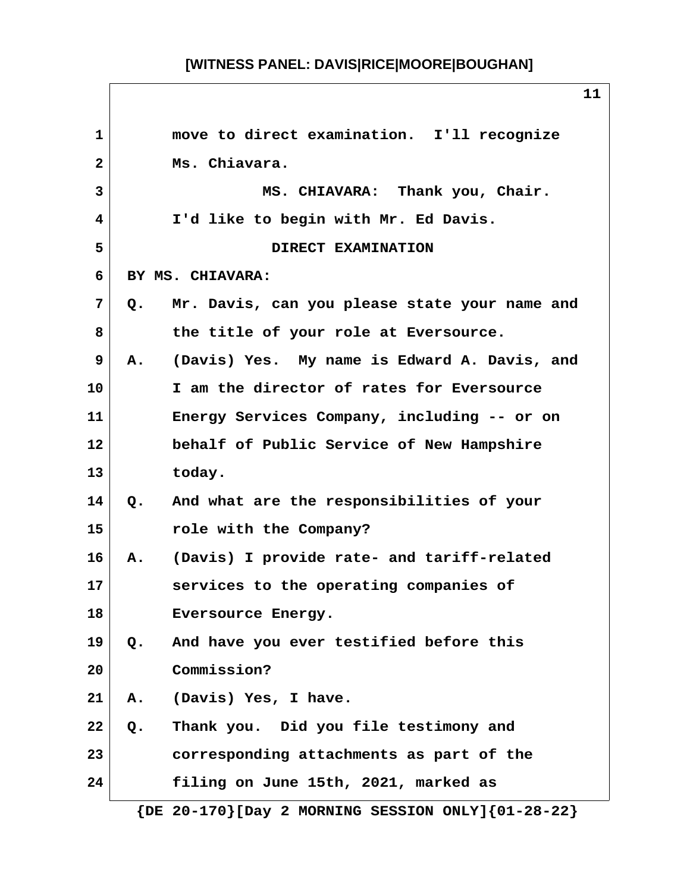move to direct examination. I'll recognize Ms. Chiavara.

MS. CHIAVARA: Thank you, Chair. I'd like to begin with Mr. Ed Davis.

DIRECT EXAMINATION

BY MS. CHIAVARA:

Q. Mr. Davis, can you please state your name and the title of your role at Eversource.

A. (Davis) Yes. My name is Edward A. Davis, and I am the director of rates for Eversource Energy Services Company, including -- or on behalf of Public Service of New Hampshire today.

Q. And what are the responsibilities of your role with the Company?

A. (Davis) I provide rate- and tariff-related services to the operating companies of Eversource Energy.

Q. And have you ever testified before this Commission?

A. (Davis) Yes, I have.

Q. Thank you. Did you file testimony and corresponding attachments as part of the filing on June 15th, 2021, marked as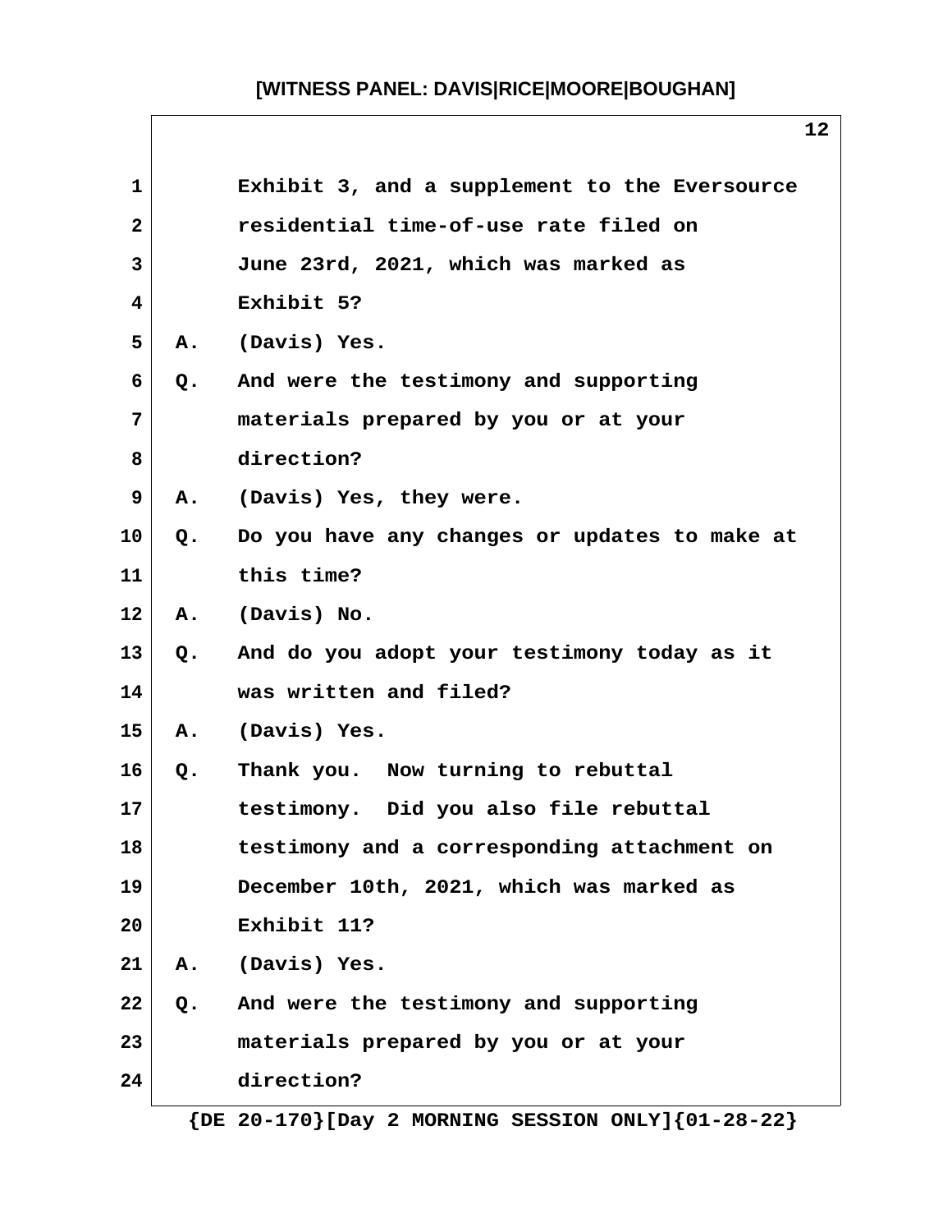Exhibit 3, and a supplement to the Eversource residential time-of-use rate filed on June 23rd, 2021, which was marked as Exhibit 5?

A. (Davis) Yes.

Q. And were the testimony and supporting materials prepared by you or at your direction?

A. (Davis) Yes, they were.

Q. Do you have any changes or updates to make at this time?

A. (Davis) No.

Q. And do you adopt your testimony today as it was written and filed?

A. (Davis) Yes.

Q. Thank you. Now turning to rebuttal testimony. Did you also file rebuttal testimony and a corresponding attachment on December 10th, 2021, which was marked as Exhibit 11?

A. (Davis) Yes.

Q. And were the testimony and supporting materials prepared by you or at your direction?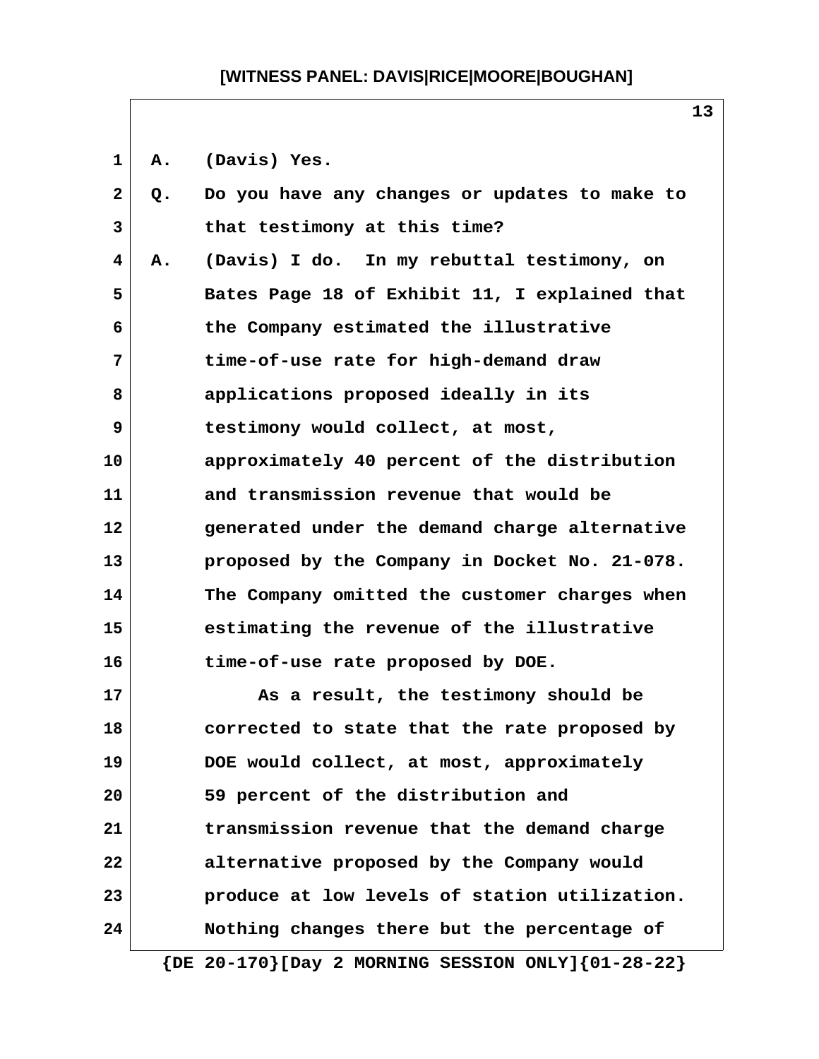A. (Davis) Yes.

Q. Do you have any changes or updates to make to that testimony at this time?

A. (Davis) I do. In my rebuttal testimony, on Bates Page 18 of Exhibit 11, I explained that the Company estimated the illustrative time-of-use rate for high-demand draw applications proposed ideally in its testimony would collect, at most, approximately 40 percent of the distribution and transmission revenue that would be generated under the demand charge alternative proposed by the Company in Docket No. 21-078. The Company omitted the customer charges when estimating the revenue of the illustrative time-of-use rate proposed by DOE.

As a result, the testimony should be corrected to state that the rate proposed by DOE would collect, at most, approximately 59 percent of the distribution and transmission revenue that the demand charge alternative proposed by the Company would produce at low levels of station utilization. Nothing changes there but the percentage of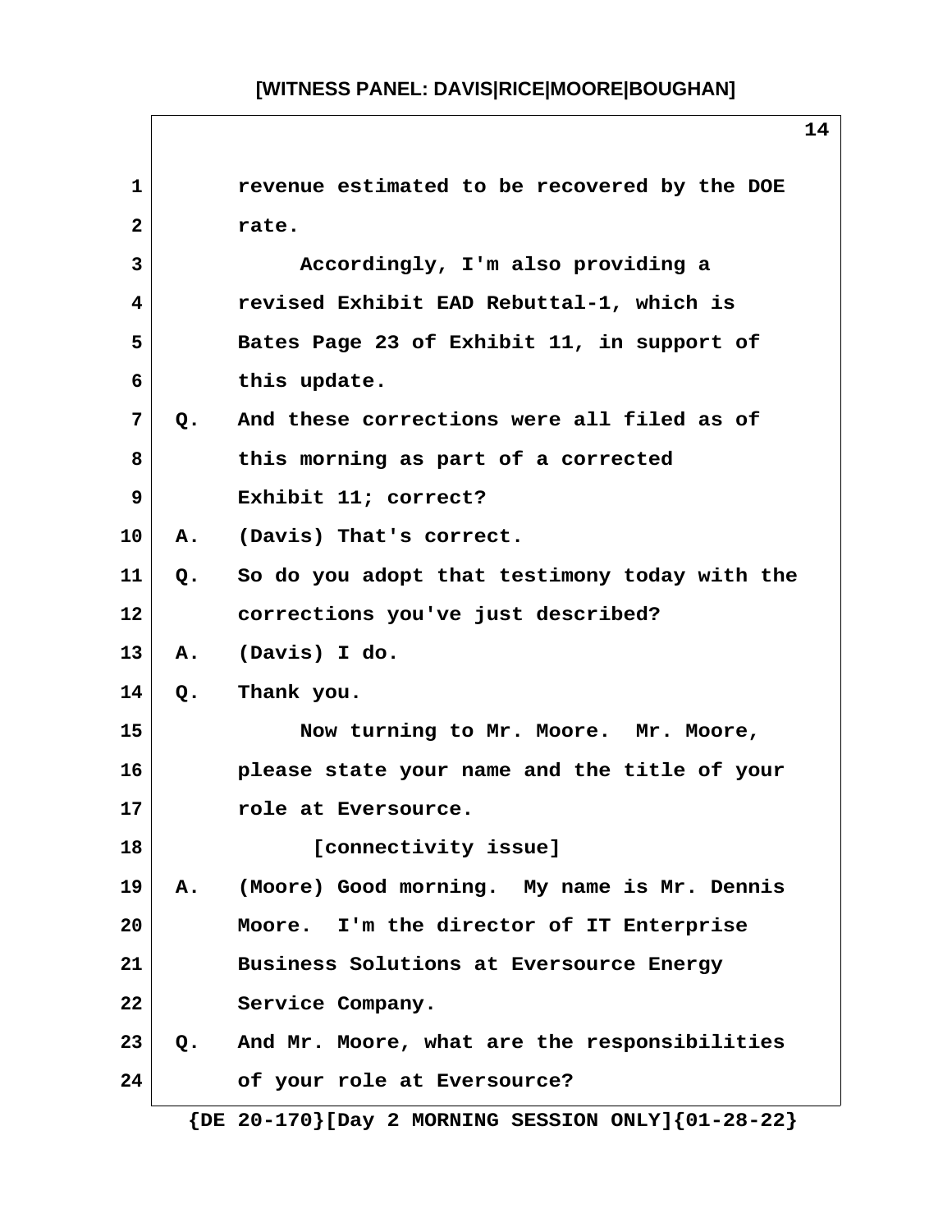revenue estimated to be recovered by the DOE rate.

Accordingly, I'm also providing a revised Exhibit EAD Rebuttal-1, which is Bates Page 23 of Exhibit 11, in support of this update.

Q. And these corrections were all filed as of this morning as part of a corrected Exhibit 11; correct?

A. (Davis) That's correct.

Q. So do you adopt that testimony today with the corrections you've just described?

A. (Davis) I do.

Q. Thank you.

Now turning to Mr. Moore. Mr. Moore, please state your name and the title of your role at Eversource.

[connectivity issue]

A. (Moore) Good morning. My name is Mr. Dennis Moore. I'm the director of IT Enterprise Business Solutions at Eversource Energy Service Company.

Q. And Mr. Moore, what are the responsibilities of your role at Eversource?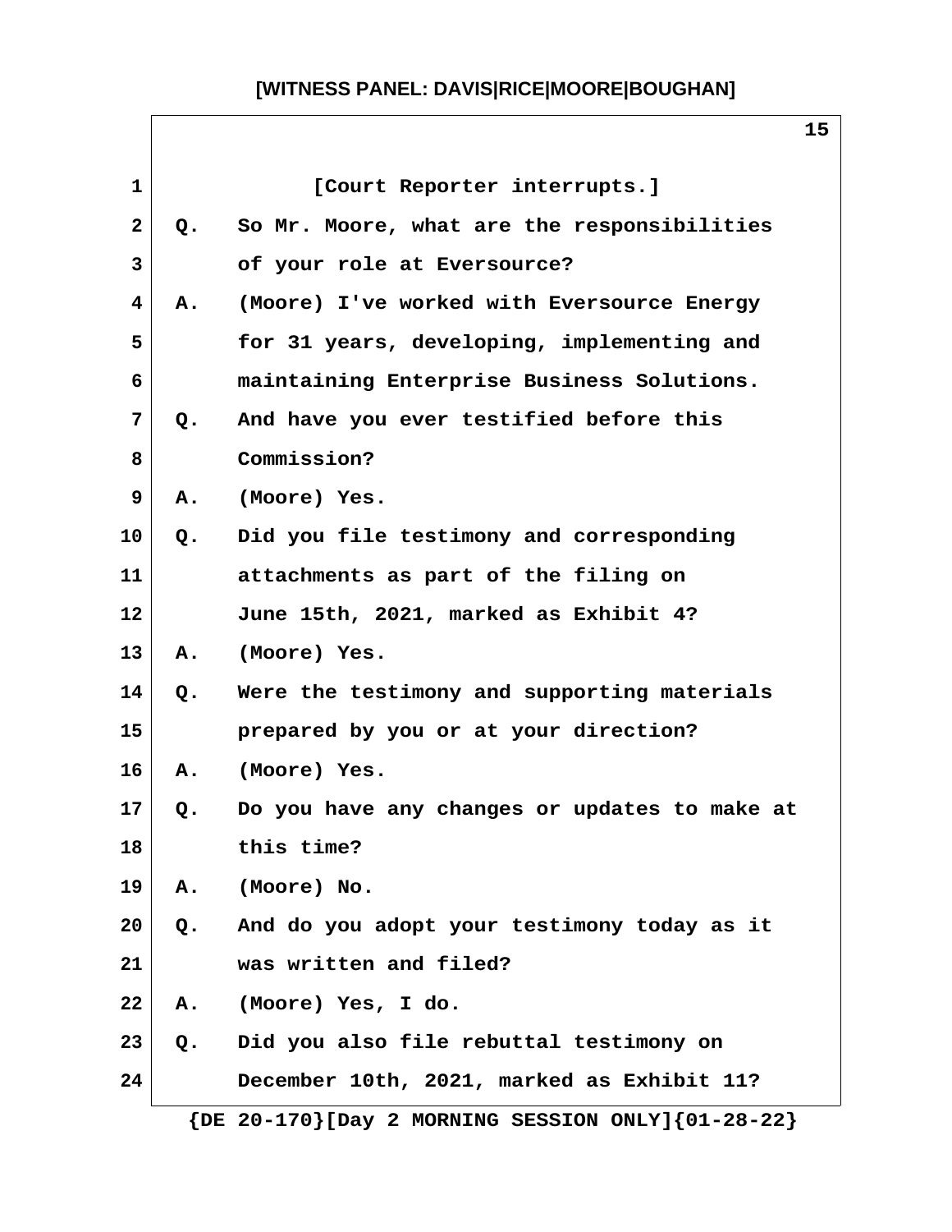[Court Reporter interrupts.]

Q. So Mr. Moore, what are the responsibilities of your role at Eversource?

A. (Moore) I've worked with Eversource Energy for 31 years, developing, implementing and maintaining Enterprise Business Solutions.

Q. And have you ever testified before this Commission?

A. (Moore) Yes.

Q. Did you file testimony and corresponding attachments as part of the filing on June 15th, 2021, marked as Exhibit 4?

A. (Moore) Yes.

Q. Were the testimony and supporting materials prepared by you or at your direction?

A. (Moore) Yes.

Q. Do you have any changes or updates to make at this time?

A. (Moore) No.

Q. And do you adopt your testimony today as it was written and filed?

A. (Moore) Yes, I do.

Q. Did you also file rebuttal testimony on December 10th, 2021, marked as Exhibit 11?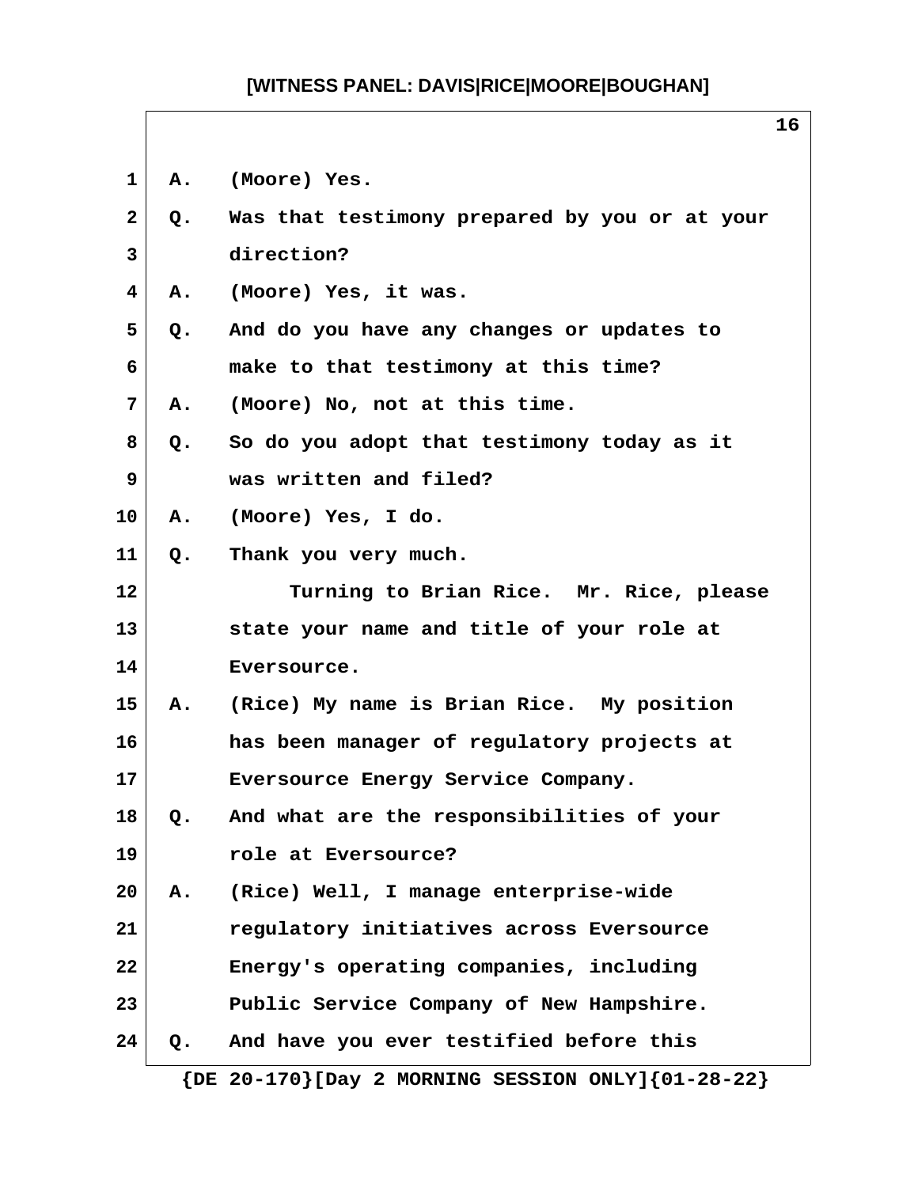A. (Moore) Yes.

Q. Was that testimony prepared by you or at your direction?

A. (Moore) Yes, it was.

Q. And do you have any changes or updates to make to that testimony at this time?

A. (Moore) No, not at this time.

Q. So do you adopt that testimony today as it was written and filed?

A. (Moore) Yes, I do.

Q. Thank you very much.

Turning to Brian Rice. Mr. Rice, please state your name and title of your role at Eversource.

A. (Rice) My name is Brian Rice. My position has been manager of regulatory projects at Eversource Energy Service Company.

Q. And what are the responsibilities of your role at Eversource?

A. (Rice) Well, I manage enterprise-wide regulatory initiatives across Eversource Energy's operating companies, including Public Service Company of New Hampshire.

Q. And have you ever testified before this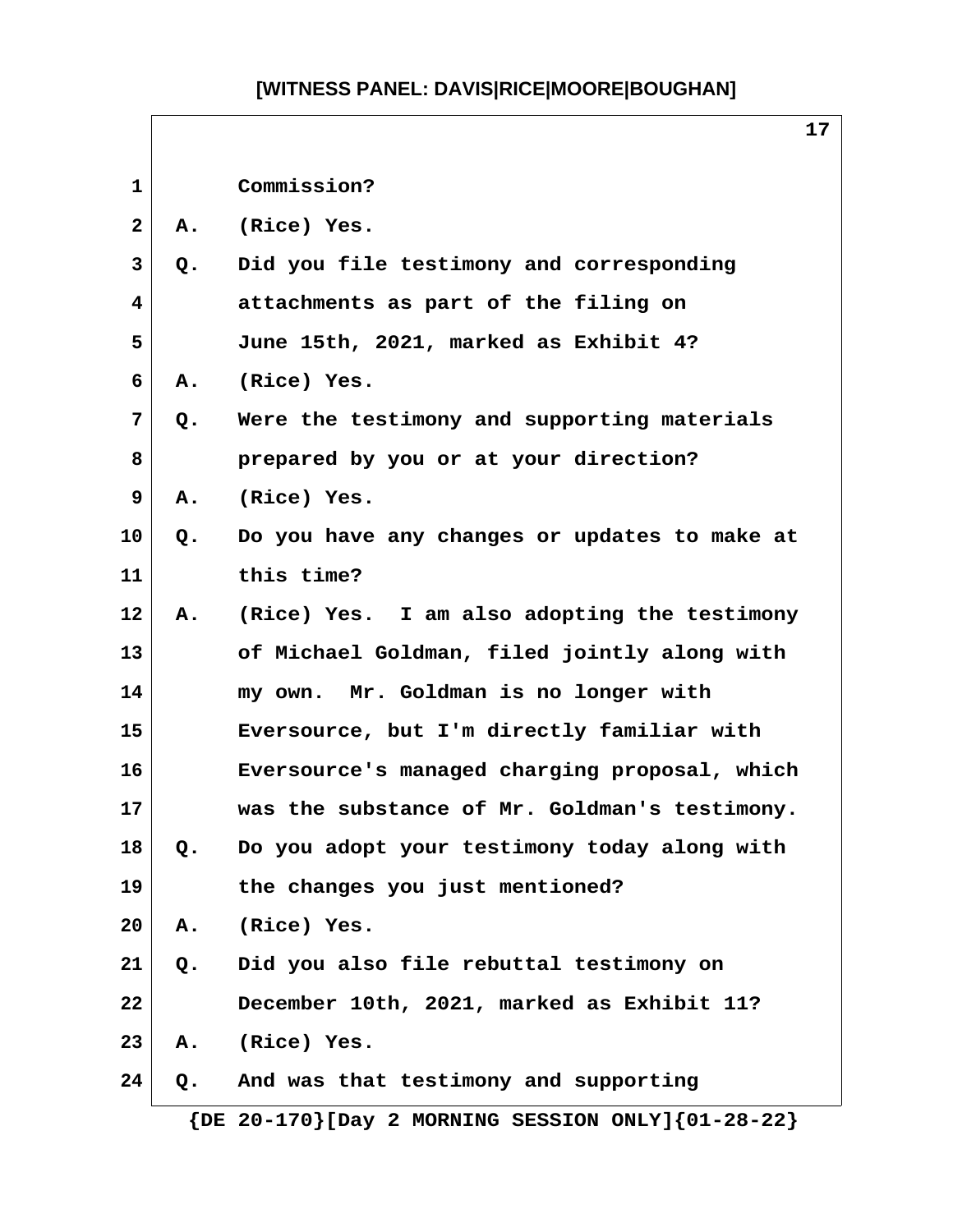1 Commission?

2 A. (Rice) Yes.

3 Q. Did you file testimony and corresponding

4 attachments as part of the filing on

5 June 15th, 2021, marked as Exhibit 4?

6 A. (Rice) Yes.

7 Q. Were the testimony and supporting materials

8 prepared by you or at your direction?

9 A. (Rice) Yes.

10 Q. Do you have any changes or updates to make at

11 this time?

12 A. (Rice) Yes. I am also adopting the testimony

13 of Michael Goldman, filed jointly along with

14 my own. Mr. Goldman is no longer with

15 Eversource, but I'm directly familiar with

16 Eversource's managed charging proposal, which

17 was the substance of Mr. Goldman's testimony.

18 Q. Do you adopt your testimony today along with

19 the changes you just mentioned?

20 A. (Rice) Yes.

21 Q. Did you also file rebuttal testimony on

22 December 10th, 2021, marked as Exhibit 11?

23 A. (Rice) Yes.

24 Q. And was that testimony and supporting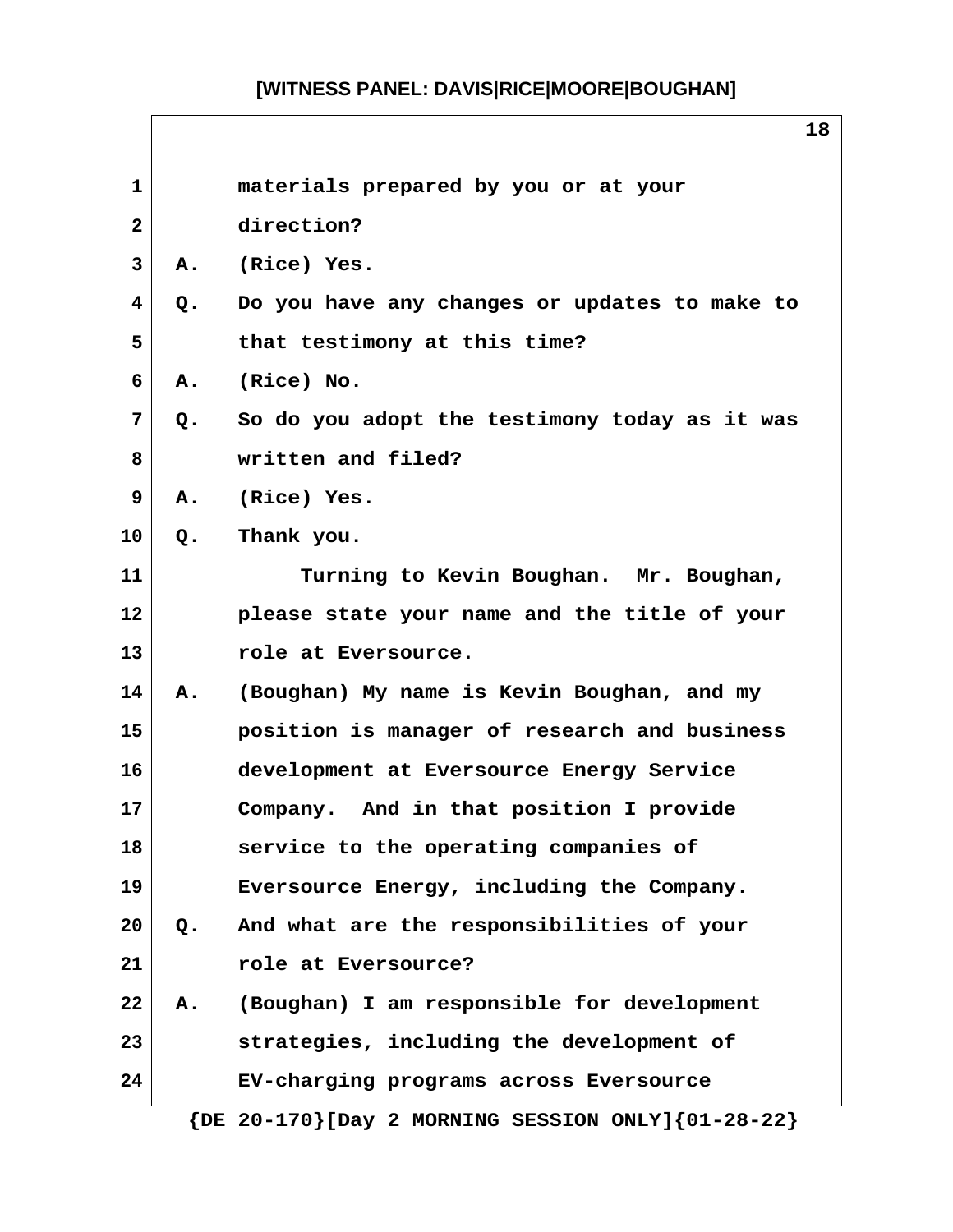materials prepared by you or at your direction?

A. (Rice) Yes.

Q. Do you have any changes or updates to make to that testimony at this time?

A. (Rice) No.

Q. So do you adopt the testimony today as it was written and filed?

A. (Rice) Yes.

Q. Thank you.

Turning to Kevin Boughan. Mr. Boughan, please state your name and the title of your role at Eversource.

A. (Boughan) My name is Kevin Boughan, and my position is manager of research and business development at Eversource Energy Service Company. And in that position I provide service to the operating companies of Eversource Energy, including the Company.

Q. And what are the responsibilities of your role at Eversource?

A. (Boughan) I am responsible for development strategies, including the development of EV-charging programs across Eversource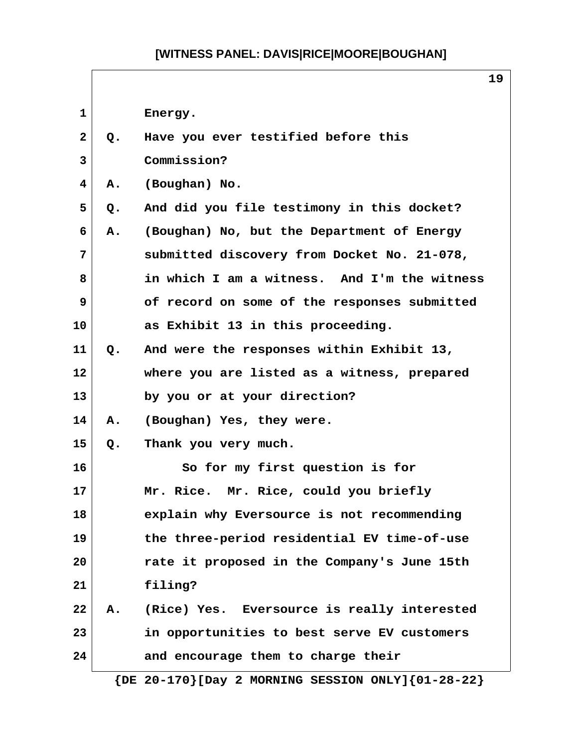Energy.

Q. Have you ever testified before this Commission?

A. (Boughan) No.

Q. And did you file testimony in this docket?

A. (Boughan) No, but the Department of Energy submitted discovery from Docket No. 21-078, in which I am a witness. And I'm the witness of record on some of the responses submitted as Exhibit 13 in this proceeding.

Q. And were the responses within Exhibit 13, where you are listed as a witness, prepared by you or at your direction?

A. (Boughan) Yes, they were.

Q. Thank you very much.

So for my first question is for Mr. Rice. Mr. Rice, could you briefly explain why Eversource is not recommending the three-period residential EV time-of-use rate it proposed in the Company's June 15th filing?

A. (Rice) Yes. Eversource is really interested in opportunities to best serve EV customers and encourage them to charge their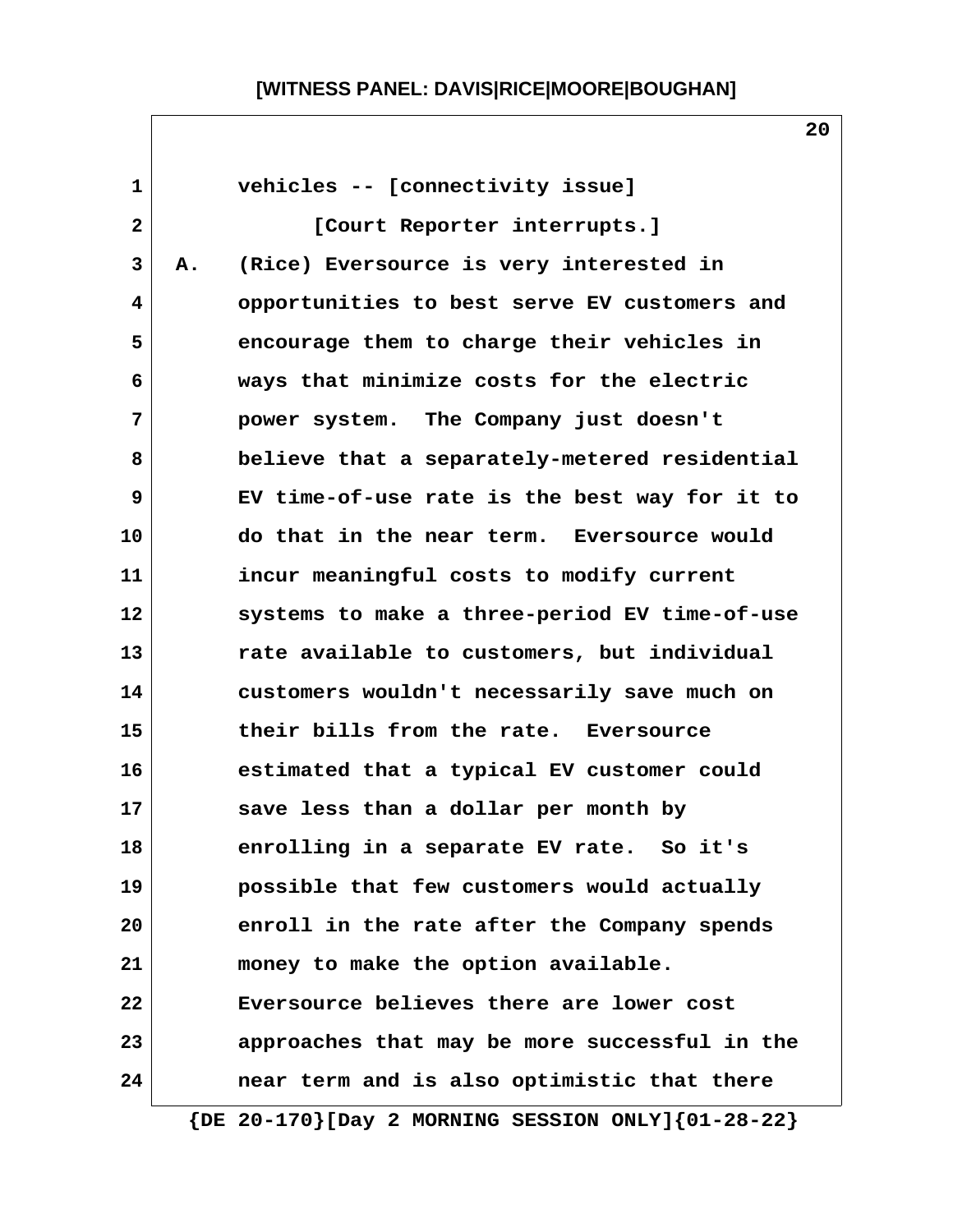vehicles -- [connectivity issue]

[Court Reporter interrupts.]

A. (Rice) Eversource is very interested in opportunities to best serve EV customers and encourage them to charge their vehicles in ways that minimize costs for the electric power system. The Company just doesn't believe that a separately-metered residential EV time-of-use rate is the best way for it to do that in the near term. Eversource would incur meaningful costs to modify current systems to make a three-period EV time-of-use rate available to customers, but individual customers wouldn't necessarily save much on their bills from the rate. Eversource estimated that a typical EV customer could save less than a dollar per month by enrolling in a separate EV rate. So it's possible that few customers would actually enroll in the rate after the Company spends money to make the option available. Eversource believes there are lower cost approaches that may be more successful in the near term and is also optimistic that there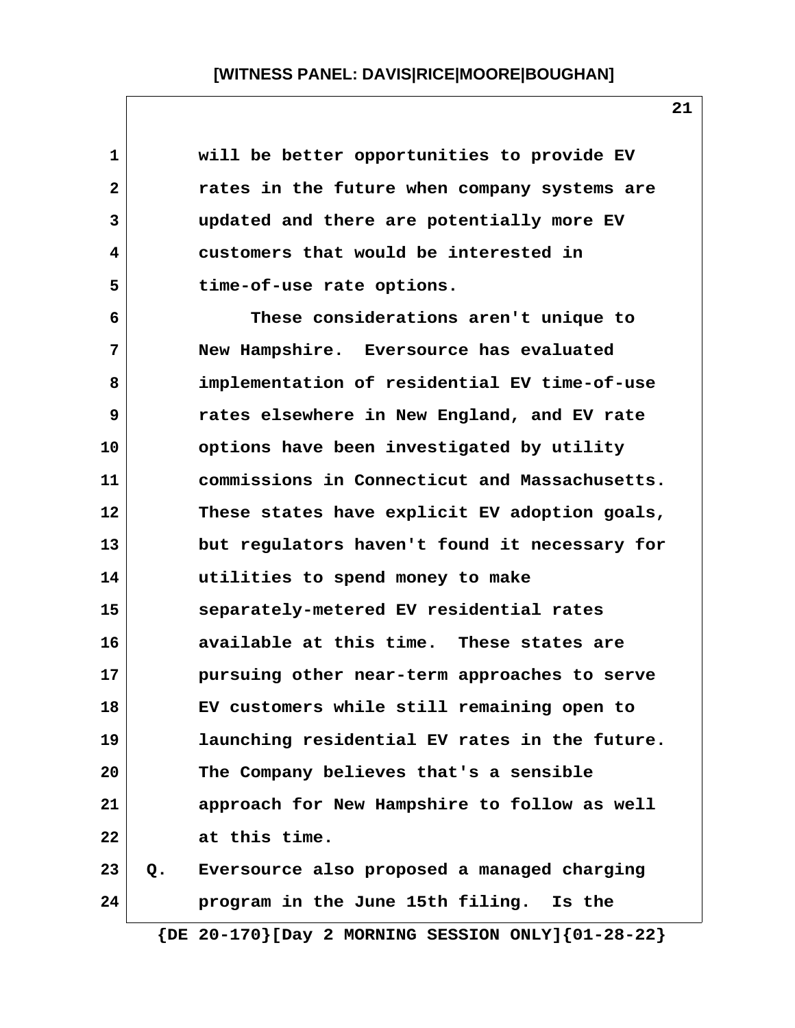will be better opportunities to provide EV rates in the future when company systems are updated and there are potentially more EV customers that would be interested in time-of-use rate options.

These considerations aren't unique to New Hampshire. Eversource has evaluated implementation of residential EV time-of-use rates elsewhere in New England, and EV rate options have been investigated by utility commissions in Connecticut and Massachusetts. These states have explicit EV adoption goals, but regulators haven't found it necessary for utilities to spend money to make separately-metered EV residential rates available at this time. These states are pursuing other near-term approaches to serve EV customers while still remaining open to launching residential EV rates in the future. The Company believes that's a sensible approach for New Hampshire to follow as well at this time.

Q. Eversource also proposed a managed charging program in the June 15th filing. Is the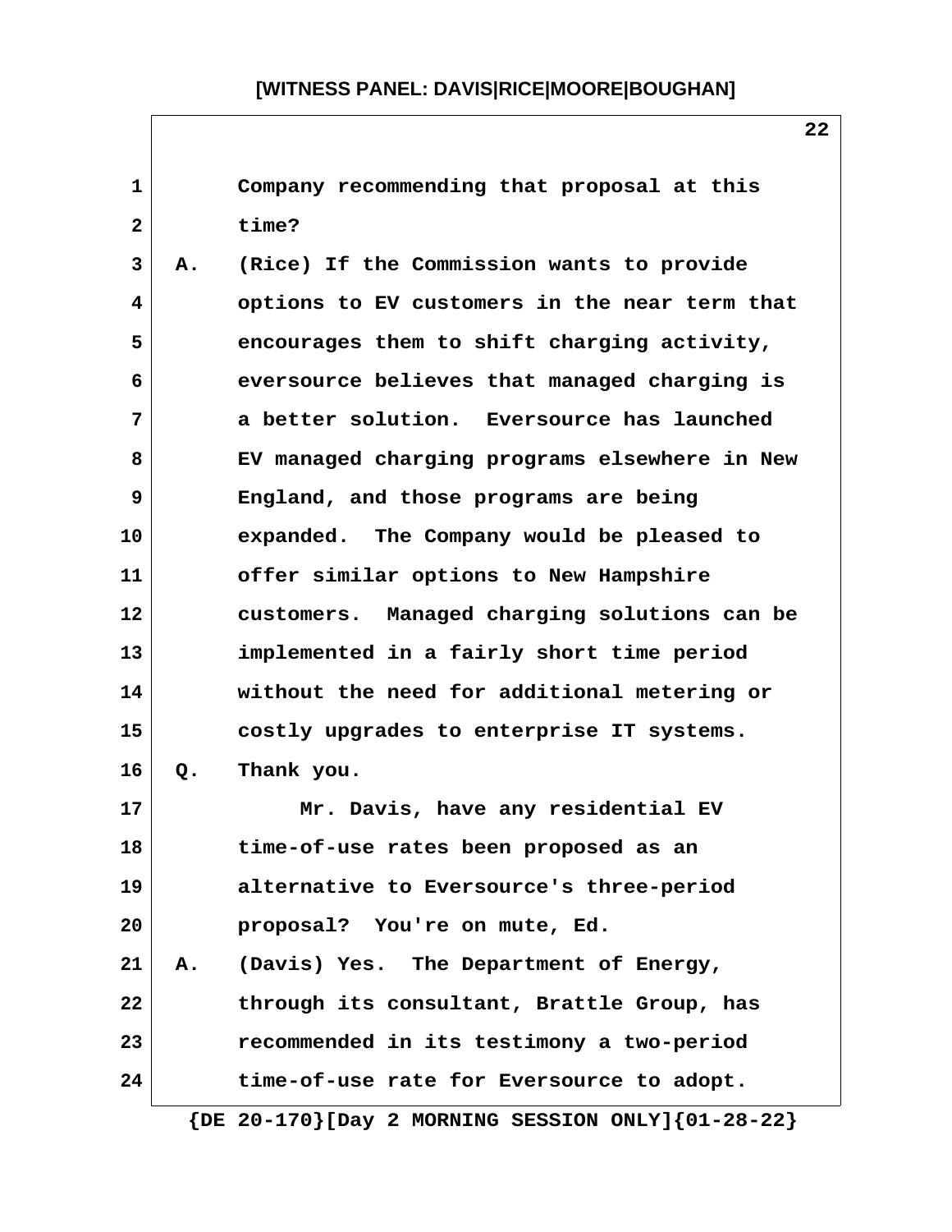Company recommending that proposal at this time?

A. (Rice) If the Commission wants to provide options to EV customers in the near term that encourages them to shift charging activity, eversource believes that managed charging is a better solution. Eversource has launched EV managed charging programs elsewhere in New England, and those programs are being expanded. The Company would be pleased to offer similar options to New Hampshire customers. Managed charging solutions can be implemented in a fairly short time period without the need for additional metering or costly upgrades to enterprise IT systems.

Q. Thank you.

Mr. Davis, have any residential EV time-of-use rates been proposed as an alternative to Eversource's three-period proposal? You're on mute, Ed.

A. (Davis) Yes. The Department of Energy, through its consultant, Brattle Group, has recommended in its testimony a two-period time-of-use rate for Eversource to adopt.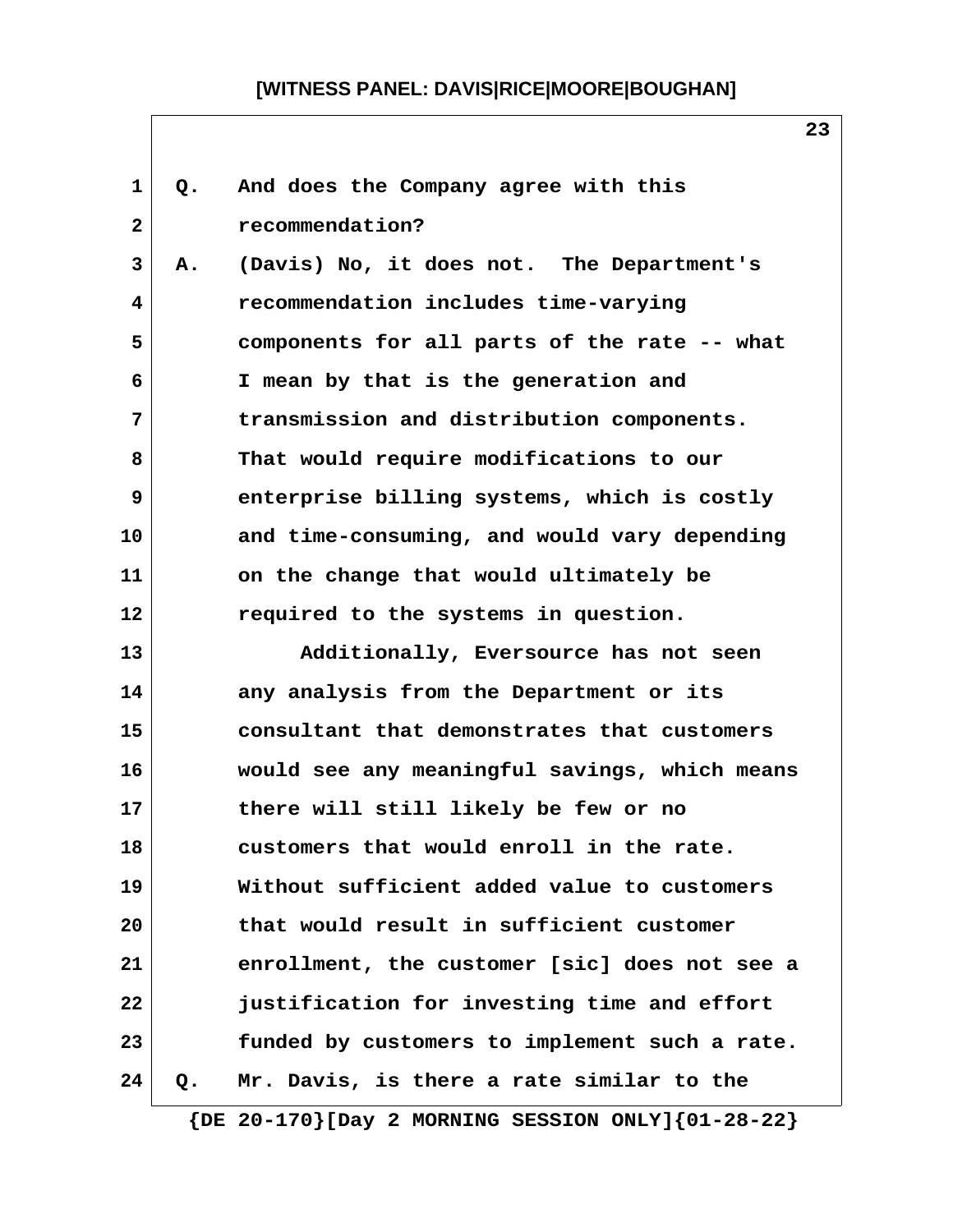Q. And does the Company agree with this recommendation?

A. (Davis) No, it does not. The Department's recommendation includes time-varying components for all parts of the rate -- what I mean by that is the generation and transmission and distribution components. That would require modifications to our enterprise billing systems, which is costly and time-consuming, and would vary depending on the change that would ultimately be required to the systems in question.

Additionally, Eversource has not seen any analysis from the Department or its consultant that demonstrates that customers would see any meaningful savings, which means there will still likely be few or no customers that would enroll in the rate. Without sufficient added value to customers that would result in sufficient customer enrollment, the customer [sic] does not see a justification for investing time and effort funded by customers to implement such a rate.

Q. Mr. Davis, is there a rate similar to the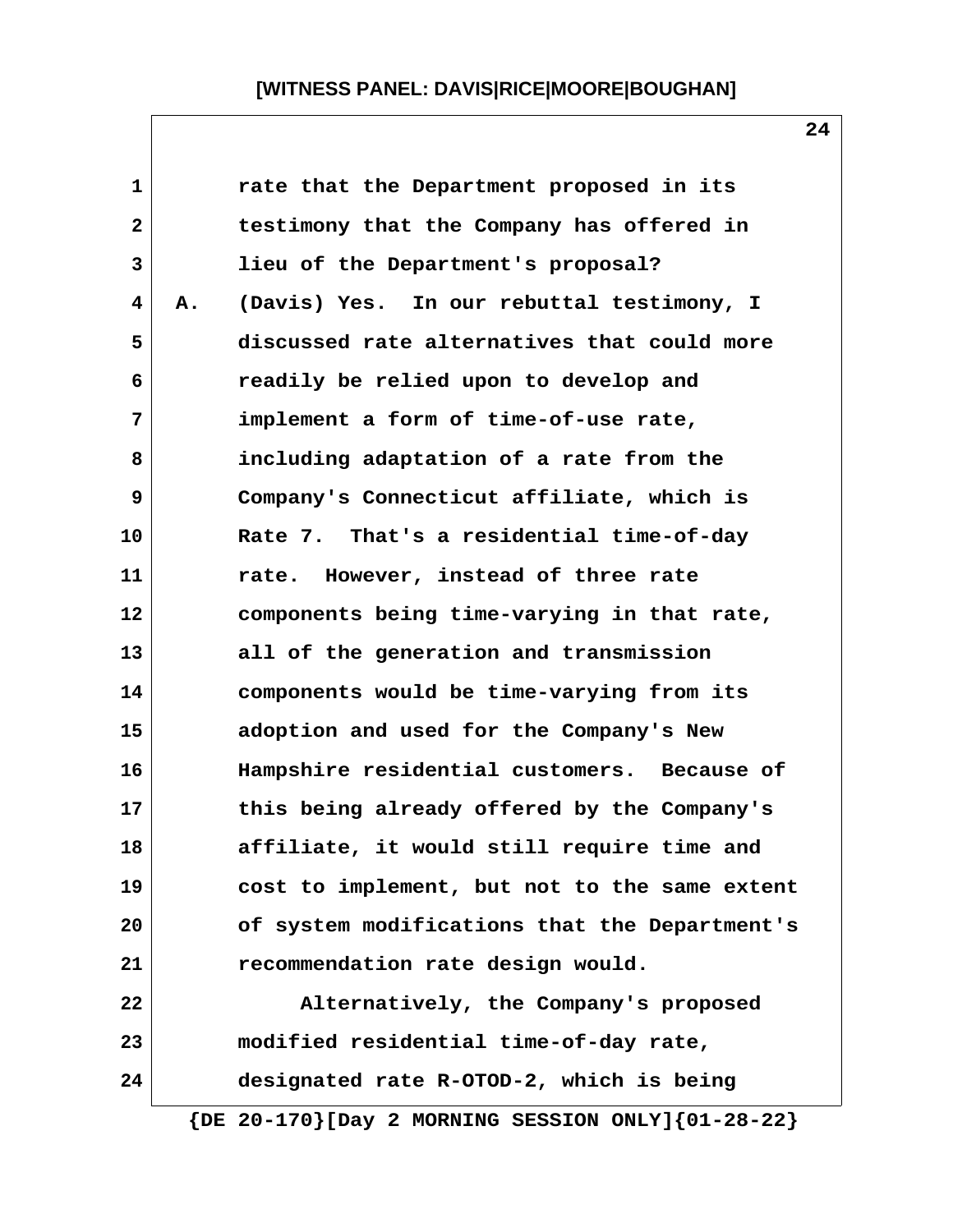rate that the Department proposed in its testimony that the Company has offered in lieu of the Department's proposal?

A. (Davis) Yes. In our rebuttal testimony, I discussed rate alternatives that could more readily be relied upon to develop and implement a form of time-of-use rate, including adaptation of a rate from the Company's Connecticut affiliate, which is Rate 7. That's a residential time-of-day rate. However, instead of three rate components being time-varying in that rate, all of the generation and transmission components would be time-varying from its adoption and used for the Company's New Hampshire residential customers. Because of this being already offered by the Company's affiliate, it would still require time and cost to implement, but not to the same extent of system modifications that the Department's recommendation rate design would.

Alternatively, the Company's proposed modified residential time-of-day rate, designated rate R-OTOD-2, which is being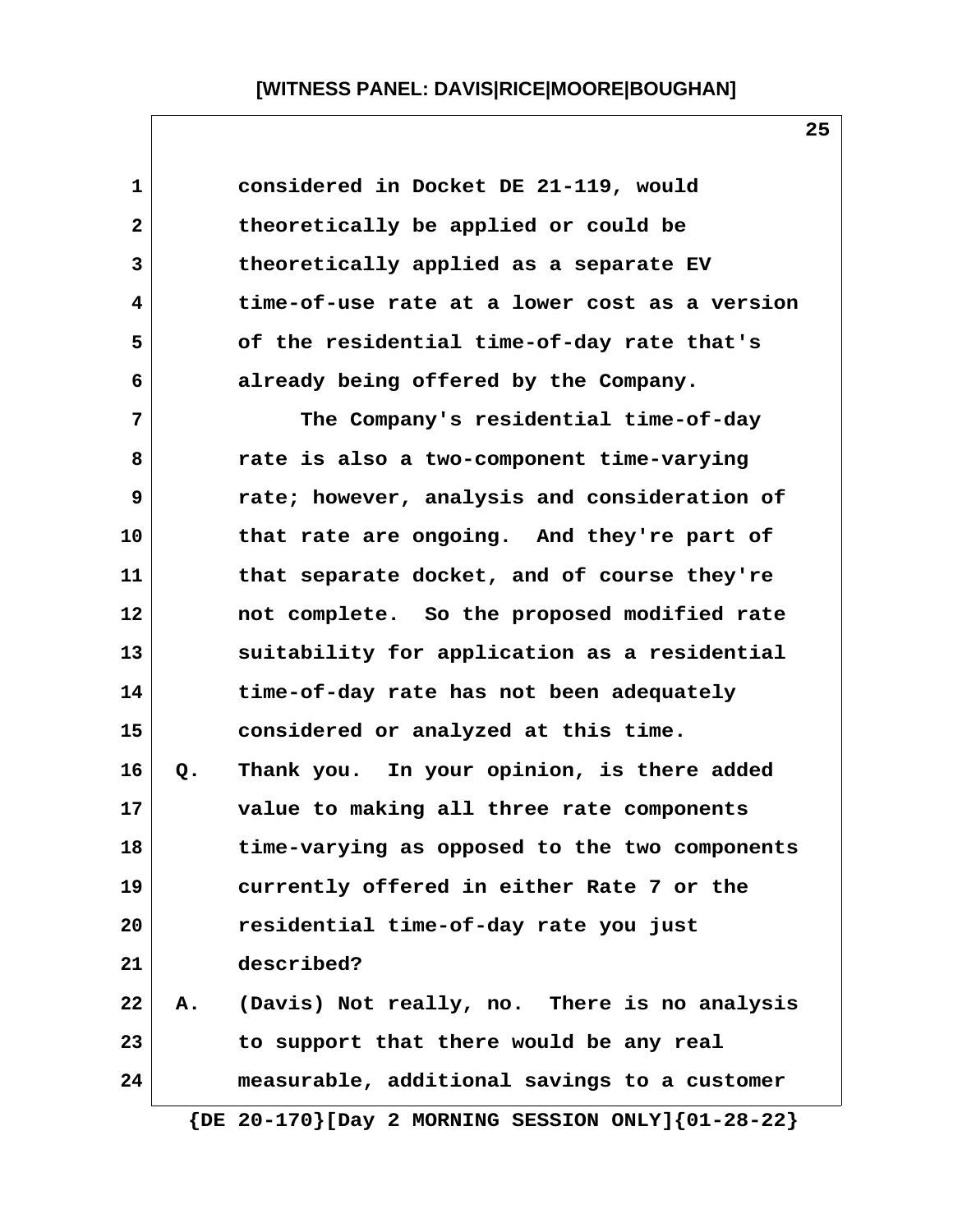considered in Docket DE 21-119, would theoretically be applied or could be theoretically applied as a separate EV time-of-use rate at a lower cost as a version of the residential time-of-day rate that's already being offered by the Company.

The Company's residential time-of-day rate is also a two-component time-varying rate; however, analysis and consideration of that rate are ongoing. And they're part of that separate docket, and of course they're not complete. So the proposed modified rate suitability for application as a residential time-of-day rate has not been adequately considered or analyzed at this time.

Q. Thank you. In your opinion, is there added value to making all three rate components time-varying as opposed to the two components currently offered in either Rate 7 or the residential time-of-day rate you just described?

A. (Davis) Not really, no. There is no analysis to support that there would be any real measurable, additional savings to a customer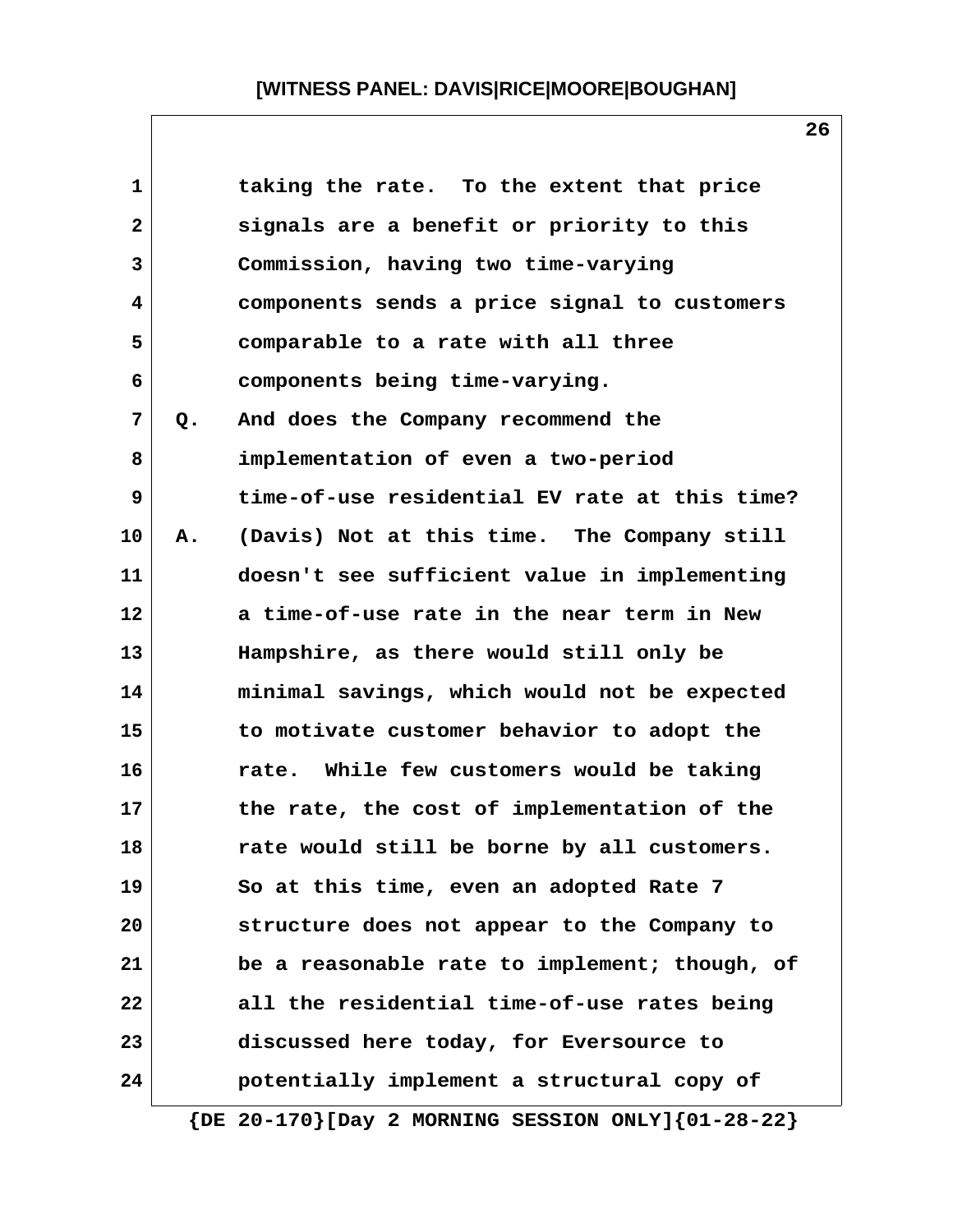taking the rate. To the extent that price signals are a benefit or priority to this Commission, having two time-varying components sends a price signal to customers comparable to a rate with all three components being time-varying.

Q. And does the Company recommend the implementation of even a two-period time-of-use residential EV rate at this time?

A. (Davis) Not at this time. The Company still doesn't see sufficient value in implementing a time-of-use rate in the near term in New Hampshire, as there would still only be minimal savings, which would not be expected to motivate customer behavior to adopt the rate. While few customers would be taking the rate, the cost of implementation of the rate would still be borne by all customers. So at this time, even an adopted Rate 7 structure does not appear to the Company to be a reasonable rate to implement; though, of all the residential time-of-use rates being discussed here today, for Eversource to potentially implement a structural copy of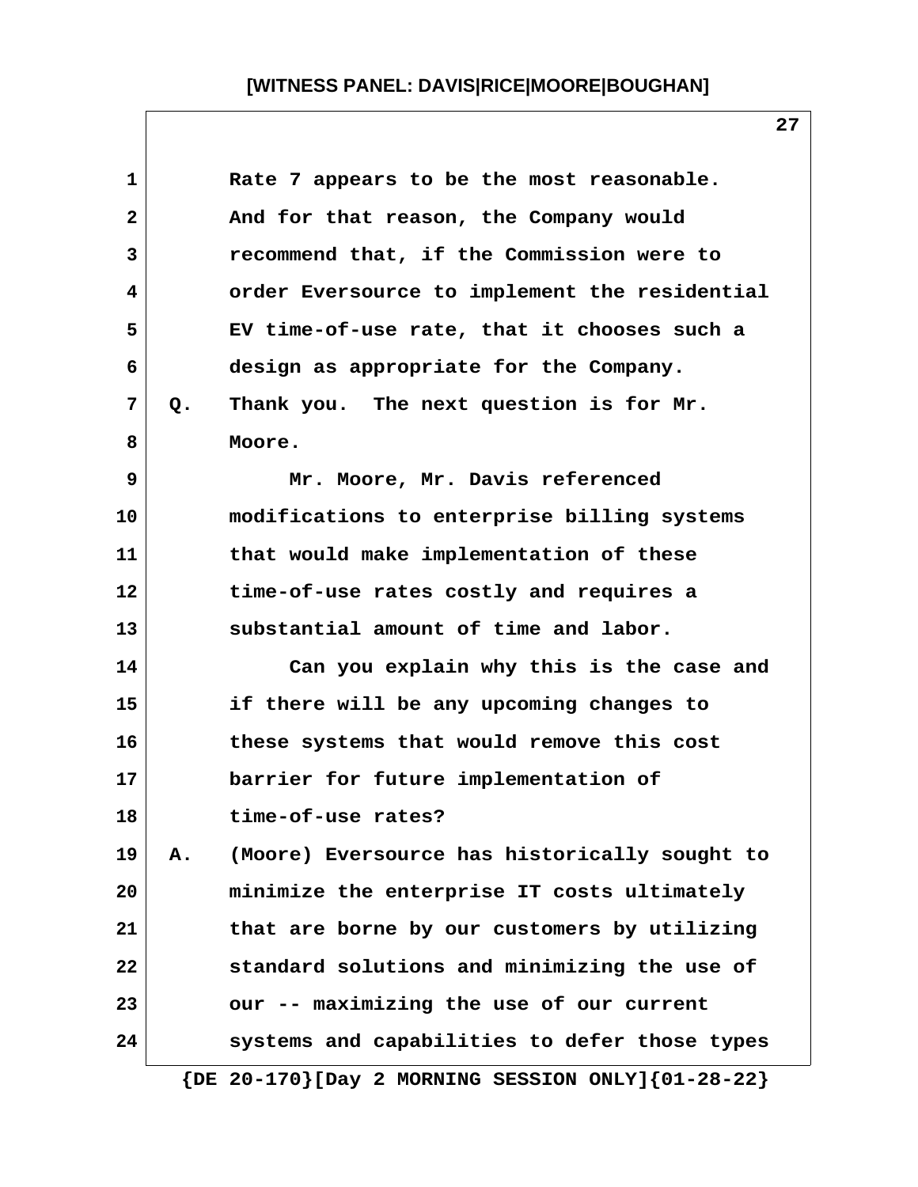Rate 7 appears to be the most reasonable. And for that reason, the Company would recommend that, if the Commission were to order Eversource to implement the residential EV time-of-use rate, that it chooses such a design as appropriate for the Company.

Q. Thank you. The next question is for Mr. Moore.

Mr. Moore, Mr. Davis referenced modifications to enterprise billing systems that would make implementation of these time-of-use rates costly and requires a substantial amount of time and labor.

Can you explain why this is the case and if there will be any upcoming changes to these systems that would remove this cost barrier for future implementation of time-of-use rates?

A. (Moore) Eversource has historically sought to minimize the enterprise IT costs ultimately that are borne by our customers by utilizing standard solutions and minimizing the use of our -- maximizing the use of our current systems and capabilities to defer those types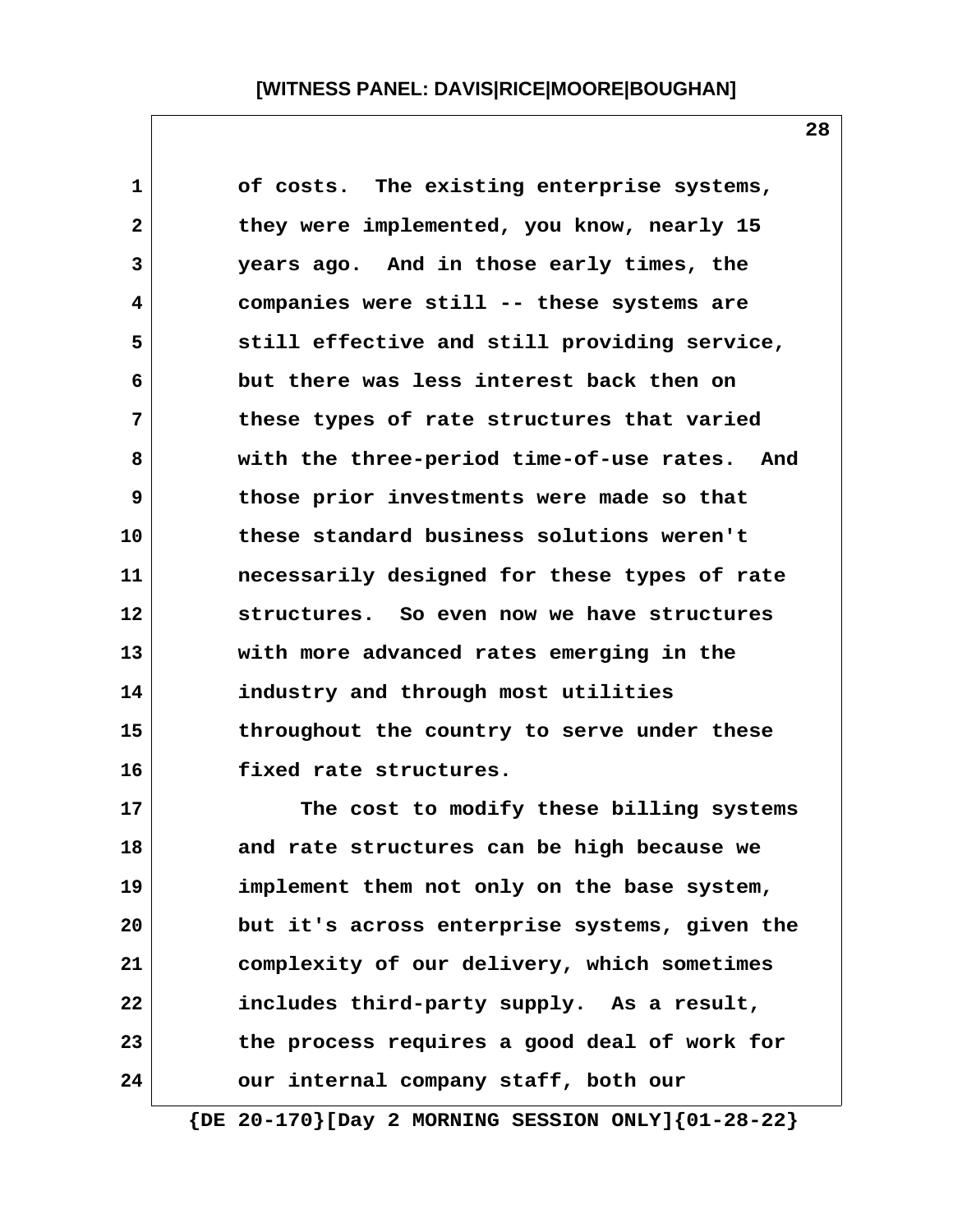of costs. The existing enterprise systems, they were implemented, you know, nearly 15 years ago. And in those early times, the companies were still -- these systems are still effective and still providing service, but there was less interest back then on these types of rate structures that varied with the three-period time-of-use rates. And those prior investments were made so that these standard business solutions weren't necessarily designed for these types of rate structures. So even now we have structures with more advanced rates emerging in the industry and through most utilities throughout the country to serve under these fixed rate structures.

The cost to modify these billing systems and rate structures can be high because we implement them not only on the base system, but it's across enterprise systems, given the complexity of our delivery, which sometimes includes third-party supply. As a result, the process requires a good deal of work for our internal company staff, both our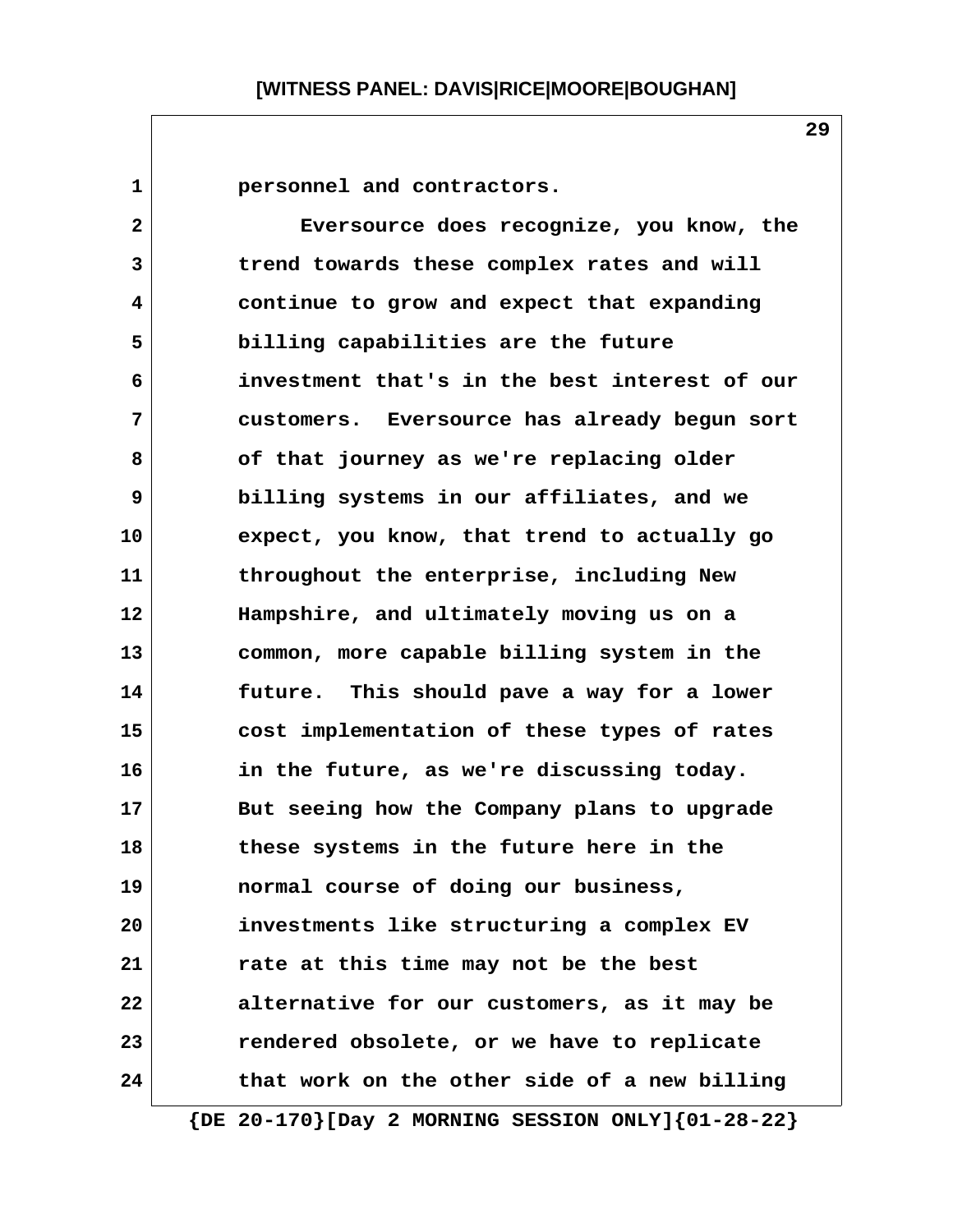personnel and contractors.

Eversource does recognize, you know, the trend towards these complex rates and will continue to grow and expect that expanding billing capabilities are the future investment that's in the best interest of our customers. Eversource has already begun sort of that journey as we're replacing older billing systems in our affiliates, and we expect, you know, that trend to actually go throughout the enterprise, including New Hampshire, and ultimately moving us on a common, more capable billing system in the future. This should pave a way for a lower cost implementation of these types of rates in the future, as we're discussing today. But seeing how the Company plans to upgrade these systems in the future here in the normal course of doing our business, investments like structuring a complex EV rate at this time may not be the best alternative for our customers, as it may be rendered obsolete, or we have to replicate that work on the other side of a new billing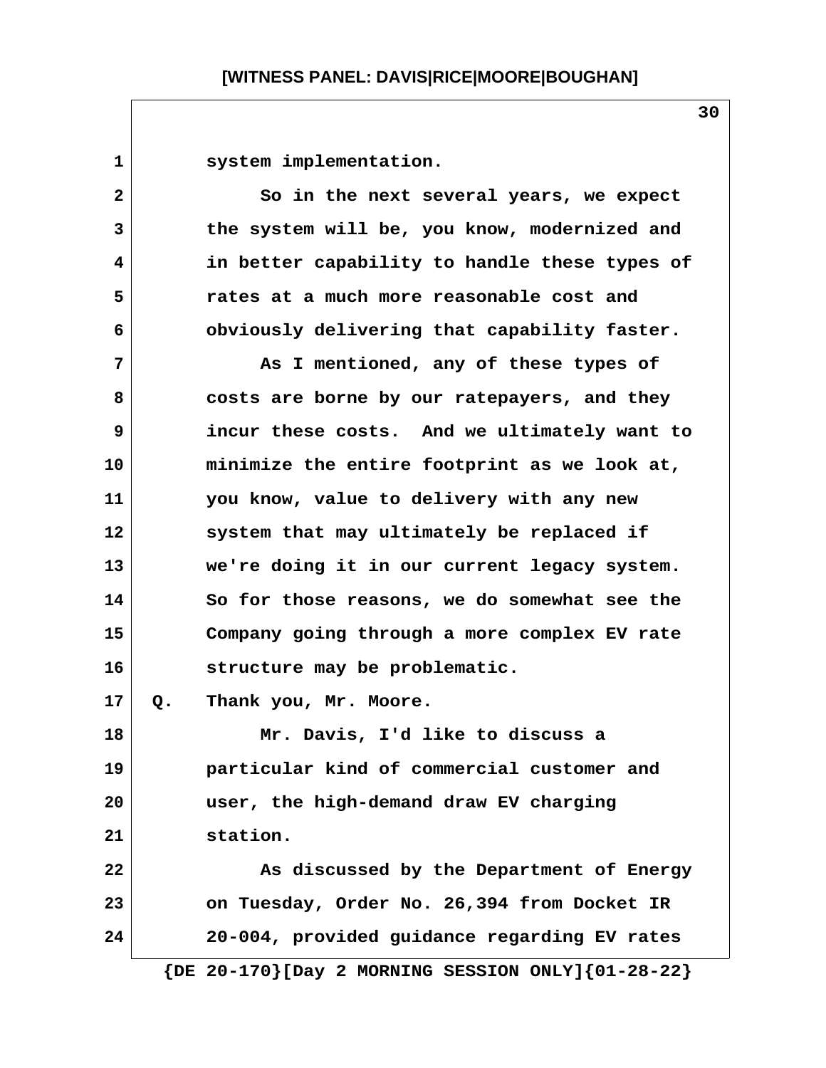system implementation.

So in the next several years, we expect the system will be, you know, modernized and in better capability to handle these types of rates at a much more reasonable cost and obviously delivering that capability faster.

As I mentioned, any of these types of costs are borne by our ratepayers, and they incur these costs. And we ultimately want to minimize the entire footprint as we look at, you know, value to delivery with any new system that may ultimately be replaced if we're doing it in our current legacy system. So for those reasons, we do somewhat see the Company going through a more complex EV rate structure may be problematic.

Q. Thank you, Mr. Moore.

Mr. Davis, I'd like to discuss a particular kind of commercial customer and user, the high-demand draw EV charging station.

As discussed by the Department of Energy on Tuesday, Order No. 26,394 from Docket IR 20-004, provided guidance regarding EV rates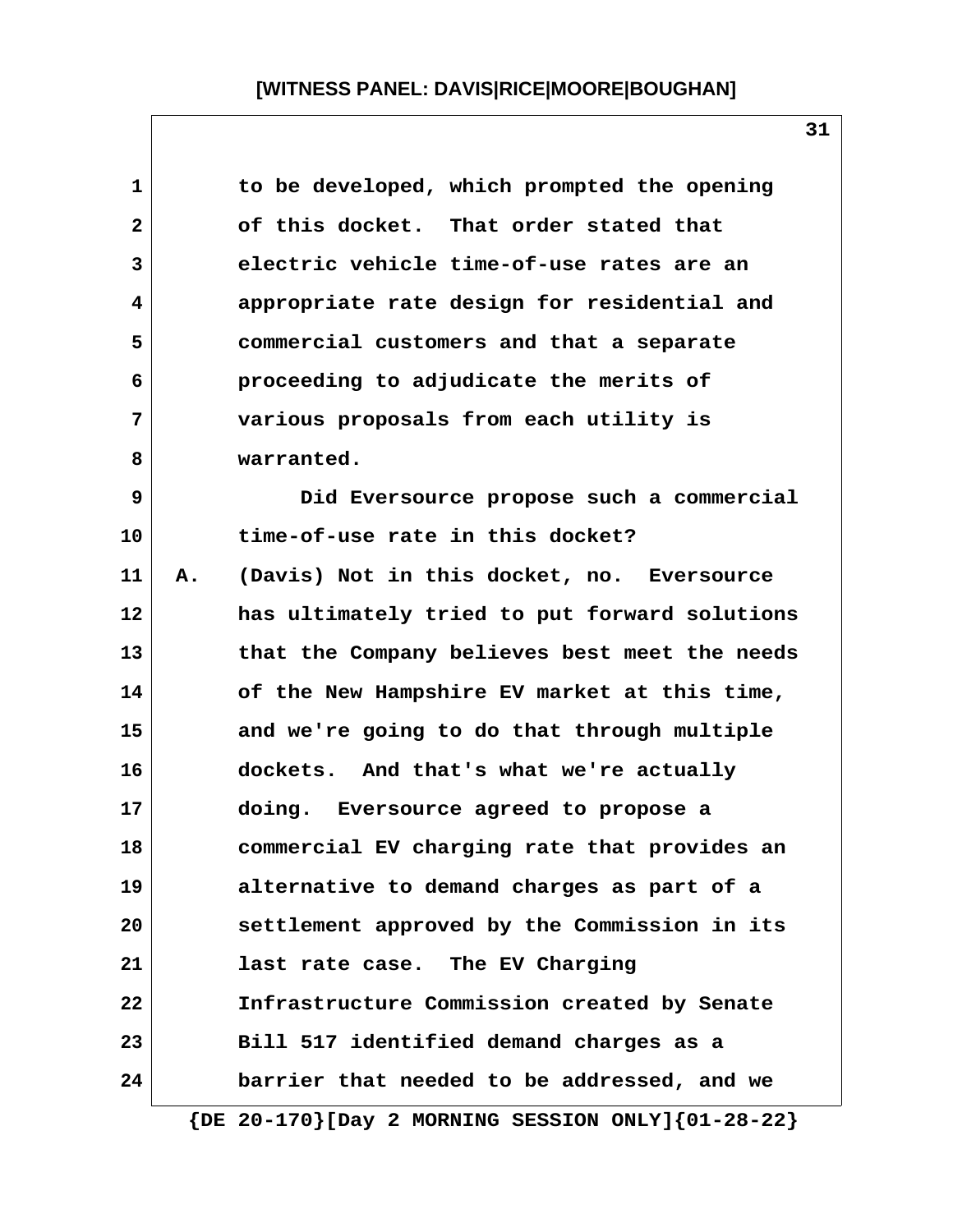to be developed, which prompted the opening of this docket. That order stated that electric vehicle time-of-use rates are an appropriate rate design for residential and commercial customers and that a separate proceeding to adjudicate the merits of various proposals from each utility is warranted.

Did Eversource propose such a commercial time-of-use rate in this docket?

A. (Davis) Not in this docket, no. Eversource has ultimately tried to put forward solutions that the Company believes best meet the needs of the New Hampshire EV market at this time, and we're going to do that through multiple dockets. And that's what we're actually doing. Eversource agreed to propose a commercial EV charging rate that provides an alternative to demand charges as part of a settlement approved by the Commission in its last rate case. The EV Charging Infrastructure Commission created by Senate Bill 517 identified demand charges as a barrier that needed to be addressed, and we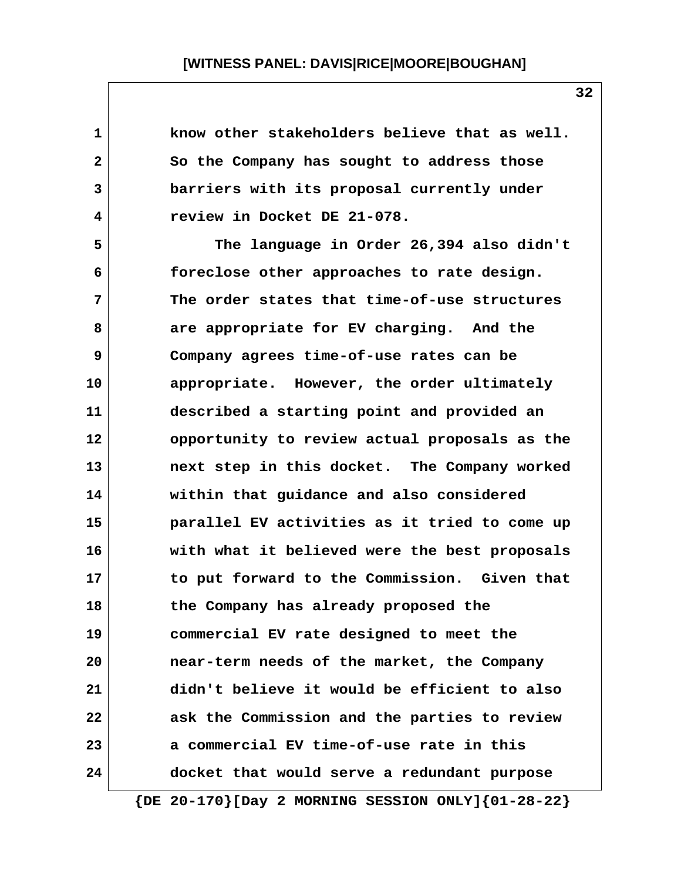know other stakeholders believe that as well. So the Company has sought to address those barriers with its proposal currently under review in Docket DE 21-078.

The language in Order 26,394 also didn't foreclose other approaches to rate design. The order states that time-of-use structures are appropriate for EV charging. And the Company agrees time-of-use rates can be appropriate. However, the order ultimately described a starting point and provided an opportunity to review actual proposals as the next step in this docket. The Company worked within that guidance and also considered parallel EV activities as it tried to come up with what it believed were the best proposals to put forward to the Commission. Given that the Company has already proposed the commercial EV rate designed to meet the near-term needs of the market, the Company didn't believe it would be efficient to also ask the Commission and the parties to review a commercial EV time-of-use rate in this docket that would serve a redundant purpose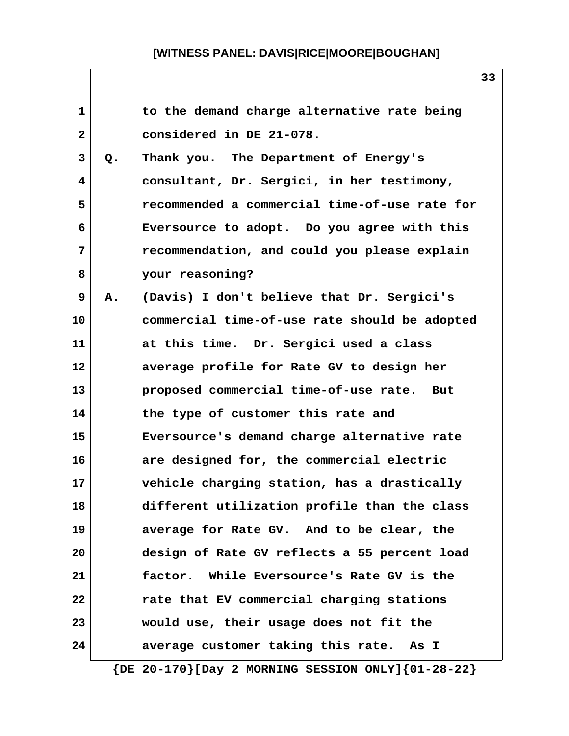to the demand charge alternative rate being considered in DE 21-078.

Q. Thank you. The Department of Energy's consultant, Dr. Sergici, in her testimony, recommended a commercial time-of-use rate for Eversource to adopt. Do you agree with this recommendation, and could you please explain your reasoning?

A. (Davis) I don't believe that Dr. Sergici's commercial time-of-use rate should be adopted at this time. Dr. Sergici used a class average profile for Rate GV to design her proposed commercial time-of-use rate. But the type of customer this rate and Eversource's demand charge alternative rate are designed for, the commercial electric vehicle charging station, has a drastically different utilization profile than the class average for Rate GV. And to be clear, the design of Rate GV reflects a 55 percent load factor. While Eversource's Rate GV is the rate that EV commercial charging stations would use, their usage does not fit the average customer taking this rate. As I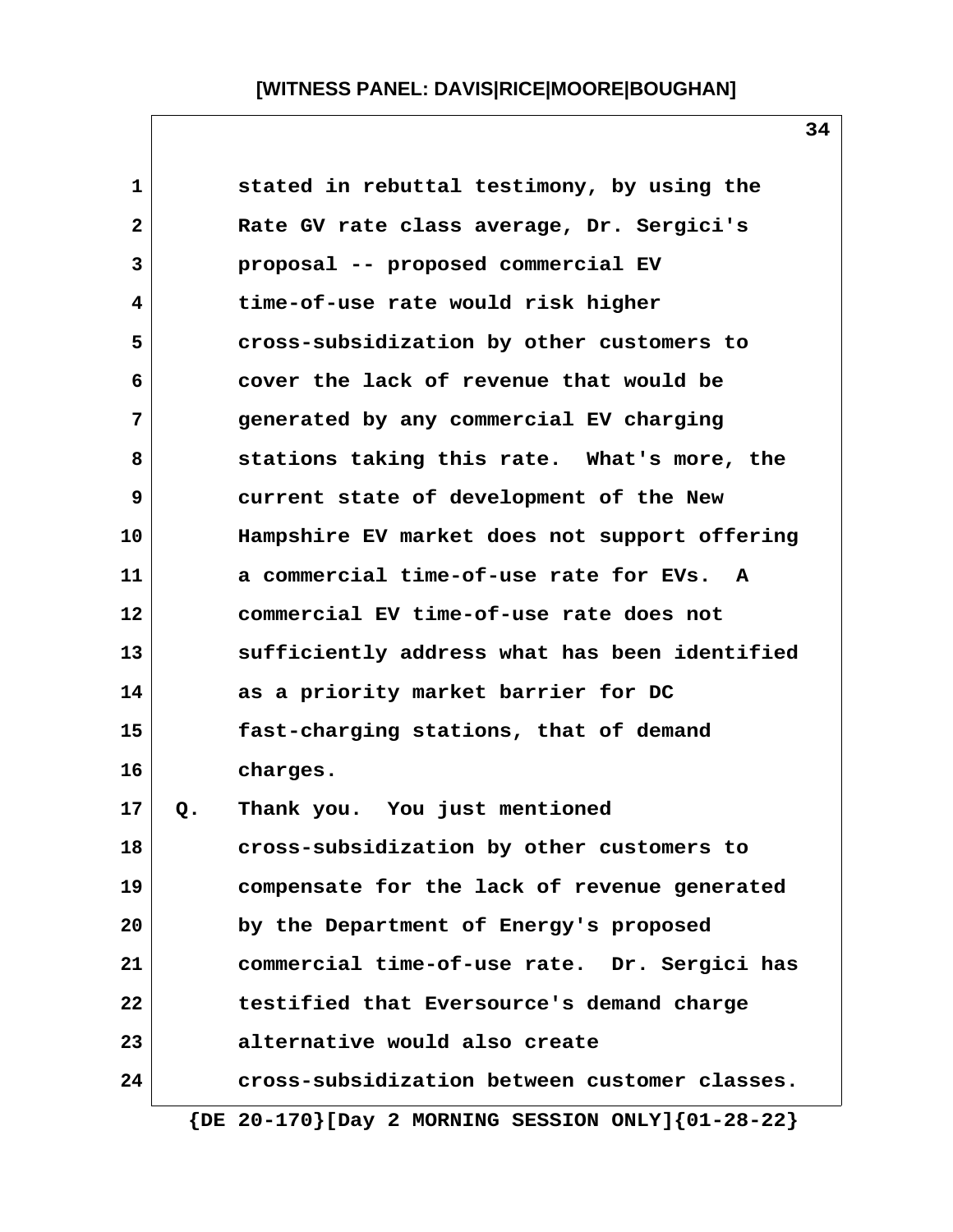stated in rebuttal testimony, by using the Rate GV rate class average, Dr. Sergici's proposal -- proposed commercial EV time-of-use rate would risk higher cross-subsidization by other customers to cover the lack of revenue that would be generated by any commercial EV charging stations taking this rate. What's more, the current state of development of the New Hampshire EV market does not support offering a commercial time-of-use rate for EVs. A commercial EV time-of-use rate does not sufficiently address what has been identified as a priority market barrier for DC fast-charging stations, that of demand charges.

Q. Thank you. You just mentioned cross-subsidization by other customers to compensate for the lack of revenue generated by the Department of Energy's proposed commercial time-of-use rate. Dr. Sergici has testified that Eversource's demand charge alternative would also create cross-subsidization between customer classes.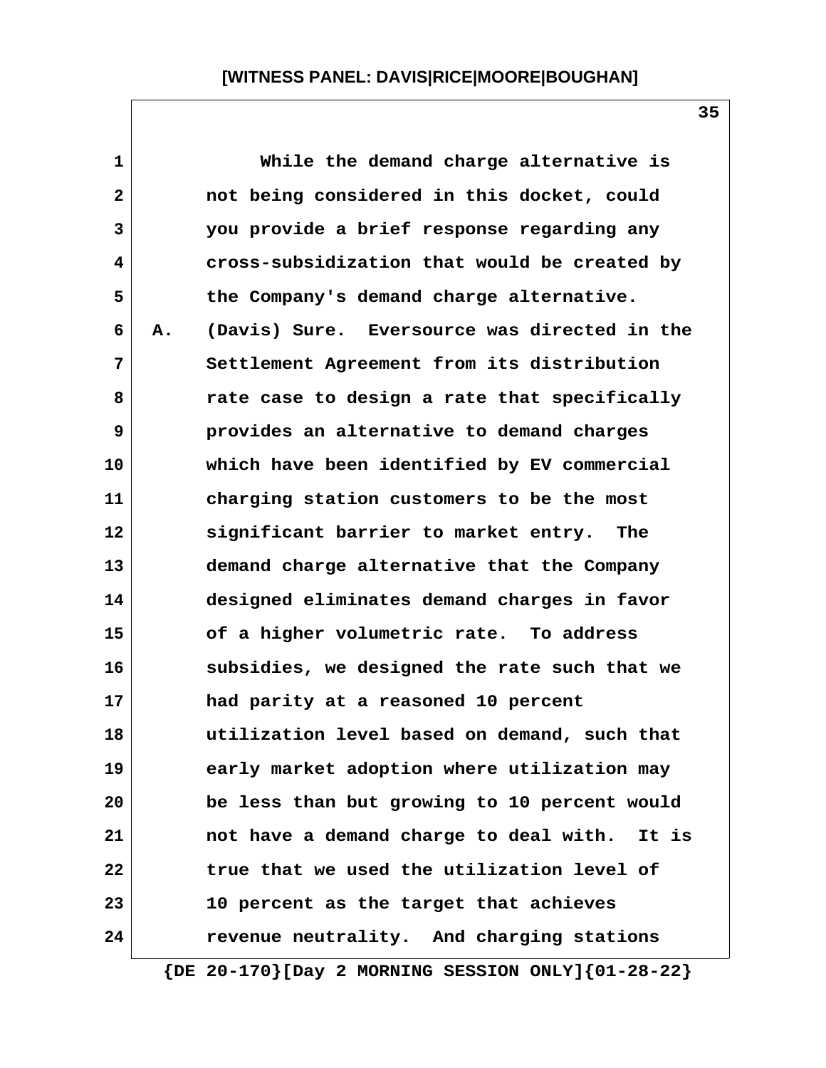While the demand charge alternative is not being considered in this docket, could you provide a brief response regarding any cross-subsidization that would be created by the Company's demand charge alternative.

A. (Davis) Sure. Eversource was directed in the Settlement Agreement from its distribution rate case to design a rate that specifically provides an alternative to demand charges which have been identified by EV commercial charging station customers to be the most significant barrier to market entry. The demand charge alternative that the Company designed eliminates demand charges in favor of a higher volumetric rate. To address subsidies, we designed the rate such that we had parity at a reasoned 10 percent utilization level based on demand, such that early market adoption where utilization may be less than but growing to 10 percent would not have a demand charge to deal with. It is true that we used the utilization level of 10 percent as the target that achieves revenue neutrality. And charging stations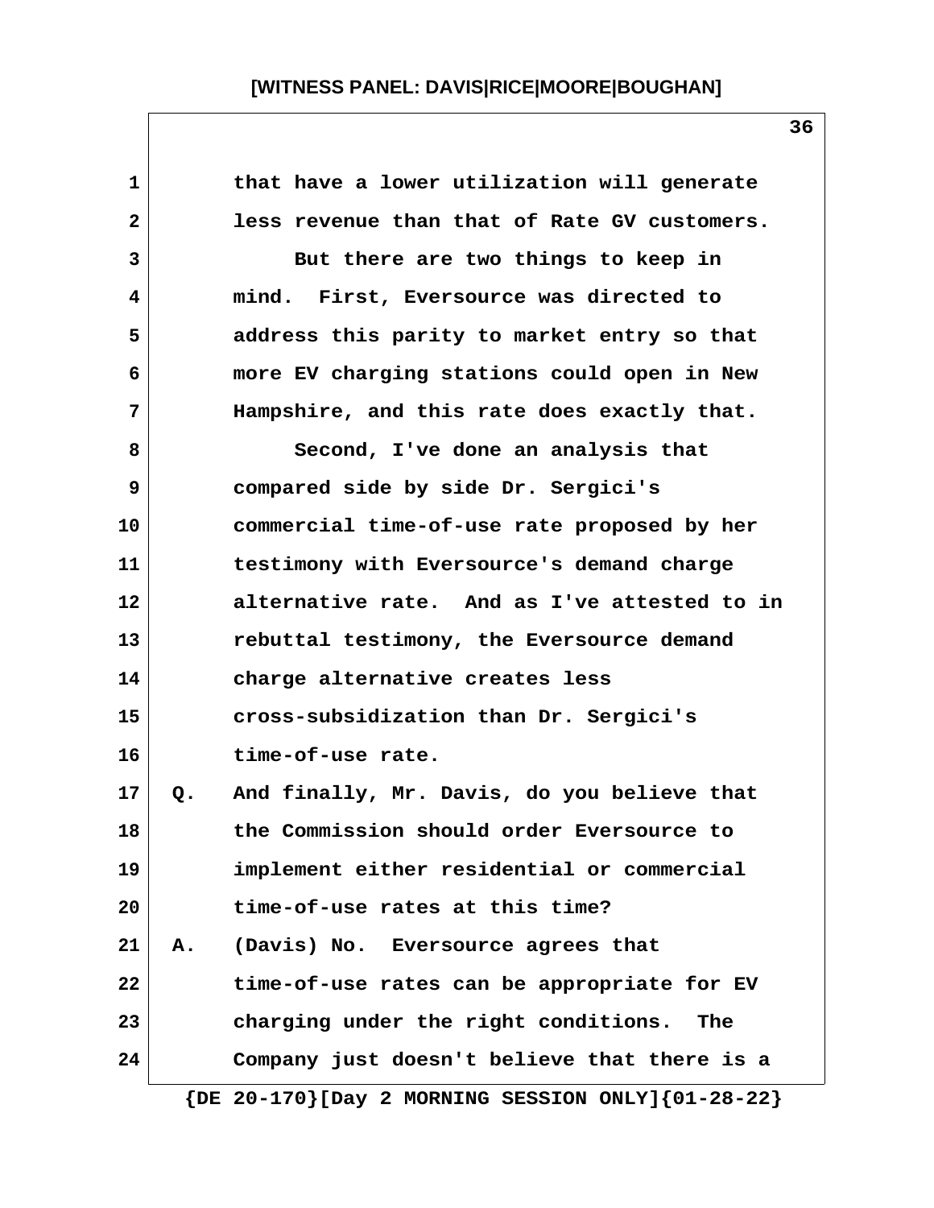that have a lower utilization will generate less revenue than that of Rate GV customers.

But there are two things to keep in mind. First, Eversource was directed to address this parity to market entry so that more EV charging stations could open in New Hampshire, and this rate does exactly that.

Second, I've done an analysis that compared side by side Dr. Sergici's commercial time-of-use rate proposed by her testimony with Eversource's demand charge alternative rate. And as I've attested to in rebuttal testimony, the Eversource demand charge alternative creates less cross-subsidization than Dr. Sergici's time-of-use rate.

Q. And finally, Mr. Davis, do you believe that the Commission should order Eversource to implement either residential or commercial time-of-use rates at this time?

A. (Davis) No. Eversource agrees that time-of-use rates can be appropriate for EV charging under the right conditions. The Company just doesn't believe that there is a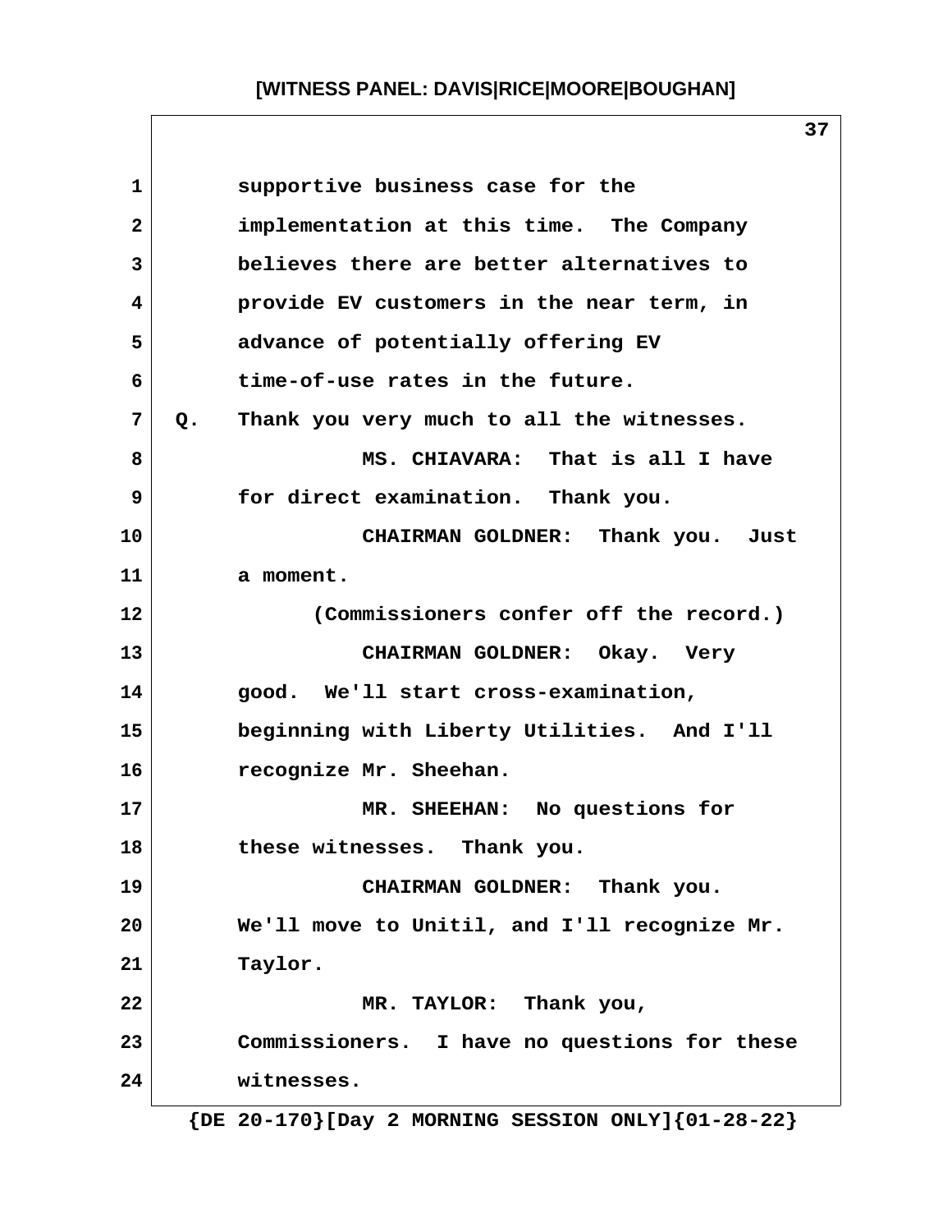supportive business case for the implementation at this time. The Company believes there are better alternatives to provide EV customers in the near term, in advance of potentially offering EV time-of-use rates in the future.

Q. Thank you very much to all the witnesses.

MS. CHIAVARA: That is all I have for direct examination. Thank you.

CHAIRMAN GOLDNER: Thank you. Just a moment.

(Commissioners confer off the record.)

CHAIRMAN GOLDNER: Okay. Very good. We'll start cross-examination, beginning with Liberty Utilities. And I'll recognize Mr. Sheehan.

MR. SHEEHAN: No questions for these witnesses. Thank you.

CHAIRMAN GOLDNER: Thank you. We'll move to Unitil, and I'll recognize Mr. Taylor.

MR. TAYLOR: Thank you, Commissioners. I have no questions for these witnesses.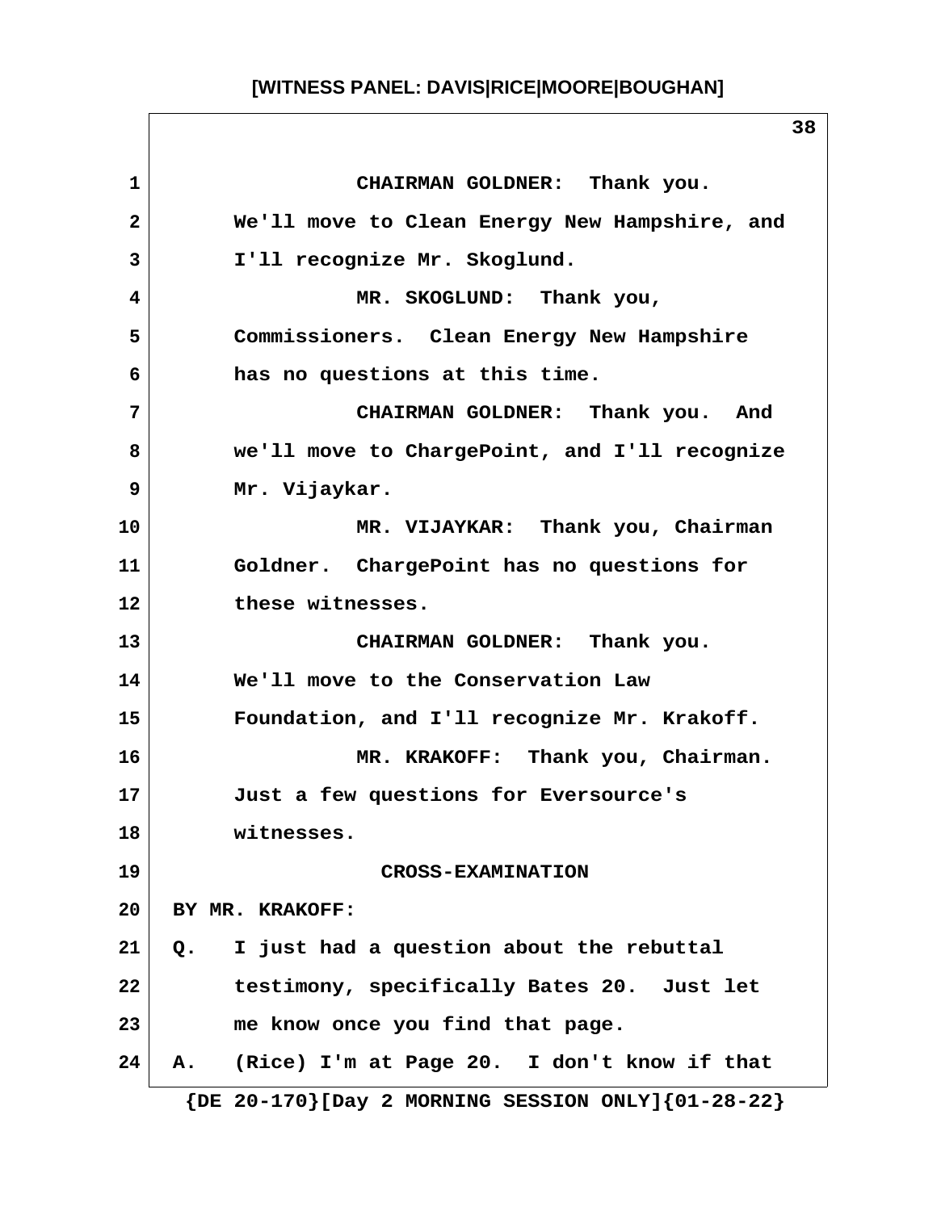CHAIRMAN GOLDNER: Thank you. We'll move to Clean Energy New Hampshire, and I'll recognize Mr. Skoglund.

MR. SKOGLUND: Thank you, Commissioners. Clean Energy New Hampshire has no questions at this time.

CHAIRMAN GOLDNER: Thank you. And we'll move to ChargePoint, and I'll recognize Mr. Vijaykar.

MR. VIJAYKAR: Thank you, Chairman Goldner. ChargePoint has no questions for these witnesses.

CHAIRMAN GOLDNER: Thank you. We'll move to the Conservation Law Foundation, and I'll recognize Mr. Krakoff.

MR. KRAKOFF: Thank you, Chairman. Just a few questions for Eversource's witnesses.

**CROSS-EXAMINATION**

**BY MR. KRAKOFF:**

Q. I just had a question about the rebuttal testimony, specifically Bates 20. Just let me know once you find that page.

A. (Rice) I'm at Page 20. I don't know if that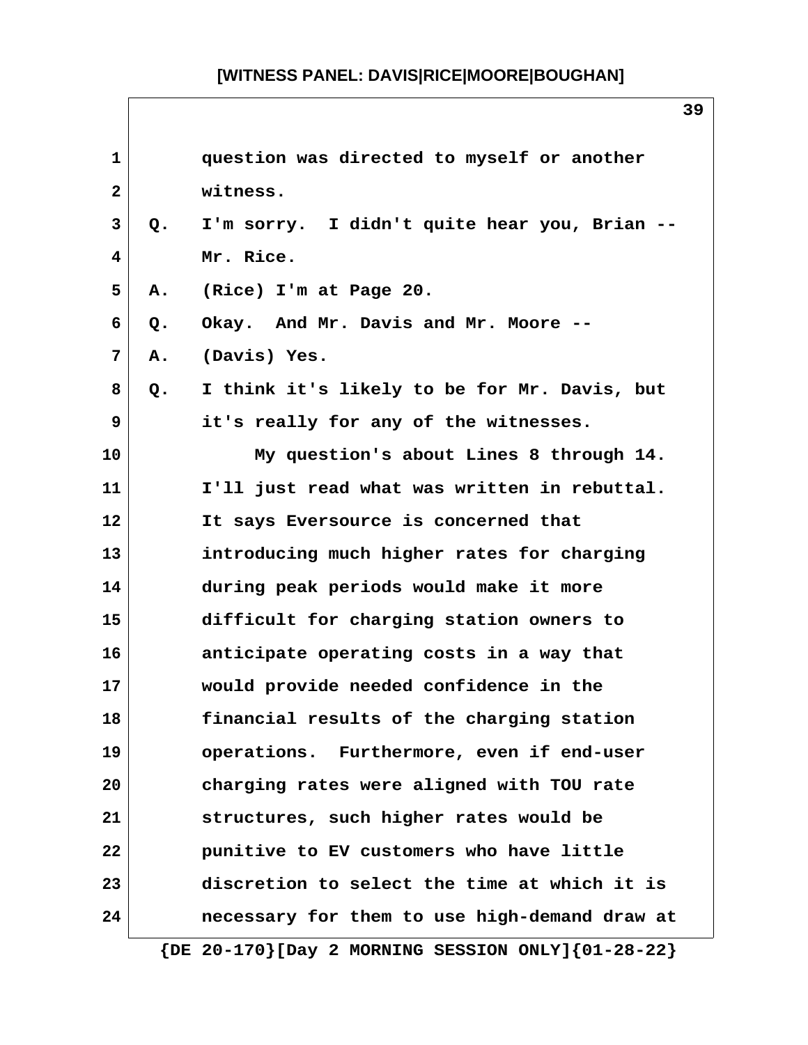question was directed to myself or another witness.

Q. I'm sorry. I didn't quite hear you, Brian -- Mr. Rice.

A. (Rice) I'm at Page 20.

Q. Okay. And Mr. Davis and Mr. Moore --

A. (Davis) Yes.

Q. I think it's likely to be for Mr. Davis, but it's really for any of the witnesses.

My question's about Lines 8 through 14. I'll just read what was written in rebuttal. It says Eversource is concerned that introducing much higher rates for charging during peak periods would make it more difficult for charging station owners to anticipate operating costs in a way that would provide needed confidence in the financial results of the charging station operations. Furthermore, even if end-user charging rates were aligned with TOU rate structures, such higher rates would be punitive to EV customers who have little discretion to select the time at which it is necessary for them to use high-demand draw at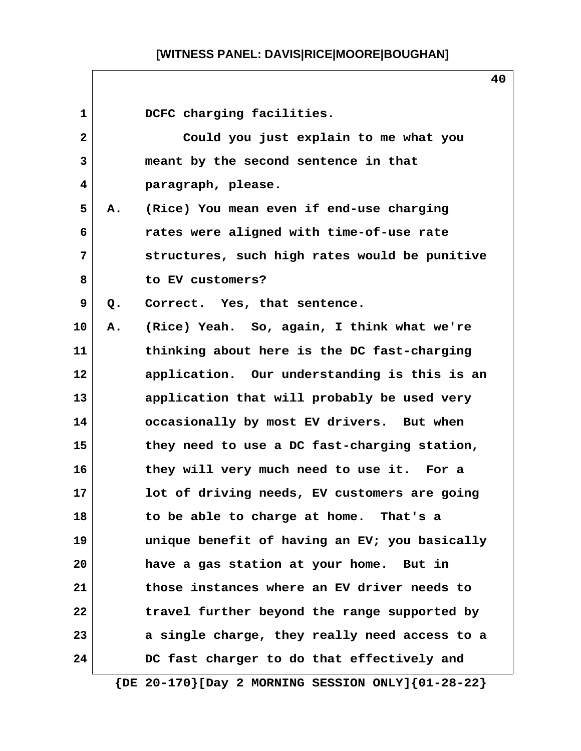DCFC charging facilities.

Could you just explain to me what you meant by the second sentence in that paragraph, please.

A. (Rice) You mean even if end-use charging rates were aligned with time-of-use rate structures, such high rates would be punitive to EV customers?

Q. Correct. Yes, that sentence.

A. (Rice) Yeah. So, again, I think what we're thinking about here is the DC fast-charging application. Our understanding is this is an application that will probably be used very occasionally by most EV drivers. But when they need to use a DC fast-charging station, they will very much need to use it. For a lot of driving needs, EV customers are going to be able to charge at home. That's a unique benefit of having an EV; you basically have a gas station at your home. But in those instances where an EV driver needs to travel further beyond the range supported by a single charge, they really need access to a DC fast charger to do that effectively and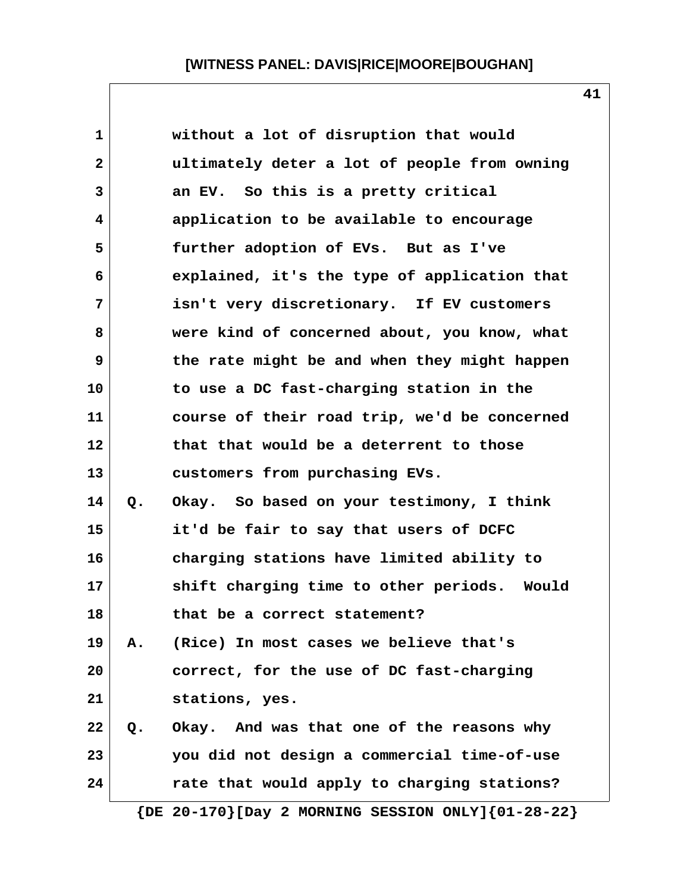without a lot of disruption that would ultimately deter a lot of people from owning an EV. So this is a pretty critical application to be available to encourage further adoption of EVs. But as I've explained, it's the type of application that isn't very discretionary. If EV customers were kind of concerned about, you know, what the rate might be and when they might happen to use a DC fast-charging station in the course of their road trip, we'd be concerned that that would be a deterrent to those customers from purchasing EVs.

Q. Okay. So based on your testimony, I think it'd be fair to say that users of DCFC charging stations have limited ability to shift charging time to other periods. Would that be a correct statement?

A. (Rice) In most cases we believe that's correct, for the use of DC fast-charging stations, yes.

Q. Okay. And was that one of the reasons why you did not design a commercial time-of-use rate that would apply to charging stations?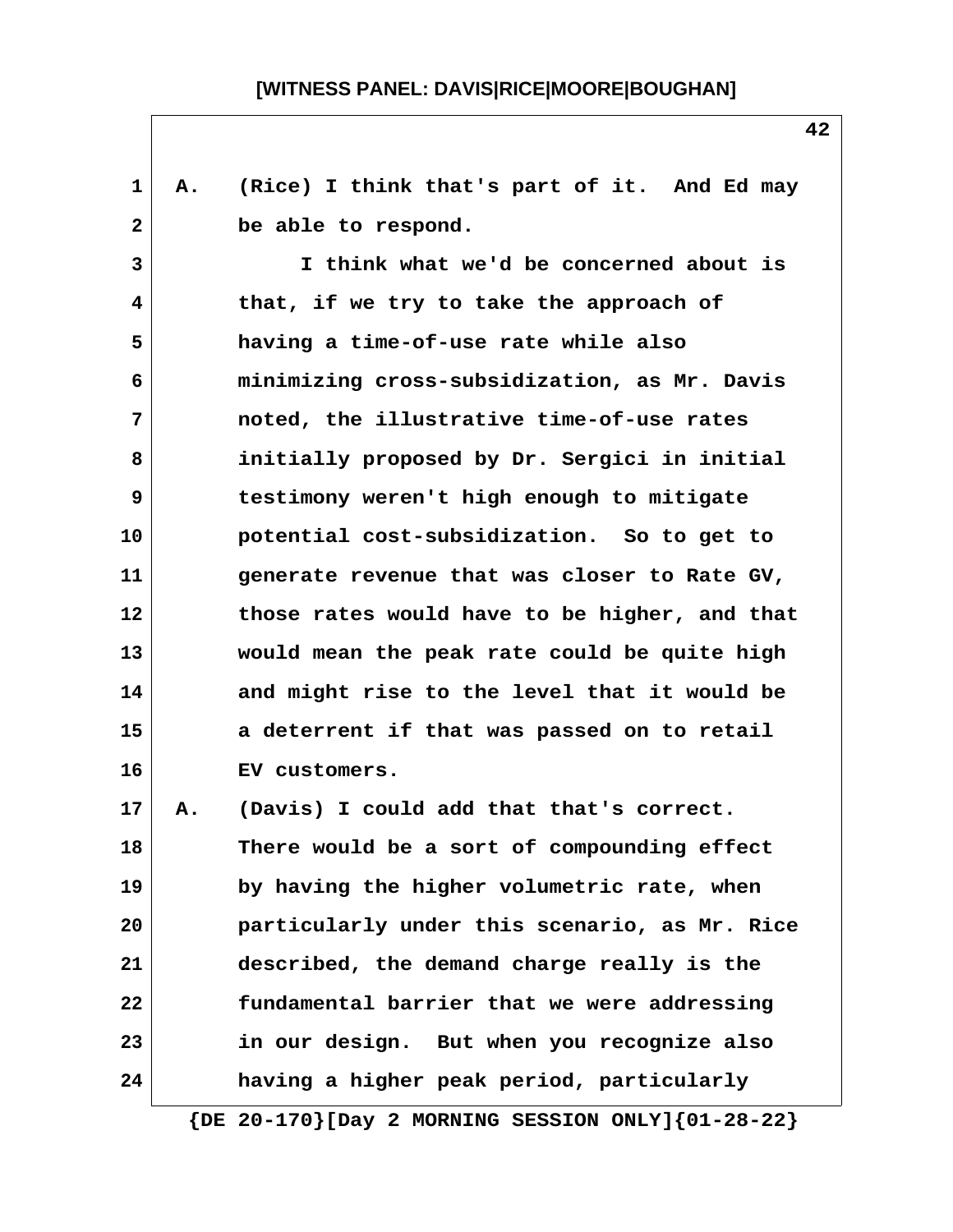A. (Rice) I think that's part of it. And Ed may be able to respond.

I think what we'd be concerned about is that, if we try to take the approach of having a time-of-use rate while also minimizing cross-subsidization, as Mr. Davis noted, the illustrative time-of-use rates initially proposed by Dr. Sergici in initial testimony weren't high enough to mitigate potential cost-subsidization. So to get to generate revenue that was closer to Rate GV, those rates would have to be higher, and that would mean the peak rate could be quite high and might rise to the level that it would be a deterrent if that was passed on to retail EV customers.

A. (Davis) I could add that that's correct. There would be a sort of compounding effect by having the higher volumetric rate, when particularly under this scenario, as Mr. Rice described, the demand charge really is the fundamental barrier that we were addressing in our design. But when you recognize also having a higher peak period, particularly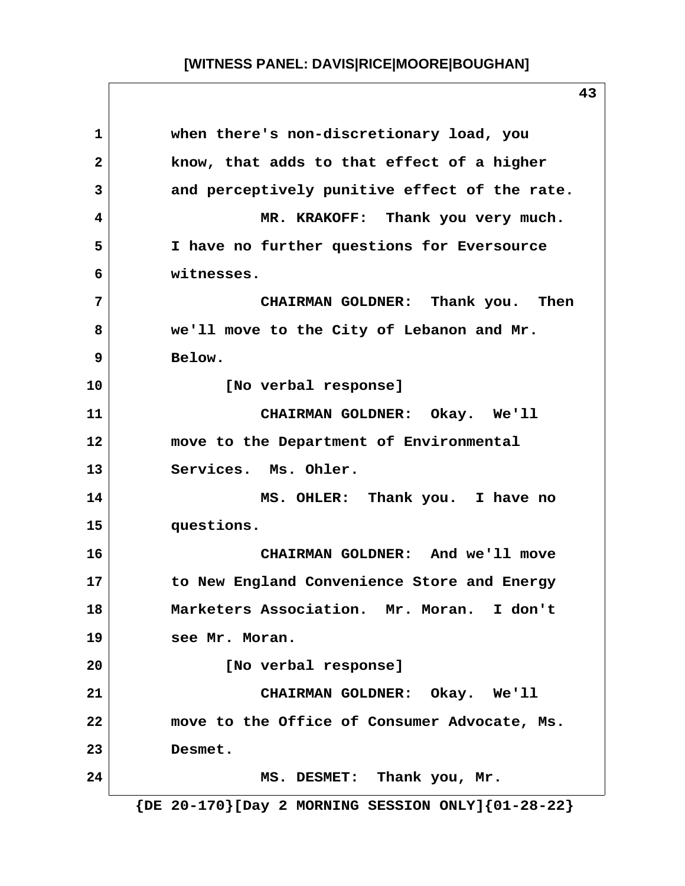when there's non-discretionary load, you know, that adds to that effect of a higher and perceptively punitive effect of the rate.

MR. KRAKOFF: Thank you very much. I have no further questions for Eversource witnesses.

CHAIRMAN GOLDNER: Thank you. Then we'll move to the City of Lebanon and Mr. Below.

[No verbal response]

CHAIRMAN GOLDNER: Okay. We'll move to the Department of Environmental Services. Ms. Ohler.

MS. OHLER: Thank you. I have no questions.

CHAIRMAN GOLDNER: And we'll move to New England Convenience Store and Energy Marketers Association. Mr. Moran. I don't see Mr. Moran.

[No verbal response]

CHAIRMAN GOLDNER: Okay. We'll move to the Office of Consumer Advocate, Ms. Desmet.

MS. DESMET: Thank you, Mr.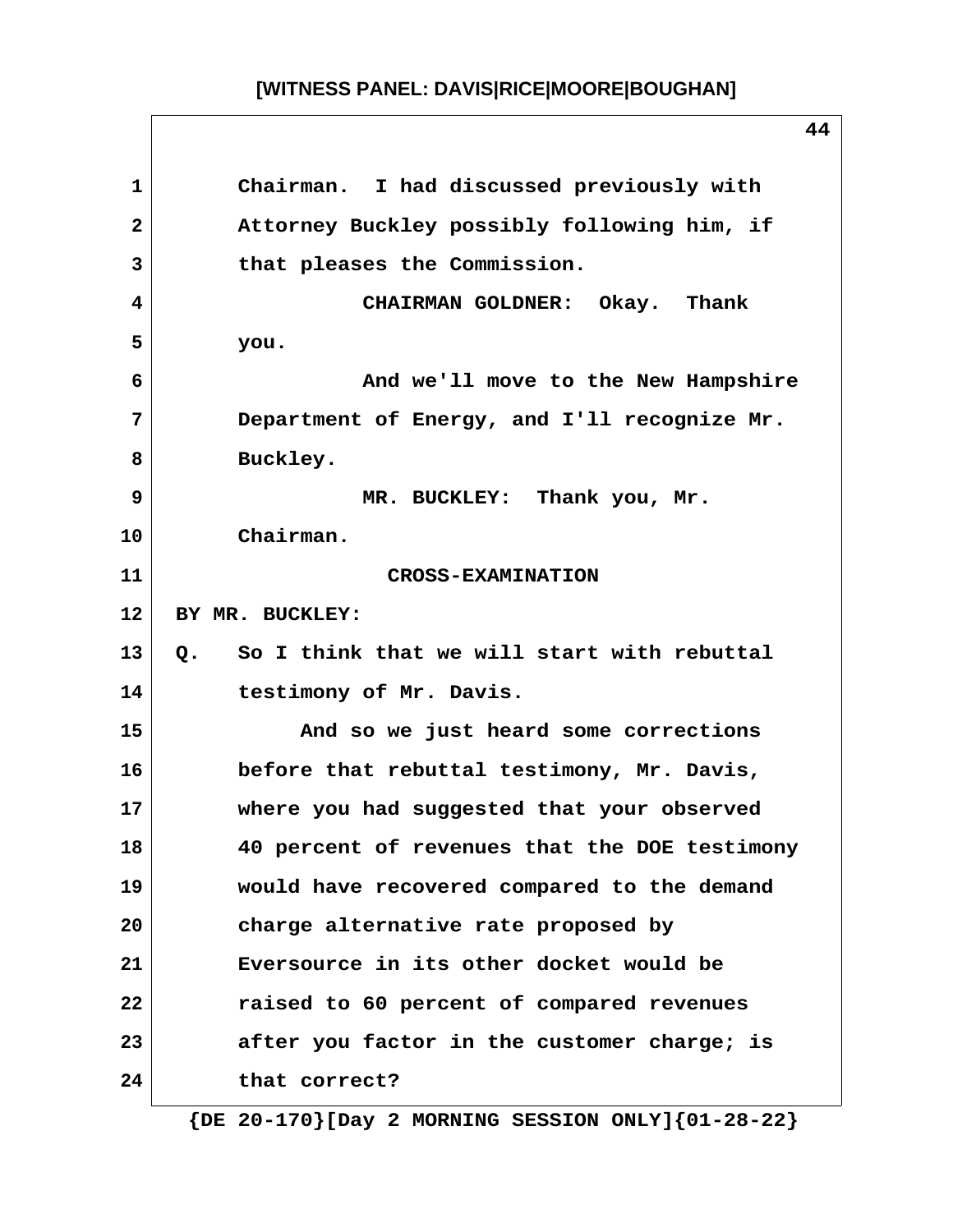Chairman. I had discussed previously with Attorney Buckley possibly following him, if that pleases the Commission.

CHAIRMAN GOLDNER: Okay. Thank you.

And we'll move to the New Hampshire Department of Energy, and I'll recognize Mr. Buckley.

MR. BUCKLEY: Thank you, Mr. Chairman.

**CROSS-EXAMINATION**

**BY MR. BUCKLEY:**

Q. So I think that we will start with rebuttal testimony of Mr. Davis.

And so we just heard some corrections before that rebuttal testimony, Mr. Davis, where you had suggested that your observed 40 percent of revenues that the DOE testimony would have recovered compared to the demand charge alternative rate proposed by Eversource in its other docket would be raised to 60 percent of compared revenues after you factor in the customer charge; is that correct?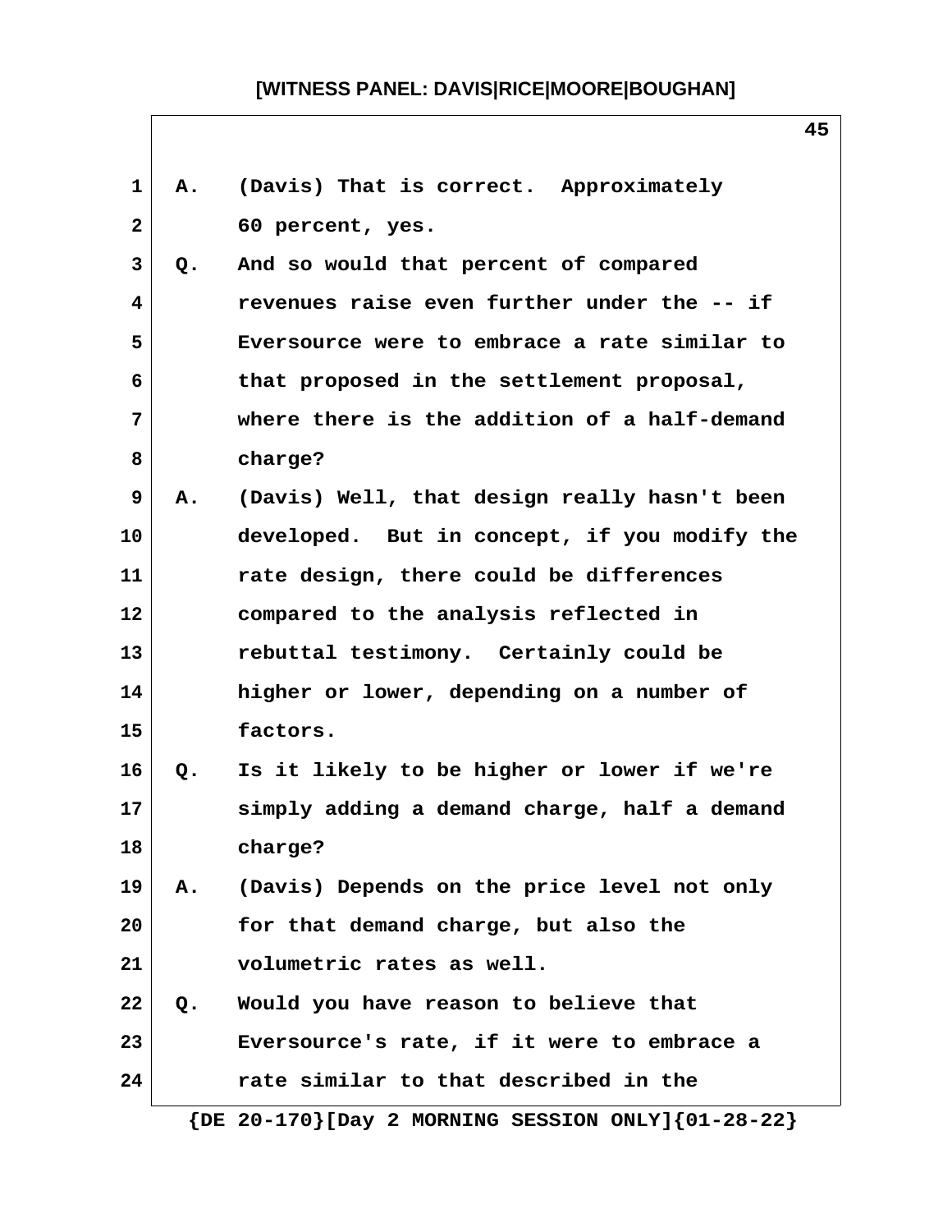A. (Davis) That is correct. Approximately 60 percent, yes.

Q. And so would that percent of compared revenues raise even further under the -- if Eversource were to embrace a rate similar to that proposed in the settlement proposal, where there is the addition of a half-demand charge?

A. (Davis) Well, that design really hasn't been developed. But in concept, if you modify the rate design, there could be differences compared to the analysis reflected in rebuttal testimony. Certainly could be higher or lower, depending on a number of factors.

Q. Is it likely to be higher or lower if we're simply adding a demand charge, half a demand charge?

A. (Davis) Depends on the price level not only for that demand charge, but also the volumetric rates as well.

Q. Would you have reason to believe that Eversource's rate, if it were to embrace a rate similar to that described in the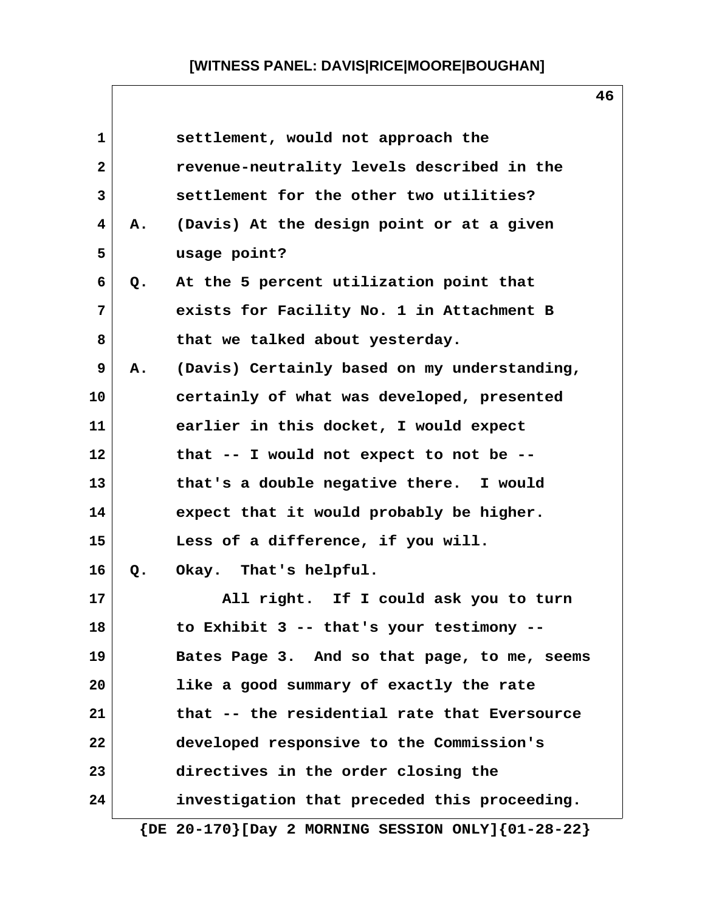settlement, would not approach the revenue-neutrality levels described in the settlement for the other two utilities?

A. (Davis) At the design point or at a given usage point?

Q. At the 5 percent utilization point that exists for Facility No. 1 in Attachment B that we talked about yesterday.

A. (Davis) Certainly based on my understanding, certainly of what was developed, presented earlier in this docket, I would expect that -- I would not expect to not be -- that's a double negative there. I would expect that it would probably be higher. Less of a difference, if you will.

Q. Okay. That's helpful.

All right. If I could ask you to turn to Exhibit 3 -- that's your testimony -- Bates Page 3. And so that page, to me, seems like a good summary of exactly the rate that -- the residential rate that Eversource developed responsive to the Commission's directives in the order closing the investigation that preceded this proceeding.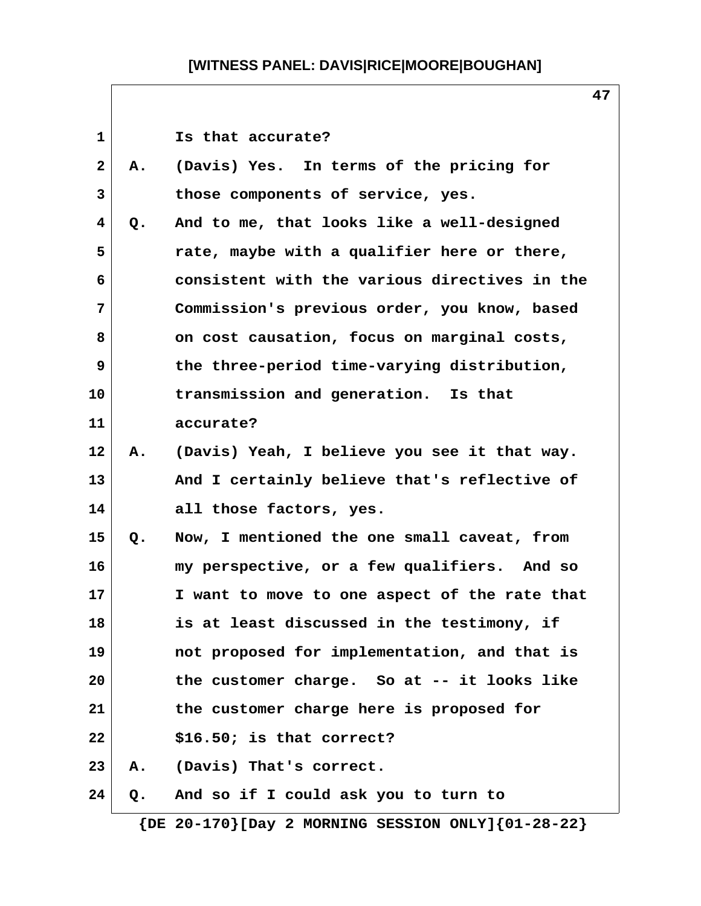Is that accurate?

A. (Davis) Yes. In terms of the pricing for those components of service, yes.

Q. And to me, that looks like a well-designed rate, maybe with a qualifier here or there, consistent with the various directives in the Commission's previous order, you know, based on cost causation, focus on marginal costs, the three-period time-varying distribution, transmission and generation. Is that accurate?

A. (Davis) Yeah, I believe you see it that way. And I certainly believe that's reflective of all those factors, yes.

Q. Now, I mentioned the one small caveat, from my perspective, or a few qualifiers. And so I want to move to one aspect of the rate that is at least discussed in the testimony, if not proposed for implementation, and that is the customer charge. So at -- it looks like the customer charge here is proposed for $16.50; is that correct?

A. (Davis) That's correct.

Q. And so if I could ask you to turn to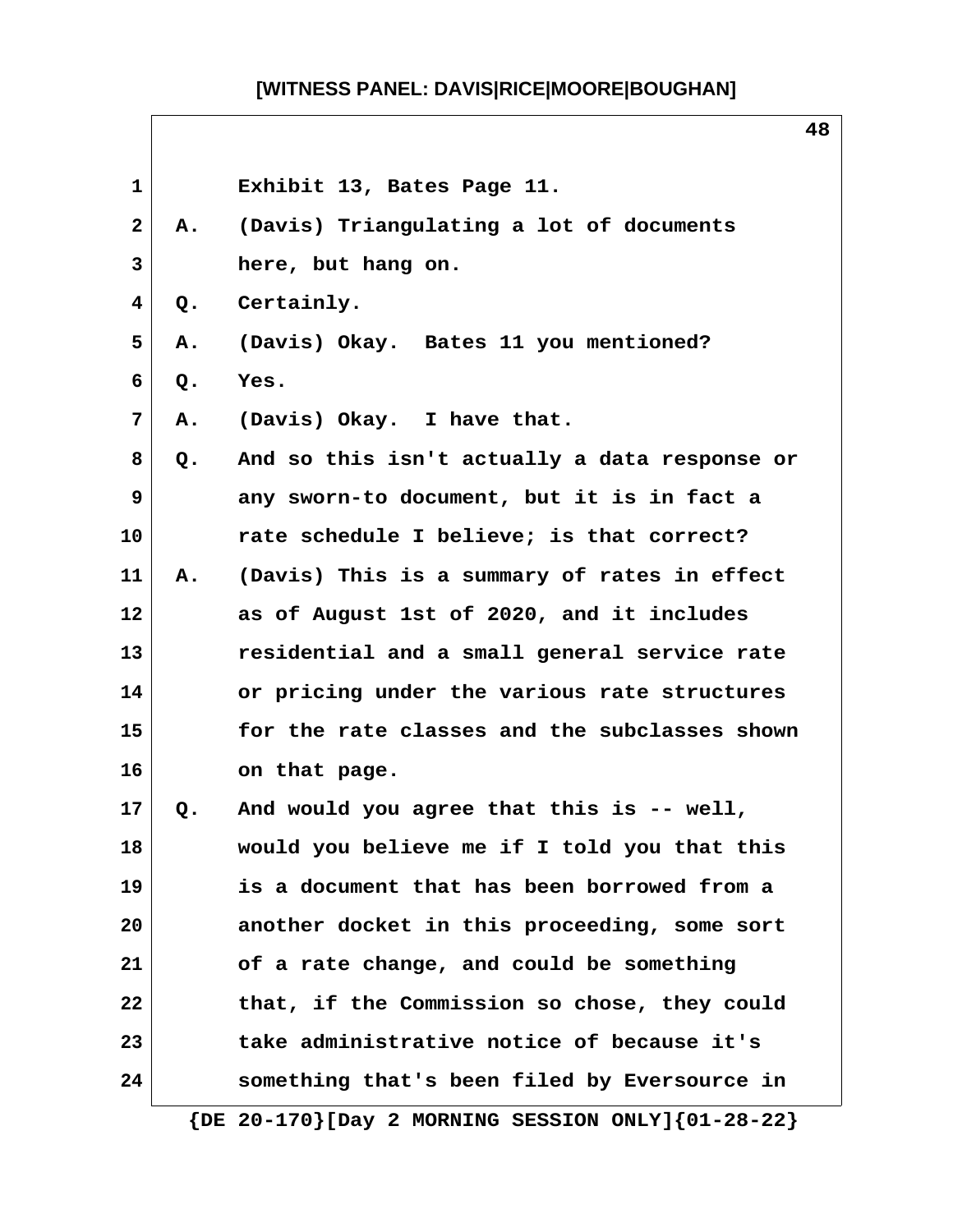Exhibit 13, Bates Page 11.

A. (Davis) Triangulating a lot of documents here, but hang on.

Q. Certainly.

A. (Davis) Okay. Bates 11 you mentioned?

Q. Yes.

A. (Davis) Okay. I have that.

Q. And so this isn't actually a data response or any sworn-to document, but it is in fact a rate schedule I believe; is that correct?

A. (Davis) This is a summary of rates in effect as of August 1st of 2020, and it includes residential and a small general service rate or pricing under the various rate structures for the rate classes and the subclasses shown on that page.

Q. And would you agree that this is -- well, would you believe me if I told you that this is a document that has been borrowed from a another docket in this proceeding, some sort of a rate change, and could be something that, if the Commission so chose, they could take administrative notice of because it's something that's been filed by Eversource in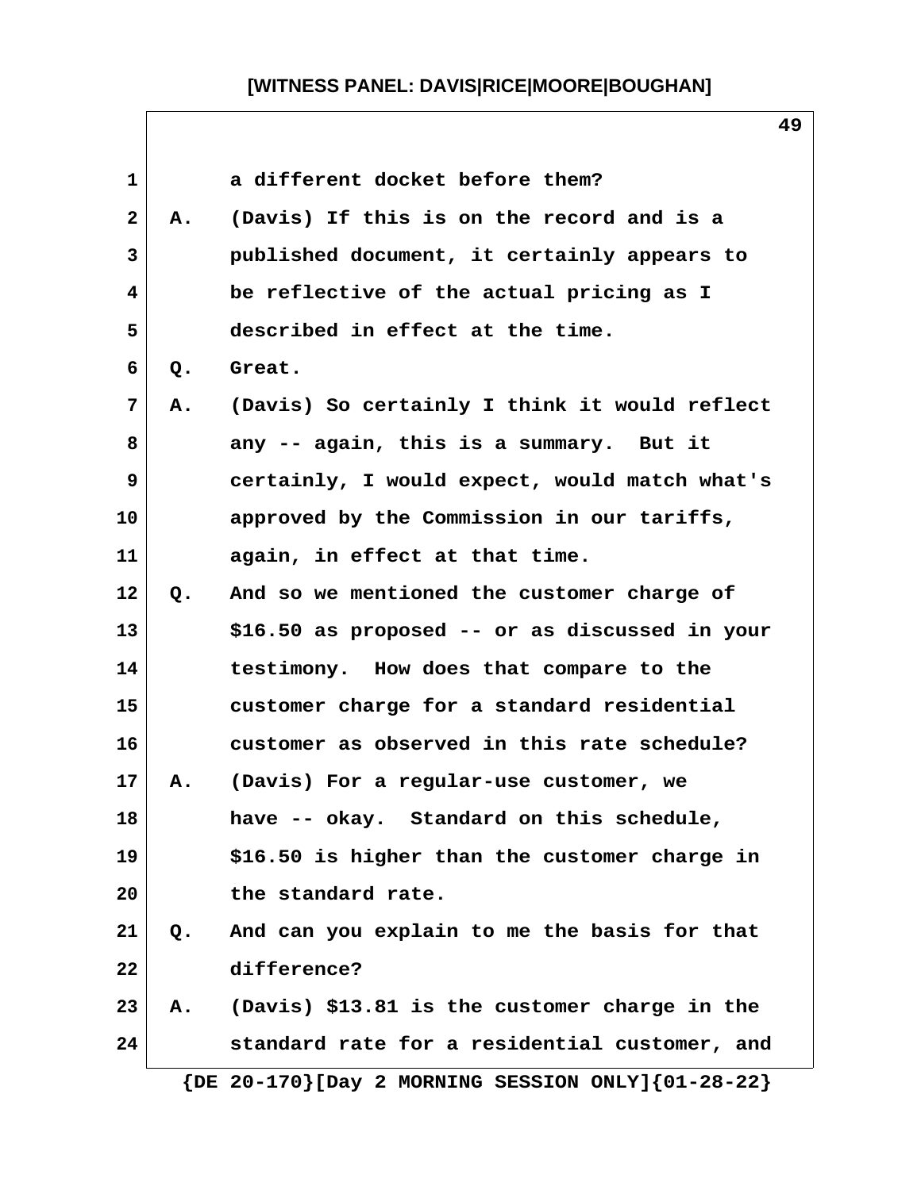a different docket before them?

A. (Davis) If this is on the record and is a published document, it certainly appears to be reflective of the actual pricing as I described in effect at the time.

Q. Great.

A. (Davis) So certainly I think it would reflect any -- again, this is a summary. But it certainly, I would expect, would match what's approved by the Commission in our tariffs, again, in effect at that time.

Q. And so we mentioned the customer charge of $16.50 as proposed -- or as discussed in your testimony. How does that compare to the customer charge for a standard residential customer as observed in this rate schedule?

A. (Davis) For a regular-use customer, we have -- okay. Standard on this schedule, $16.50 is higher than the customer charge in the standard rate.

Q. And can you explain to me the basis for that difference?

A. (Davis) $13.81 is the customer charge in the standard rate for a residential customer, and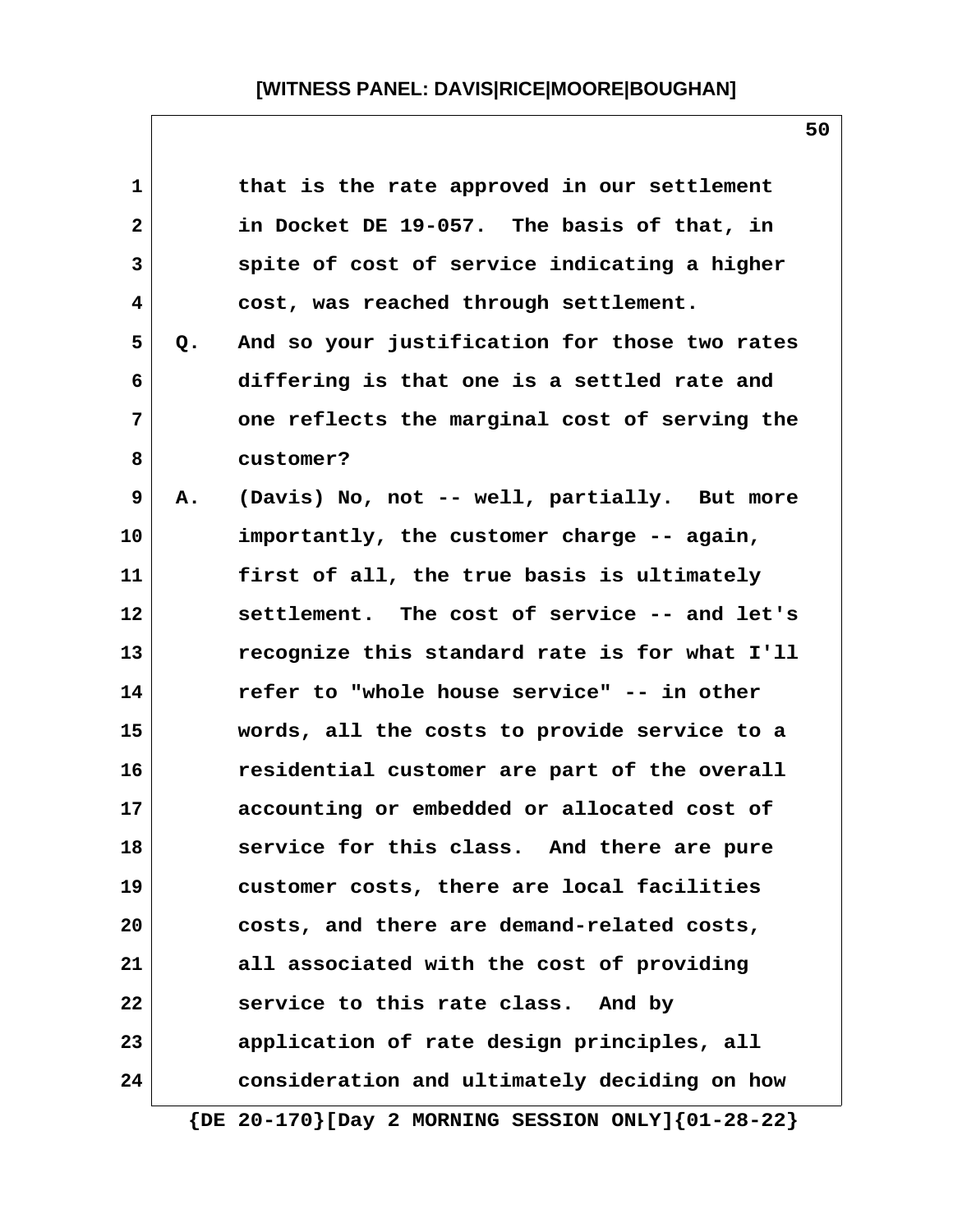that is the rate approved in our settlement in Docket DE 19-057. The basis of that, in spite of cost of service indicating a higher cost, was reached through settlement.

Q. And so your justification for those two rates differing is that one is a settled rate and one reflects the marginal cost of serving the customer?

A. (Davis) No, not -- well, partially. But more importantly, the customer charge -- again, first of all, the true basis is ultimately settlement. The cost of service -- and let's recognize this standard rate is for what I'll refer to "whole house service" -- in other words, all the costs to provide service to a residential customer are part of the overall accounting or embedded or allocated cost of service for this class. And there are pure customer costs, there are local facilities costs, and there are demand-related costs, all associated with the cost of providing service to this rate class. And by application of rate design principles, all consideration and ultimately deciding on how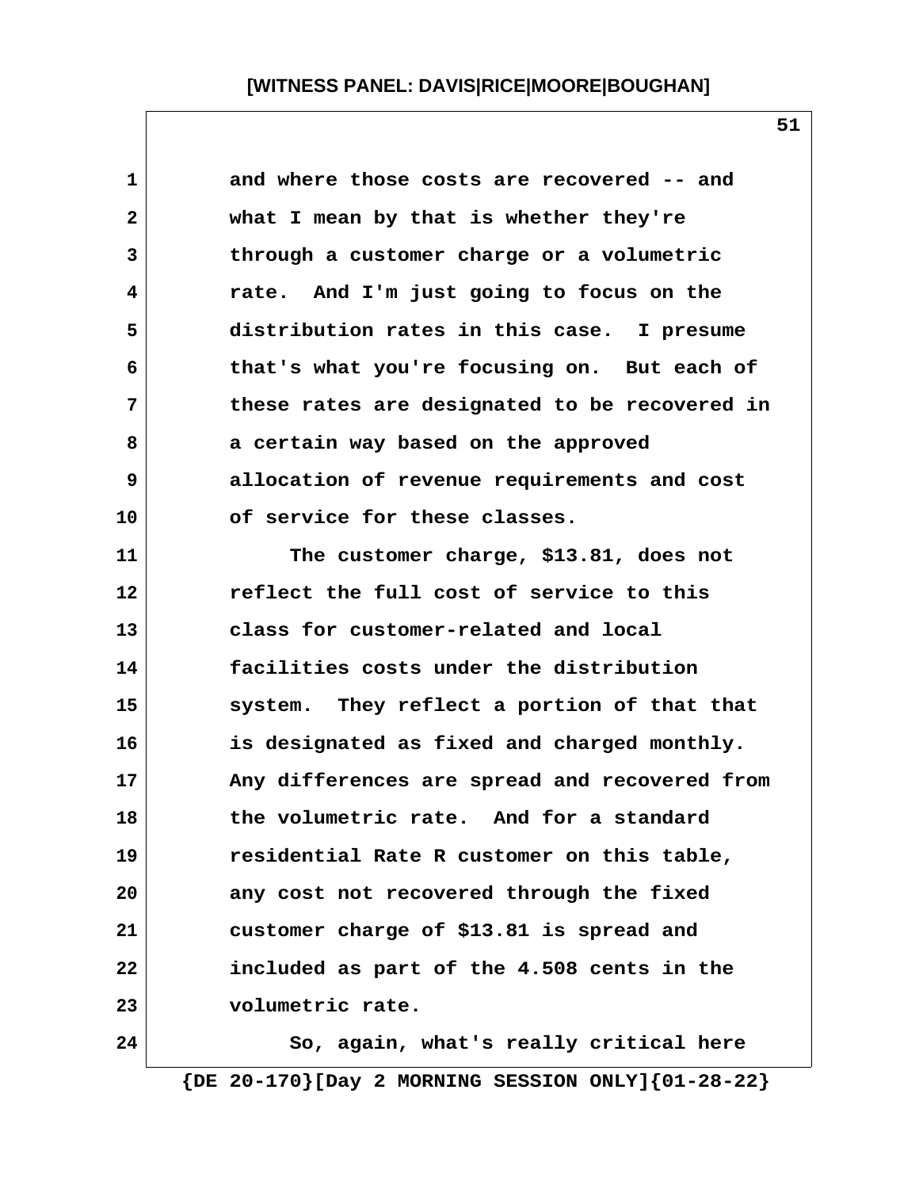and where those costs are recovered -- and what I mean by that is whether they're through a customer charge or a volumetric rate. And I'm just going to focus on the distribution rates in this case. I presume that's what you're focusing on. But each of these rates are designated to be recovered in a certain way based on the approved allocation of revenue requirements and cost of service for these classes.

The customer charge, $13.81, does not reflect the full cost of service to this class for customer-related and local facilities costs under the distribution system. They reflect a portion of that that is designated as fixed and charged monthly. Any differences are spread and recovered from the volumetric rate. And for a standard residential Rate R customer on this table, any cost not recovered through the fixed customer charge of $13.81 is spread and included as part of the 4.508 cents in the volumetric rate.

So, again, what's really critical here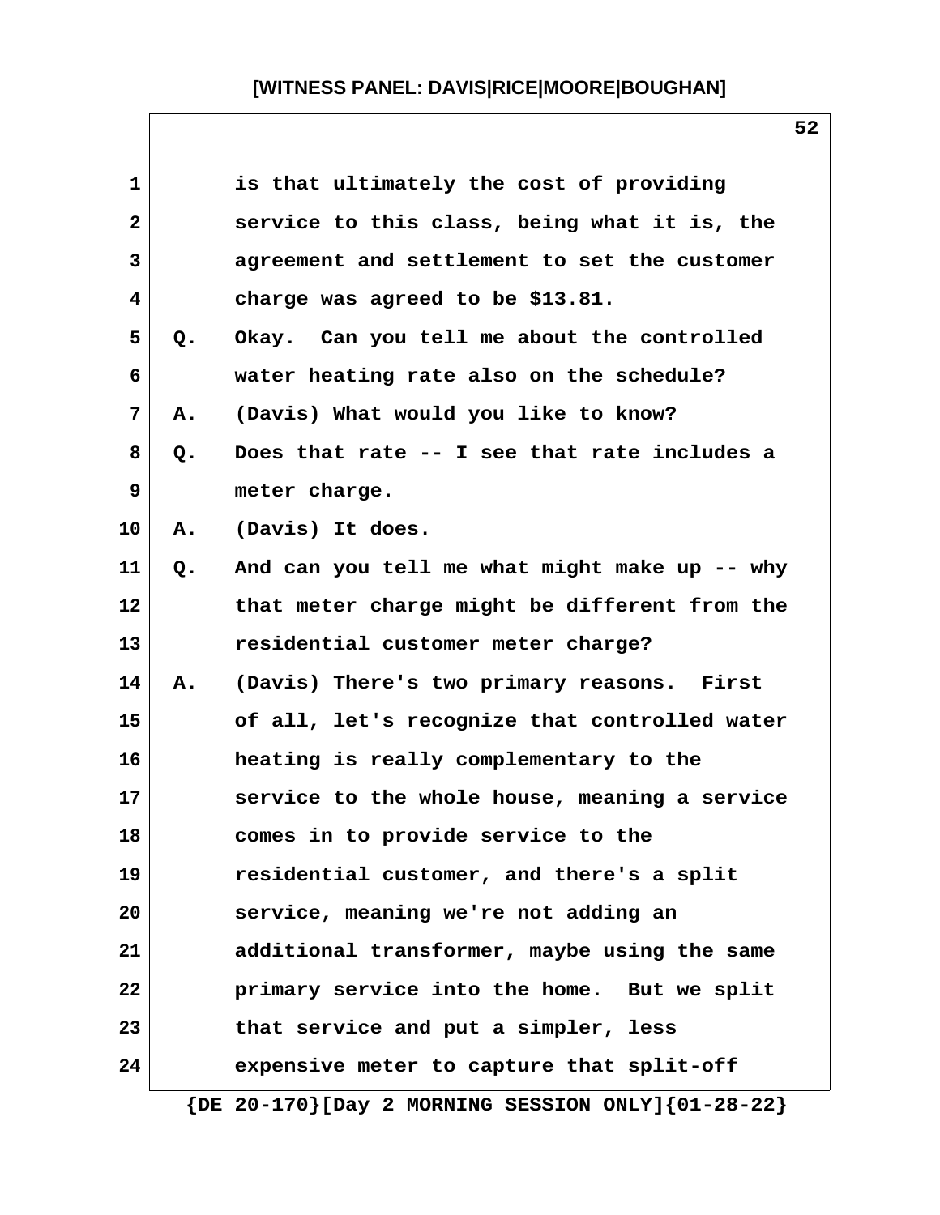is that ultimately the cost of providing service to this class, being what it is, the agreement and settlement to set the customer charge was agreed to be $13.81.

Q. Okay. Can you tell me about the controlled water heating rate also on the schedule?

A. (Davis) What would you like to know?

Q. Does that rate -- I see that rate includes a meter charge.

A. (Davis) It does.

Q. And can you tell me what might make up -- why that meter charge might be different from the residential customer meter charge?

A. (Davis) There's two primary reasons. First of all, let's recognize that controlled water heating is really complementary to the service to the whole house, meaning a service comes in to provide service to the residential customer, and there's a split service, meaning we're not adding an additional transformer, maybe using the same primary service into the home. But we split that service and put a simpler, less expensive meter to capture that split-off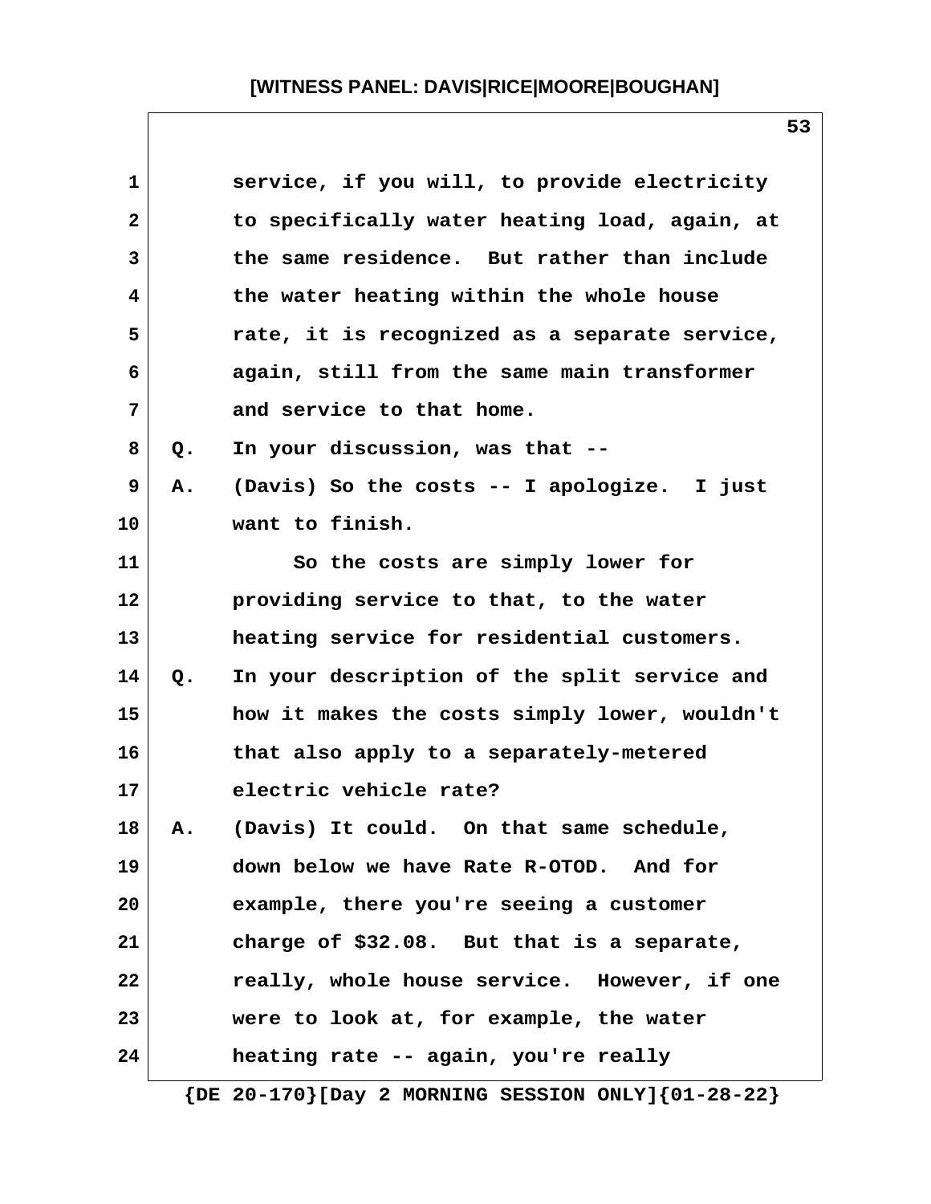service, if you will, to provide electricity to specifically water heating load, again, at the same residence. But rather than include the water heating within the whole house rate, it is recognized as a separate service, again, still from the same main transformer and service to that home.

Q. In your discussion, was that --

A. (Davis) So the costs -- I apologize. I just want to finish.

So the costs are simply lower for providing service to that, to the water heating service for residential customers.

Q. In your description of the split service and how it makes the costs simply lower, wouldn't that also apply to a separately-metered electric vehicle rate?

A. (Davis) It could. On that same schedule, down below we have Rate R-OTOD. And for example, there you're seeing a customer charge of $32.08. But that is a separate, really, whole house service. However, if one were to look at, for example, the water heating rate -- again, you're really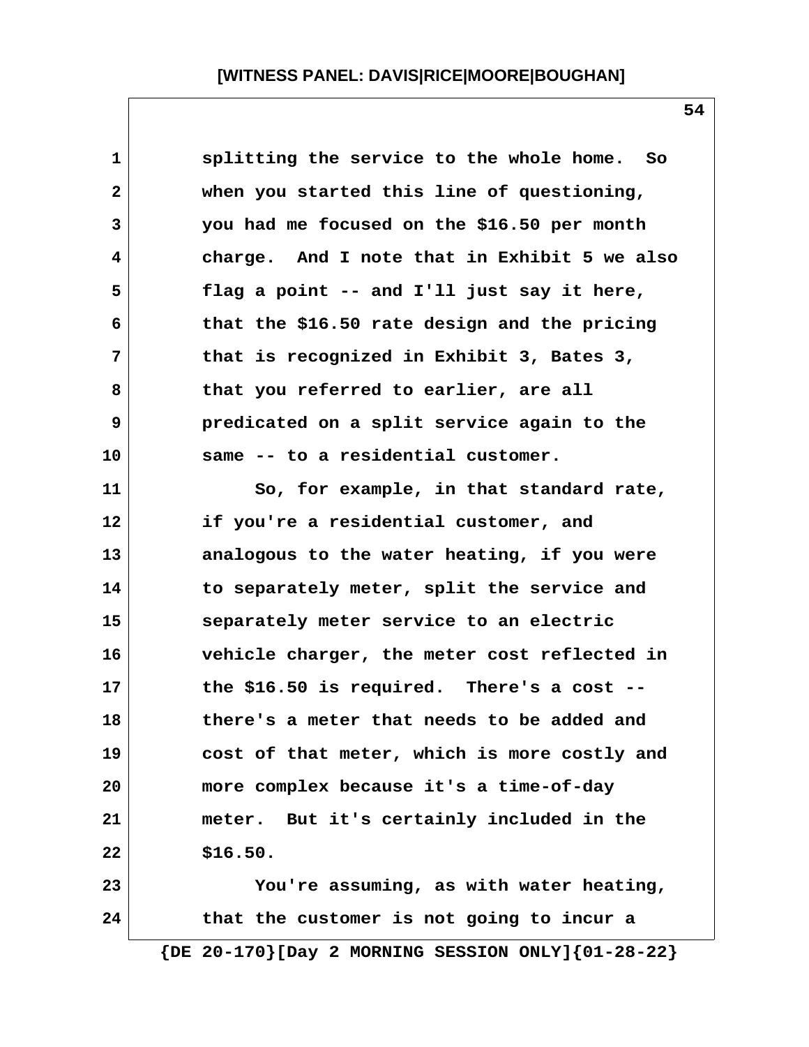splitting the service to the whole home. So when you started this line of questioning, you had me focused on the $16.50 per month charge. And I note that in Exhibit 5 we also flag a point -- and I'll just say it here, that the $16.50 rate design and the pricing that is recognized in Exhibit 3, Bates 3, that you referred to earlier, are all predicated on a split service again to the same -- to a residential customer.

So, for example, in that standard rate, if you're a residential customer, and analogous to the water heating, if you were to separately meter, split the service and separately meter service to an electric vehicle charger, the meter cost reflected in the $16.50 is required. There's a cost -- there's a meter that needs to be added and cost of that meter, which is more costly and more complex because it's a time-of-day meter. But it's certainly included in the $16.50.

You're assuming, as with water heating, that the customer is not going to incur a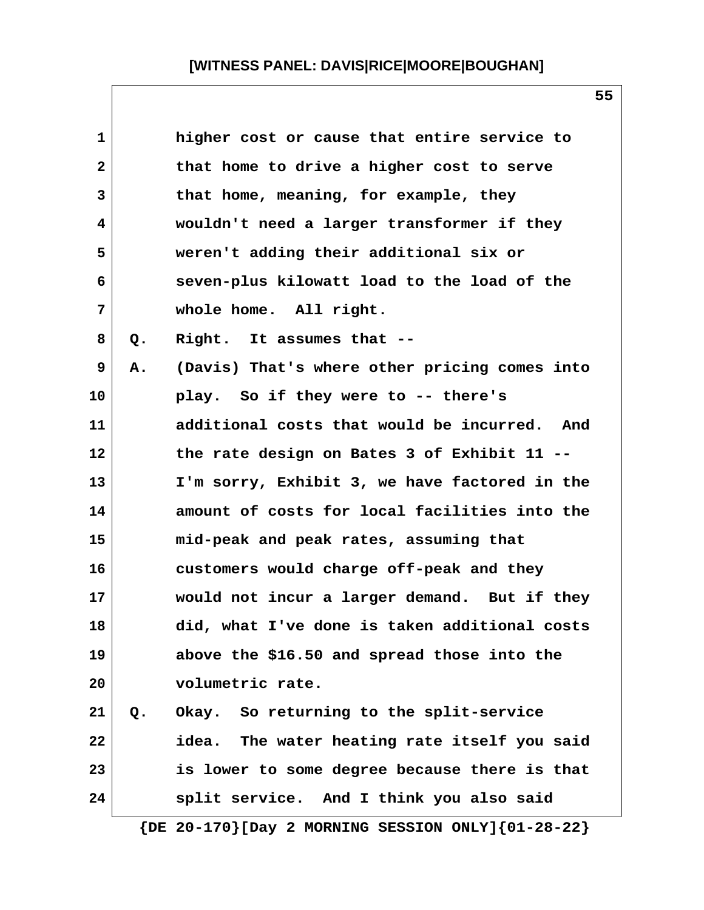higher cost or cause that entire service to that home to drive a higher cost to serve that home, meaning, for example, they wouldn't need a larger transformer if they weren't adding their additional six or seven-plus kilowatt load to the load of the whole home. All right.

Q. Right. It assumes that --

A. (Davis) That's where other pricing comes into play. So if they were to -- there's additional costs that would be incurred. And the rate design on Bates 3 of Exhibit 11 -- I'm sorry, Exhibit 3, we have factored in the amount of costs for local facilities into the mid-peak and peak rates, assuming that customers would charge off-peak and they would not incur a larger demand. But if they did, what I've done is taken additional costs above the $16.50 and spread those into the volumetric rate.

Q. Okay. So returning to the split-service idea. The water heating rate itself you said is lower to some degree because there is that split service. And I think you also said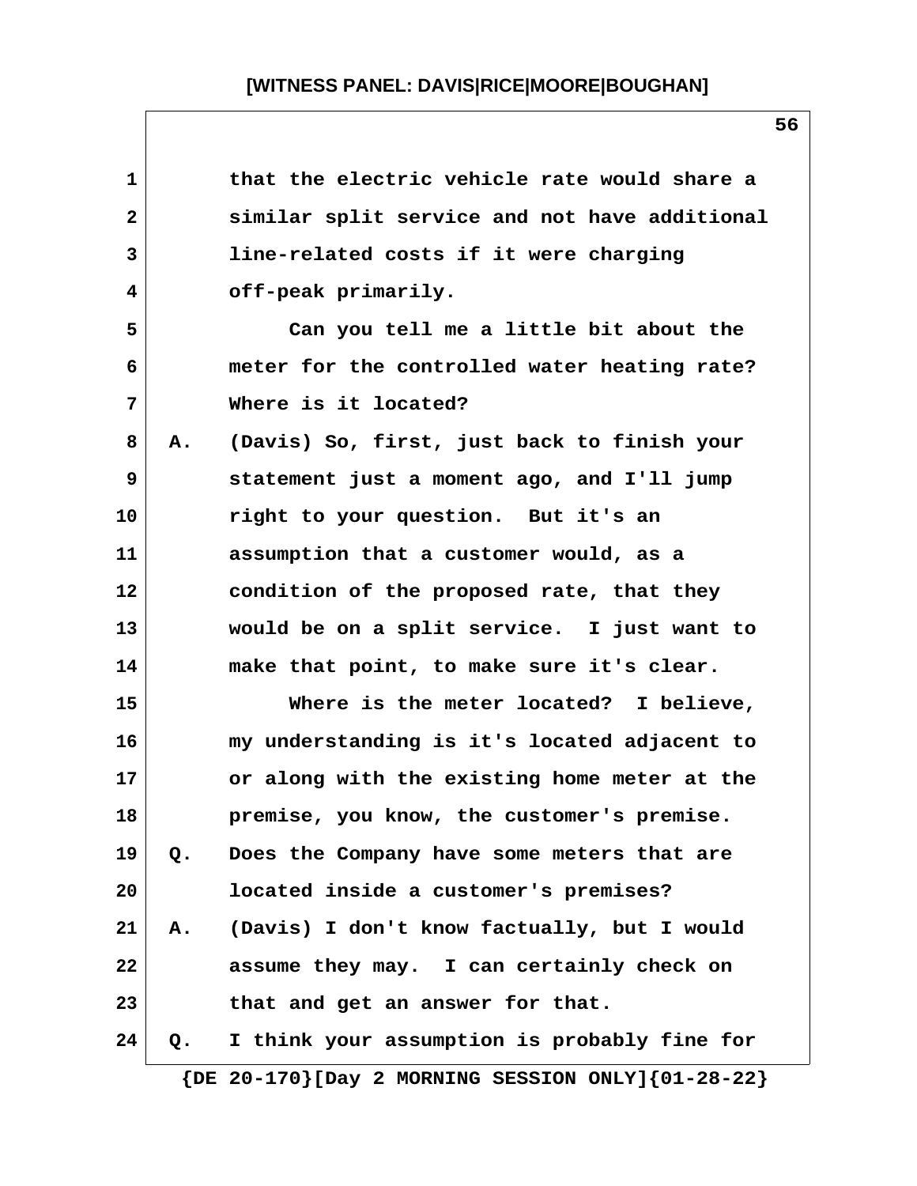1 that the electric vehicle rate would share a
2 similar split service and not have additional
3 line-related costs if it were charging
4 off-peak primarily.
5 Can you tell me a little bit about the
6 meter for the controlled water heating rate?
7 Where is it located?
8 A. (Davis) So, first, just back to finish your
9 statement just a moment ago, and I'll jump
10 right to your question. But it's an
11 assumption that a customer would, as a
12 condition of the proposed rate, that they
13 would be on a split service. I just want to
14 make that point, to make sure it's clear.
15 Where is the meter located? I believe,
16 my understanding is it's located adjacent to
17 or along with the existing home meter at the
18 premise, you know, the customer's premise.
19 Q. Does the Company have some meters that are
20 located inside a customer's premises?
21 A. (Davis) I don't know factually, but I would
22 assume they may. I can certainly check on
23 that and get an answer for that.
24 Q. I think your assumption is probably fine for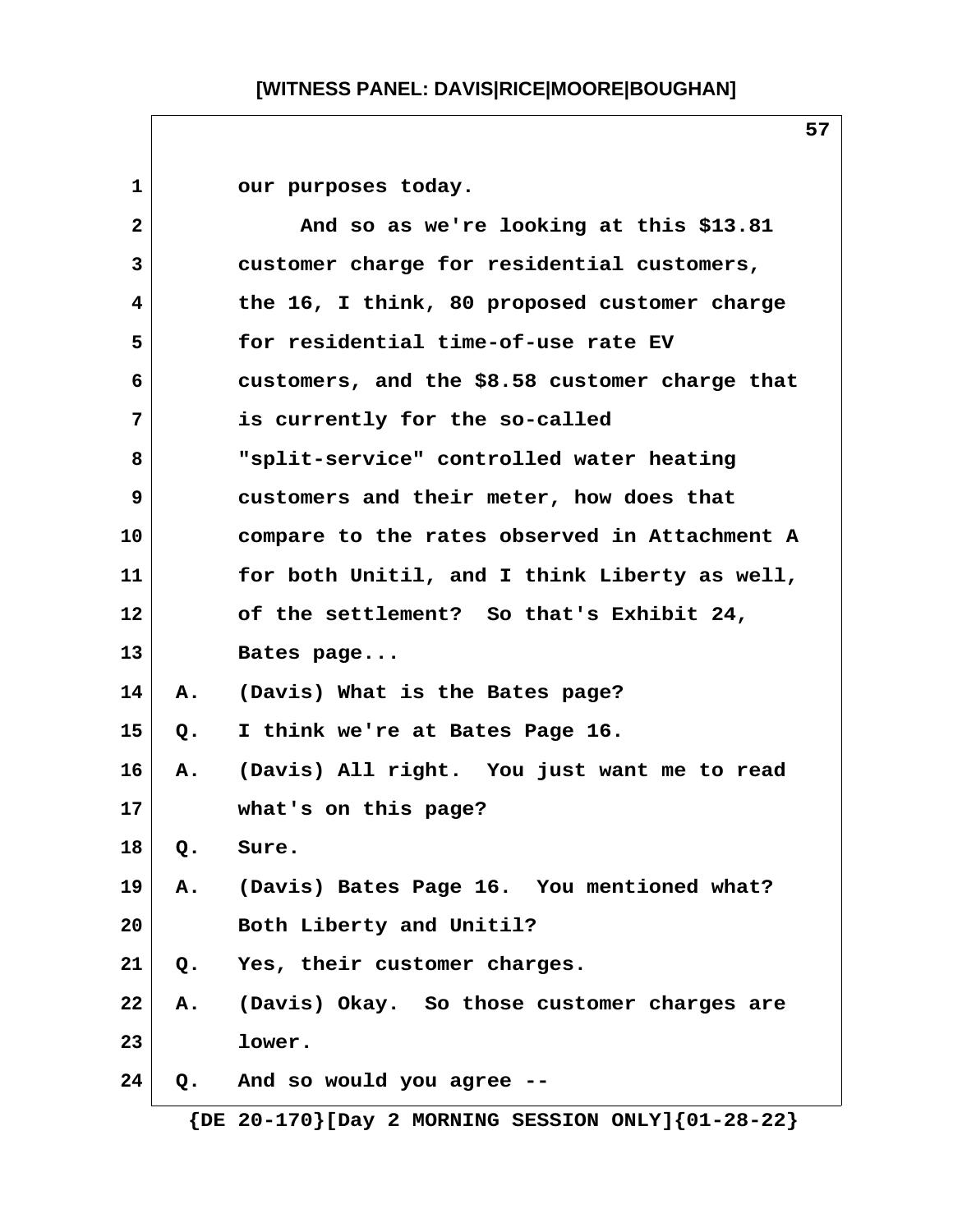our purposes today.

And so as we're looking at this $13.81 customer charge for residential customers, the 16, I think, 80 proposed customer charge for residential time-of-use rate EV customers, and the $8.58 customer charge that is currently for the so-called "split-service" controlled water heating customers and their meter, how does that compare to the rates observed in Attachment A for both Unitil, and I think Liberty as well, of the settlement? So that's Exhibit 24, Bates page...

A. (Davis) What is the Bates page?

Q. I think we're at Bates Page 16.

A. (Davis) All right. You just want me to read what's on this page?

Q. Sure.

A. (Davis) Bates Page 16. You mentioned what? Both Liberty and Unitil?

Q. Yes, their customer charges.

A. (Davis) Okay. So those customer charges are lower.

Q. And so would you agree --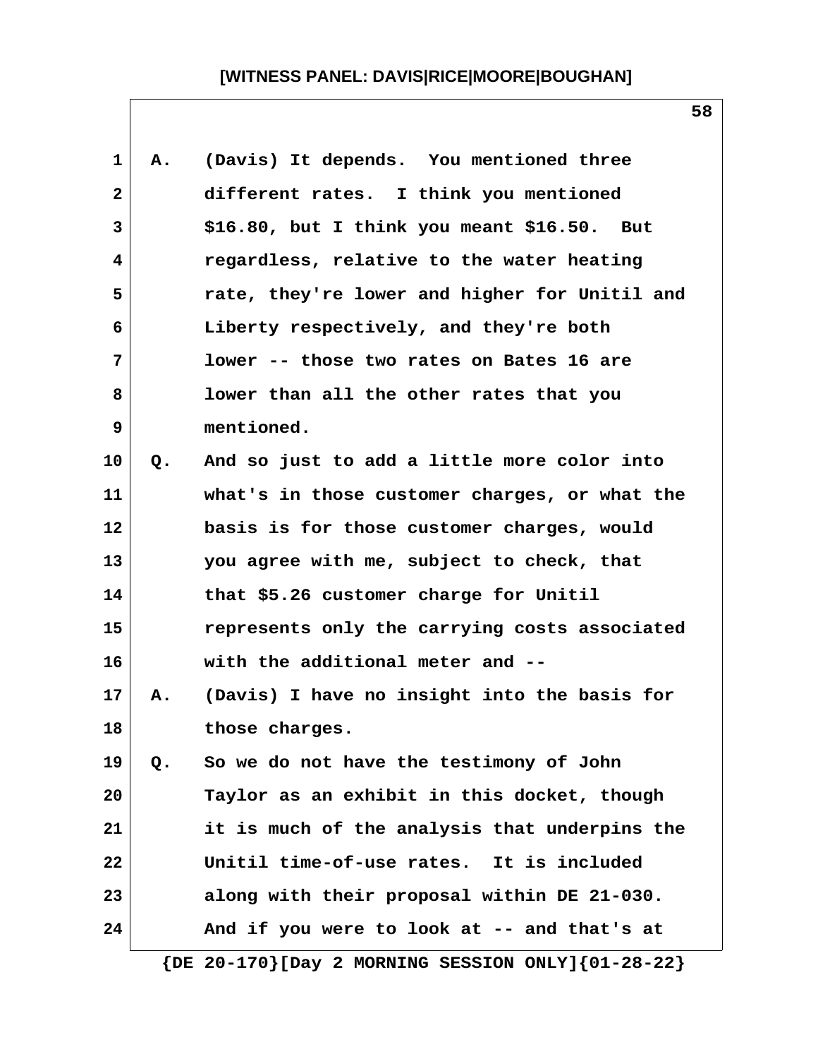A. (Davis) It depends. You mentioned three different rates. I think you mentioned $16.80, but I think you meant $16.50. But regardless, relative to the water heating rate, they're lower and higher for Unitil and Liberty respectively, and they're both lower -- those two rates on Bates 16 are lower than all the other rates that you mentioned.

Q. And so just to add a little more color into what's in those customer charges, or what the basis is for those customer charges, would you agree with me, subject to check, that that $5.26 customer charge for Unitil represents only the carrying costs associated with the additional meter and --

A. (Davis) I have no insight into the basis for those charges.

Q. So we do not have the testimony of John Taylor as an exhibit in this docket, though it is much of the analysis that underpins the Unitil time-of-use rates. It is included along with their proposal within DE 21-030. And if you were to look at -- and that's at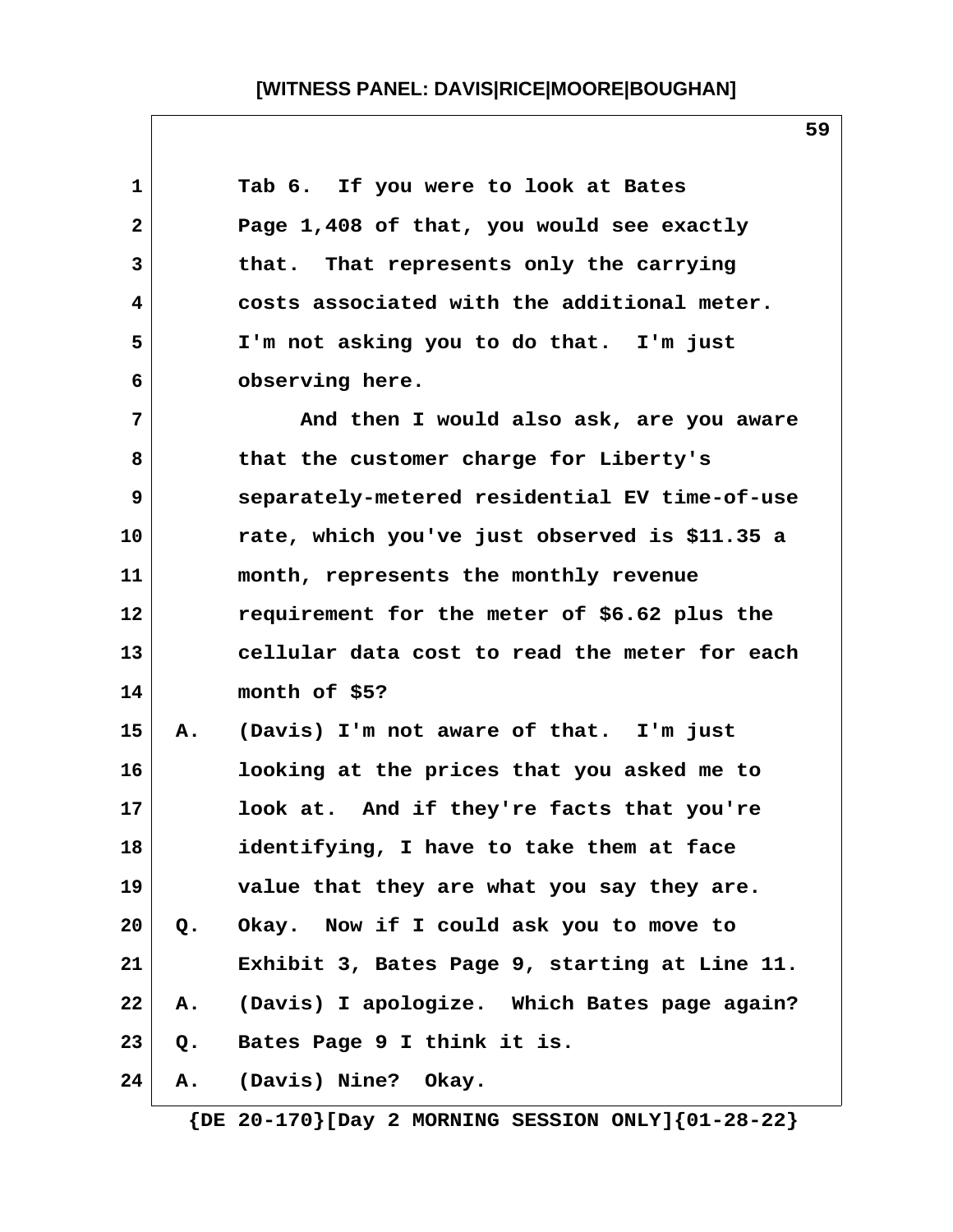Tab 6. If you were to look at Bates Page 1,408 of that, you would see exactly that. That represents only the carrying costs associated with the additional meter. I'm not asking you to do that. I'm just observing here.

And then I would also ask, are you aware that the customer charge for Liberty's separately-metered residential EV time-of-use rate, which you've just observed is $11.35 a month, represents the monthly revenue requirement for the meter of $6.62 plus the cellular data cost to read the meter for each month of $5?

A. (Davis) I'm not aware of that. I'm just looking at the prices that you asked me to look at. And if they're facts that you're identifying, I have to take them at face value that they are what you say they are.

Q. Okay. Now if I could ask you to move to Exhibit 3, Bates Page 9, starting at Line 11.

A. (Davis) I apologize. Which Bates page again?

Q. Bates Page 9 I think it is.

A. (Davis) Nine? Okay.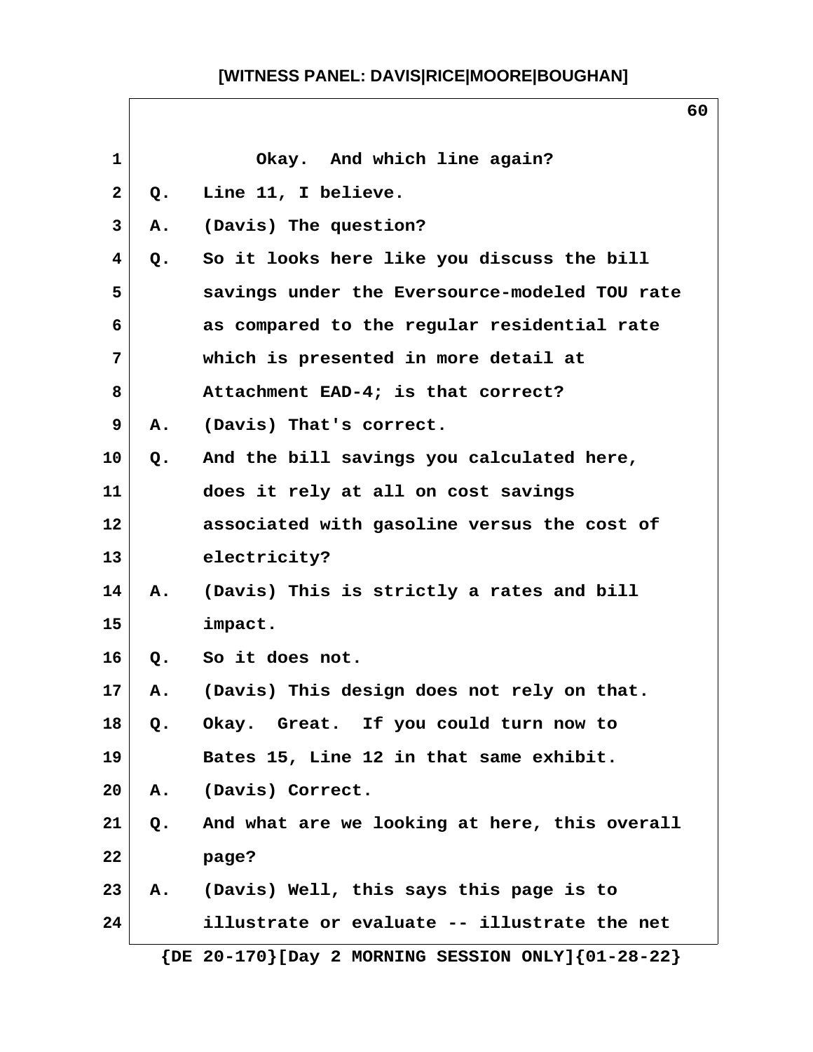Okay. And which line again?

Q. Line 11, I believe.

A. (Davis) The question?

Q. So it looks here like you discuss the bill savings under the Eversource-modeled TOU rate as compared to the regular residential rate which is presented in more detail at Attachment EAD-4; is that correct?

A. (Davis) That's correct.

Q. And the bill savings you calculated here, does it rely at all on cost savings associated with gasoline versus the cost of electricity?

A. (Davis) This is strictly a rates and bill impact.

Q. So it does not.

A. (Davis) This design does not rely on that.

Q. Okay. Great. If you could turn now to Bates 15, Line 12 in that same exhibit.

A. (Davis) Correct.

Q. And what are we looking at here, this overall page?

A. (Davis) Well, this says this page is to illustrate or evaluate -- illustrate the net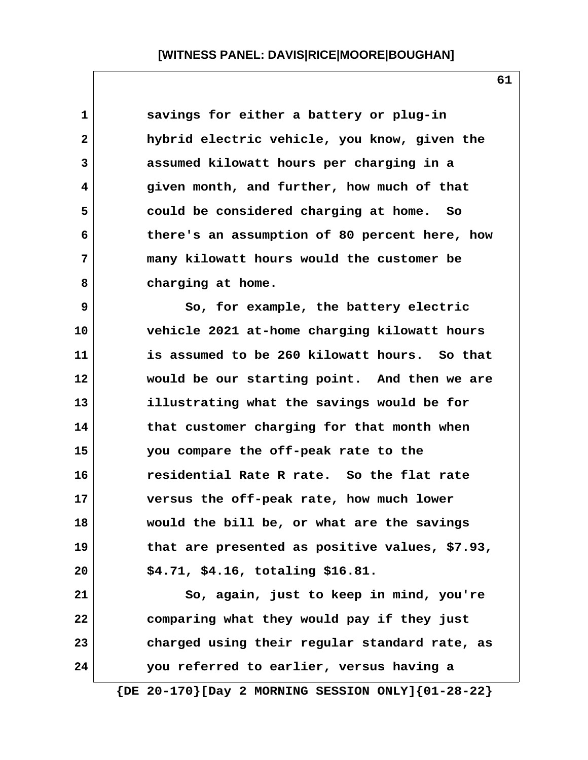savings for either a battery or plug-in hybrid electric vehicle, you know, given the assumed kilowatt hours per charging in a given month, and further, how much of that could be considered charging at home. So there's an assumption of 80 percent here, how many kilowatt hours would the customer be charging at home.

So, for example, the battery electric vehicle 2021 at-home charging kilowatt hours is assumed to be 260 kilowatt hours. So that would be our starting point. And then we are illustrating what the savings would be for that customer charging for that month when you compare the off-peak rate to the residential Rate R rate. So the flat rate versus the off-peak rate, how much lower would the bill be, or what are the savings that are presented as positive values, $7.93, $4.71, $4.16, totaling $16.81.

So, again, just to keep in mind, you're comparing what they would pay if they just charged using their regular standard rate, as you referred to earlier, versus having a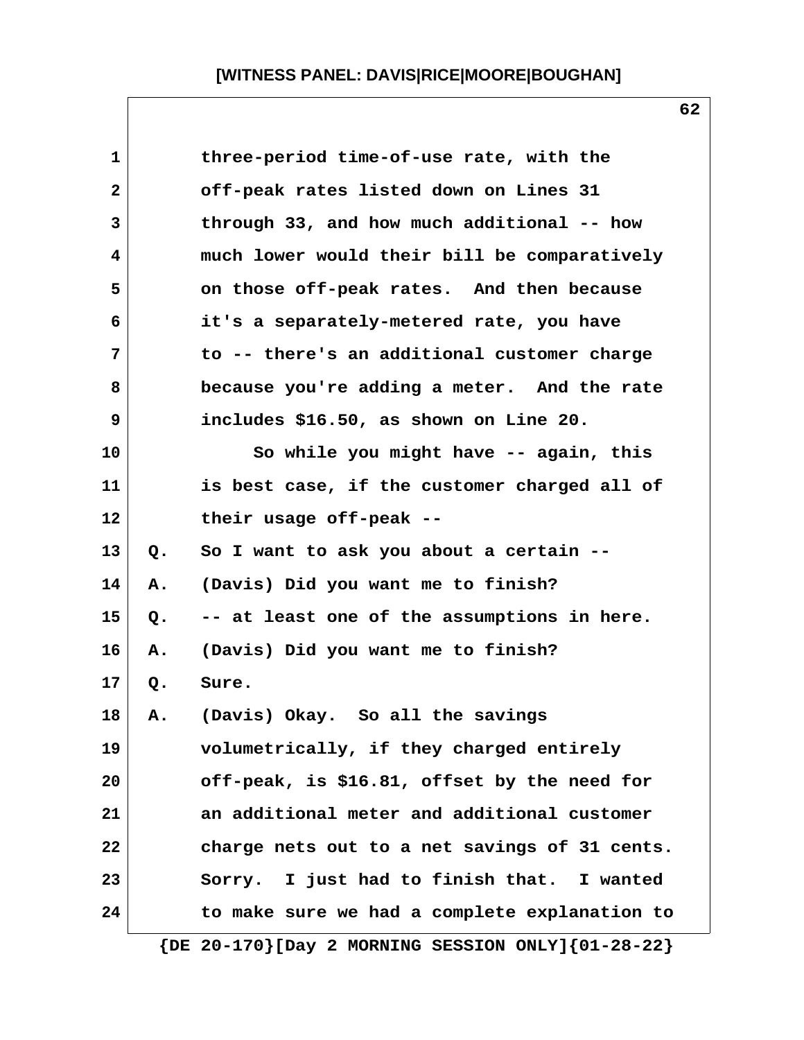three-period time-of-use rate, with the off-peak rates listed down on Lines 31 through 33, and how much additional -- how much lower would their bill be comparatively on those off-peak rates. And then because it's a separately-metered rate, you have to -- there's an additional customer charge because you're adding a meter. And the rate includes $16.50, as shown on Line 20.

So while you might have -- again, this is best case, if the customer charged all of their usage off-peak --

Q. So I want to ask you about a certain --

A. (Davis) Did you want me to finish?

Q. -- at least one of the assumptions in here.

A. (Davis) Did you want me to finish?

Q. Sure.

A. (Davis) Okay. So all the savings volumetrically, if they charged entirely off-peak, is $16.81, offset by the need for an additional meter and additional customer charge nets out to a net savings of 31 cents. Sorry. I just had to finish that. I wanted to make sure we had a complete explanation to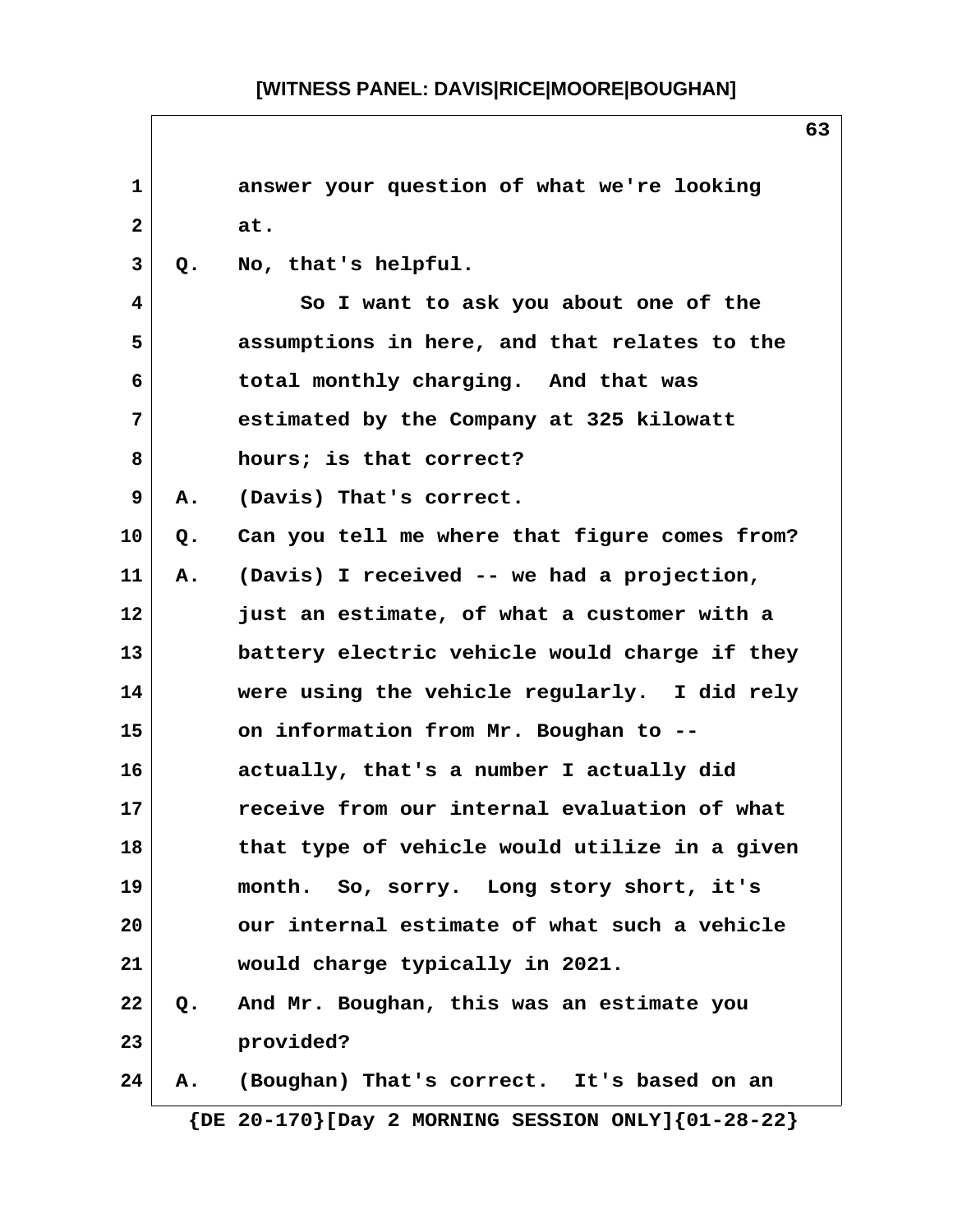answer your question of what we're looking at.

Q. No, that's helpful.

So I want to ask you about one of the assumptions in here, and that relates to the total monthly charging. And that was estimated by the Company at 325 kilowatt hours; is that correct?

A. (Davis) That's correct.

Q. Can you tell me where that figure comes from?

A. (Davis) I received -- we had a projection, just an estimate, of what a customer with a battery electric vehicle would charge if they were using the vehicle regularly. I did rely on information from Mr. Boughan to -- actually, that's a number I actually did receive from our internal evaluation of what that type of vehicle would utilize in a given month. So, sorry. Long story short, it's our internal estimate of what such a vehicle would charge typically in 2021.

Q. And Mr. Boughan, this was an estimate you provided?

A. (Boughan) That's correct. It's based on an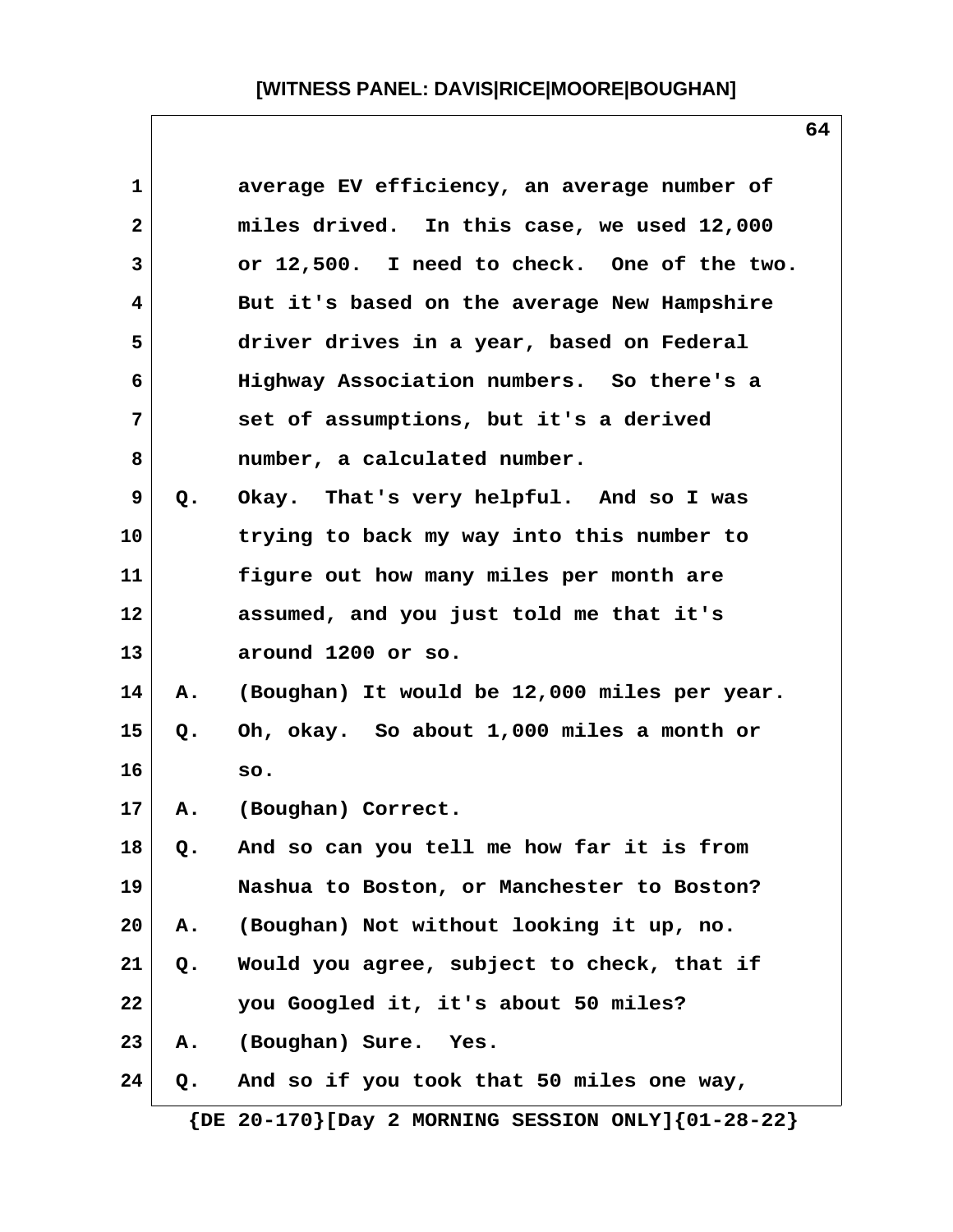average EV efficiency, an average number of miles drived. In this case, we used 12,000 or 12,500. I need to check. One of the two. But it's based on the average New Hampshire driver drives in a year, based on Federal Highway Association numbers. So there's a set of assumptions, but it's a derived number, a calculated number.

Q. Okay. That's very helpful. And so I was trying to back my way into this number to figure out how many miles per month are assumed, and you just told me that it's around 1200 or so.

A. (Boughan) It would be 12,000 miles per year.

Q. Oh, okay. So about 1,000 miles a month or so.

A. (Boughan) Correct.

Q. And so can you tell me how far it is from Nashua to Boston, or Manchester to Boston?

A. (Boughan) Not without looking it up, no.

Q. Would you agree, subject to check, that if you Googled it, it's about 50 miles?

A. (Boughan) Sure. Yes.

Q. And so if you took that 50 miles one way,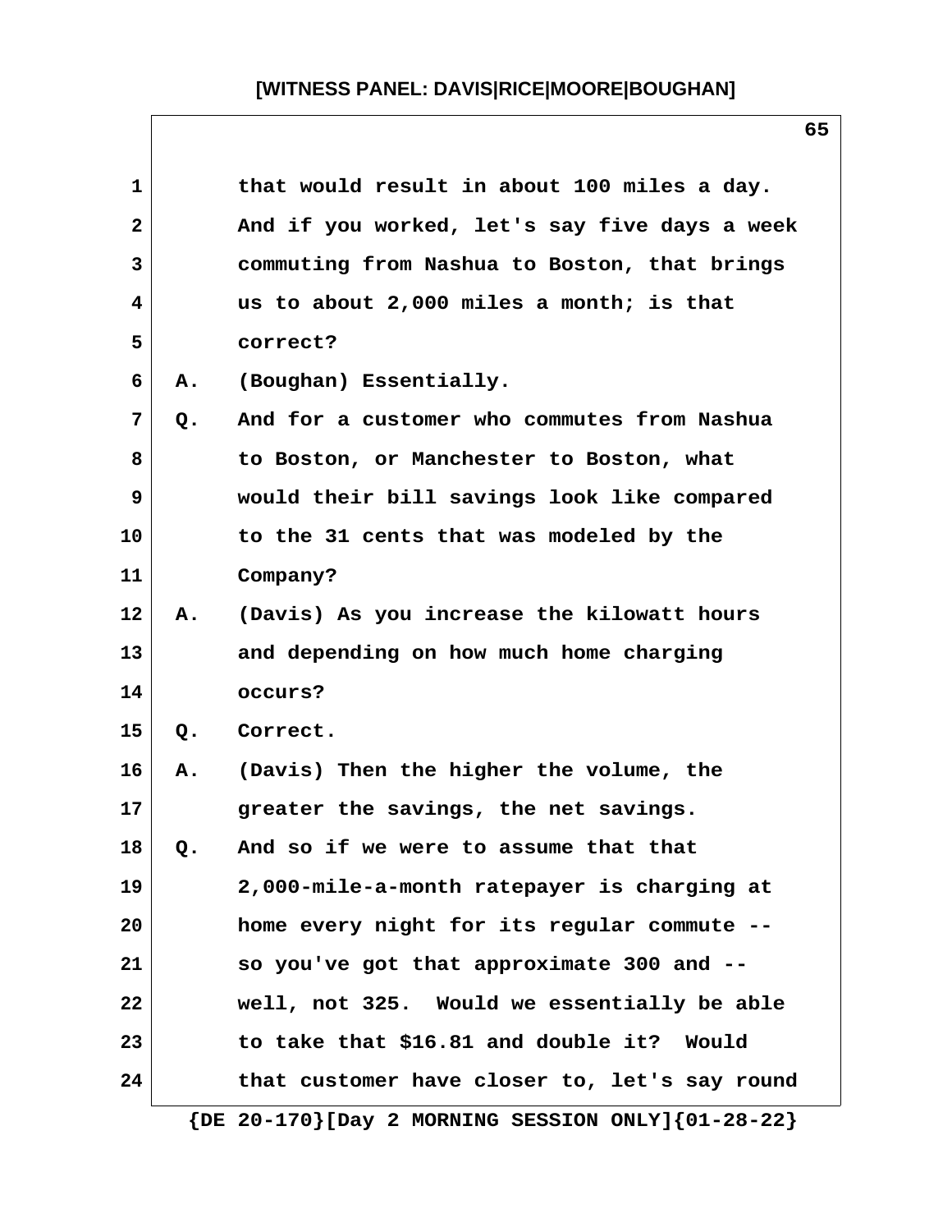that would result in about 100 miles a day. And if you worked, let's say five days a week commuting from Nashua to Boston, that brings us to about 2,000 miles a month; is that correct?

A. (Boughan) Essentially.

Q. And for a customer who commutes from Nashua to Boston, or Manchester to Boston, what would their bill savings look like compared to the 31 cents that was modeled by the Company?

A. (Davis) As you increase the kilowatt hours and depending on how much home charging occurs?

Q. Correct.

A. (Davis) Then the higher the volume, the greater the savings, the net savings.

Q. And so if we were to assume that that 2,000-mile-a-month ratepayer is charging at home every night for its regular commute -- so you've got that approximate 300 and -- well, not 325. Would we essentially be able to take that $16.81 and double it? Would that customer have closer to, let's say round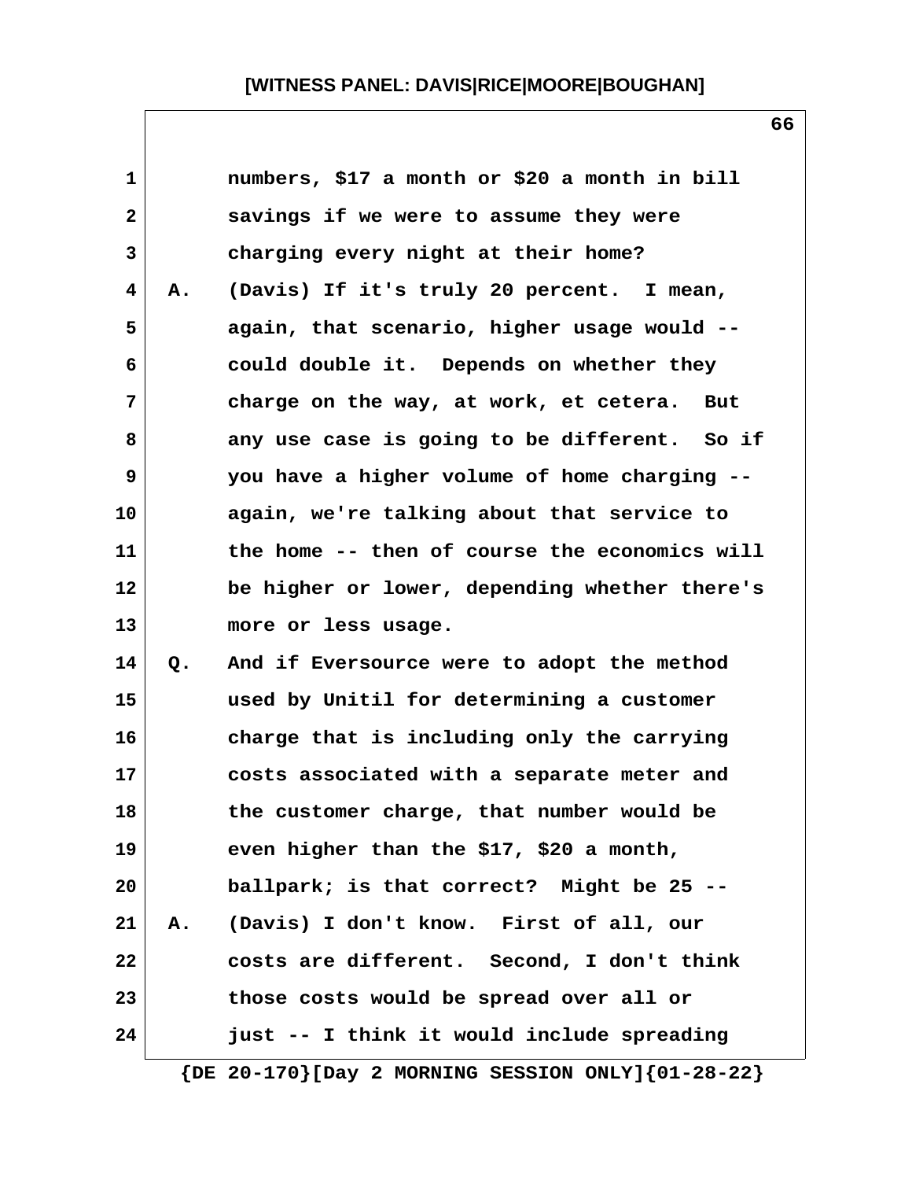numbers, $17 a month or $20 a month in bill savings if we were to assume they were charging every night at their home?

A. (Davis) If it's truly 20 percent. I mean, again, that scenario, higher usage would -- could double it. Depends on whether they charge on the way, at work, et cetera. But any use case is going to be different. So if you have a higher volume of home charging -- again, we're talking about that service to the home -- then of course the economics will be higher or lower, depending whether there's more or less usage.

Q. And if Eversource were to adopt the method used by Unitil for determining a customer charge that is including only the carrying costs associated with a separate meter and the customer charge, that number would be even higher than the $17, $20 a month, ballpark; is that correct? Might be 25 --

A. (Davis) I don't know. First of all, our costs are different. Second, I don't think those costs would be spread over all or just -- I think it would include spreading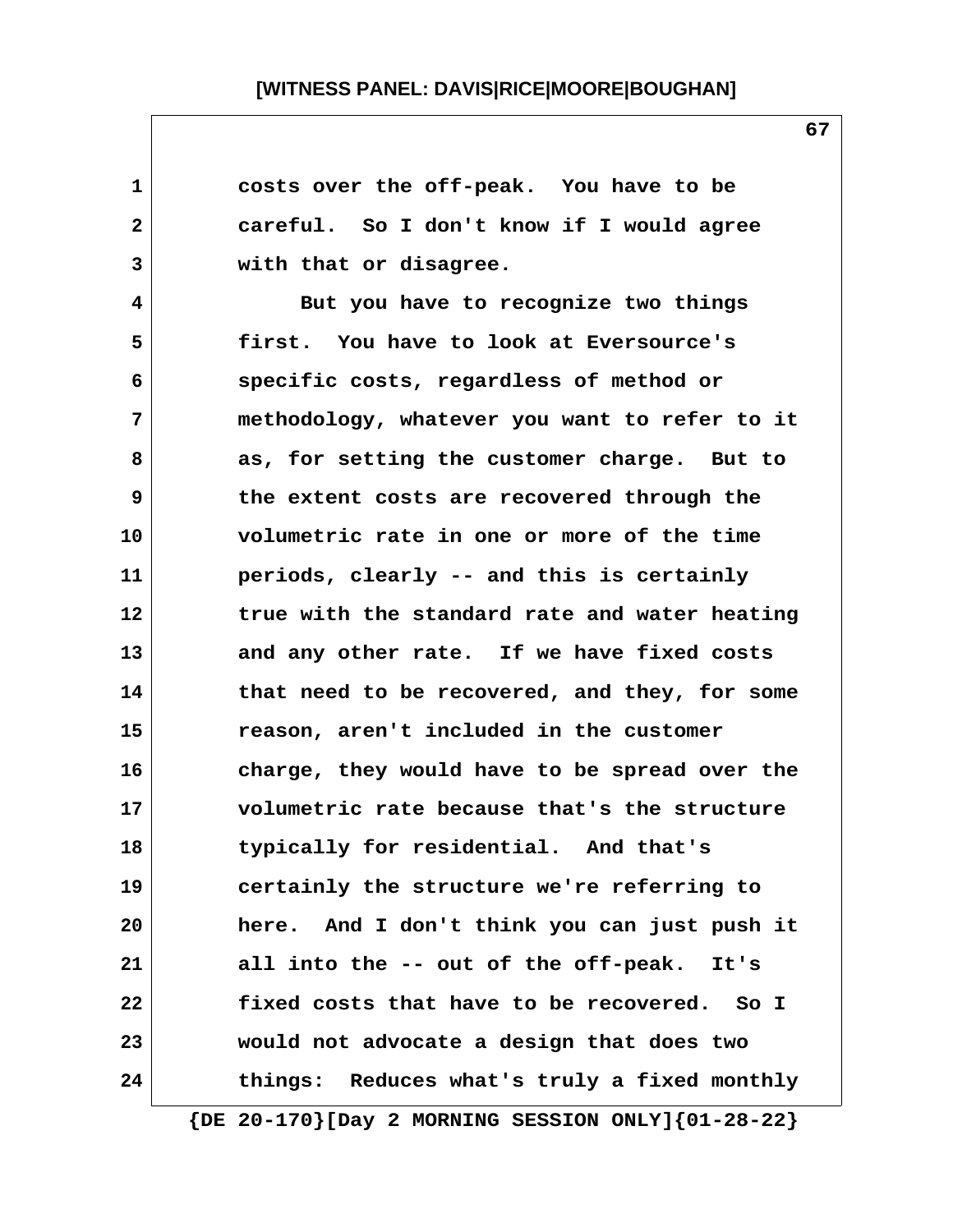costs over the off-peak. You have to be careful. So I don't know if I would agree with that or disagree.

But you have to recognize two things first. You have to look at Eversource's specific costs, regardless of method or methodology, whatever you want to refer to it as, for setting the customer charge. But to the extent costs are recovered through the volumetric rate in one or more of the time periods, clearly -- and this is certainly true with the standard rate and water heating and any other rate. If we have fixed costs that need to be recovered, and they, for some reason, aren't included in the customer charge, they would have to be spread over the volumetric rate because that's the structure typically for residential. And that's certainly the structure we're referring to here. And I don't think you can just push it all into the -- out of the off-peak. It's fixed costs that have to be recovered. So I would not advocate a design that does two things: Reduces what's truly a fixed monthly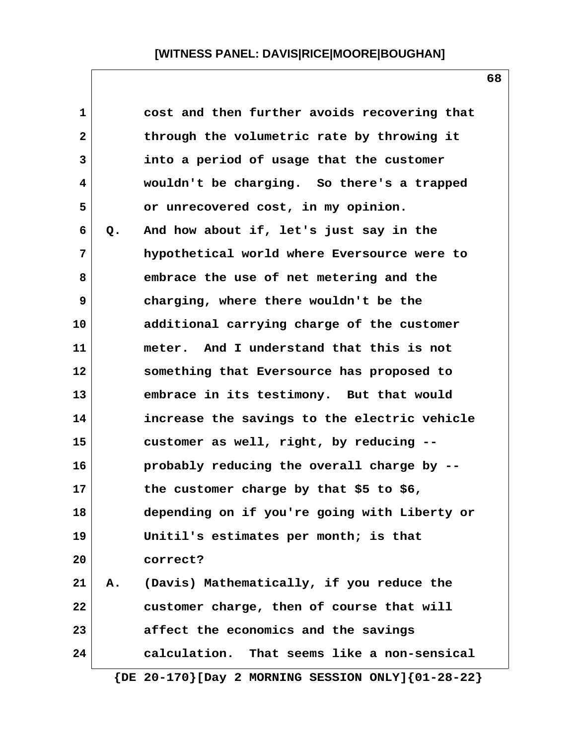cost and then further avoids recovering that through the volumetric rate by throwing it into a period of usage that the customer wouldn't be charging. So there's a trapped or unrecovered cost, in my opinion.

Q. And how about if, let's just say in the hypothetical world where Eversource were to embrace the use of net metering and the charging, where there wouldn't be the additional carrying charge of the customer meter. And I understand that this is not something that Eversource has proposed to embrace in its testimony. But that would increase the savings to the electric vehicle customer as well, right, by reducing -- probably reducing the overall charge by -- the customer charge by that $5 to $6, depending on if you're going with Liberty or Unitil's estimates per month; is that correct?

A. (Davis) Mathematically, if you reduce the customer charge, then of course that will affect the economics and the savings calculation. That seems like a non-sensical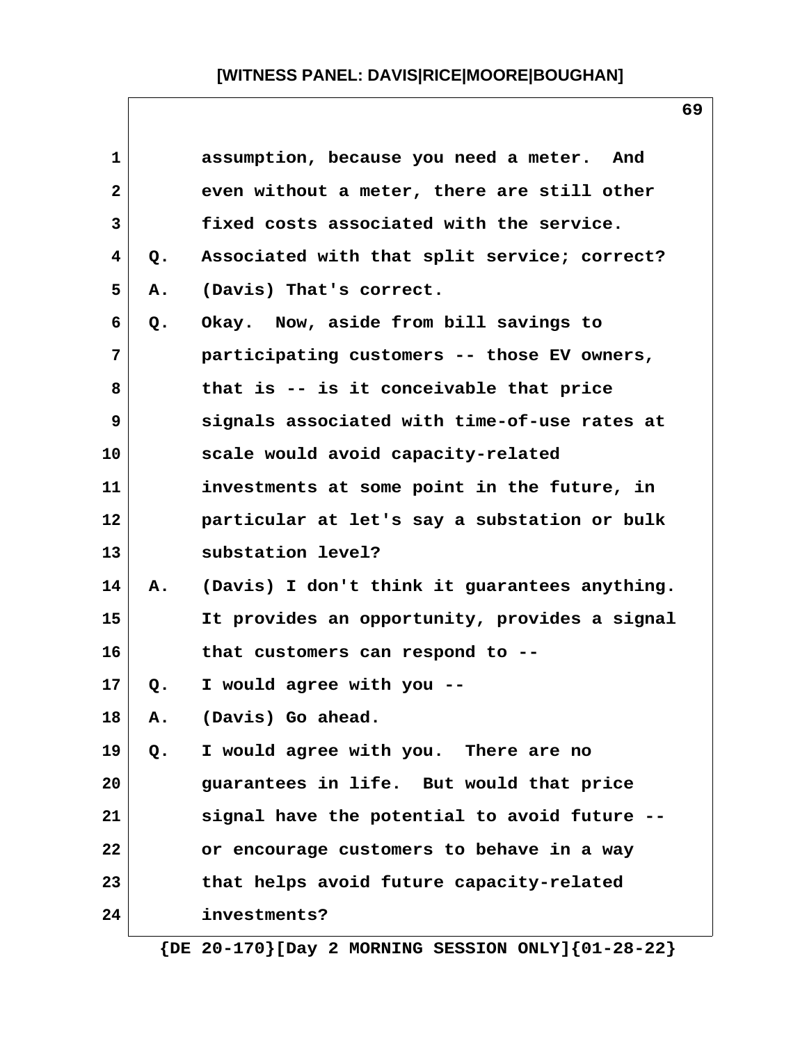1 assumption, because you need a meter. And
2 even without a meter, there are still other
3 fixed costs associated with the service.
4 Q. Associated with that split service; correct?
5 A. (Davis) That's correct.
6 Q. Okay. Now, aside from bill savings to
7 participating customers -- those EV owners,
8 that is -- is it conceivable that price
9 signals associated with time-of-use rates at
10 scale would avoid capacity-related
11 investments at some point in the future, in
12 particular at let's say a substation or bulk
13 substation level?
14 A. (Davis) I don't think it guarantees anything.
15 It provides an opportunity, provides a signal
16 that customers can respond to --
17 Q. I would agree with you --
18 A. (Davis) Go ahead.
19 Q. I would agree with you. There are no
20 guarantees in life. But would that price
21 signal have the potential to avoid future --
22 or encourage customers to behave in a way
23 that helps avoid future capacity-related
24 investments?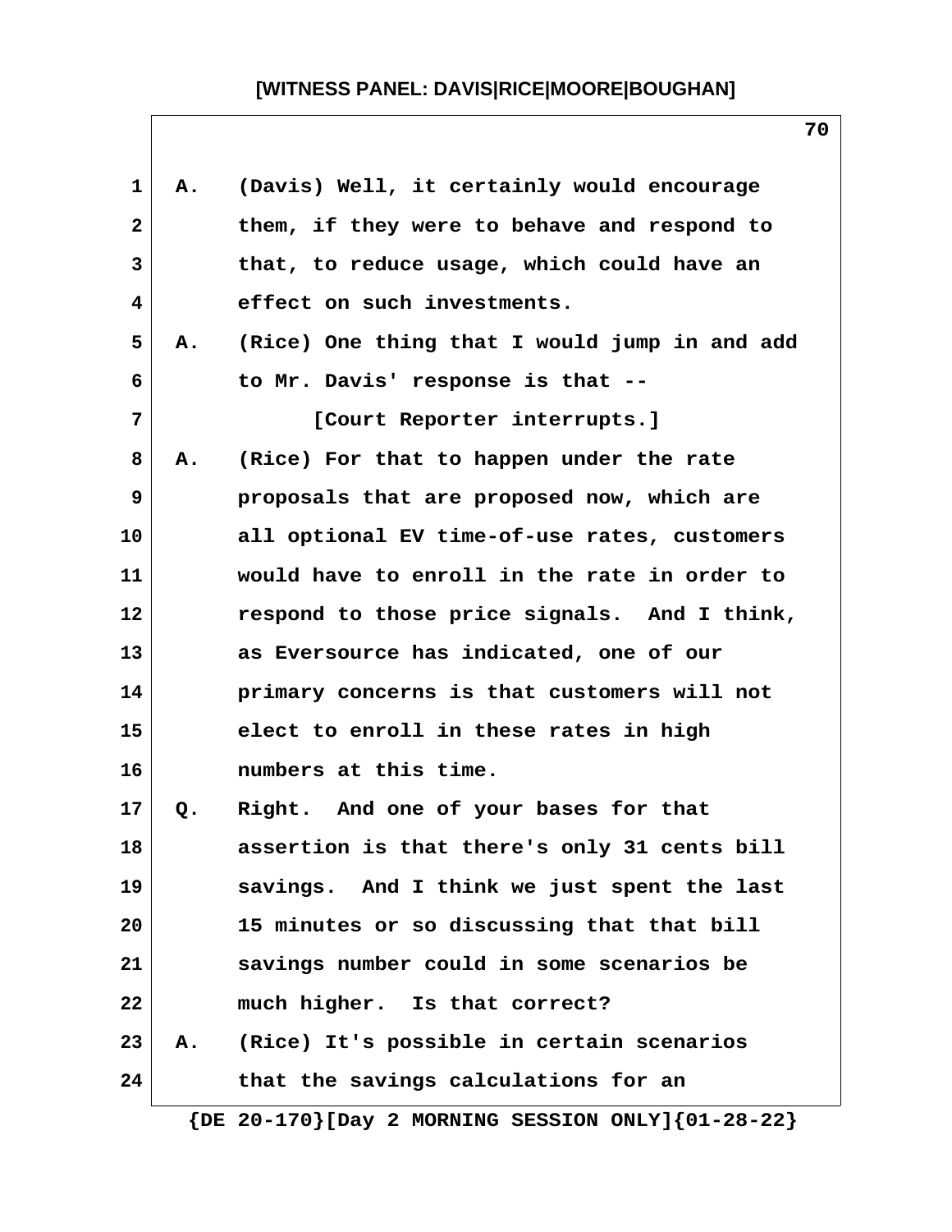A. (Davis) Well, it certainly would encourage them, if they were to behave and respond to that, to reduce usage, which could have an effect on such investments.

A. (Rice) One thing that I would jump in and add to Mr. Davis' response is that --

[Court Reporter interrupts.]

A. (Rice) For that to happen under the rate proposals that are proposed now, which are all optional EV time-of-use rates, customers would have to enroll in the rate in order to respond to those price signals. And I think, as Eversource has indicated, one of our primary concerns is that customers will not elect to enroll in these rates in high numbers at this time.

Q. Right. And one of your bases for that assertion is that there's only 31 cents bill savings. And I think we just spent the last 15 minutes or so discussing that that bill savings number could in some scenarios be much higher. Is that correct?

A. (Rice) It's possible in certain scenarios that the savings calculations for an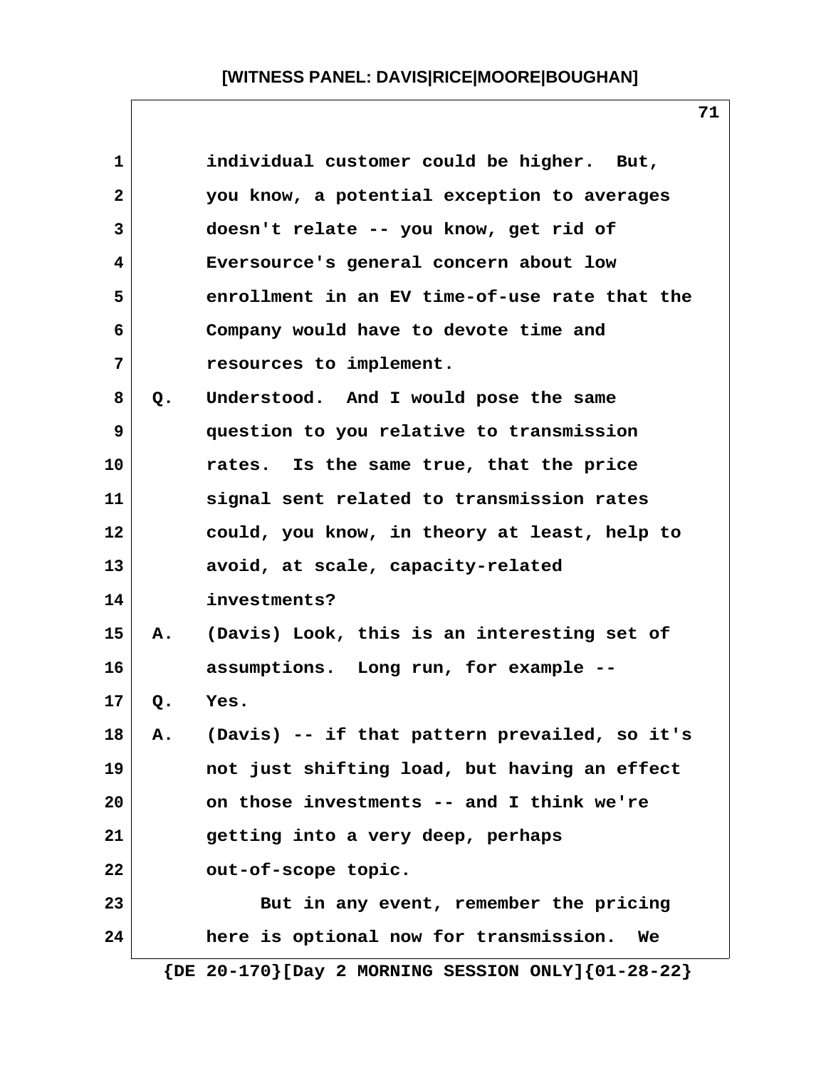individual customer could be higher. But, you know, a potential exception to averages doesn't relate -- you know, get rid of Eversource's general concern about low enrollment in an EV time-of-use rate that the Company would have to devote time and resources to implement.

Q. Understood. And I would pose the same question to you relative to transmission rates. Is the same true, that the price signal sent related to transmission rates could, you know, in theory at least, help to avoid, at scale, capacity-related investments?

A. (Davis) Look, this is an interesting set of assumptions. Long run, for example --

Q. Yes.

A. (Davis) -- if that pattern prevailed, so it's not just shifting load, but having an effect on those investments -- and I think we're getting into a very deep, perhaps out-of-scope topic.

But in any event, remember the pricing here is optional now for transmission. We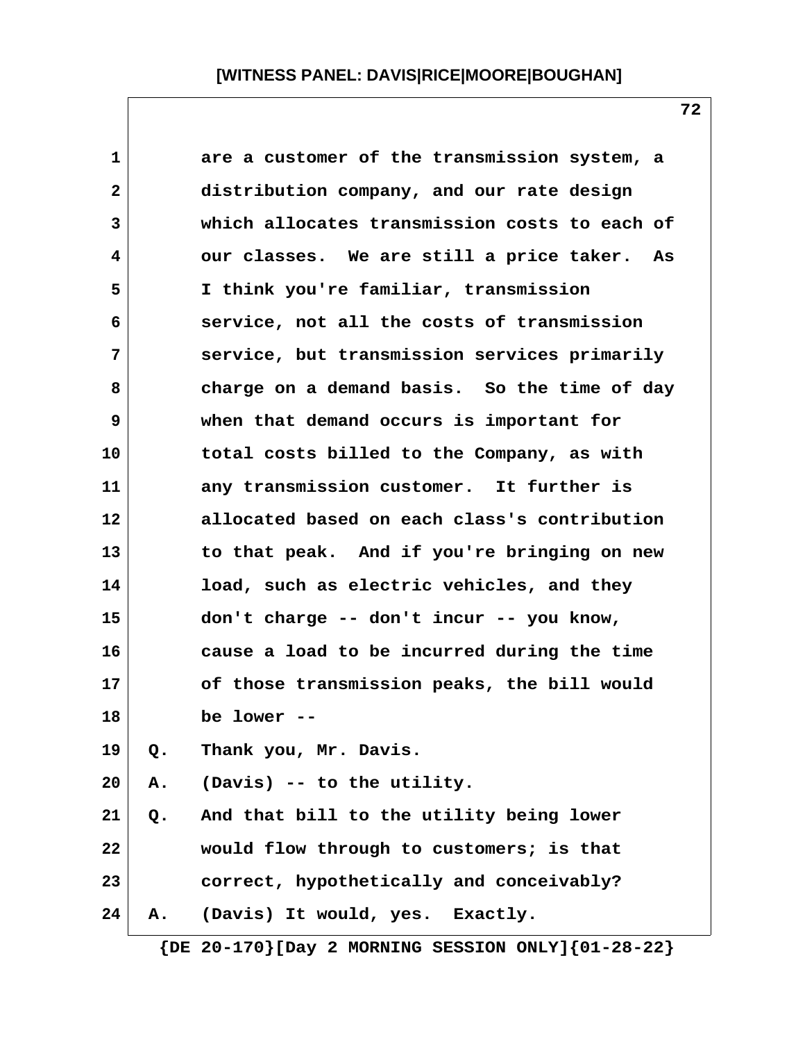are a customer of the transmission system, a distribution company, and our rate design which allocates transmission costs to each of our classes. We are still a price taker. As I think you're familiar, transmission service, not all the costs of transmission service, but transmission services primarily charge on a demand basis. So the time of day when that demand occurs is important for total costs billed to the Company, as with any transmission customer. It further is allocated based on each class's contribution to that peak. And if you're bringing on new load, such as electric vehicles, and they don't charge -- don't incur -- you know, cause a load to be incurred during the time of those transmission peaks, the bill would be lower --

Q. Thank you, Mr. Davis.

A. (Davis) -- to the utility.

Q. And that bill to the utility being lower would flow through to customers; is that correct, hypothetically and conceivably?

A. (Davis) It would, yes. Exactly.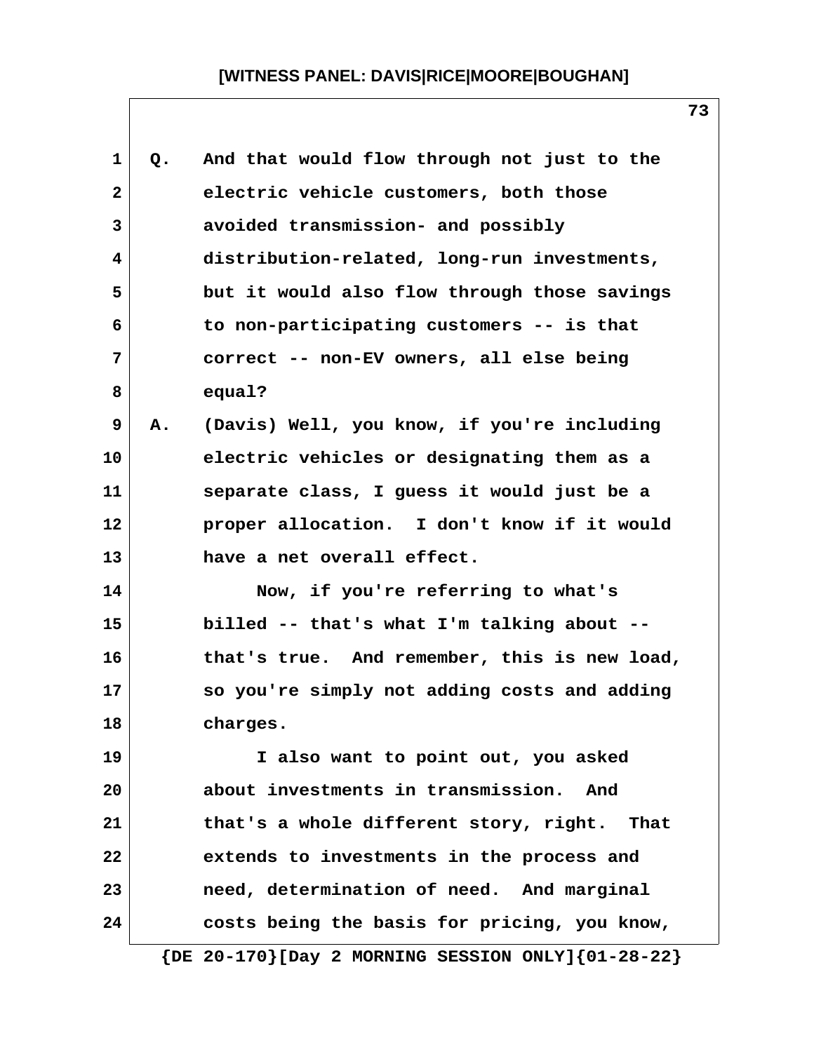Q. And that would flow through not just to the electric vehicle customers, both those avoided transmission- and possibly distribution-related, long-run investments, but it would also flow through those savings to non-participating customers -- is that correct -- non-EV owners, all else being equal?

A. (Davis) Well, you know, if you're including electric vehicles or designating them as a separate class, I guess it would just be a proper allocation. I don't know if it would have a net overall effect.

Now, if you're referring to what's billed -- that's what I'm talking about -- that's true. And remember, this is new load, so you're simply not adding costs and adding charges.

I also want to point out, you asked about investments in transmission. And that's a whole different story, right. That extends to investments in the process and need, determination of need. And marginal costs being the basis for pricing, you know,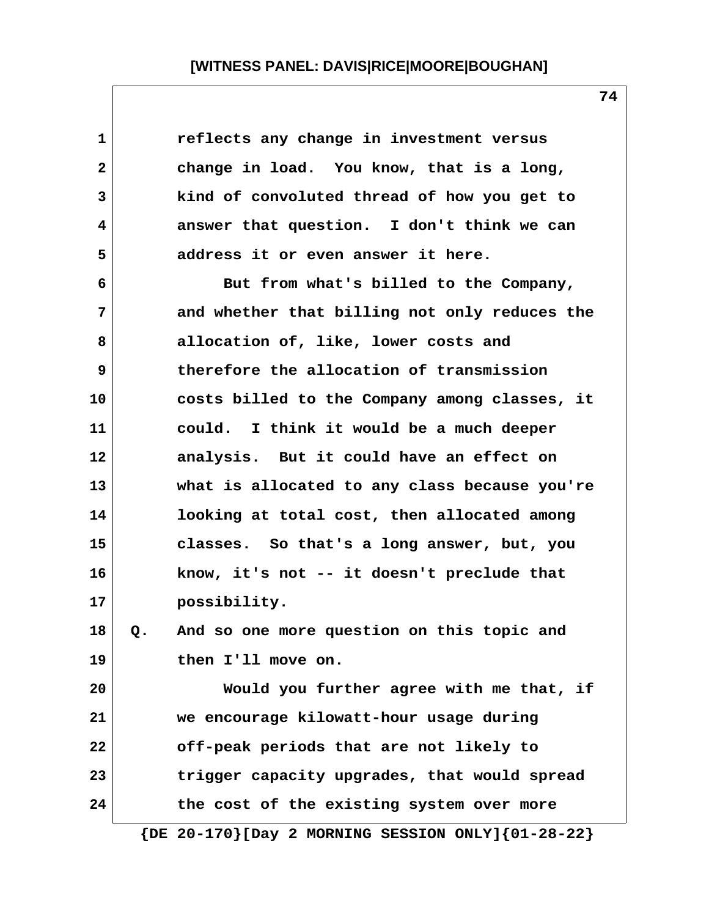reflects any change in investment versus change in load. You know, that is a long, kind of convoluted thread of how you get to answer that question. I don't think we can address it or even answer it here.

But from what's billed to the Company, and whether that billing not only reduces the allocation of, like, lower costs and therefore the allocation of transmission costs billed to the Company among classes, it could. I think it would be a much deeper analysis. But it could have an effect on what is allocated to any class because you're looking at total cost, then allocated among classes. So that's a long answer, but, you know, it's not -- it doesn't preclude that possibility.

Q. And so one more question on this topic and then I'll move on.

Would you further agree with me that, if we encourage kilowatt-hour usage during off-peak periods that are not likely to trigger capacity upgrades, that would spread the cost of the existing system over more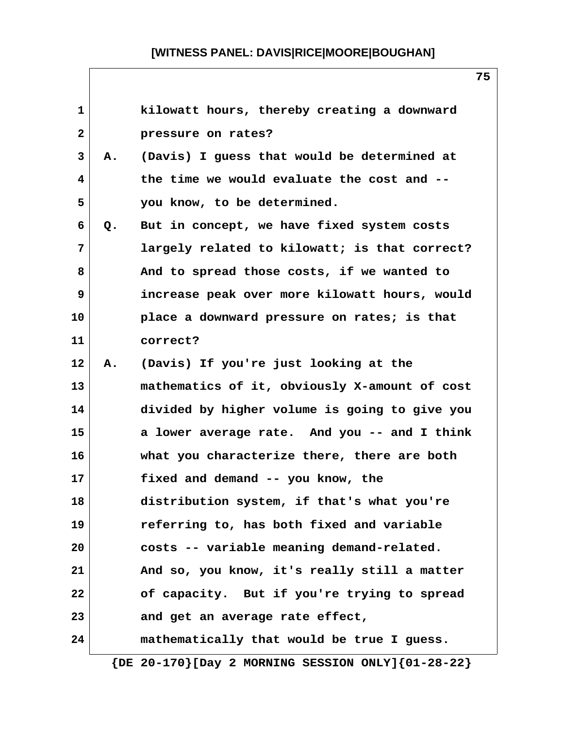kilowatt hours, thereby creating a downward pressure on rates?

A. (Davis) I guess that would be determined at the time we would evaluate the cost and -- you know, to be determined.

Q. But in concept, we have fixed system costs largely related to kilowatt; is that correct? And to spread those costs, if we wanted to increase peak over more kilowatt hours, would place a downward pressure on rates; is that correct?

A. (Davis) If you're just looking at the mathematics of it, obviously X-amount of cost divided by higher volume is going to give you a lower average rate. And you -- and I think what you characterize there, there are both fixed and demand -- you know, the distribution system, if that's what you're referring to, has both fixed and variable costs -- variable meaning demand-related. And so, you know, it's really still a matter of capacity. But if you're trying to spread and get an average rate effect, mathematically that would be true I guess.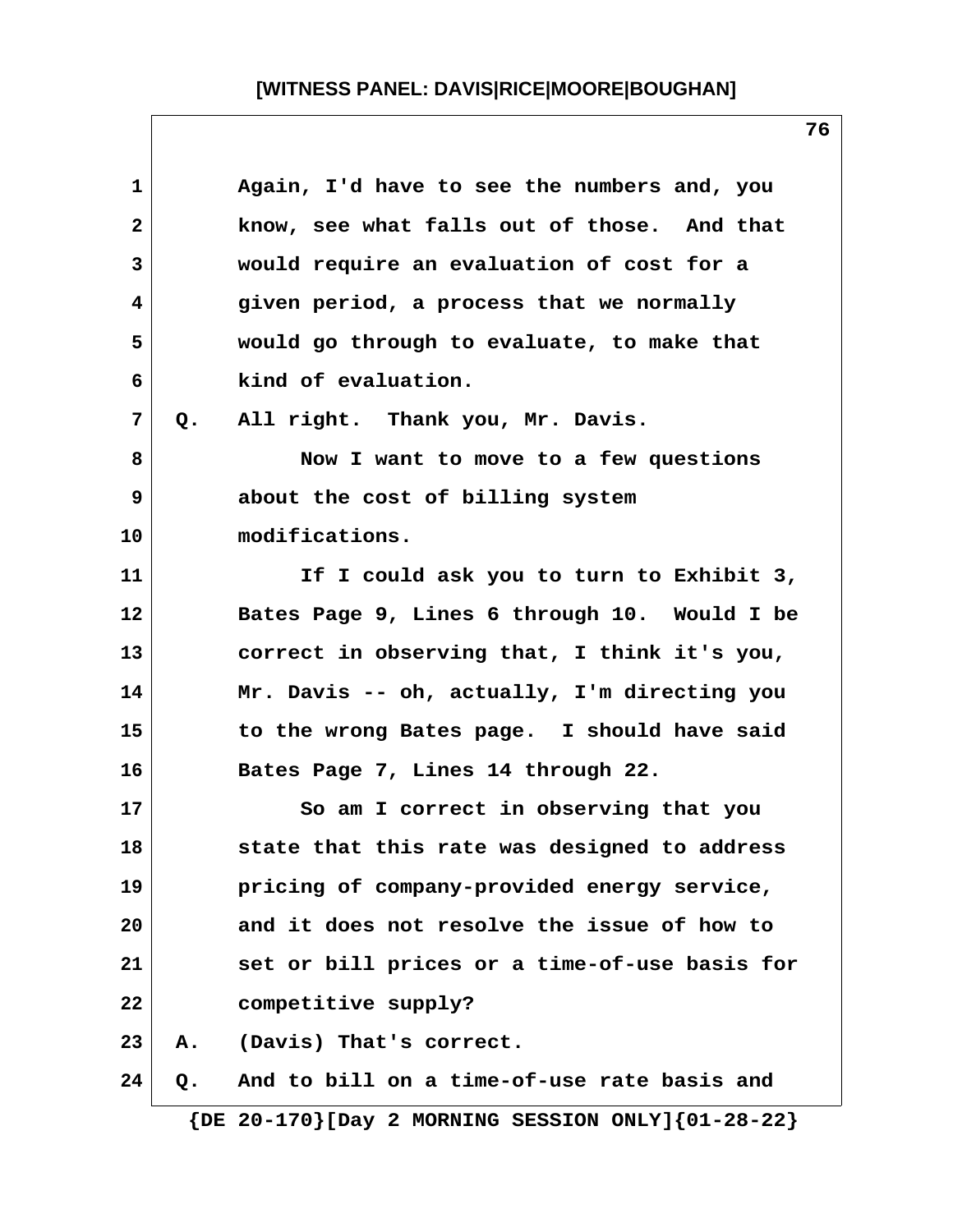Again, I'd have to see the numbers and, you know, see what falls out of those. And that would require an evaluation of cost for a given period, a process that we normally would go through to evaluate, to make that kind of evaluation.

Q. All right. Thank you, Mr. Davis.

Now I want to move to a few questions about the cost of billing system modifications.

If I could ask you to turn to Exhibit 3, Bates Page 9, Lines 6 through 10. Would I be correct in observing that, I think it's you, Mr. Davis -- oh, actually, I'm directing you to the wrong Bates page. I should have said Bates Page 7, Lines 14 through 22.

So am I correct in observing that you state that this rate was designed to address pricing of company-provided energy service, and it does not resolve the issue of how to set or bill prices or a time-of-use basis for competitive supply?

A. (Davis) That's correct.

Q. And to bill on a time-of-use rate basis and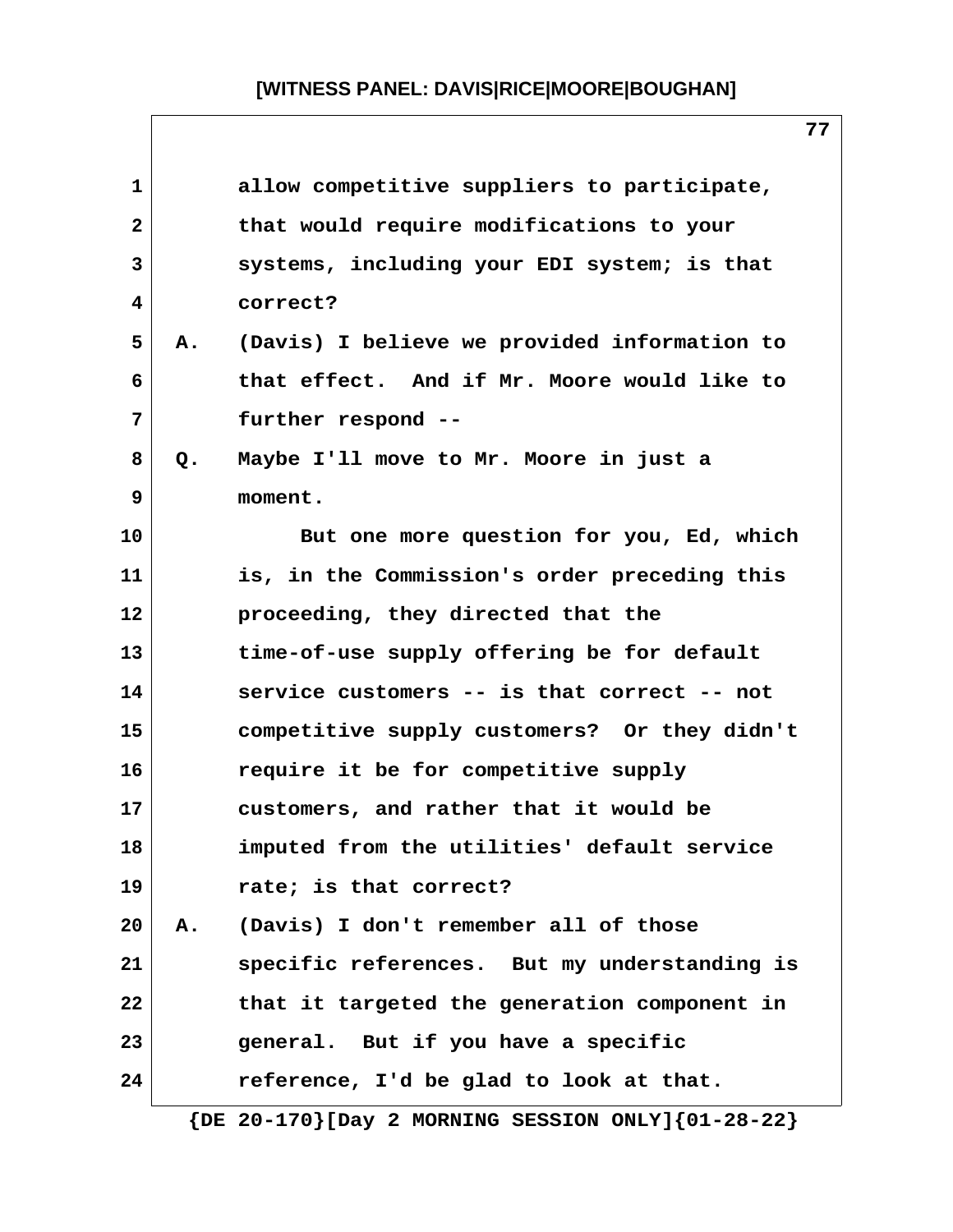allow competitive suppliers to participate, that would require modifications to your systems, including your EDI system; is that correct?

A. (Davis) I believe we provided information to that effect. And if Mr. Moore would like to further respond --

Q. Maybe I'll move to Mr. Moore in just a moment.

But one more question for you, Ed, which is, in the Commission's order preceding this proceeding, they directed that the time-of-use supply offering be for default service customers -- is that correct -- not competitive supply customers? Or they didn't require it be for competitive supply customers, and rather that it would be imputed from the utilities' default service rate; is that correct?

A. (Davis) I don't remember all of those specific references. But my understanding is that it targeted the generation component in general. But if you have a specific reference, I'd be glad to look at that.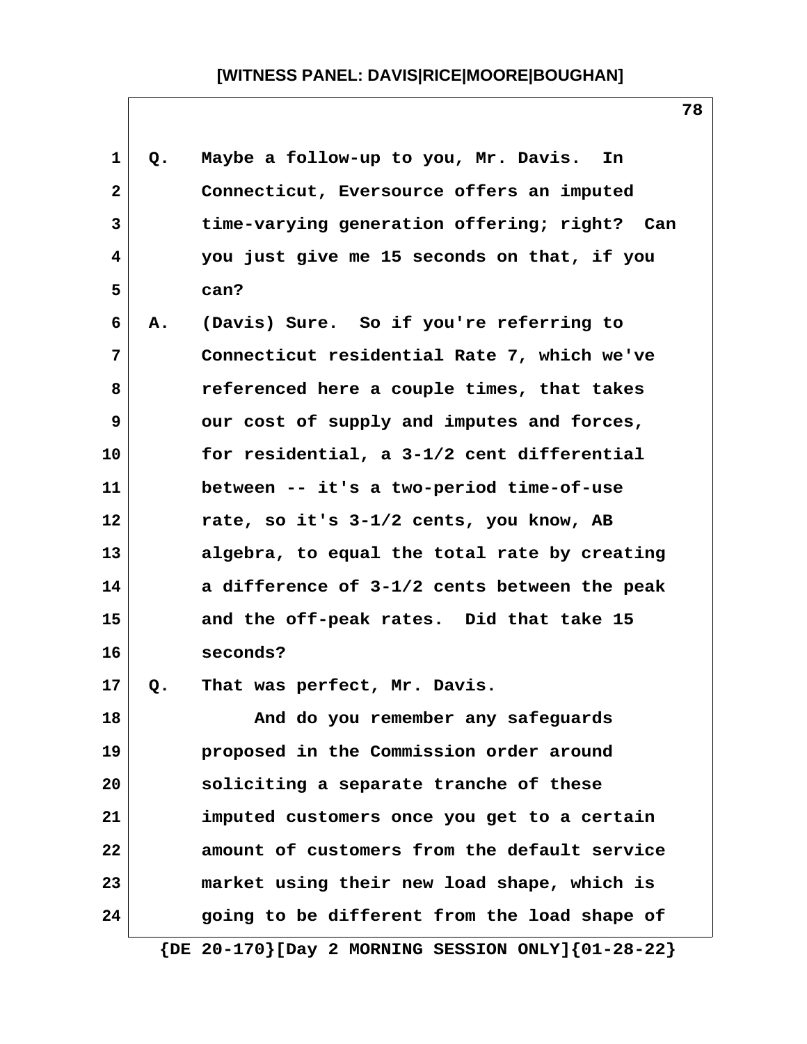Q. Maybe a follow-up to you, Mr. Davis. In Connecticut, Eversource offers an imputed time-varying generation offering; right? Can you just give me 15 seconds on that, if you can?

A. (Davis) Sure. So if you're referring to Connecticut residential Rate 7, which we've referenced here a couple times, that takes our cost of supply and imputes and forces, for residential, a 3-1/2 cent differential between -- it's a two-period time-of-use rate, so it's 3-1/2 cents, you know, AB algebra, to equal the total rate by creating a difference of 3-1/2 cents between the peak and the off-peak rates. Did that take 15 seconds?

Q. That was perfect, Mr. Davis.

And do you remember any safeguards proposed in the Commission order around soliciting a separate tranche of these imputed customers once you get to a certain amount of customers from the default service market using their new load shape, which is going to be different from the load shape of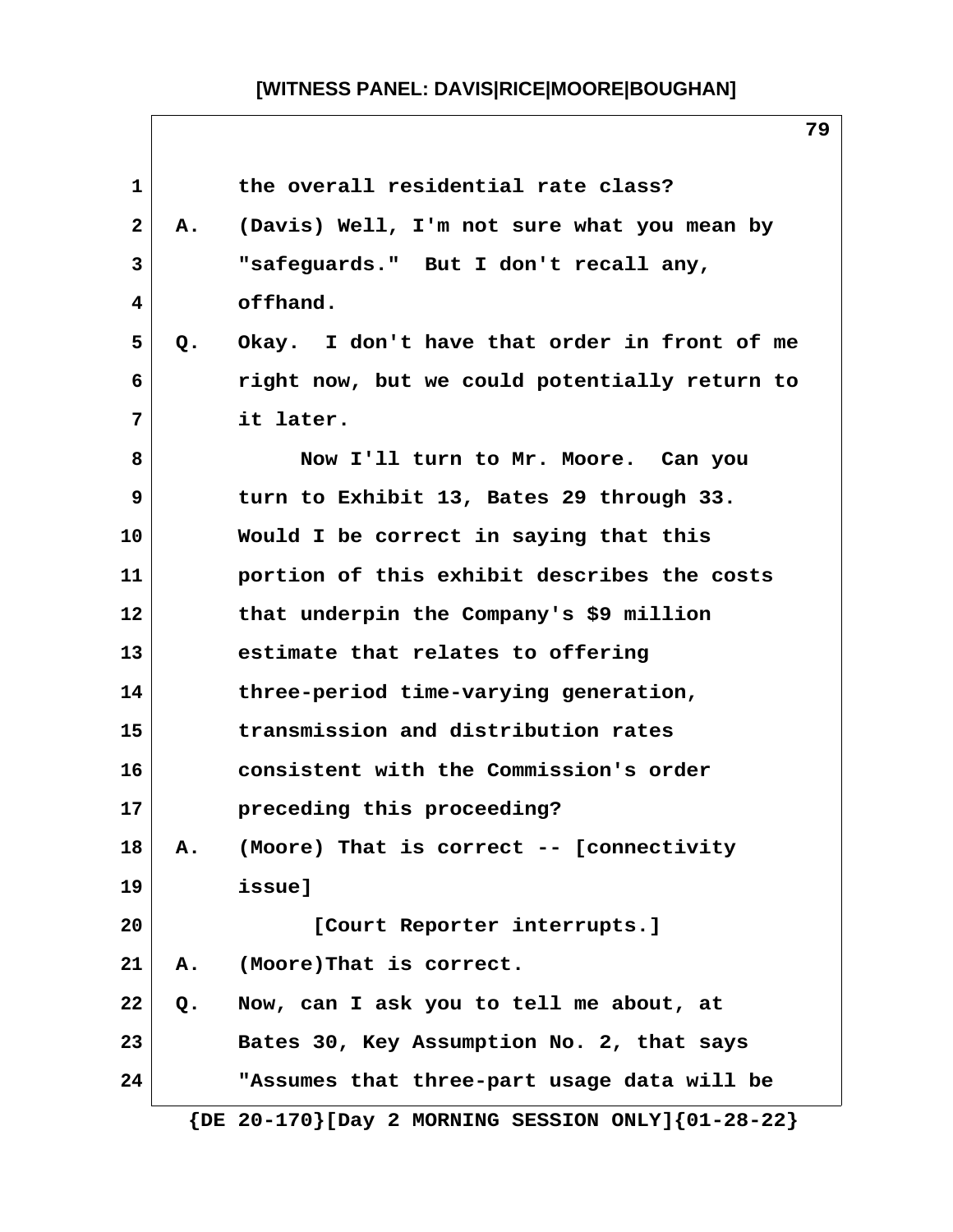the overall residential rate class?

A. (Davis) Well, I'm not sure what you mean by "safeguards." But I don't recall any, offhand.

Q. Okay. I don't have that order in front of me right now, but we could potentially return to it later.

Now I'll turn to Mr. Moore. Can you turn to Exhibit 13, Bates 29 through 33. Would I be correct in saying that this portion of this exhibit describes the costs that underpin the Company's $9 million estimate that relates to offering three-period time-varying generation, transmission and distribution rates consistent with the Commission's order preceding this proceeding?

A. (Moore) That is correct -- [connectivity issue]

[Court Reporter interrupts.]

A. (Moore)That is correct.

Q. Now, can I ask you to tell me about, at Bates 30, Key Assumption No. 2, that says "Assumes that three-part usage data will be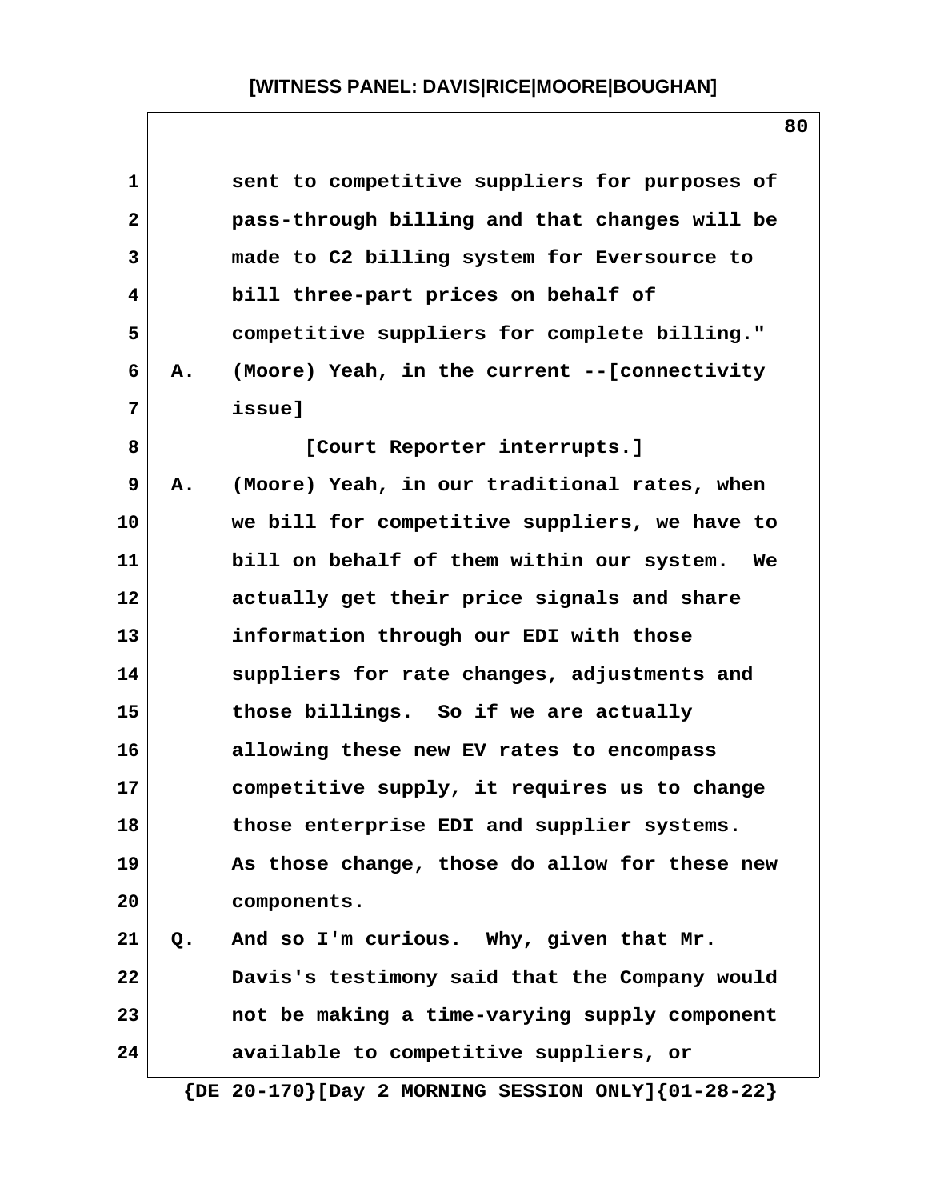sent to competitive suppliers for purposes of pass-through billing and that changes will be made to C2 billing system for Eversource to bill three-part prices on behalf of competitive suppliers for complete billing."

A. (Moore) Yeah, in the current --[connectivity issue]

[Court Reporter interrupts.]

A. (Moore) Yeah, in our traditional rates, when we bill for competitive suppliers, we have to bill on behalf of them within our system. We actually get their price signals and share information through our EDI with those suppliers for rate changes, adjustments and those billings. So if we are actually allowing these new EV rates to encompass competitive supply, it requires us to change those enterprise EDI and supplier systems. As those change, those do allow for these new components.

Q. And so I'm curious. Why, given that Mr. Davis's testimony said that the Company would not be making a time-varying supply component available to competitive suppliers, or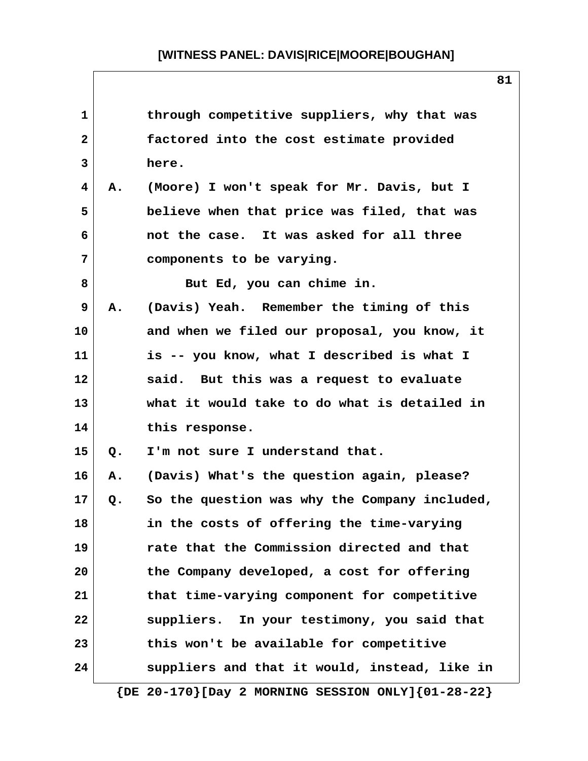1 through competitive suppliers, why that was
2 factored into the cost estimate provided
3 here.

4 A. (Moore) I won't speak for Mr. Davis, but I
5 believe when that price was filed, that was
6 not the case. It was asked for all three
7 components to be varying.

8 But Ed, you can chime in.

9 A. (Davis) Yeah. Remember the timing of this
10 and when we filed our proposal, you know, it
11 is -- you know, what I described is what I
12 said. But this was a request to evaluate
13 what it would take to do what is detailed in
14 this response.

15 Q. I'm not sure I understand that.

16 A. (Davis) What's the question again, please?

17 Q. So the question was why the Company included,
18 in the costs of offering the time-varying
19 rate that the Commission directed and that
20 the Company developed, a cost for offering
21 that time-varying component for competitive
22 suppliers. In your testimony, you said that
23 this won't be available for competitive
24 suppliers and that it would, instead, like in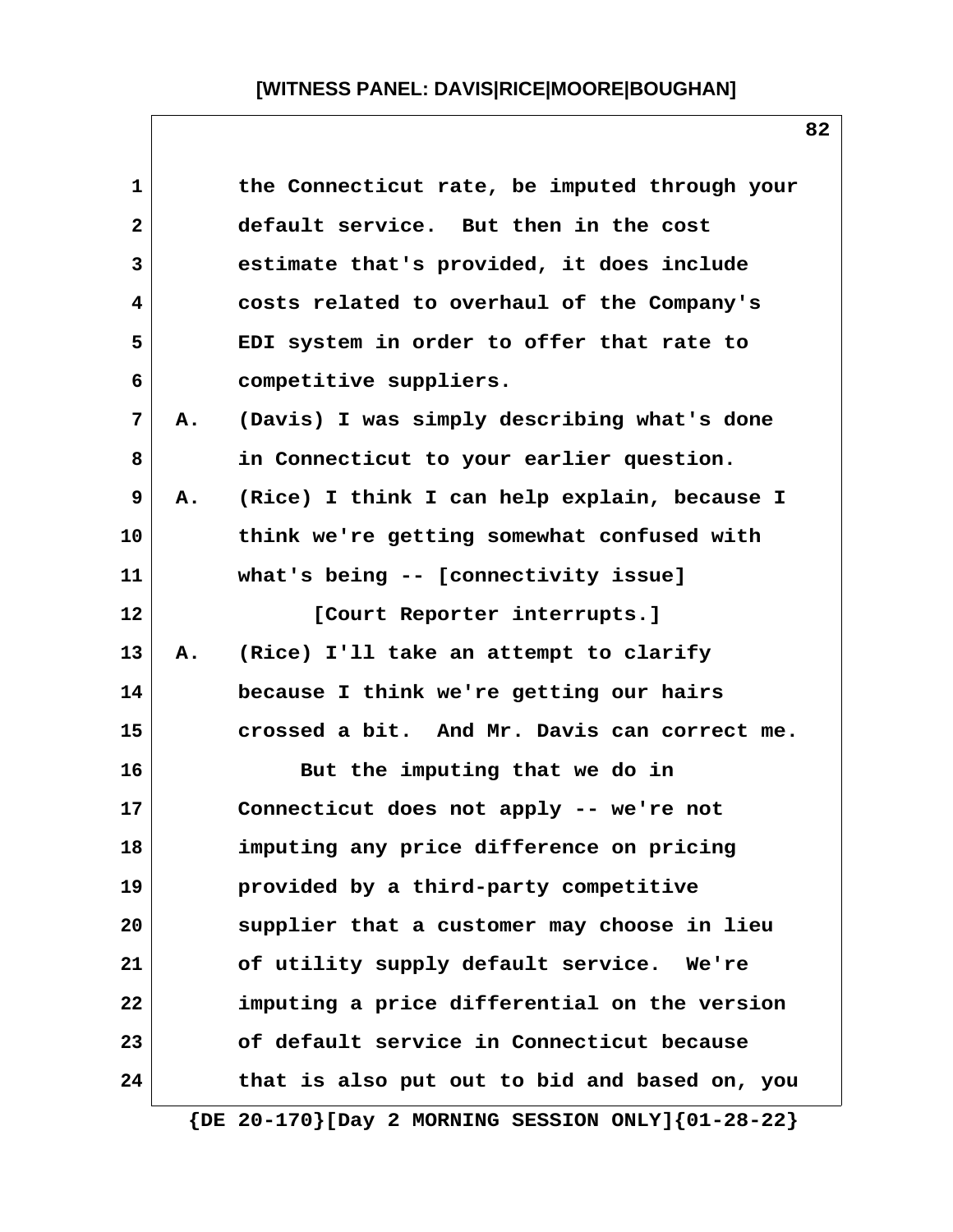the Connecticut rate, be imputed through your default service. But then in the cost estimate that's provided, it does include costs related to overhaul of the Company's EDI system in order to offer that rate to competitive suppliers.

A. (Davis) I was simply describing what's done in Connecticut to your earlier question.

A. (Rice) I think I can help explain, because I think we're getting somewhat confused with what's being -- [connectivity issue]

[Court Reporter interrupts.]

A. (Rice) I'll take an attempt to clarify because I think we're getting our hairs crossed a bit. And Mr. Davis can correct me.

But the imputing that we do in Connecticut does not apply -- we're not imputing any price difference on pricing provided by a third-party competitive supplier that a customer may choose in lieu of utility supply default service. We're imputing a price differential on the version of default service in Connecticut because that is also put out to bid and based on, you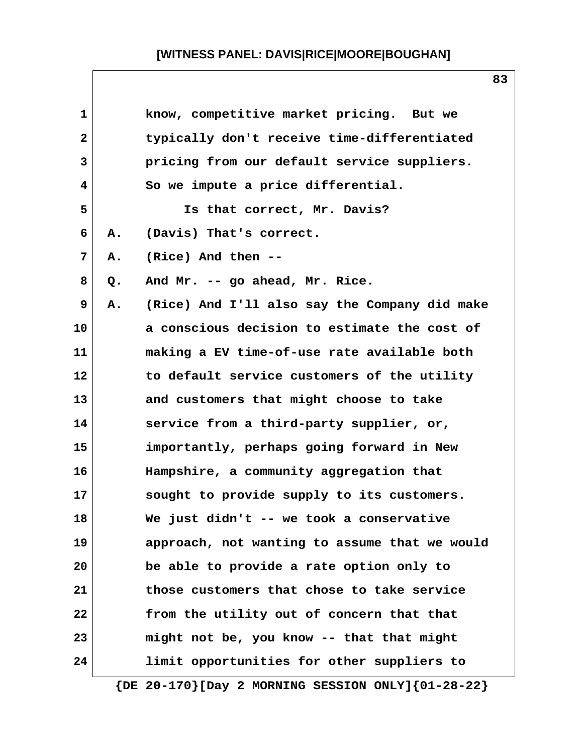know, competitive market pricing. But we typically don't receive time-differentiated pricing from our default service suppliers. So we impute a price differential.

Is that correct, Mr. Davis?

A. (Davis) That's correct.

A. (Rice) And then --

Q. And Mr. -- go ahead, Mr. Rice.

A. (Rice) And I'll also say the Company did make a conscious decision to estimate the cost of making a EV time-of-use rate available both to default service customers of the utility and customers that might choose to take service from a third-party supplier, or, importantly, perhaps going forward in New Hampshire, a community aggregation that sought to provide supply to its customers. We just didn't -- we took a conservative approach, not wanting to assume that we would be able to provide a rate option only to those customers that chose to take service from the utility out of concern that that might not be, you know -- that that might limit opportunities for other suppliers to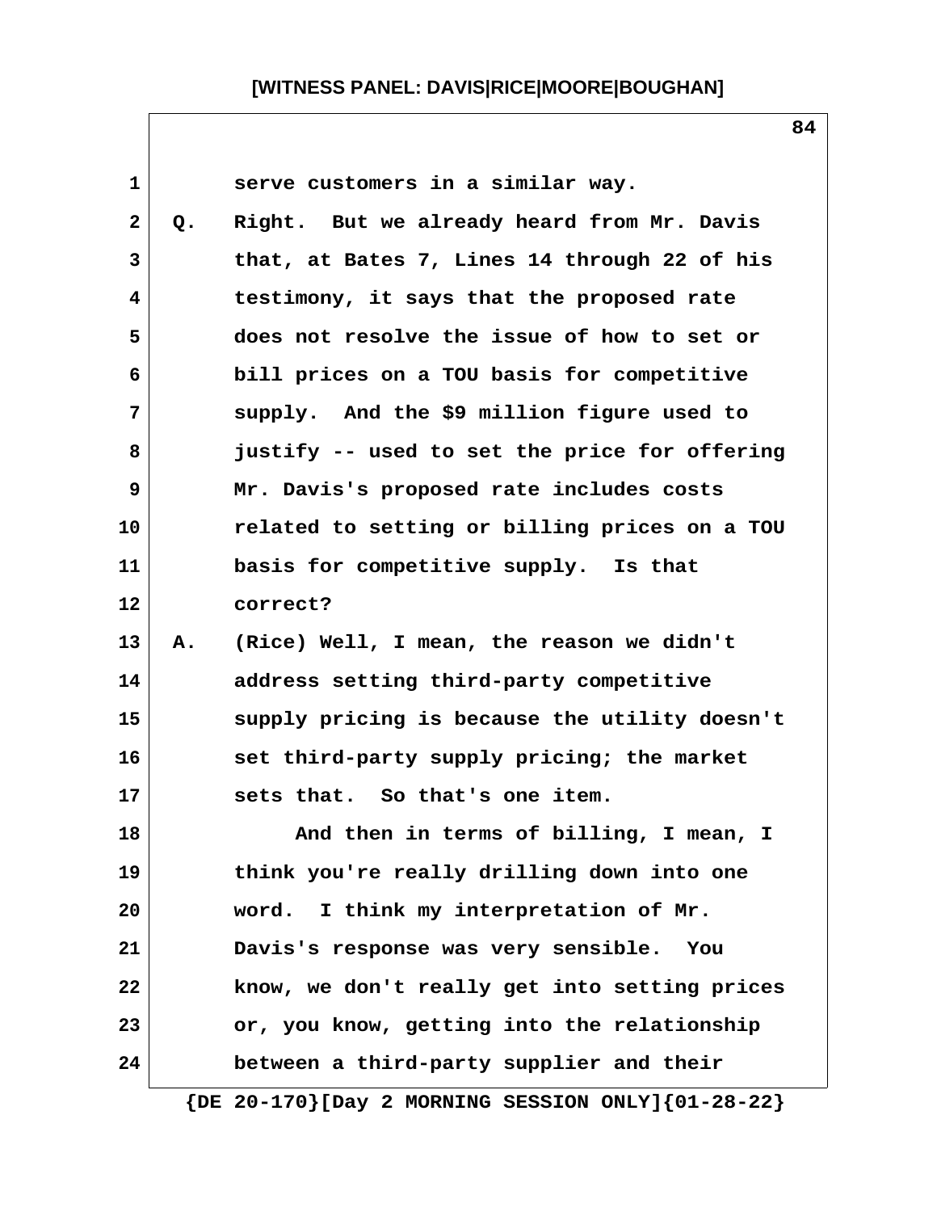serve customers in a similar way.

Q. Right. But we already heard from Mr. Davis that, at Bates 7, Lines 14 through 22 of his testimony, it says that the proposed rate does not resolve the issue of how to set or bill prices on a TOU basis for competitive supply. And the $9 million figure used to justify -- used to set the price for offering Mr. Davis's proposed rate includes costs related to setting or billing prices on a TOU basis for competitive supply. Is that correct?

A. (Rice) Well, I mean, the reason we didn't address setting third-party competitive supply pricing is because the utility doesn't set third-party supply pricing; the market sets that. So that's one item.

And then in terms of billing, I mean, I think you're really drilling down into one word. I think my interpretation of Mr. Davis's response was very sensible. You know, we don't really get into setting prices or, you know, getting into the relationship between a third-party supplier and their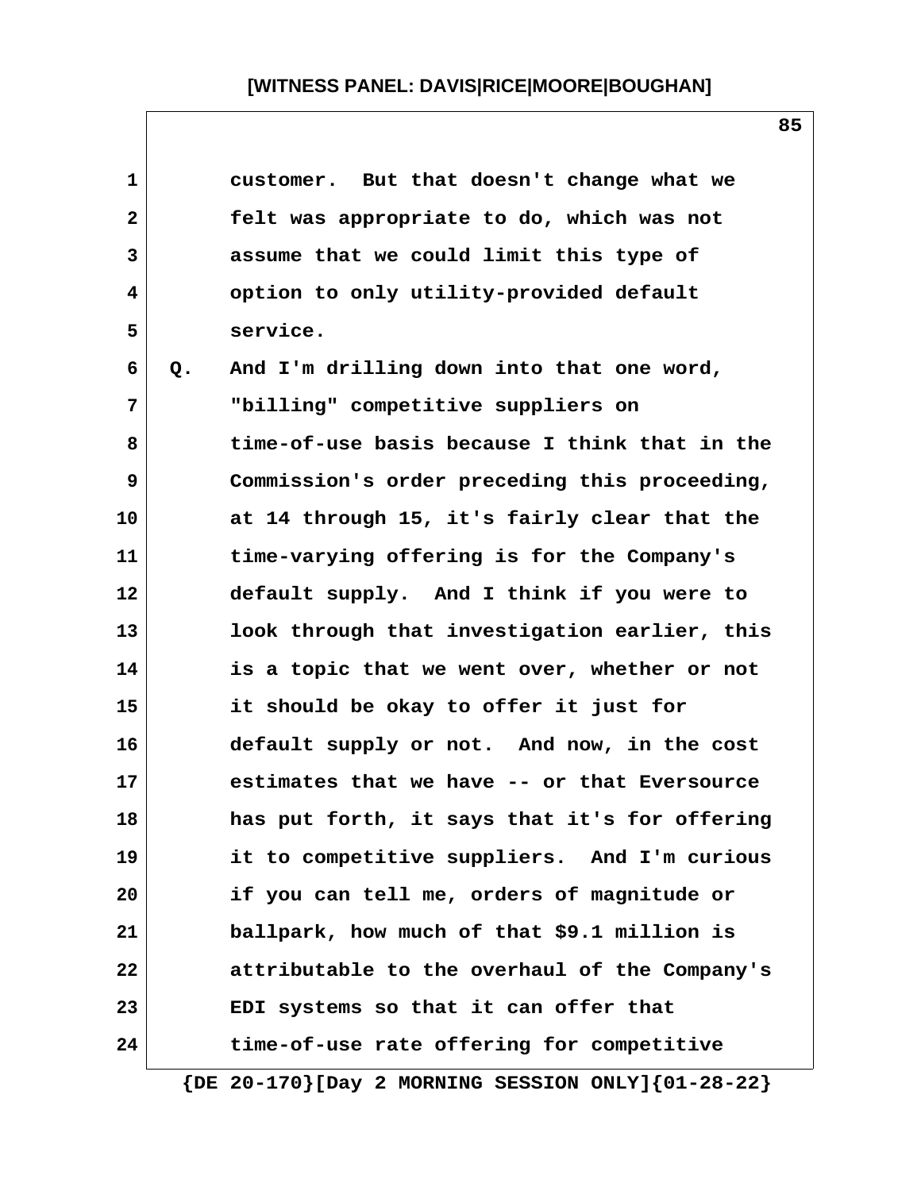customer. But that doesn't change what we felt was appropriate to do, which was not assume that we could limit this type of option to only utility-provided default service.

Q. And I'm drilling down into that one word, "billing" competitive suppliers on time-of-use basis because I think that in the Commission's order preceding this proceeding, at 14 through 15, it's fairly clear that the time-varying offering is for the Company's default supply. And I think if you were to look through that investigation earlier, this is a topic that we went over, whether or not it should be okay to offer it just for default supply or not. And now, in the cost estimates that we have -- or that Eversource has put forth, it says that it's for offering it to competitive suppliers. And I'm curious if you can tell me, orders of magnitude or ballpark, how much of that $9.1 million is attributable to the overhaul of the Company's EDI systems so that it can offer that time-of-use rate offering for competitive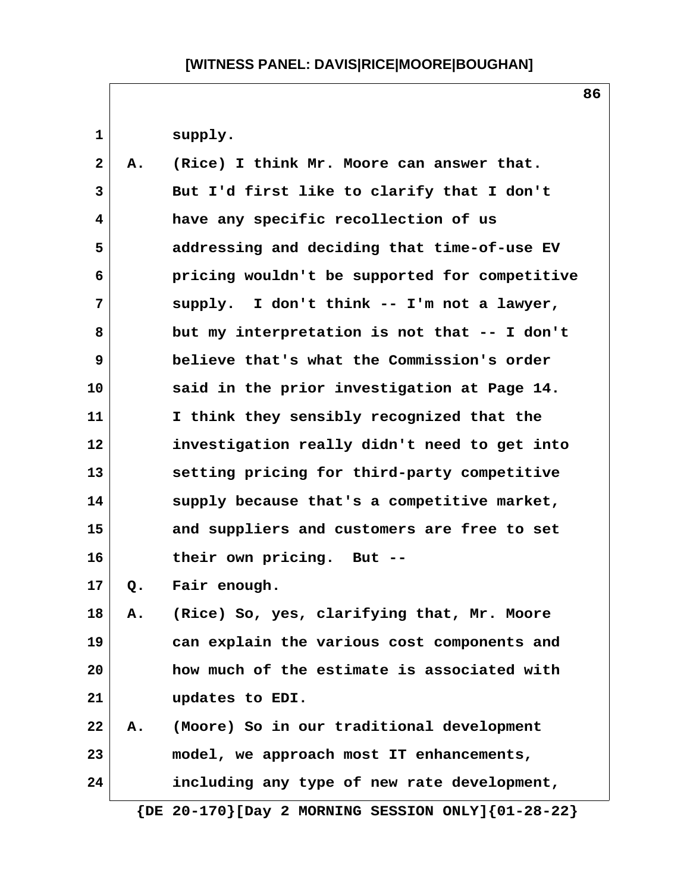supply.

A. (Rice) I think Mr. Moore can answer that. But I'd first like to clarify that I don't have any specific recollection of us addressing and deciding that time-of-use EV pricing wouldn't be supported for competitive supply. I don't think -- I'm not a lawyer, but my interpretation is not that -- I don't believe that's what the Commission's order said in the prior investigation at Page 14. I think they sensibly recognized that the investigation really didn't need to get into setting pricing for third-party competitive supply because that's a competitive market, and suppliers and customers are free to set their own pricing. But --

Q. Fair enough.

A. (Rice) So, yes, clarifying that, Mr. Moore can explain the various cost components and how much of the estimate is associated with updates to EDI.

A. (Moore) So in our traditional development model, we approach most IT enhancements, including any type of new rate development,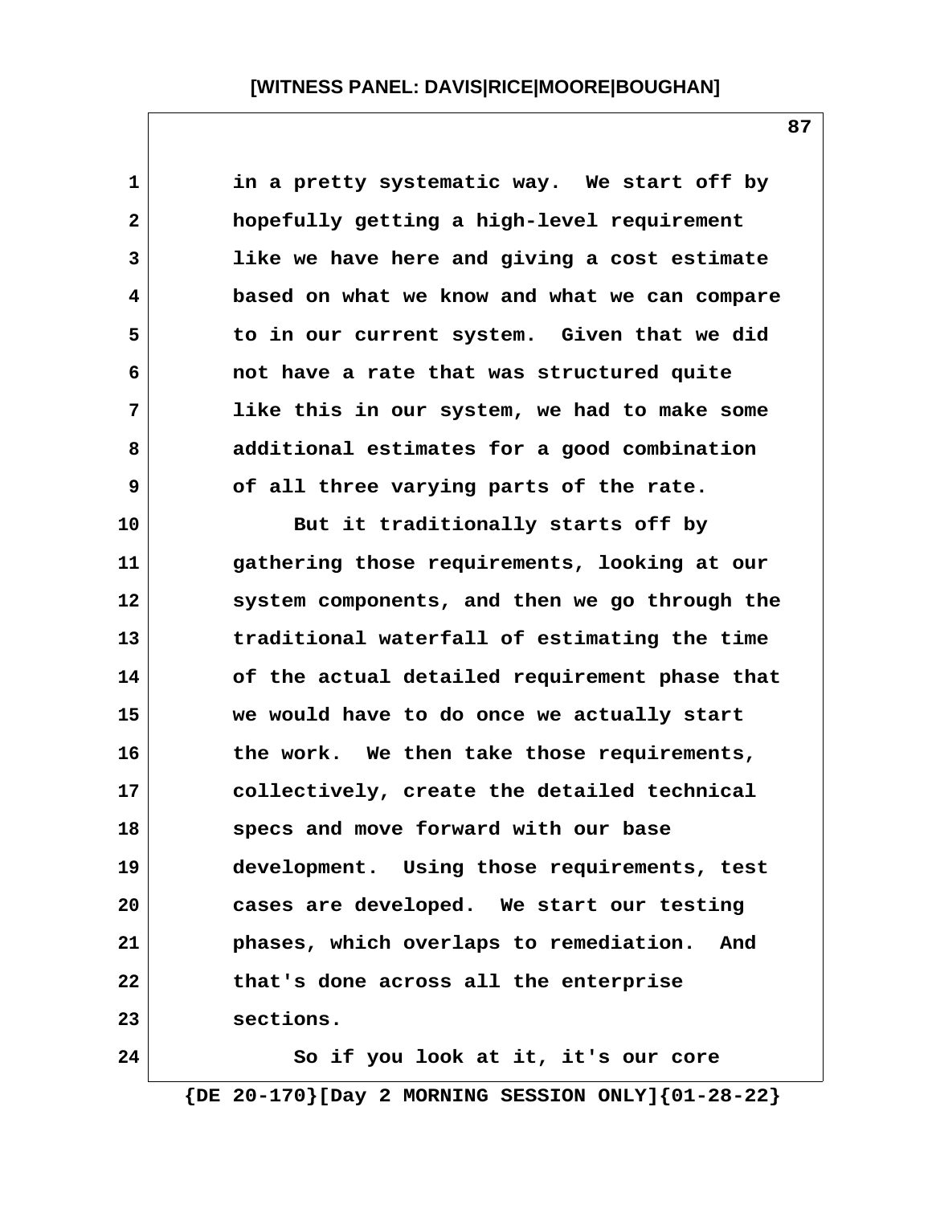in a pretty systematic way. We start off by hopefully getting a high-level requirement like we have here and giving a cost estimate based on what we know and what we can compare to in our current system. Given that we did not have a rate that was structured quite like this in our system, we had to make some additional estimates for a good combination of all three varying parts of the rate.

But it traditionally starts off by gathering those requirements, looking at our system components, and then we go through the traditional waterfall of estimating the time of the actual detailed requirement phase that we would have to do once we actually start the work. We then take those requirements, collectively, create the detailed technical specs and move forward with our base development. Using those requirements, test cases are developed. We start our testing phases, which overlaps to remediation. And that's done across all the enterprise sections.

So if you look at it, it's our core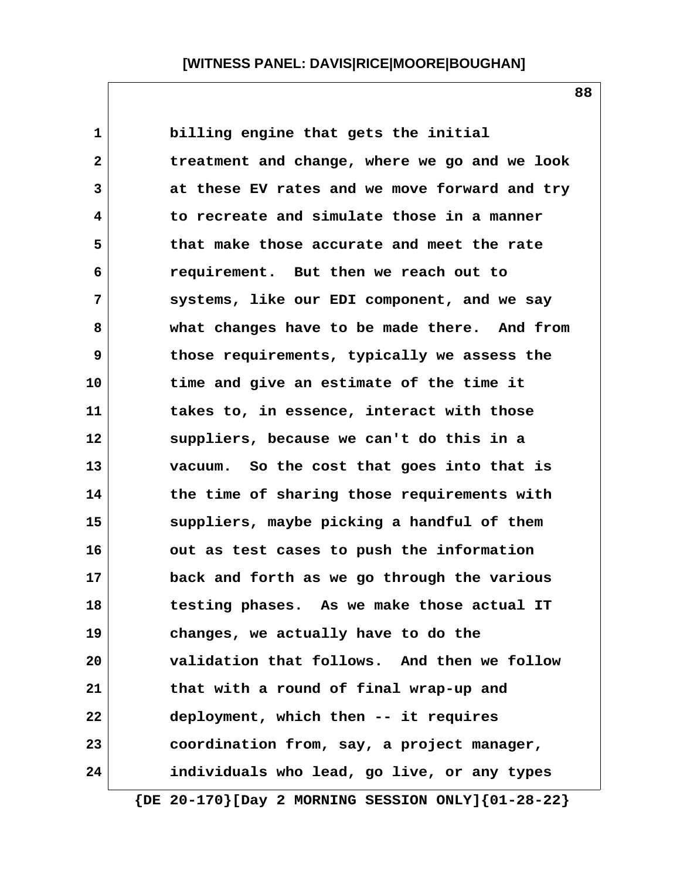billing engine that gets the initial treatment and change, where we go and we look at these EV rates and we move forward and try to recreate and simulate those in a manner that make those accurate and meet the rate requirement. But then we reach out to systems, like our EDI component, and we say what changes have to be made there. And from those requirements, typically we assess the time and give an estimate of the time it takes to, in essence, interact with those suppliers, because we can't do this in a vacuum. So the cost that goes into that is the time of sharing those requirements with suppliers, maybe picking a handful of them out as test cases to push the information back and forth as we go through the various testing phases. As we make those actual IT changes, we actually have to do the validation that follows. And then we follow that with a round of final wrap-up and deployment, which then -- it requires coordination from, say, a project manager, individuals who lead, go live, or any types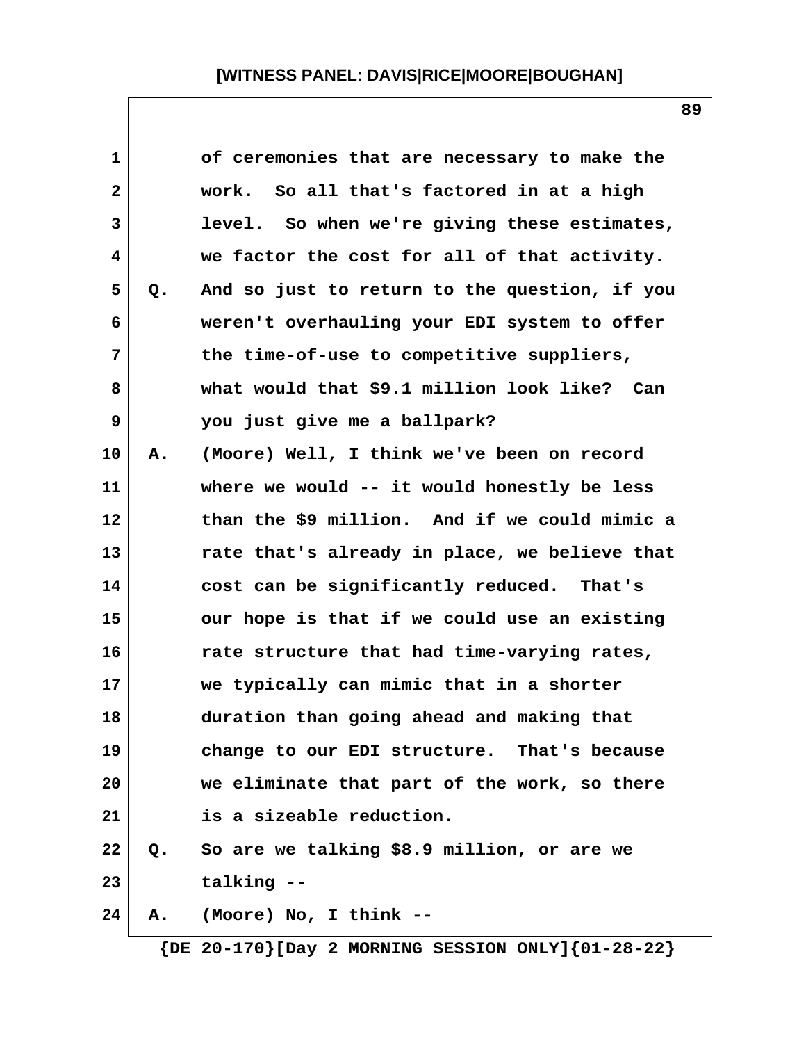of ceremonies that are necessary to make the work. So all that's factored in at a high level. So when we're giving these estimates, we factor the cost for all of that activity.

Q. And so just to return to the question, if you weren't overhauling your EDI system to offer the time-of-use to competitive suppliers, what would that $9.1 million look like? Can you just give me a ballpark?

A. (Moore) Well, I think we've been on record where we would -- it would honestly be less than the $9 million. And if we could mimic a rate that's already in place, we believe that cost can be significantly reduced. That's our hope is that if we could use an existing rate structure that had time-varying rates, we typically can mimic that in a shorter duration than going ahead and making that change to our EDI structure. That's because we eliminate that part of the work, so there is a sizeable reduction.

Q. So are we talking $8.9 million, or are we talking --

A. (Moore) No, I think --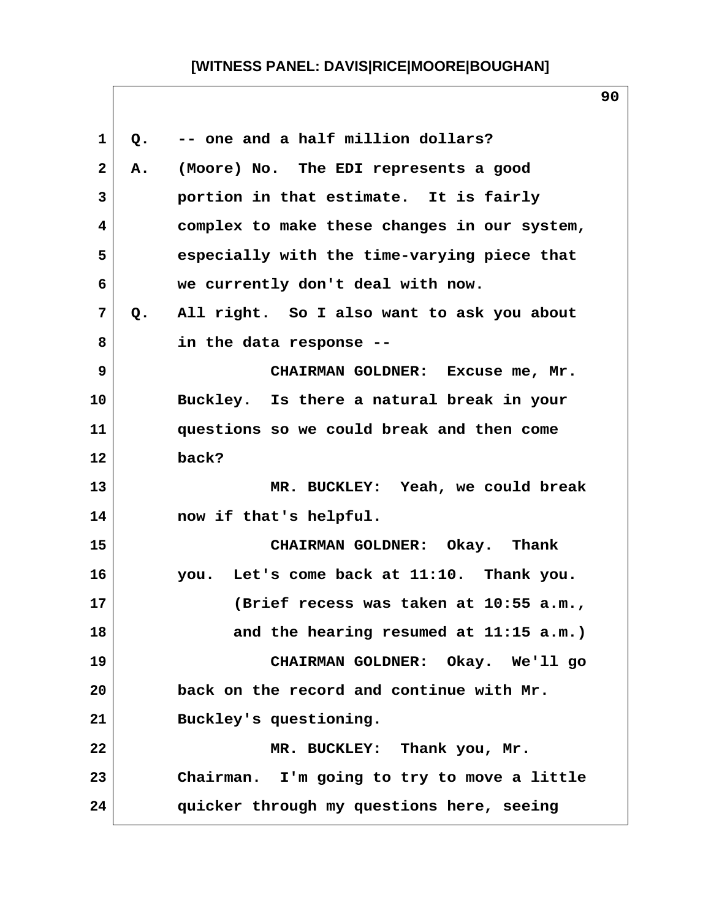Q. -- one and a half million dollars?

A. (Moore) No. The EDI represents a good portion in that estimate. It is fairly complex to make these changes in our system, especially with the time-varying piece that we currently don't deal with now.

Q. All right. So I also want to ask you about in the data response --

CHAIRMAN GOLDNER: Excuse me, Mr. Buckley. Is there a natural break in your questions so we could break and then come back?

MR. BUCKLEY: Yeah, we could break now if that's helpful.

CHAIRMAN GOLDNER: Okay. Thank you. Let's come back at 11:10. Thank you.

(Brief recess was taken at 10:55 a.m., and the hearing resumed at 11:15 a.m.)

CHAIRMAN GOLDNER: Okay. We'll go back on the record and continue with Mr. Buckley's questioning.

MR. BUCKLEY: Thank you, Mr. Chairman. I'm going to try to move a little quicker through my questions here, seeing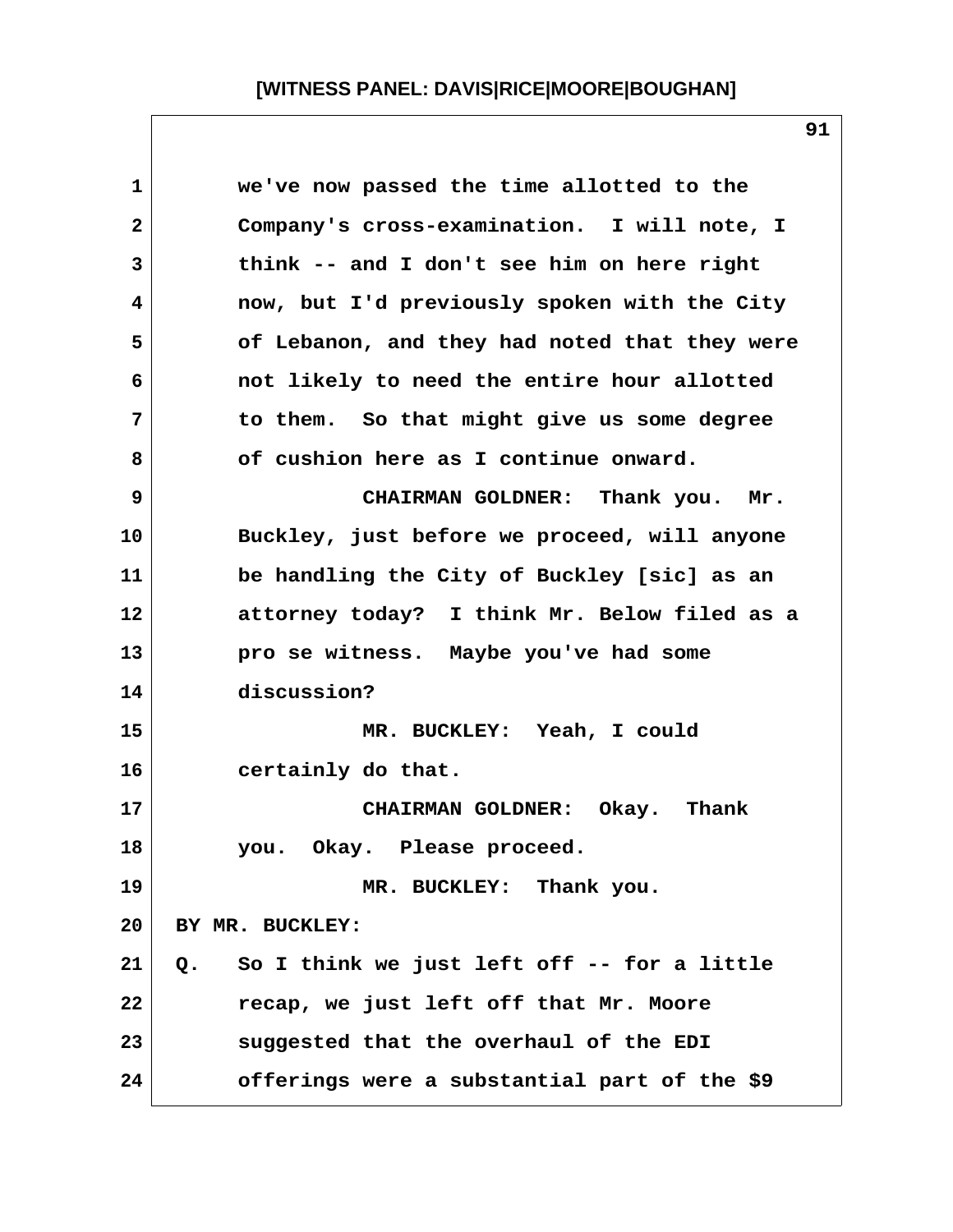1 we've now passed the time allotted to the
2 Company's cross-examination. I will note, I
3 think -- and I don't see him on here right
4 now, but I'd previously spoken with the City
5 of Lebanon, and they had noted that they were
6 not likely to need the entire hour allotted
7 to them. So that might give us some degree
8 of cushion here as I continue onward.
9 CHAIRMAN GOLDNER: Thank you. Mr.
10 Buckley, just before we proceed, will anyone
11 be handling the City of Buckley [sic] as an
12 attorney today? I think Mr. Below filed as a
13 pro se witness. Maybe you've had some
14 discussion?
15 MR. BUCKLEY: Yeah, I could
16 certainly do that.
17 CHAIRMAN GOLDNER: Okay. Thank
18 you. Okay. Please proceed.
19 MR. BUCKLEY: Thank you.
20 BY MR. BUCKLEY:
21 Q. So I think we just left off -- for a little
22 recap, we just left off that Mr. Moore
23 suggested that the overhaul of the EDI
24 offerings were a substantial part of the $9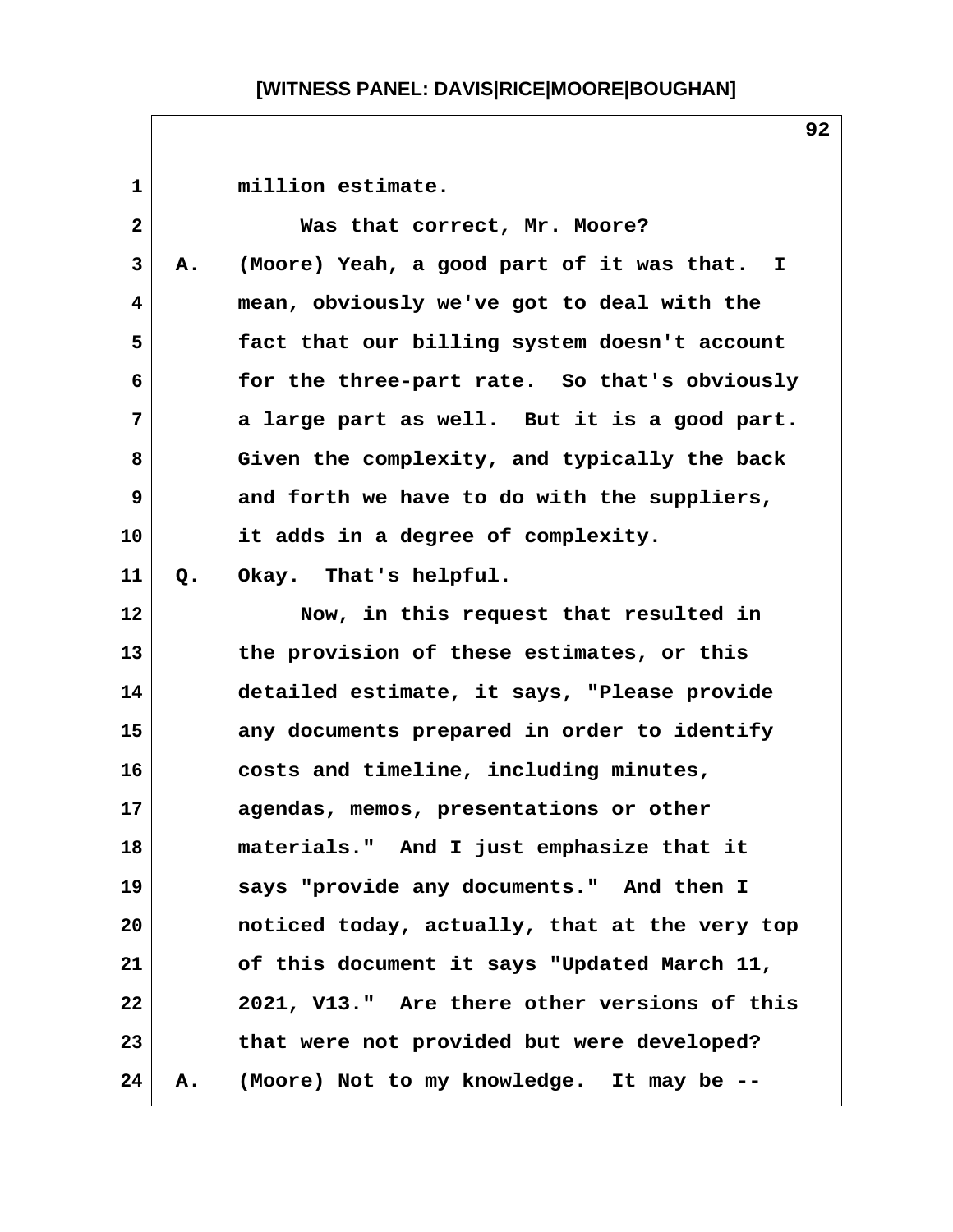million estimate.

Was that correct, Mr. Moore?

A. (Moore) Yeah, a good part of it was that. I mean, obviously we've got to deal with the fact that our billing system doesn't account for the three-part rate. So that's obviously a large part as well. But it is a good part. Given the complexity, and typically the back and forth we have to do with the suppliers, it adds in a degree of complexity.

Q. Okay. That's helpful.

Now, in this request that resulted in the provision of these estimates, or this detailed estimate, it says, "Please provide any documents prepared in order to identify costs and timeline, including minutes, agendas, memos, presentations or other materials." And I just emphasize that it says "provide any documents." And then I noticed today, actually, that at the very top of this document it says "Updated March 11, 2021, V13." Are there other versions of this that were not provided but were developed?

A. (Moore) Not to my knowledge. It may be --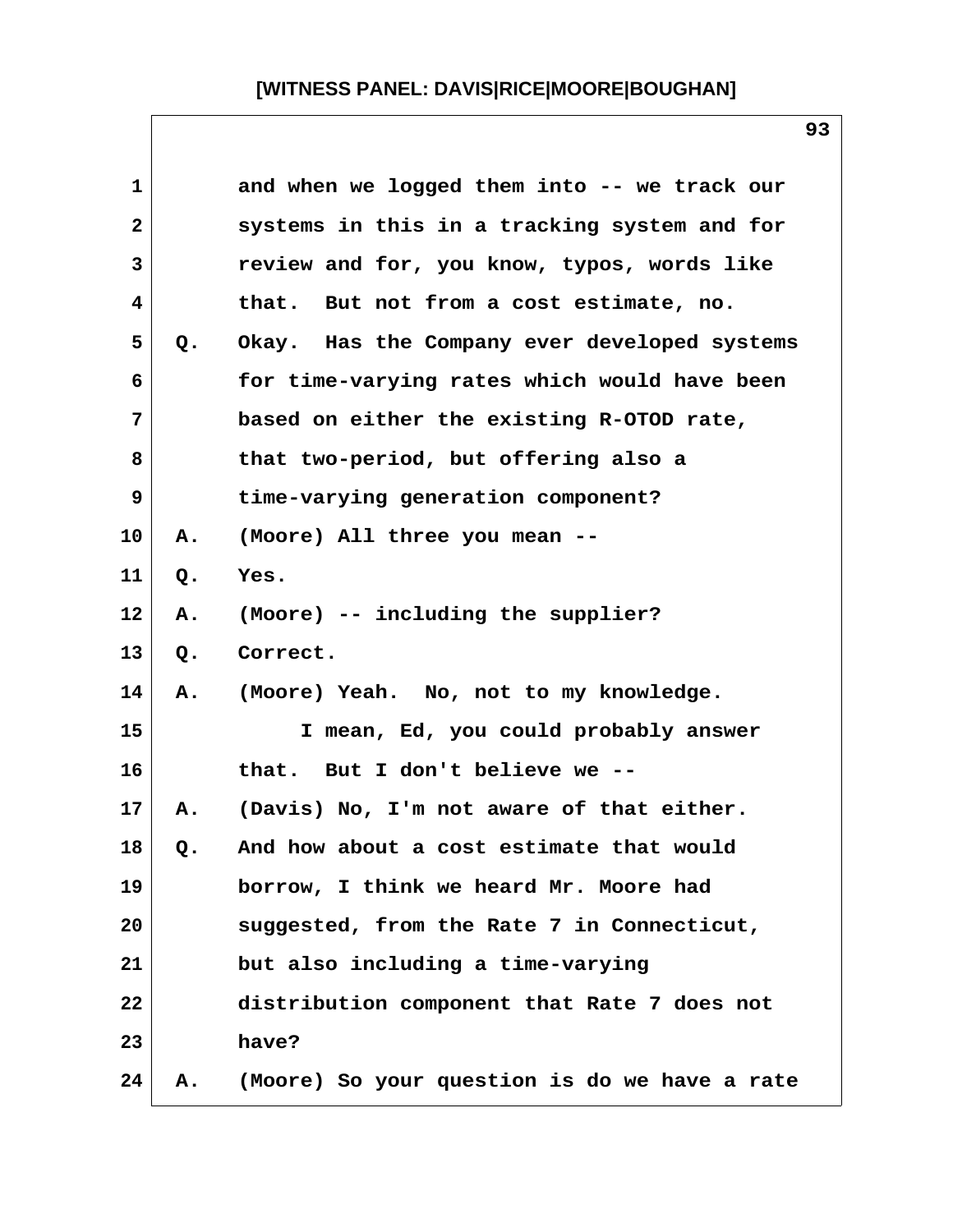and when we logged them into -- we track our systems in this in a tracking system and for review and for, you know, typos, words like that. But not from a cost estimate, no.

Q. Okay. Has the Company ever developed systems for time-varying rates which would have been based on either the existing R-OTOD rate, that two-period, but offering also a time-varying generation component?

A. (Moore) All three you mean --

Q. Yes.

A. (Moore) -- including the supplier?

Q. Correct.

A. (Moore) Yeah. No, not to my knowledge.

I mean, Ed, you could probably answer that. But I don't believe we --

A. (Davis) No, I'm not aware of that either.

Q. And how about a cost estimate that would borrow, I think we heard Mr. Moore had suggested, from the Rate 7 in Connecticut, but also including a time-varying distribution component that Rate 7 does not have?

A. (Moore) So your question is do we have a rate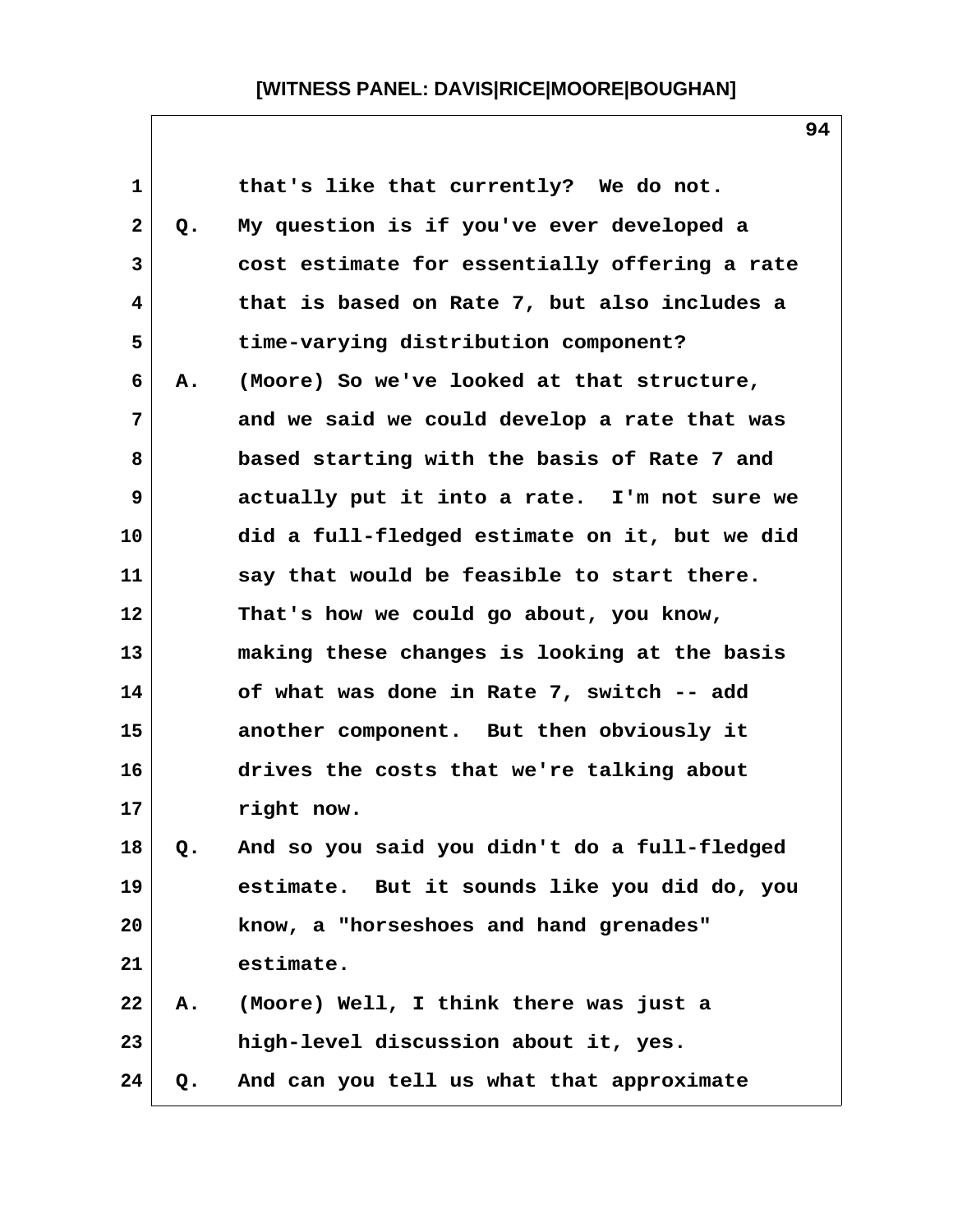that's like that currently? We do not.

Q. My question is if you've ever developed a cost estimate for essentially offering a rate that is based on Rate 7, but also includes a time-varying distribution component?

A. (Moore) So we've looked at that structure, and we said we could develop a rate that was based starting with the basis of Rate 7 and actually put it into a rate. I'm not sure we did a full-fledged estimate on it, but we did say that would be feasible to start there. That's how we could go about, you know, making these changes is looking at the basis of what was done in Rate 7, switch -- add another component. But then obviously it drives the costs that we're talking about right now.

Q. And so you said you didn't do a full-fledged estimate. But it sounds like you did do, you know, a "horseshoes and hand grenades" estimate.

A. (Moore) Well, I think there was just a high-level discussion about it, yes.

Q. And can you tell us what that approximate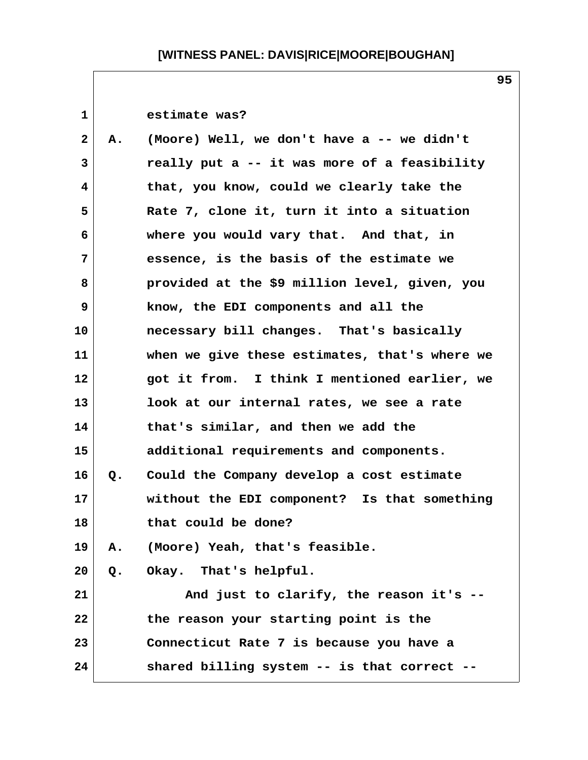1 estimate was?

2 A. (Moore) Well, we don't have a -- we didn't
3 really put a -- it was more of a feasibility
4 that, you know, could we clearly take the
5 Rate 7, clone it, turn it into a situation
6 where you would vary that. And that, in
7 essence, is the basis of the estimate we
8 provided at the $9 million level, given, you
9 know, the EDI components and all the
10 necessary bill changes. That's basically
11 when we give these estimates, that's where we
12 got it from. I think I mentioned earlier, we
13 look at our internal rates, we see a rate
14 that's similar, and then we add the
15 additional requirements and components.

16 Q. Could the Company develop a cost estimate
17 without the EDI component? Is that something
18 that could be done?

19 A. (Moore) Yeah, that's feasible.

20 Q. Okay. That's helpful.

21 And just to clarify, the reason it's --
22 the reason your starting point is the
23 Connecticut Rate 7 is because you have a
24 shared billing system -- is that correct --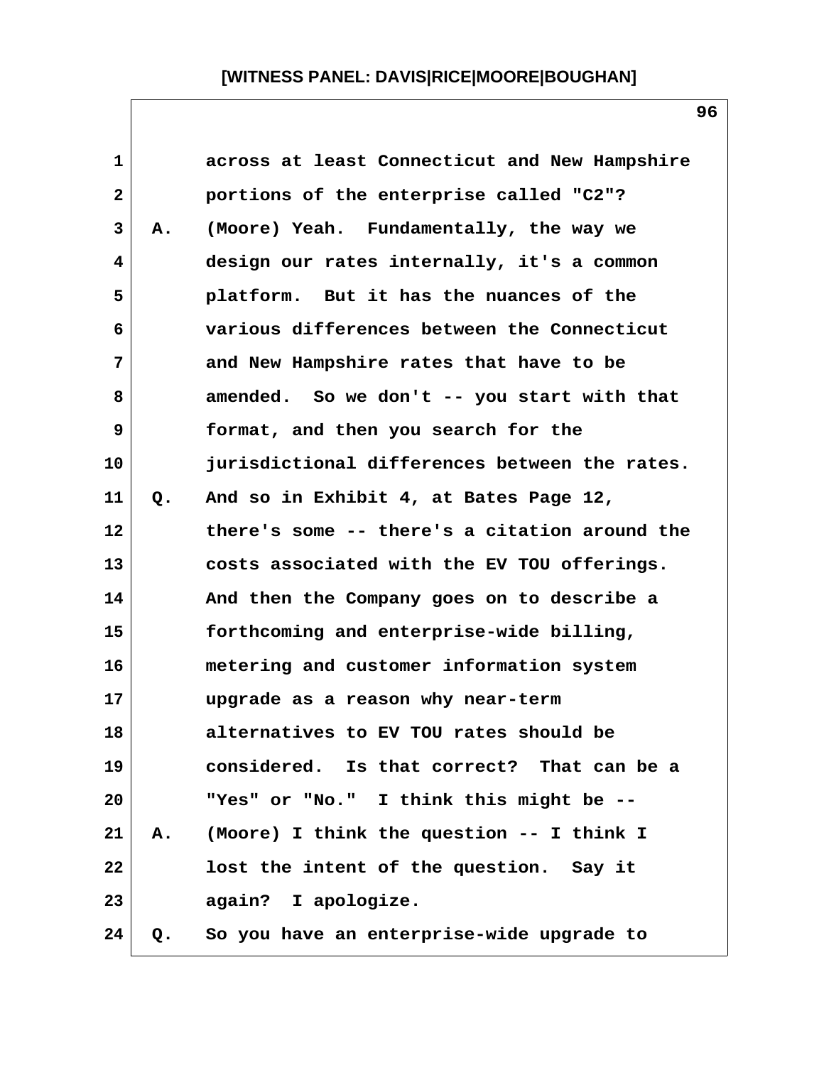across at least Connecticut and New Hampshire portions of the enterprise called "C2"?

A. (Moore) Yeah. Fundamentally, the way we design our rates internally, it's a common platform. But it has the nuances of the various differences between the Connecticut and New Hampshire rates that have to be amended. So we don't -- you start with that format, and then you search for the jurisdictional differences between the rates.

Q. And so in Exhibit 4, at Bates Page 12, there's some -- there's a citation around the costs associated with the EV TOU offerings. And then the Company goes on to describe a forthcoming and enterprise-wide billing, metering and customer information system upgrade as a reason why near-term alternatives to EV TOU rates should be considered. Is that correct? That can be a "Yes" or "No." I think this might be --

A. (Moore) I think the question -- I think I lost the intent of the question. Say it again? I apologize.

Q. So you have an enterprise-wide upgrade to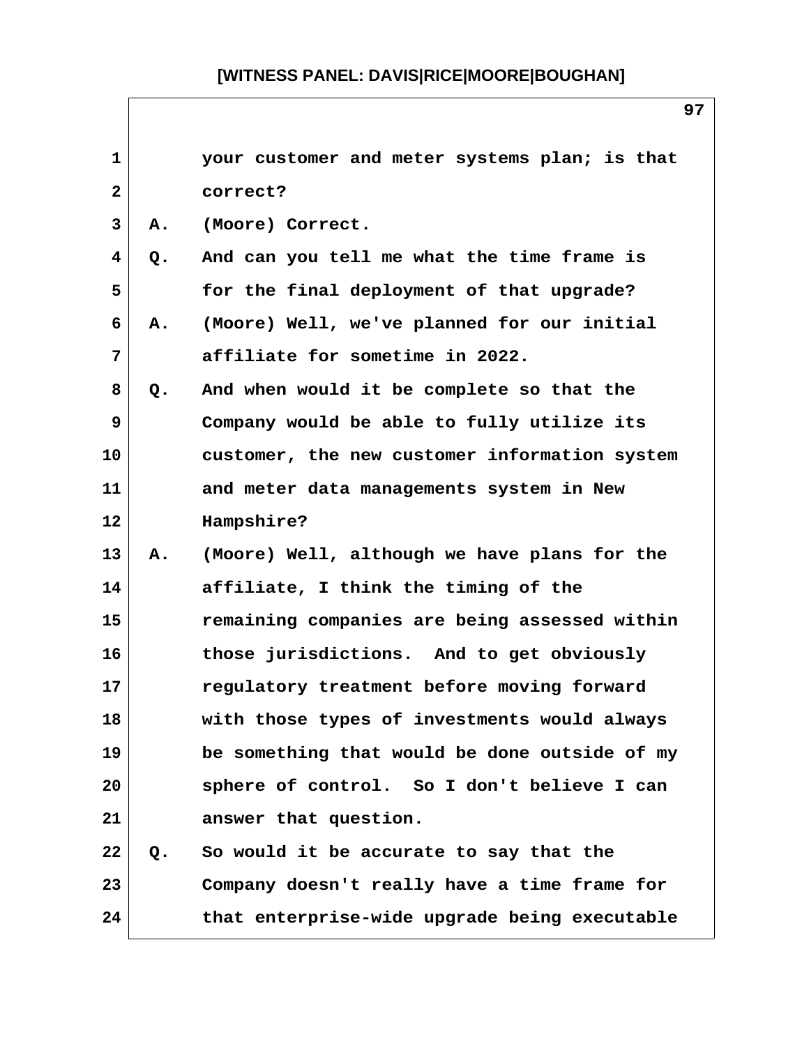your customer and meter systems plan; is that correct?

A. (Moore) Correct.

Q. And can you tell me what the time frame is for the final deployment of that upgrade?

A. (Moore) Well, we've planned for our initial affiliate for sometime in 2022.

Q. And when would it be complete so that the Company would be able to fully utilize its customer, the new customer information system and meter data managements system in New Hampshire?

A. (Moore) Well, although we have plans for the affiliate, I think the timing of the remaining companies are being assessed within those jurisdictions. And to get obviously regulatory treatment before moving forward with those types of investments would always be something that would be done outside of my sphere of control. So I don't believe I can answer that question.

Q. So would it be accurate to say that the Company doesn't really have a time frame for that enterprise-wide upgrade being executable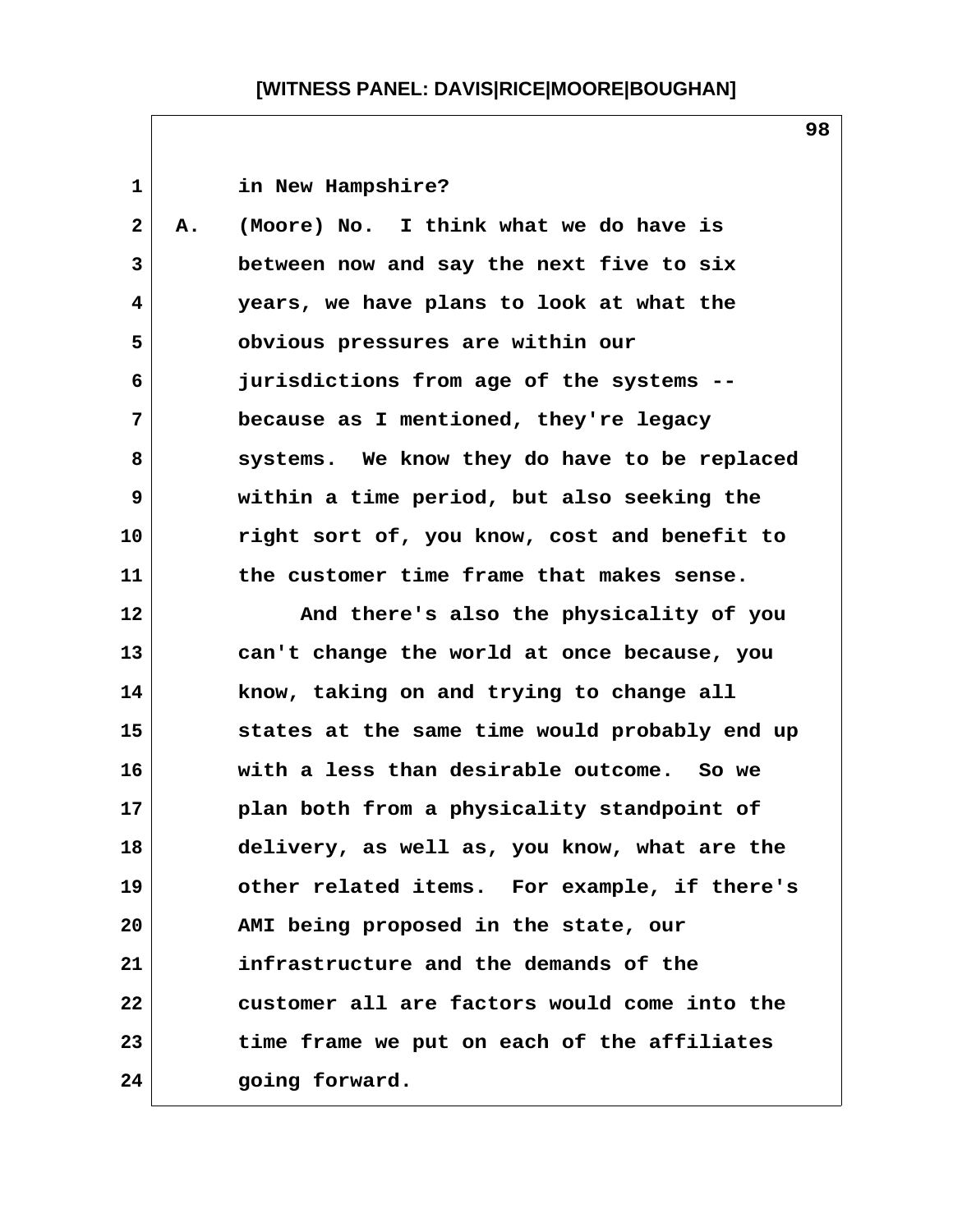in New Hampshire?

A. (Moore) No. I think what we do have is between now and say the next five to six years, we have plans to look at what the obvious pressures are within our jurisdictions from age of the systems -- because as I mentioned, they're legacy systems. We know they do have to be replaced within a time period, but also seeking the right sort of, you know, cost and benefit to the customer time frame that makes sense.

And there's also the physicality of you can't change the world at once because, you know, taking on and trying to change all states at the same time would probably end up with a less than desirable outcome. So we plan both from a physicality standpoint of delivery, as well as, you know, what are the other related items. For example, if there's AMI being proposed in the state, our infrastructure and the demands of the customer all are factors would come into the time frame we put on each of the affiliates going forward.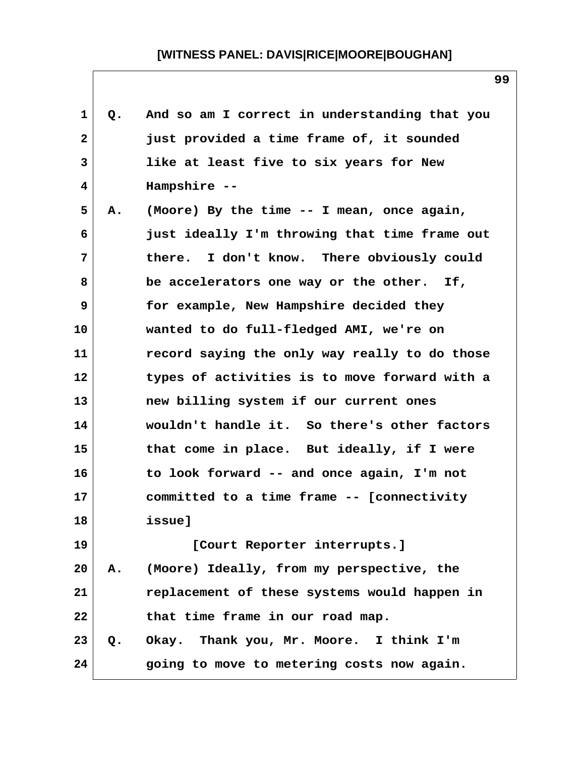Q. And so am I correct in understanding that you just provided a time frame of, it sounded like at least five to six years for New Hampshire --

A. (Moore) By the time -- I mean, once again, just ideally I'm throwing that time frame out there. I don't know. There obviously could be accelerators one way or the other. If, for example, New Hampshire decided they wanted to do full-fledged AMI, we're on record saying the only way really to do those types of activities is to move forward with a new billing system if our current ones wouldn't handle it. So there's other factors that come in place. But ideally, if I were to look forward -- and once again, I'm not committed to a time frame -- [connectivity issue]

[Court Reporter interrupts.]

A. (Moore) Ideally, from my perspective, the replacement of these systems would happen in that time frame in our road map.

Q. Okay. Thank you, Mr. Moore. I think I'm going to move to metering costs now again.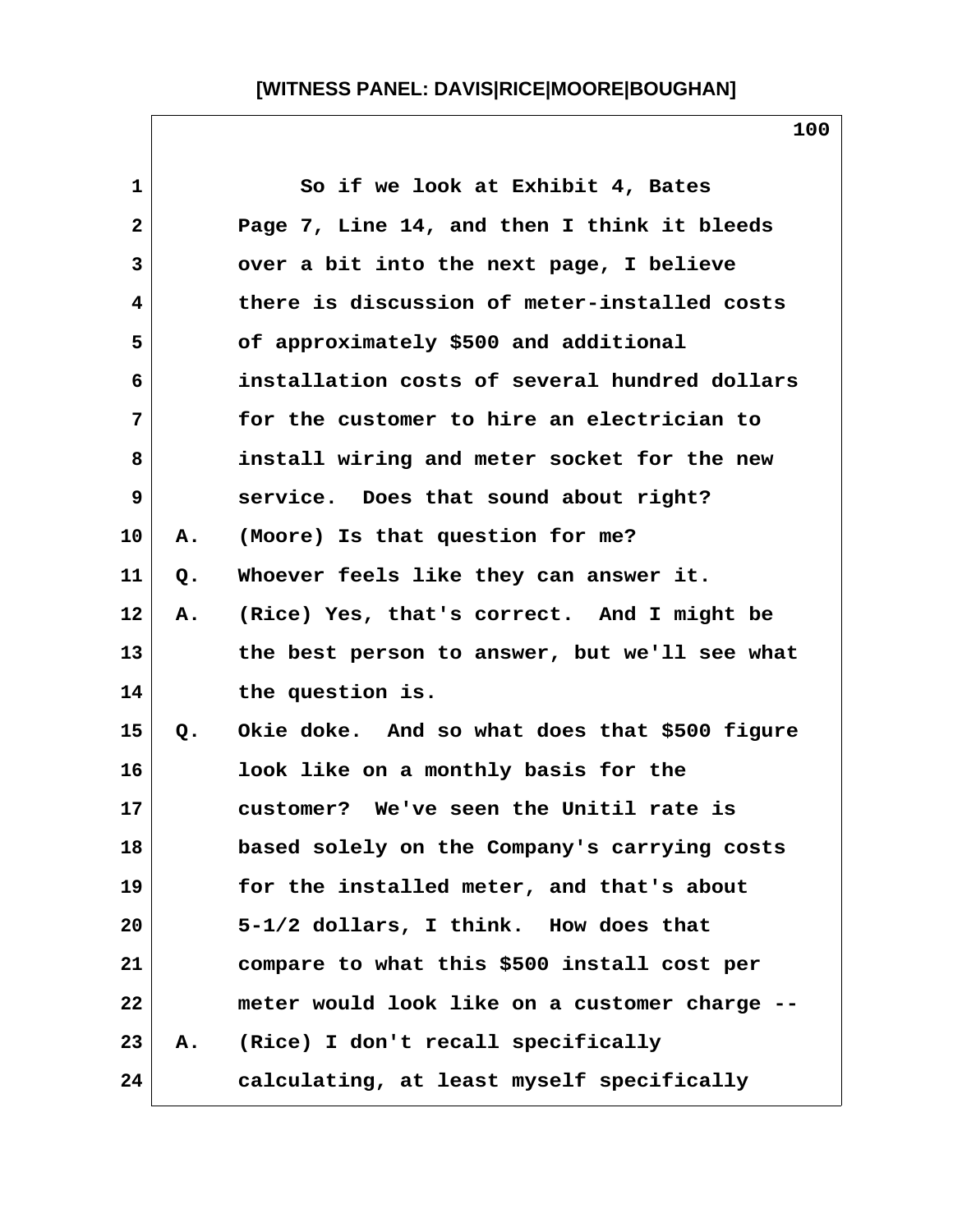So if we look at Exhibit 4, Bates Page 7, Line 14, and then I think it bleeds over a bit into the next page, I believe there is discussion of meter-installed costs of approximately $500 and additional installation costs of several hundred dollars for the customer to hire an electrician to install wiring and meter socket for the new service. Does that sound about right?

A. (Moore) Is that question for me?

Q. Whoever feels like they can answer it.

A. (Rice) Yes, that's correct. And I might be the best person to answer, but we'll see what the question is.

Q. Okie doke. And so what does that $500 figure look like on a monthly basis for the customer? We've seen the Unitil rate is based solely on the Company's carrying costs for the installed meter, and that's about 5-1/2 dollars, I think. How does that compare to what this $500 install cost per meter would look like on a customer charge --

A. (Rice) I don't recall specifically calculating, at least myself specifically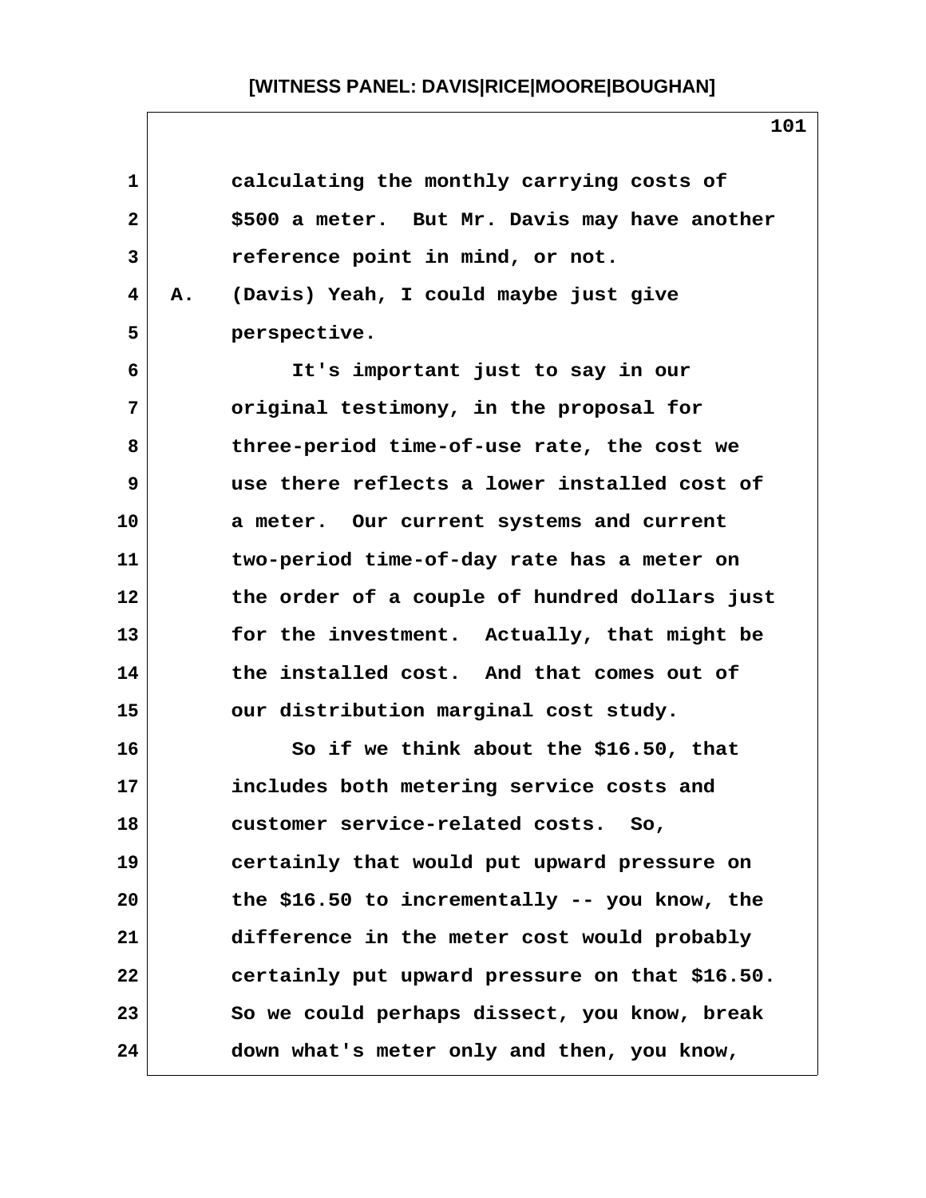calculating the monthly carrying costs of $500 a meter. But Mr. Davis may have another reference point in mind, or not.

A. (Davis) Yeah, I could maybe just give perspective.

It's important just to say in our original testimony, in the proposal for three-period time-of-use rate, the cost we use there reflects a lower installed cost of a meter. Our current systems and current two-period time-of-day rate has a meter on the order of a couple of hundred dollars just for the investment. Actually, that might be the installed cost. And that comes out of our distribution marginal cost study.

So if we think about the $16.50, that includes both metering service costs and customer service-related costs. So, certainly that would put upward pressure on the $16.50 to incrementally -- you know, the difference in the meter cost would probably certainly put upward pressure on that $16.50. So we could perhaps dissect, you know, break down what's meter only and then, you know,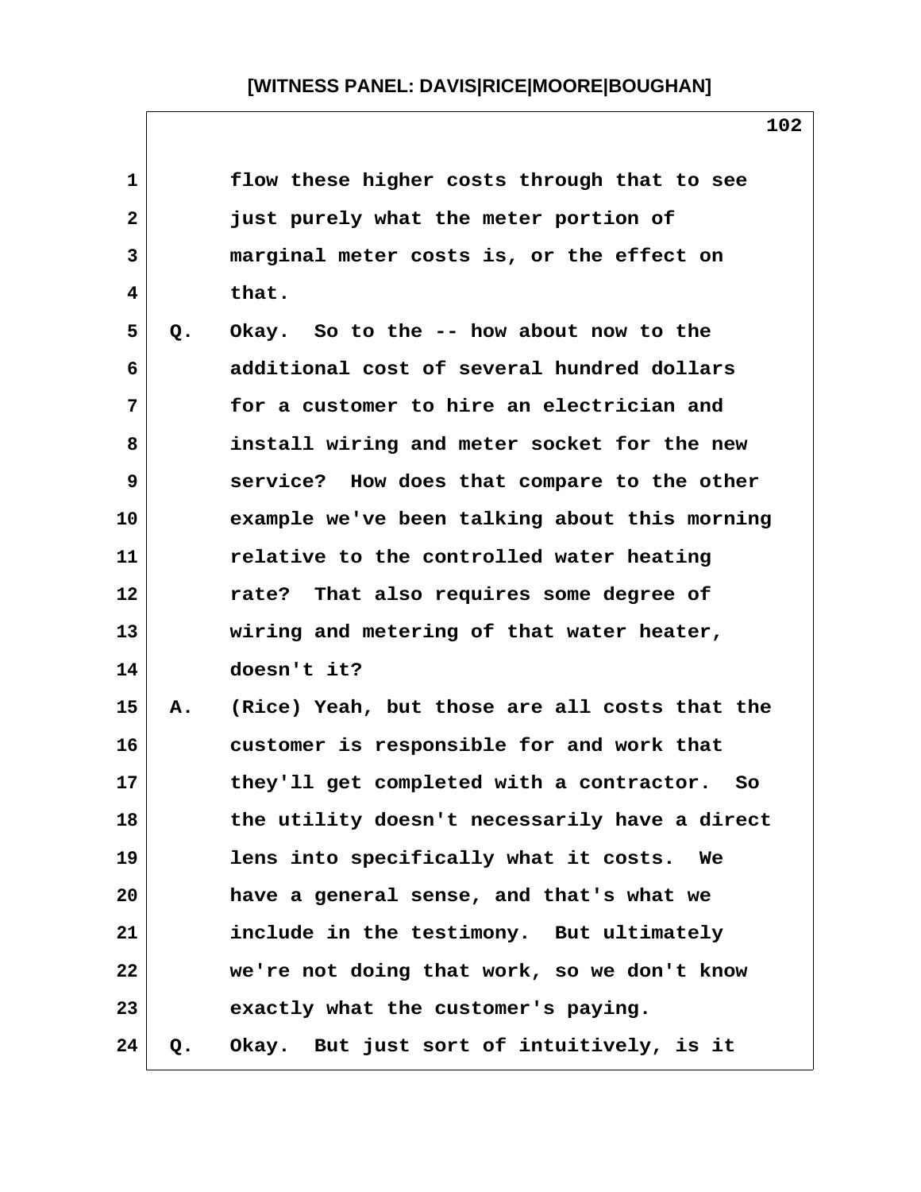flow these higher costs through that to see just purely what the meter portion of marginal meter costs is, or the effect on that.

Q. Okay. So to the -- how about now to the additional cost of several hundred dollars for a customer to hire an electrician and install wiring and meter socket for the new service? How does that compare to the other example we've been talking about this morning relative to the controlled water heating rate? That also requires some degree of wiring and metering of that water heater, doesn't it?

A. (Rice) Yeah, but those are all costs that the customer is responsible for and work that they'll get completed with a contractor. So the utility doesn't necessarily have a direct lens into specifically what it costs. We have a general sense, and that's what we include in the testimony. But ultimately we're not doing that work, so we don't know exactly what the customer's paying.

Q. Okay. But just sort of intuitively, is it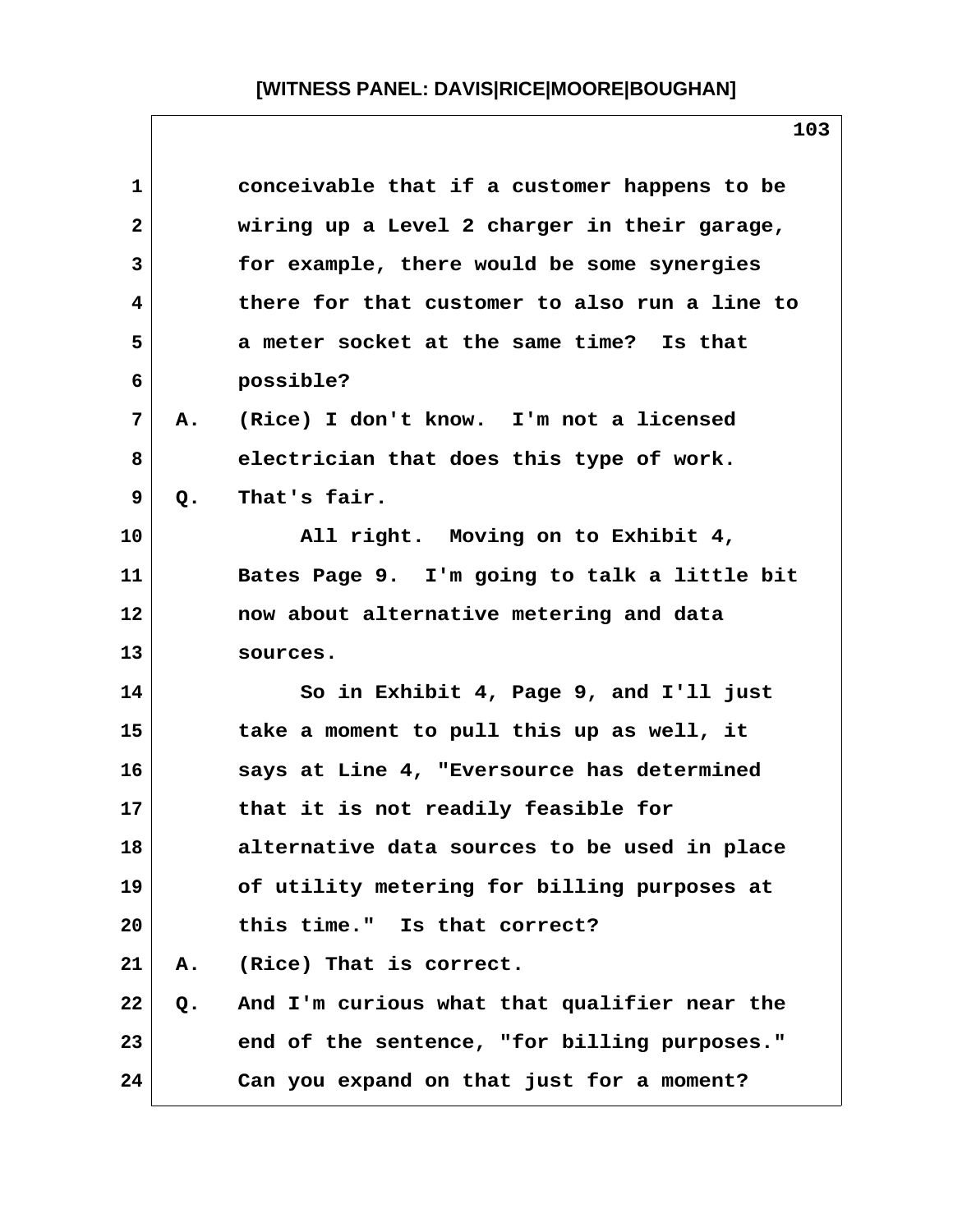conceivable that if a customer happens to be wiring up a Level 2 charger in their garage, for example, there would be some synergies there for that customer to also run a line to a meter socket at the same time? Is that possible?

A. (Rice) I don't know. I'm not a licensed electrician that does this type of work.

Q. That's fair.

All right. Moving on to Exhibit 4, Bates Page 9. I'm going to talk a little bit now about alternative metering and data sources.

So in Exhibit 4, Page 9, and I'll just take a moment to pull this up as well, it says at Line 4, "Eversource has determined that it is not readily feasible for alternative data sources to be used in place of utility metering for billing purposes at this time." Is that correct?

A. (Rice) That is correct.

Q. And I'm curious what that qualifier near the end of the sentence, "for billing purposes." Can you expand on that just for a moment?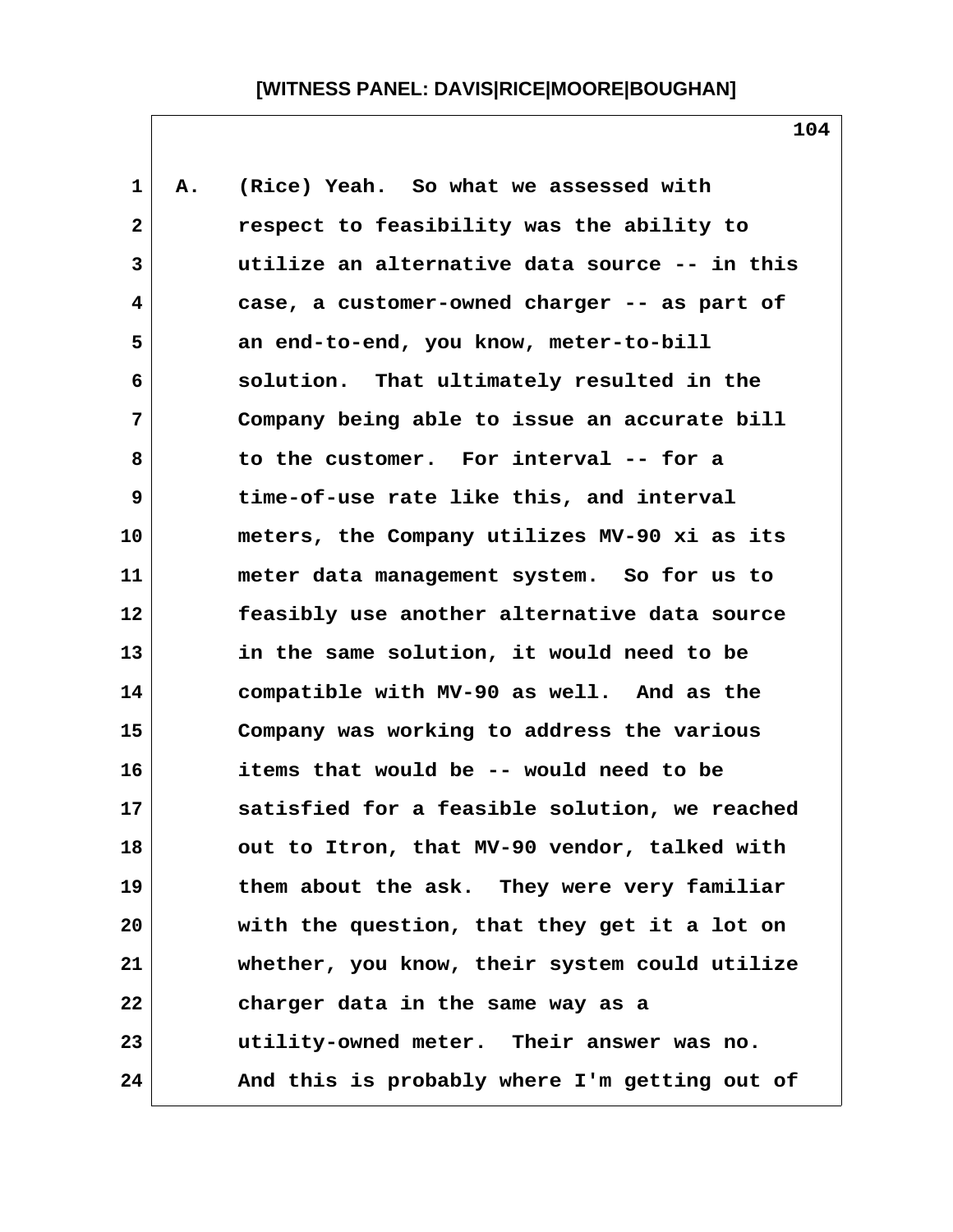A. (Rice) Yeah. So what we assessed with respect to feasibility was the ability to utilize an alternative data source -- in this case, a customer-owned charger -- as part of an end-to-end, you know, meter-to-bill solution. That ultimately resulted in the Company being able to issue an accurate bill to the customer. For interval -- for a time-of-use rate like this, and interval meters, the Company utilizes MV-90 xi as its meter data management system. So for us to feasibly use another alternative data source in the same solution, it would need to be compatible with MV-90 as well. And as the Company was working to address the various items that would be -- would need to be satisfied for a feasible solution, we reached out to Itron, that MV-90 vendor, talked with them about the ask. They were very familiar with the question, that they get it a lot on whether, you know, their system could utilize charger data in the same way as a utility-owned meter. Their answer was no. And this is probably where I'm getting out of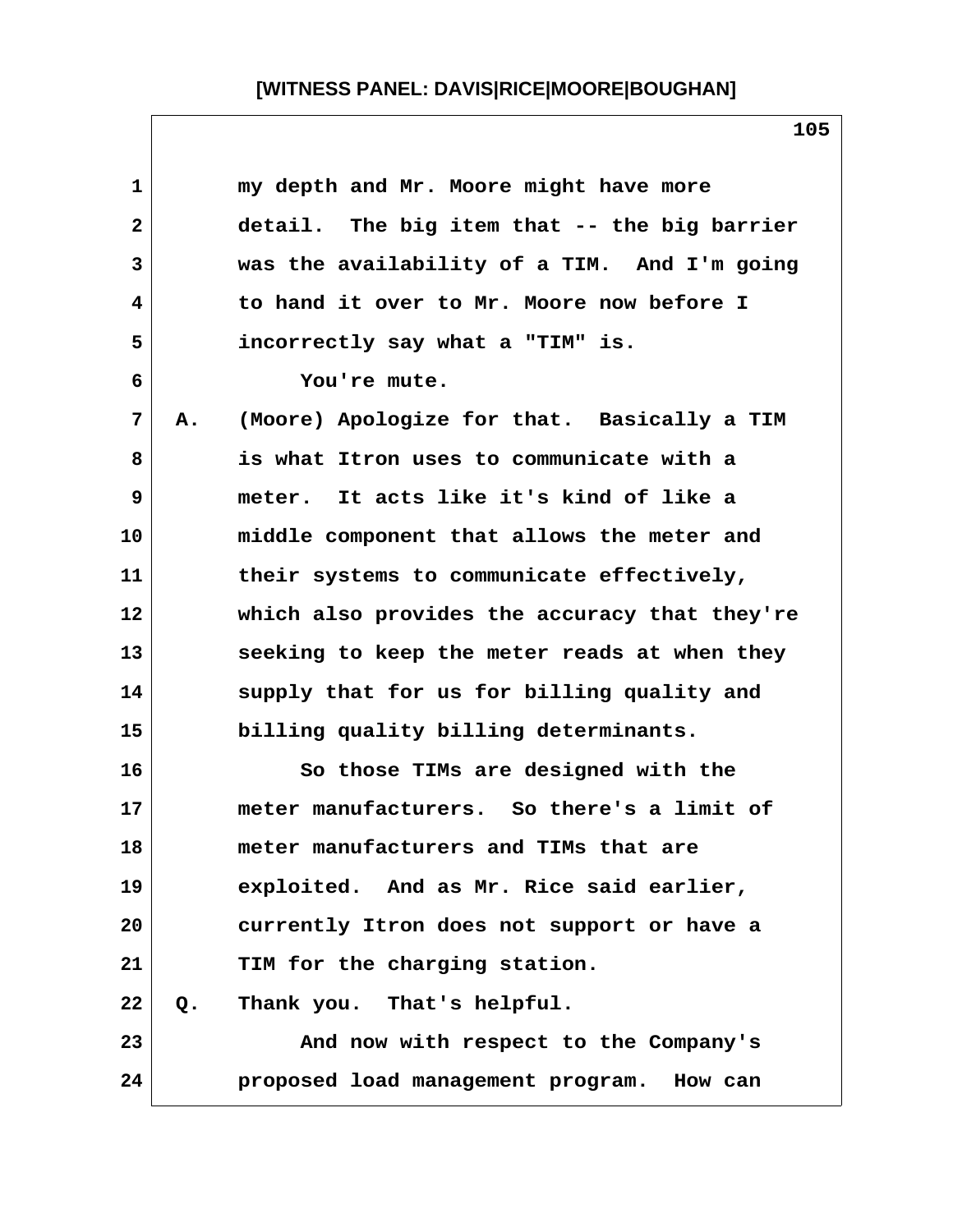my depth and Mr. Moore might have more detail. The big item that -- the big barrier was the availability of a TIM. And I'm going to hand it over to Mr. Moore now before I incorrectly say what a "TIM" is.

You're mute.

A. (Moore) Apologize for that. Basically a TIM is what Itron uses to communicate with a meter. It acts like it's kind of like a middle component that allows the meter and their systems to communicate effectively, which also provides the accuracy that they're seeking to keep the meter reads at when they supply that for us for billing quality and billing quality billing determinants.

So those TIMs are designed with the meter manufacturers. So there's a limit of meter manufacturers and TIMs that are exploited. And as Mr. Rice said earlier, currently Itron does not support or have a TIM for the charging station.

Q. Thank you. That's helpful.

And now with respect to the Company's proposed load management program. How can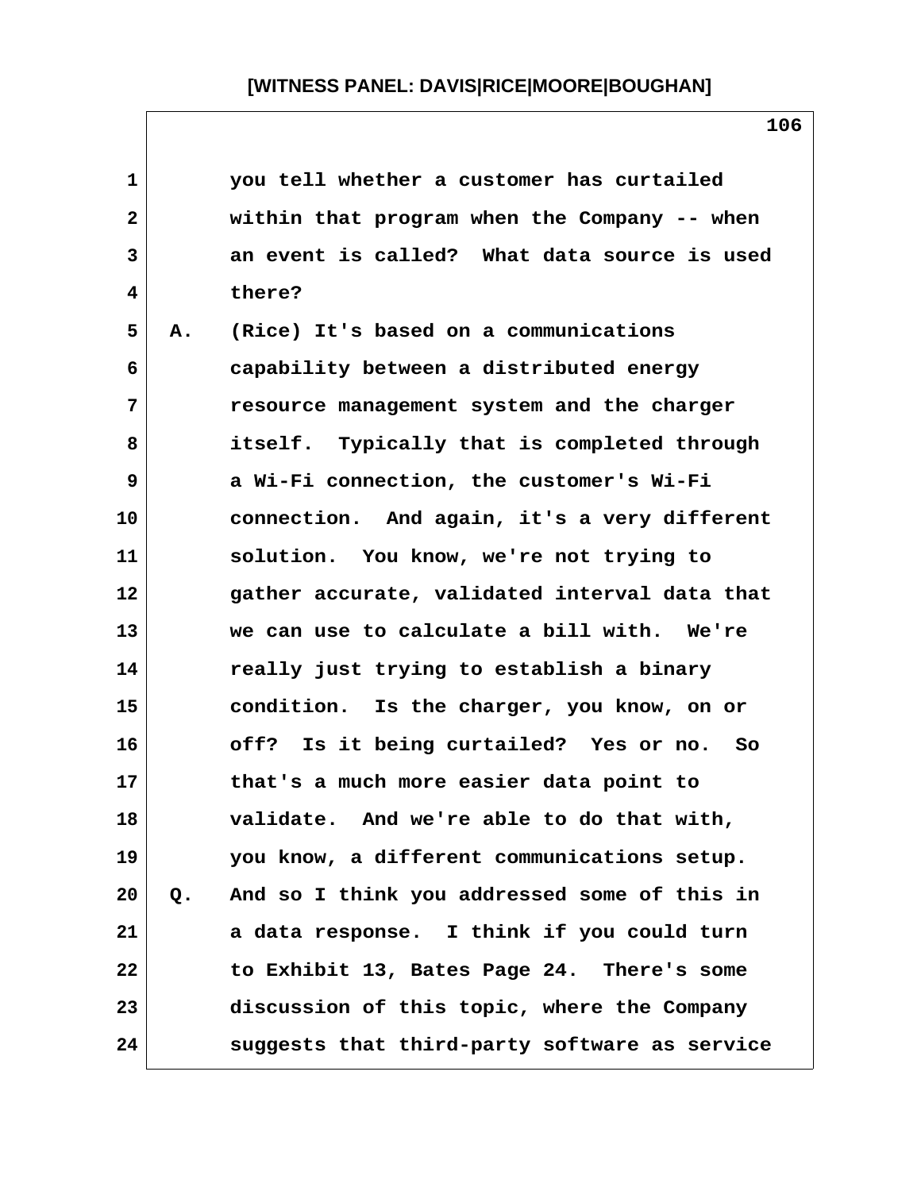you tell whether a customer has curtailed within that program when the Company -- when an event is called? What data source is used there?

A. (Rice) It's based on a communications capability between a distributed energy resource management system and the charger itself. Typically that is completed through a Wi-Fi connection, the customer's Wi-Fi connection. And again, it's a very different solution. You know, we're not trying to gather accurate, validated interval data that we can use to calculate a bill with. We're really just trying to establish a binary condition. Is the charger, you know, on or off? Is it being curtailed? Yes or no. So that's a much more easier data point to validate. And we're able to do that with, you know, a different communications setup.

Q. And so I think you addressed some of this in a data response. I think if you could turn to Exhibit 13, Bates Page 24. There's some discussion of this topic, where the Company suggests that third-party software as service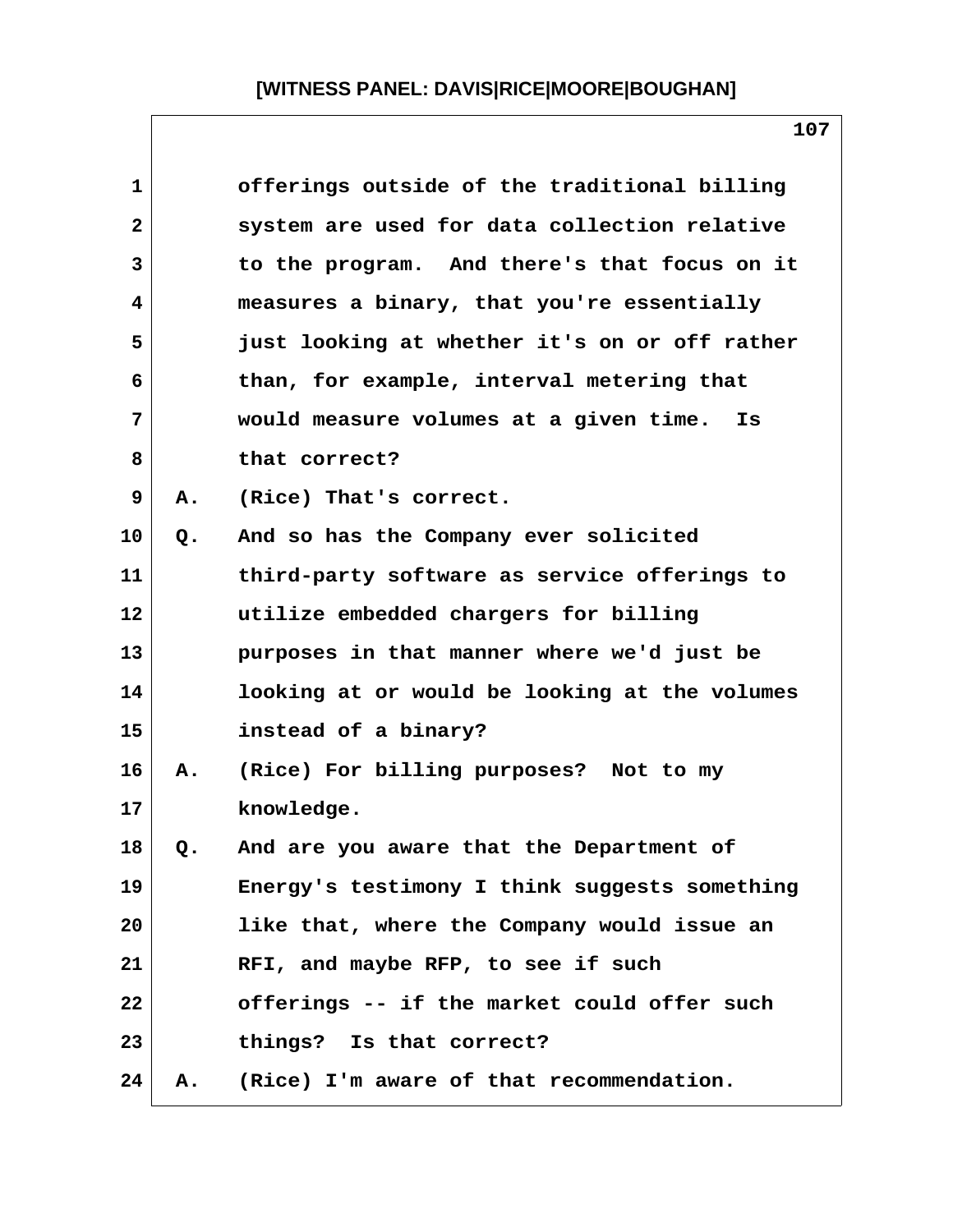offerings outside of the traditional billing system are used for data collection relative to the program. And there's that focus on it measures a binary, that you're essentially just looking at whether it's on or off rather than, for example, interval metering that would measure volumes at a given time. Is that correct?

A. (Rice) That's correct.

Q. And so has the Company ever solicited third-party software as service offerings to utilize embedded chargers for billing purposes in that manner where we'd just be looking at or would be looking at the volumes instead of a binary?

A. (Rice) For billing purposes? Not to my knowledge.

Q. And are you aware that the Department of Energy's testimony I think suggests something like that, where the Company would issue an RFI, and maybe RFP, to see if such offerings -- if the market could offer such things? Is that correct?

A. (Rice) I'm aware of that recommendation.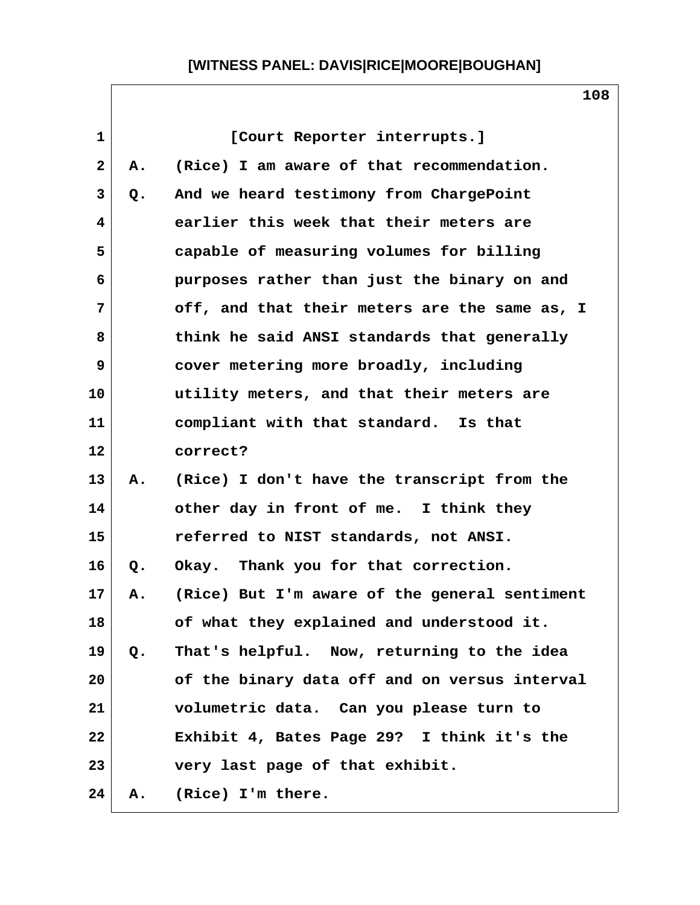[Court Reporter interrupts.]

A. (Rice) I am aware of that recommendation.

Q. And we heard testimony from ChargePoint earlier this week that their meters are capable of measuring volumes for billing purposes rather than just the binary on and off, and that their meters are the same as, I think he said ANSI standards that generally cover metering more broadly, including utility meters, and that their meters are compliant with that standard. Is that correct?

A. (Rice) I don't have the transcript from the other day in front of me. I think they referred to NIST standards, not ANSI.

Q. Okay. Thank you for that correction.

A. (Rice) But I'm aware of the general sentiment of what they explained and understood it.

Q. That's helpful. Now, returning to the idea of the binary data off and on versus interval volumetric data. Can you please turn to Exhibit 4, Bates Page 29? I think it's the very last page of that exhibit.

A. (Rice) I'm there.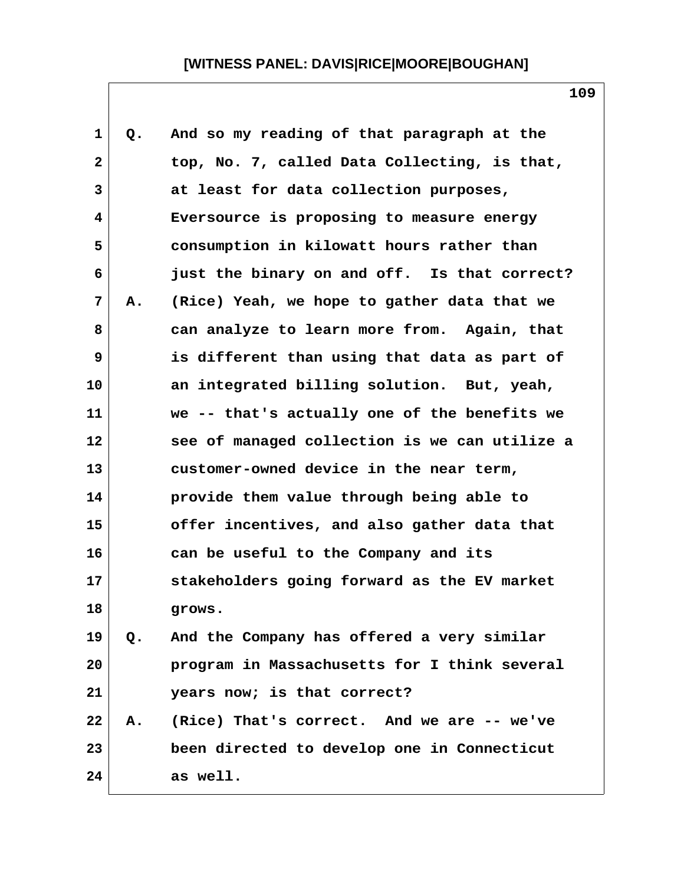Q. And so my reading of that paragraph at the top, No. 7, called Data Collecting, is that, at least for data collection purposes, Eversource is proposing to measure energy consumption in kilowatt hours rather than just the binary on and off. Is that correct?

A. (Rice) Yeah, we hope to gather data that we can analyze to learn more from. Again, that is different than using that data as part of an integrated billing solution. But, yeah, we -- that's actually one of the benefits we see of managed collection is we can utilize a customer-owned device in the near term, provide them value through being able to offer incentives, and also gather data that can be useful to the Company and its stakeholders going forward as the EV market grows.

Q. And the Company has offered a very similar program in Massachusetts for I think several years now; is that correct?

A. (Rice) That's correct. And we are -- we've been directed to develop one in Connecticut as well.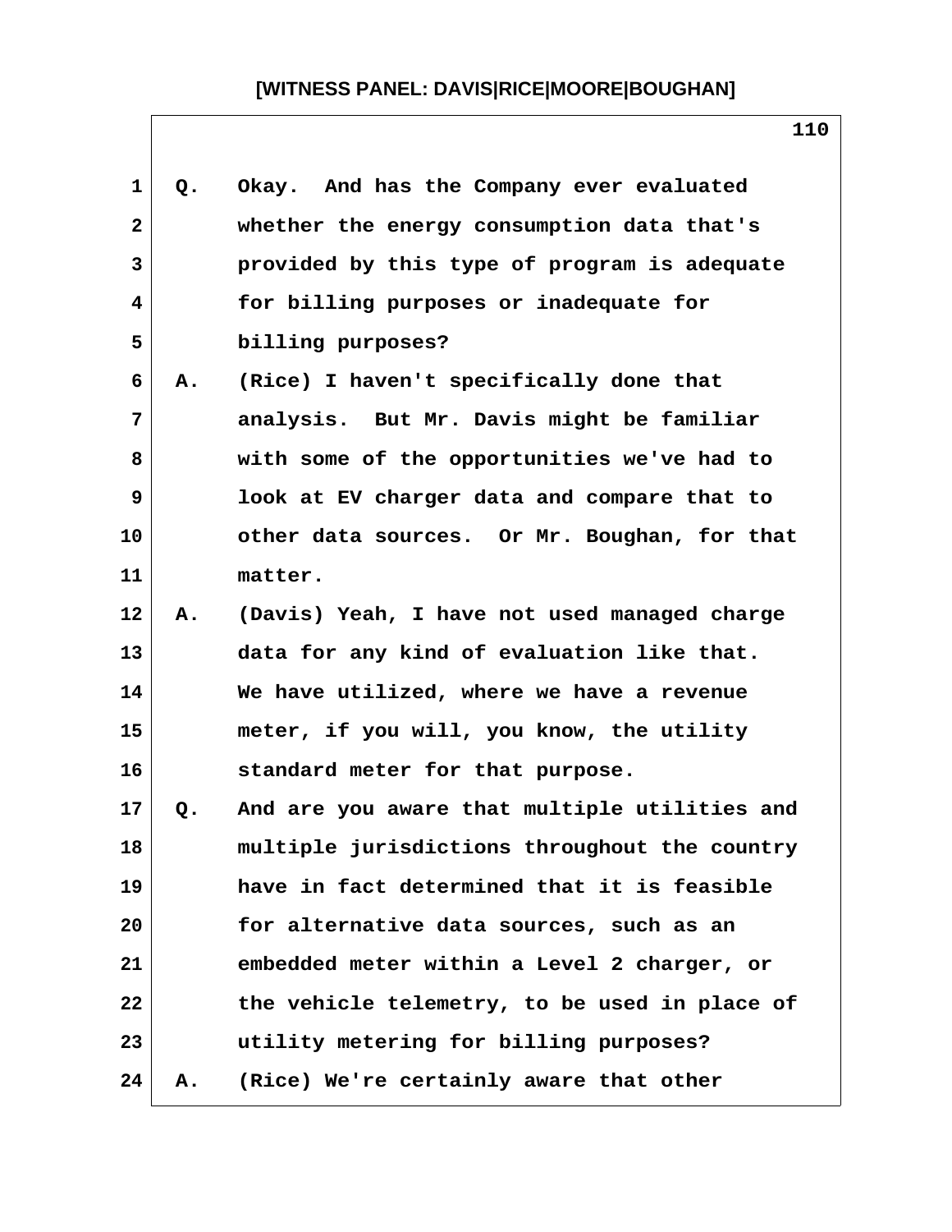Q. Okay. And has the Company ever evaluated whether the energy consumption data that's provided by this type of program is adequate for billing purposes or inadequate for billing purposes?

A. (Rice) I haven't specifically done that analysis. But Mr. Davis might be familiar with some of the opportunities we've had to look at EV charger data and compare that to other data sources. Or Mr. Boughan, for that matter.

A. (Davis) Yeah, I have not used managed charge data for any kind of evaluation like that. We have utilized, where we have a revenue meter, if you will, you know, the utility standard meter for that purpose.

Q. And are you aware that multiple utilities and multiple jurisdictions throughout the country have in fact determined that it is feasible for alternative data sources, such as an embedded meter within a Level 2 charger, or the vehicle telemetry, to be used in place of utility metering for billing purposes?

A. (Rice) We're certainly aware that other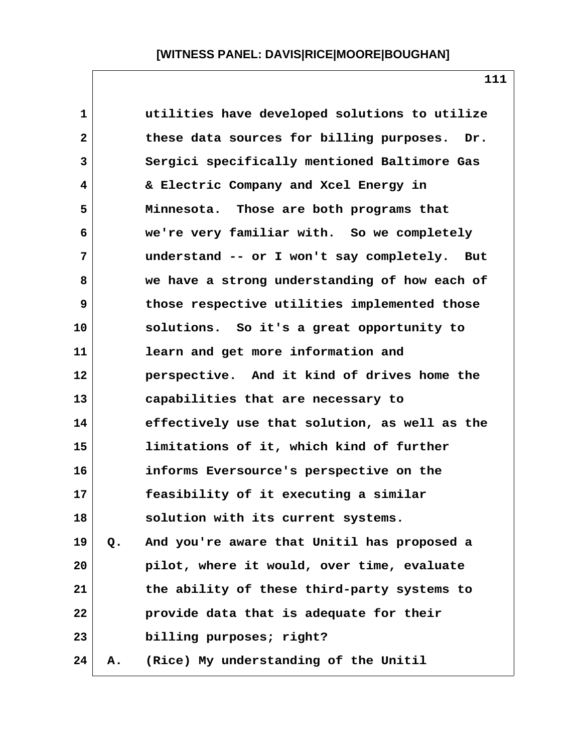utilities have developed solutions to utilize these data sources for billing purposes. Dr. Sergici specifically mentioned Baltimore Gas & Electric Company and Xcel Energy in Minnesota. Those are both programs that we're very familiar with. So we completely understand -- or I won't say completely. But we have a strong understanding of how each of those respective utilities implemented those solutions. So it's a great opportunity to learn and get more information and perspective. And it kind of drives home the capabilities that are necessary to effectively use that solution, as well as the limitations of it, which kind of further informs Eversource's perspective on the feasibility of it executing a similar solution with its current systems.

Q. And you're aware that Unitil has proposed a pilot, where it would, over time, evaluate the ability of these third-party systems to provide data that is adequate for their billing purposes; right?

A. (Rice) My understanding of the Unitil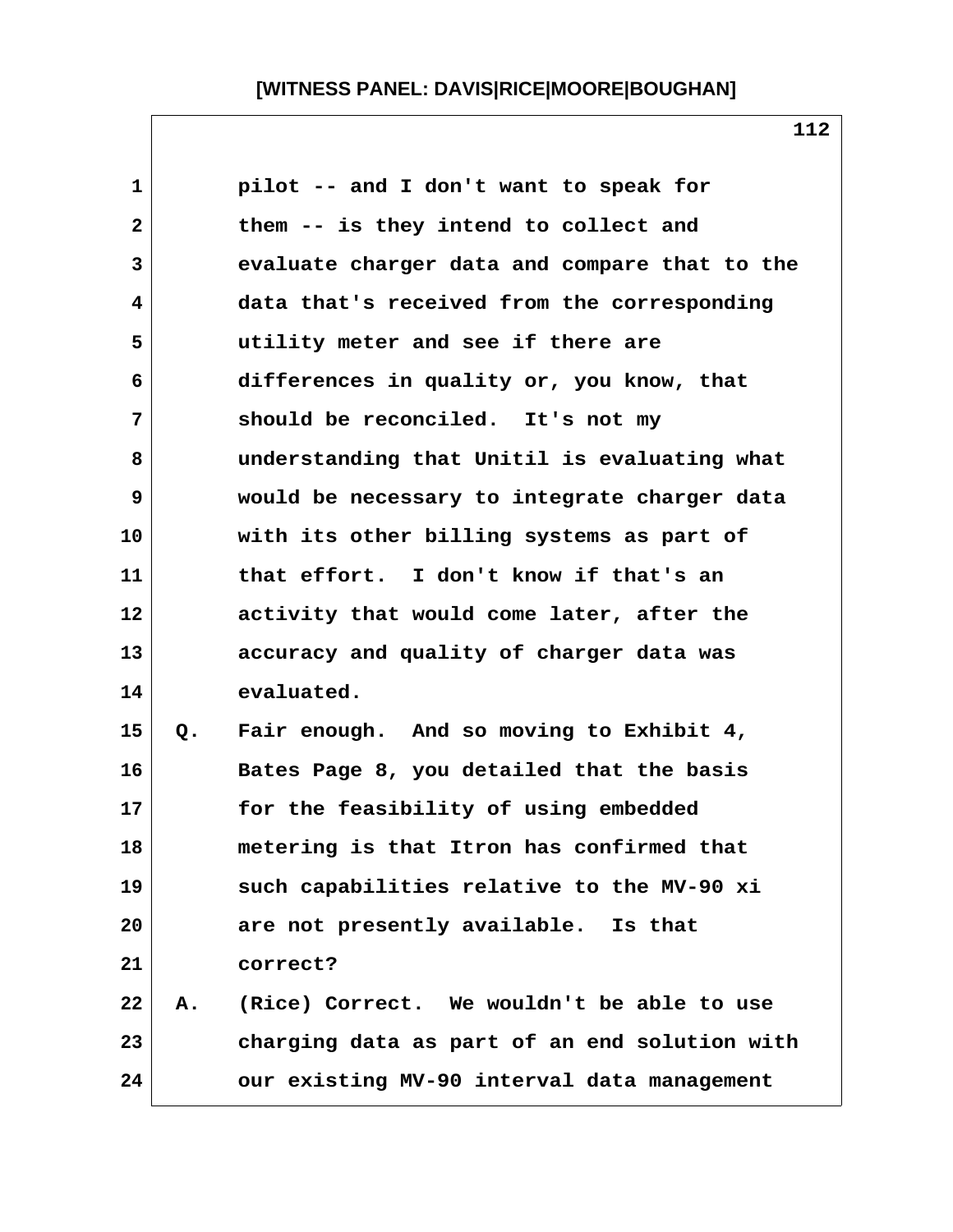pilot -- and I don't want to speak for them -- is they intend to collect and evaluate charger data and compare that to the data that's received from the corresponding utility meter and see if there are differences in quality or, you know, that should be reconciled. It's not my understanding that Unitil is evaluating what would be necessary to integrate charger data with its other billing systems as part of that effort. I don't know if that's an activity that would come later, after the accuracy and quality of charger data was evaluated.

Q. Fair enough. And so moving to Exhibit 4, Bates Page 8, you detailed that the basis for the feasibility of using embedded metering is that Itron has confirmed that such capabilities relative to the MV-90 xi are not presently available. Is that correct?

A. (Rice) Correct. We wouldn't be able to use charging data as part of an end solution with our existing MV-90 interval data management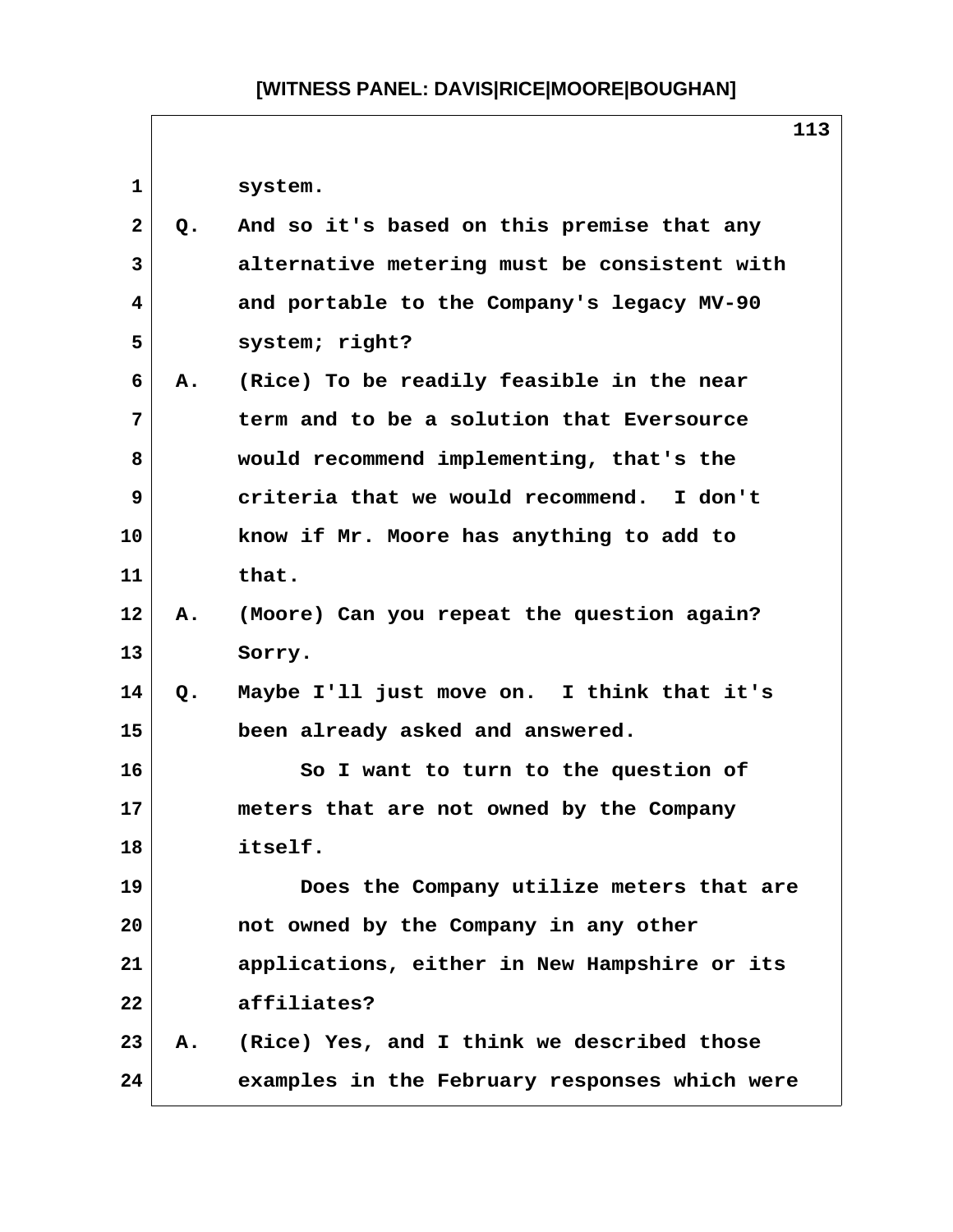system.

Q. And so it's based on this premise that any alternative metering must be consistent with and portable to the Company's legacy MV-90 system; right?

A. (Rice) To be readily feasible in the near term and to be a solution that Eversource would recommend implementing, that's the criteria that we would recommend. I don't know if Mr. Moore has anything to add to that.

A. (Moore) Can you repeat the question again? Sorry.

Q. Maybe I'll just move on. I think that it's been already asked and answered.

So I want to turn to the question of meters that are not owned by the Company itself.

Does the Company utilize meters that are not owned by the Company in any other applications, either in New Hampshire or its affiliates?

A. (Rice) Yes, and I think we described those examples in the February responses which were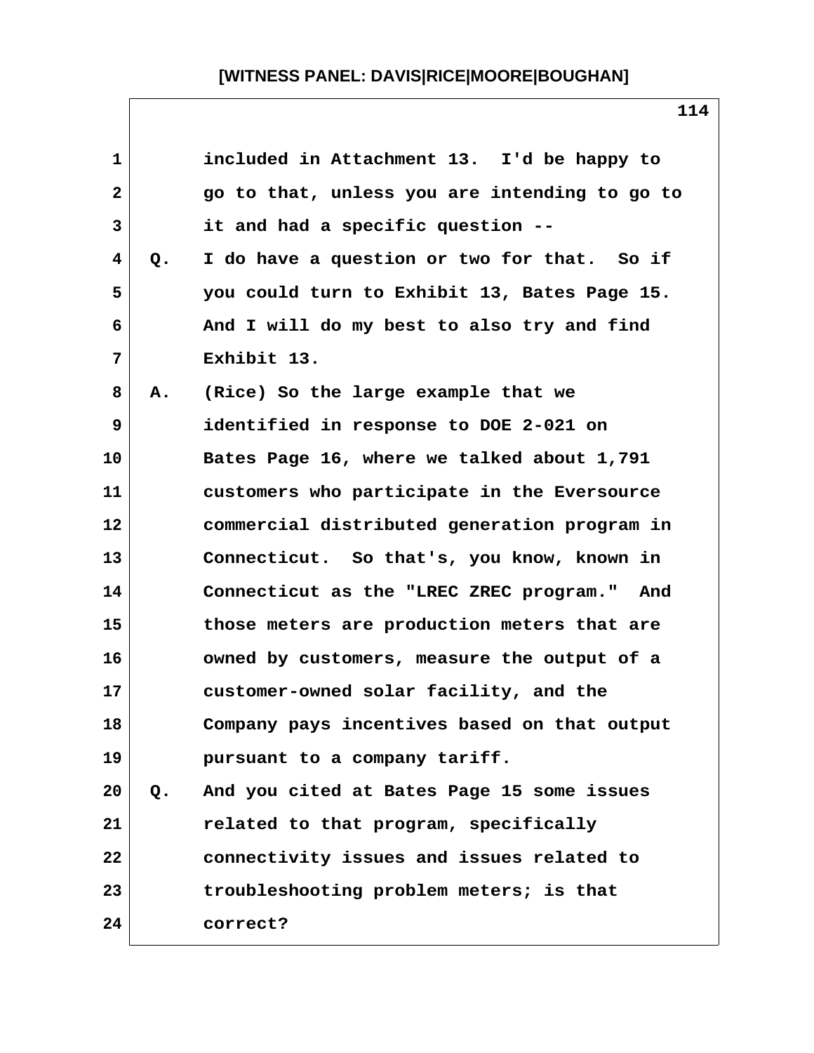included in Attachment 13. I'd be happy to go to that, unless you are intending to go to it and had a specific question --

Q. I do have a question or two for that. So if you could turn to Exhibit 13, Bates Page 15. And I will do my best to also try and find Exhibit 13.

A. (Rice) So the large example that we identified in response to DOE 2-021 on Bates Page 16, where we talked about 1,791 customers who participate in the Eversource commercial distributed generation program in Connecticut. So that's, you know, known in Connecticut as the "LREC ZREC program." And those meters are production meters that are owned by customers, measure the output of a customer-owned solar facility, and the Company pays incentives based on that output pursuant to a company tariff.

Q. And you cited at Bates Page 15 some issues related to that program, specifically connectivity issues and issues related to troubleshooting problem meters; is that correct?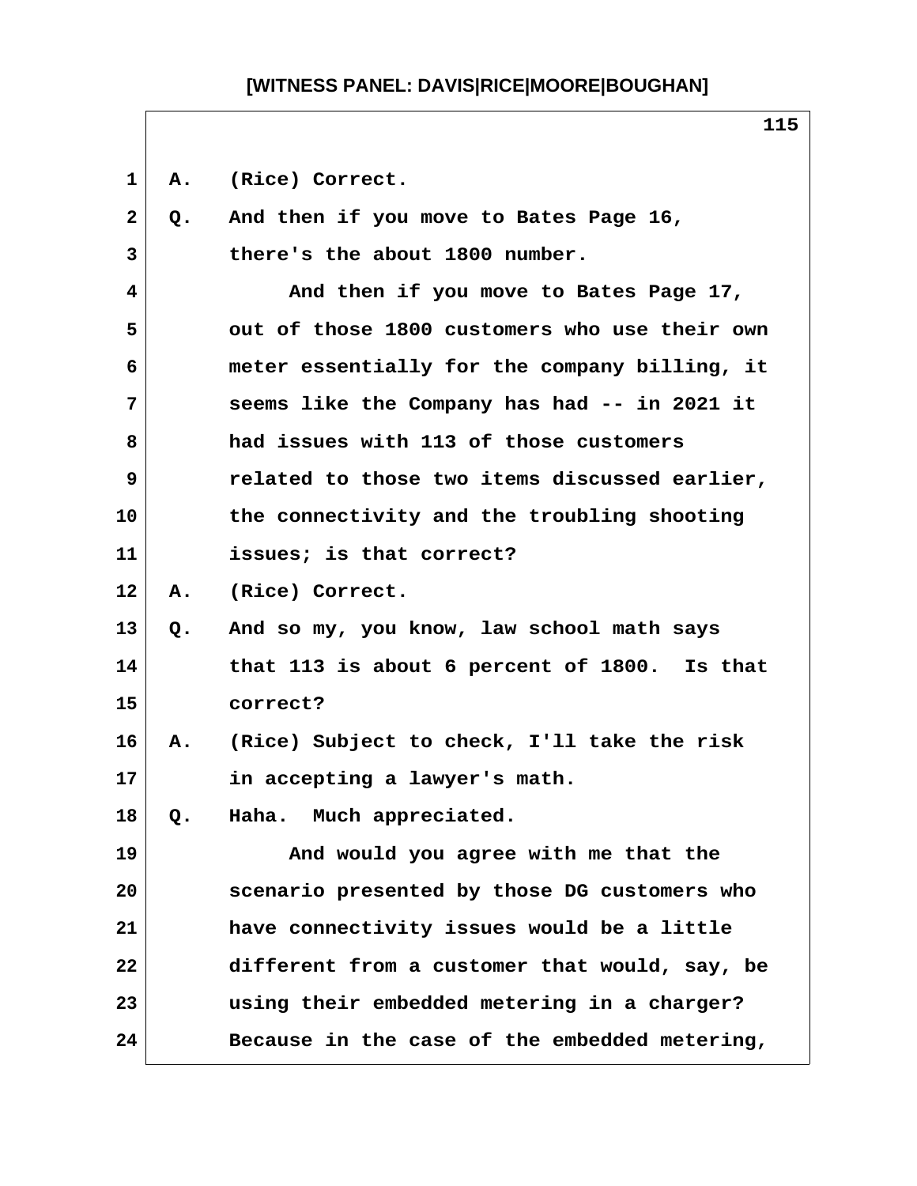A. (Rice) Correct.

Q. And then if you move to Bates Page 16, there's the about 1800 number.

And then if you move to Bates Page 17, out of those 1800 customers who use their own meter essentially for the company billing, it seems like the Company has had -- in 2021 it had issues with 113 of those customers related to those two items discussed earlier, the connectivity and the troubling shooting issues; is that correct?

A. (Rice) Correct.

Q. And so my, you know, law school math says that 113 is about 6 percent of 1800. Is that correct?

A. (Rice) Subject to check, I'll take the risk in accepting a lawyer's math.

Q. Haha. Much appreciated.

And would you agree with me that the scenario presented by those DG customers who have connectivity issues would be a little different from a customer that would, say, be using their embedded metering in a charger? Because in the case of the embedded metering,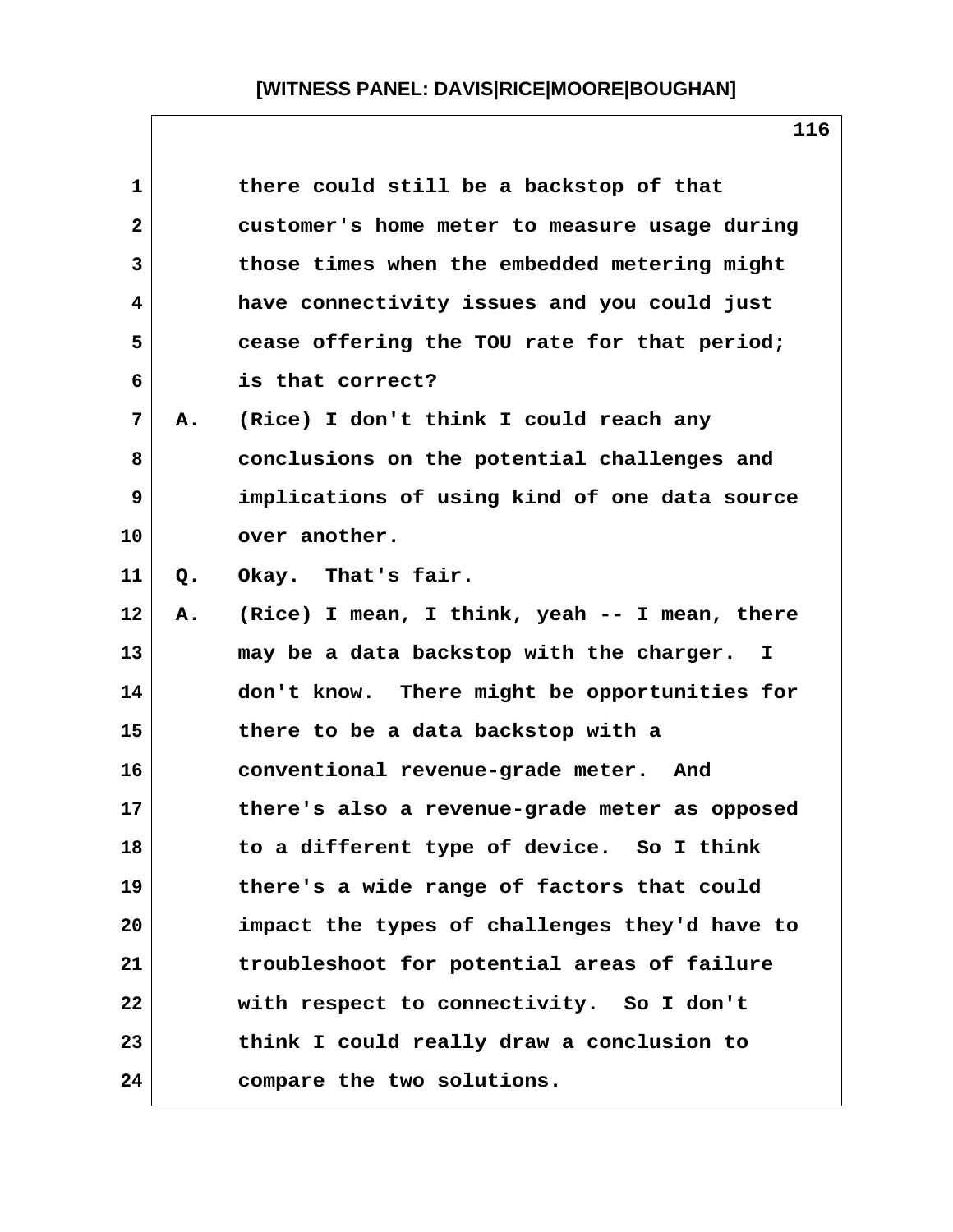1 there could still be a backstop of that
2 customer's home meter to measure usage during
3 those times when the embedded metering might
4 have connectivity issues and you could just
5 cease offering the TOU rate for that period;
6 is that correct?

7 A. (Rice) I don't think I could reach any
8 conclusions on the potential challenges and
9 implications of using kind of one data source
10 over another.

11 Q. Okay. That's fair.

12 A. (Rice) I mean, I think, yeah -- I mean, there
13 may be a data backstop with the charger. I
14 don't know. There might be opportunities for
15 there to be a data backstop with a
16 conventional revenue-grade meter. And
17 there's also a revenue-grade meter as opposed
18 to a different type of device. So I think
19 there's a wide range of factors that could
20 impact the types of challenges they'd have to
21 troubleshoot for potential areas of failure
22 with respect to connectivity. So I don't
23 think I could really draw a conclusion to
24 compare the two solutions.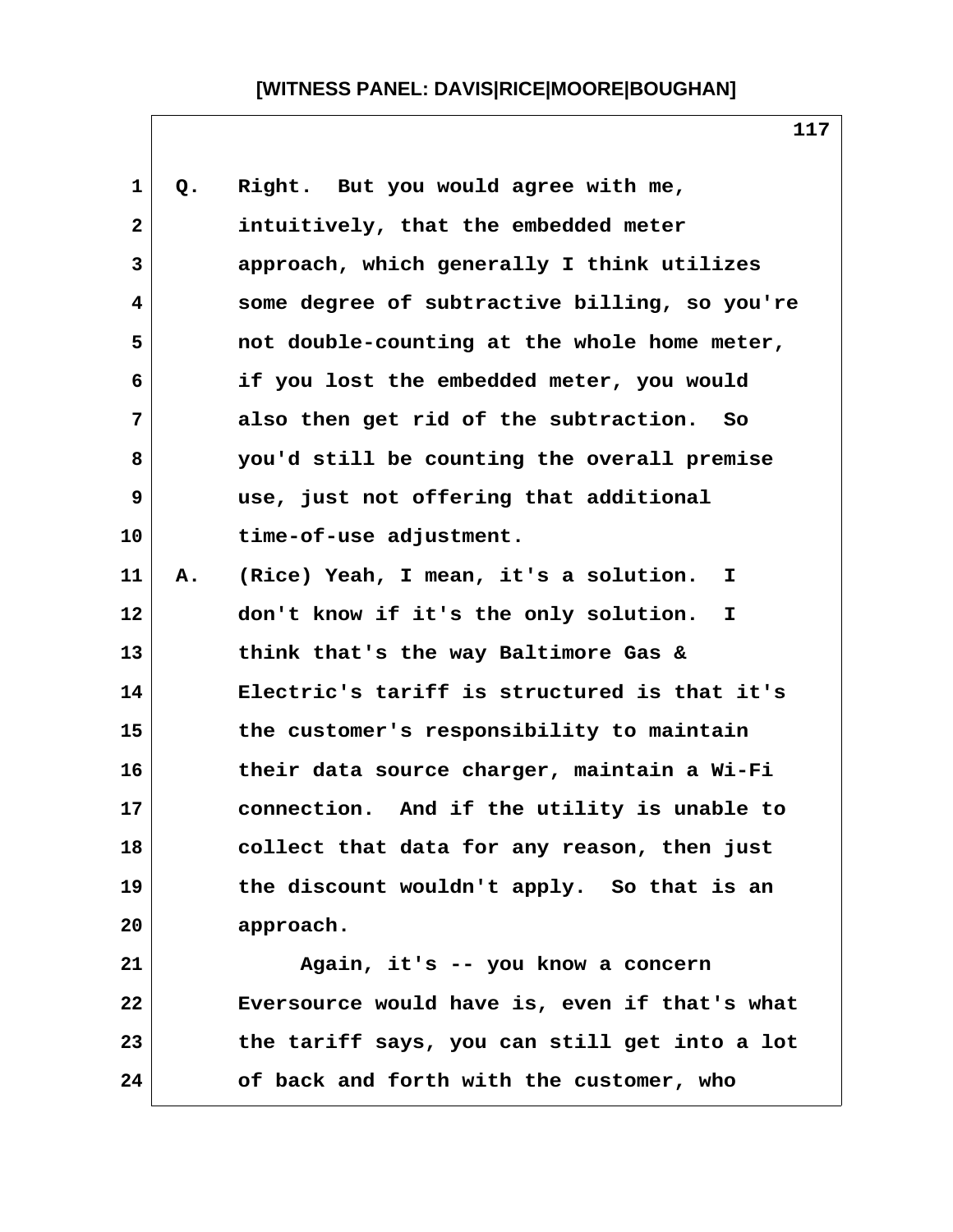Q. Right. But you would agree with me, intuitively, that the embedded meter approach, which generally I think utilizes some degree of subtractive billing, so you're not double-counting at the whole home meter, if you lost the embedded meter, you would also then get rid of the subtraction. So you'd still be counting the overall premise use, just not offering that additional time-of-use adjustment.

A. (Rice) Yeah, I mean, it's a solution. I don't know if it's the only solution. I think that's the way Baltimore Gas & Electric's tariff is structured is that it's the customer's responsibility to maintain their data source charger, maintain a Wi-Fi connection. And if the utility is unable to collect that data for any reason, then just the discount wouldn't apply. So that is an approach.

Again, it's -- you know a concern Eversource would have is, even if that's what the tariff says, you can still get into a lot of back and forth with the customer, who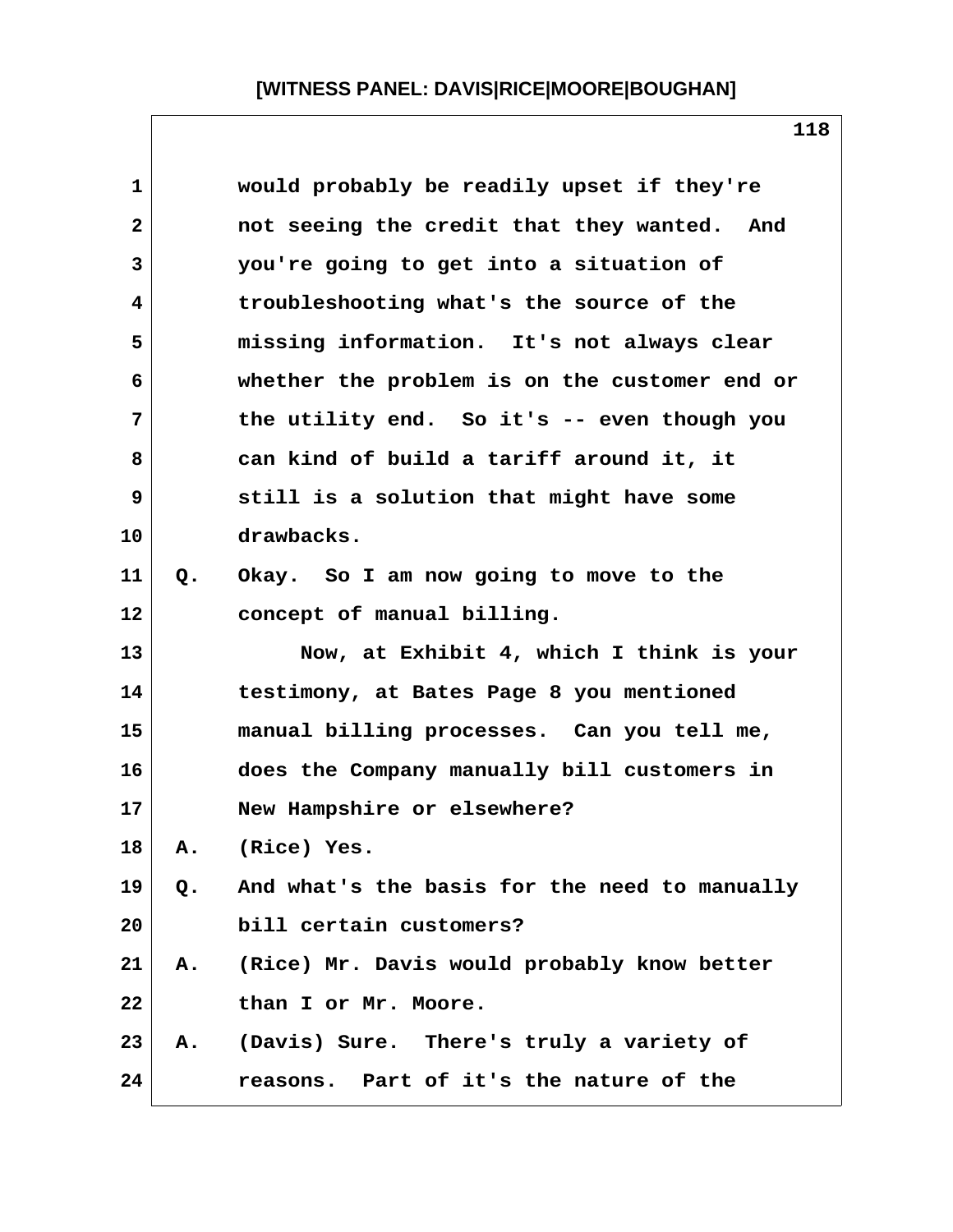would probably be readily upset if they're not seeing the credit that they wanted. And you're going to get into a situation of troubleshooting what's the source of the missing information. It's not always clear whether the problem is on the customer end or the utility end. So it's -- even though you can kind of build a tariff around it, it still is a solution that might have some drawbacks.

Q. Okay. So I am now going to move to the concept of manual billing.

Now, at Exhibit 4, which I think is your testimony, at Bates Page 8 you mentioned manual billing processes. Can you tell me, does the Company manually bill customers in New Hampshire or elsewhere?

A. (Rice) Yes.

Q. And what's the basis for the need to manually bill certain customers?

A. (Rice) Mr. Davis would probably know better than I or Mr. Moore.

A. (Davis) Sure. There's truly a variety of reasons. Part of it's the nature of the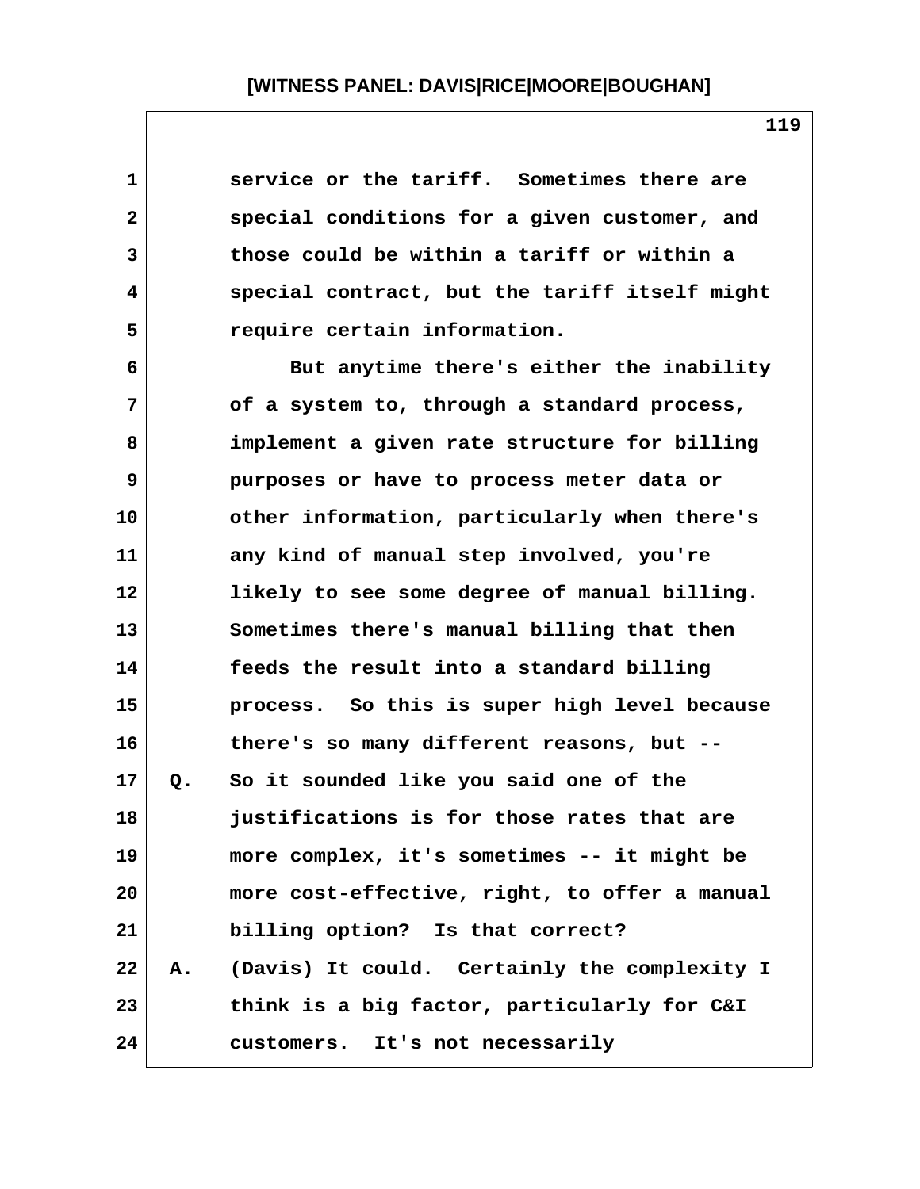service or the tariff. Sometimes there are special conditions for a given customer, and those could be within a tariff or within a special contract, but the tariff itself might require certain information.

But anytime there's either the inability of a system to, through a standard process, implement a given rate structure for billing purposes or have to process meter data or other information, particularly when there's any kind of manual step involved, you're likely to see some degree of manual billing. Sometimes there's manual billing that then feeds the result into a standard billing process. So this is super high level because there's so many different reasons, but --

Q. So it sounded like you said one of the justifications is for those rates that are more complex, it's sometimes -- it might be more cost-effective, right, to offer a manual billing option? Is that correct?

A. (Davis) It could. Certainly the complexity I think is a big factor, particularly for C&I customers. It's not necessarily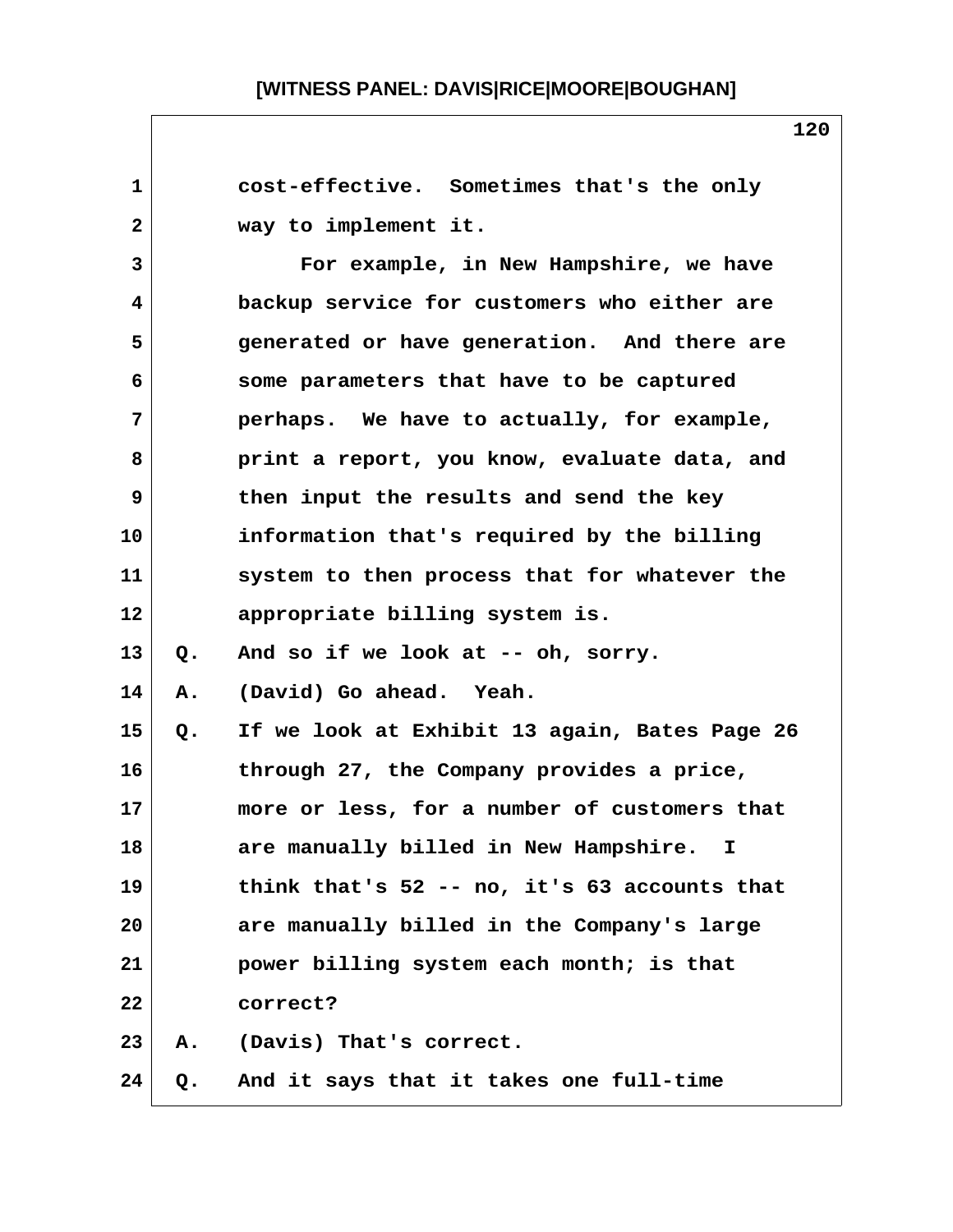cost-effective. Sometimes that's the only way to implement it.

For example, in New Hampshire, we have backup service for customers who either are generated or have generation. And there are some parameters that have to be captured perhaps. We have to actually, for example, print a report, you know, evaluate data, and then input the results and send the key information that's required by the billing system to then process that for whatever the appropriate billing system is.

Q. And so if we look at -- oh, sorry.

A. (David) Go ahead. Yeah.

Q. If we look at Exhibit 13 again, Bates Page 26 through 27, the Company provides a price, more or less, for a number of customers that are manually billed in New Hampshire. I think that's 52 -- no, it's 63 accounts that are manually billed in the Company's large power billing system each month; is that correct?

A. (Davis) That's correct.

Q. And it says that it takes one full-time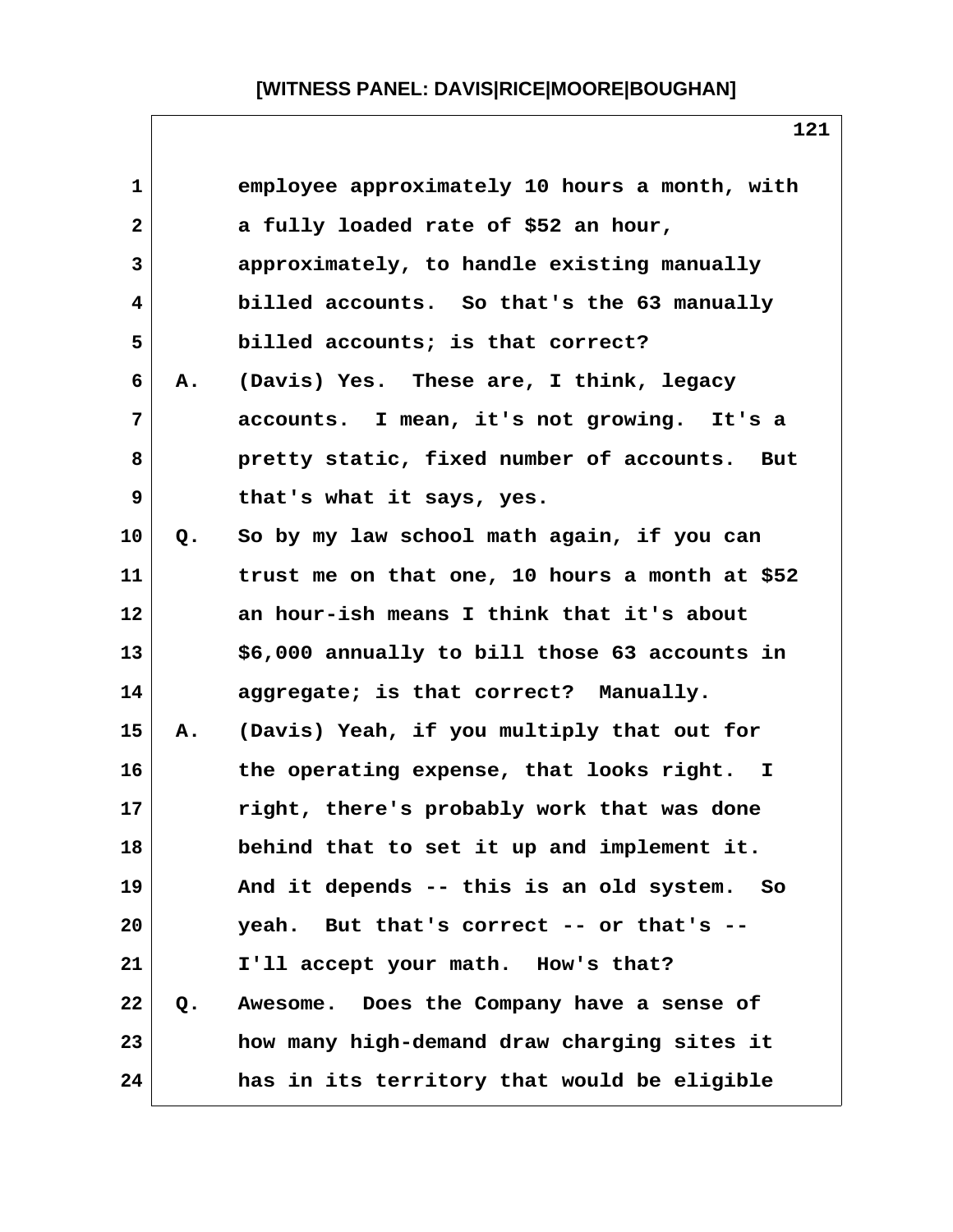employee approximately 10 hours a month, with a fully loaded rate of $52 an hour, approximately, to handle existing manually billed accounts. So that's the 63 manually billed accounts; is that correct?

A. (Davis) Yes. These are, I think, legacy accounts. I mean, it's not growing. It's a pretty static, fixed number of accounts. But that's what it says, yes.

Q. So by my law school math again, if you can trust me on that one, 10 hours a month at $52 an hour-ish means I think that it's about $6,000 annually to bill those 63 accounts in aggregate; is that correct? Manually.

A. (Davis) Yeah, if you multiply that out for the operating expense, that looks right. I right, there's probably work that was done behind that to set it up and implement it. And it depends -- this is an old system. So yeah. But that's correct -- or that's -- I'll accept your math. How's that?

Q. Awesome. Does the Company have a sense of how many high-demand draw charging sites it has in its territory that would be eligible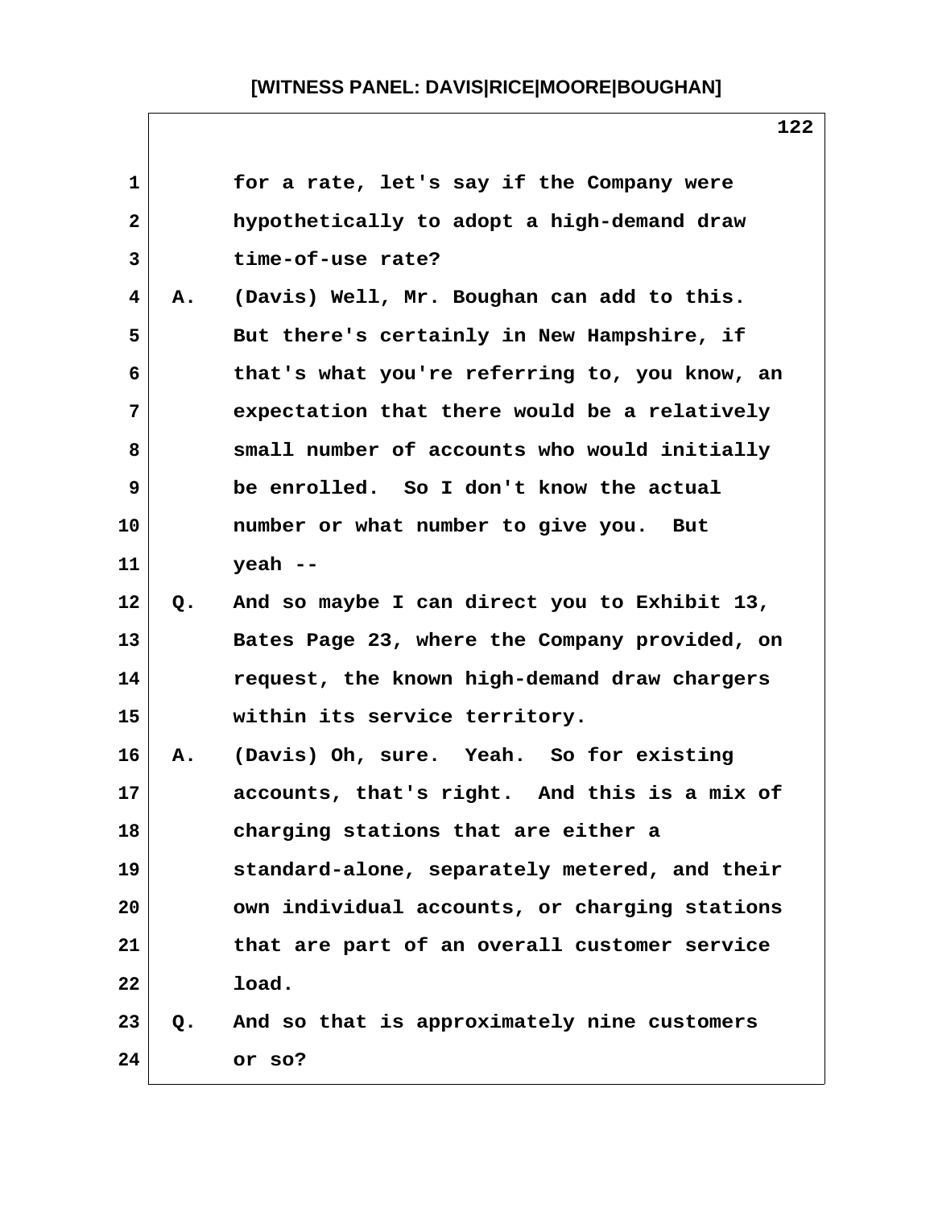for a rate, let's say if the Company were hypothetically to adopt a high-demand draw time-of-use rate?

A. (Davis) Well, Mr. Boughan can add to this. But there's certainly in New Hampshire, if that's what you're referring to, you know, an expectation that there would be a relatively small number of accounts who would initially be enrolled. So I don't know the actual number or what number to give you. But yeah --

Q. And so maybe I can direct you to Exhibit 13, Bates Page 23, where the Company provided, on request, the known high-demand draw chargers within its service territory.

A. (Davis) Oh, sure. Yeah. So for existing accounts, that's right. And this is a mix of charging stations that are either a standard-alone, separately metered, and their own individual accounts, or charging stations that are part of an overall customer service load.

Q. And so that is approximately nine customers or so?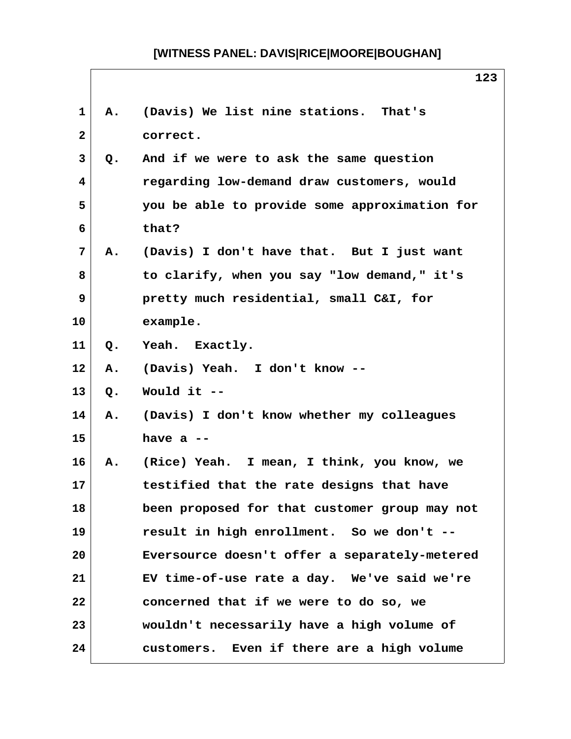1 A. (Davis) We list nine stations. That's
2 correct.
3 Q. And if we were to ask the same question
4 regarding low-demand draw customers, would
5 you be able to provide some approximation for
6 that?
7 A. (Davis) I don't have that. But I just want
8 to clarify, when you say "low demand," it's
9 pretty much residential, small C&I, for
10 example.
11 Q. Yeah. Exactly.
12 A. (Davis) Yeah. I don't know --
13 Q. Would it --
14 A. (Davis) I don't know whether my colleagues
15 have a --
16 A. (Rice) Yeah. I mean, I think, you know, we
17 testified that the rate designs that have
18 been proposed for that customer group may not
19 result in high enrollment. So we don't --
20 Eversource doesn't offer a separately-metered
21 EV time-of-use rate a day. We've said we're
22 concerned that if we were to do so, we
23 wouldn't necessarily have a high volume of
24 customers. Even if there are a high volume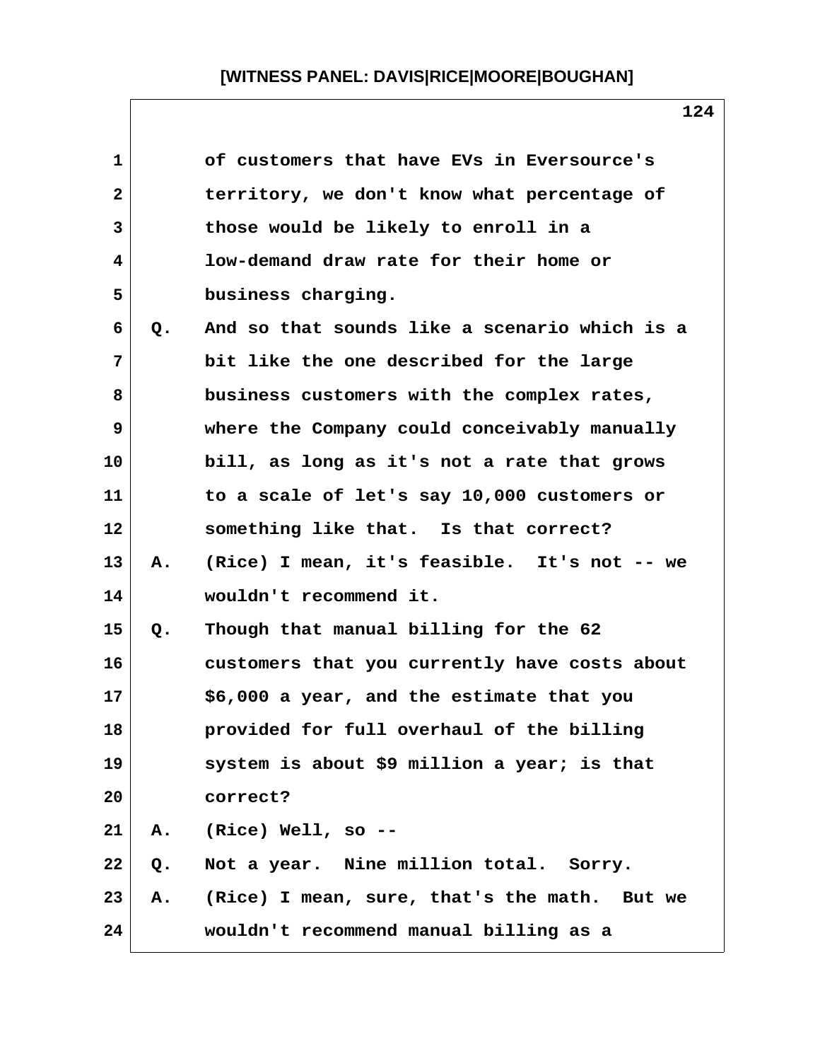of customers that have EVs in Eversource's territory, we don't know what percentage of those would be likely to enroll in a low-demand draw rate for their home or business charging.

Q. And so that sounds like a scenario which is a bit like the one described for the large business customers with the complex rates, where the Company could conceivably manually bill, as long as it's not a rate that grows to a scale of let's say 10,000 customers or something like that. Is that correct?

A. (Rice) I mean, it's feasible. It's not -- we wouldn't recommend it.

Q. Though that manual billing for the 62 customers that you currently have costs about $6,000 a year, and the estimate that you provided for full overhaul of the billing system is about $9 million a year; is that correct?

A. (Rice) Well, so --

Q. Not a year. Nine million total. Sorry.

A. (Rice) I mean, sure, that's the math. But we wouldn't recommend manual billing as a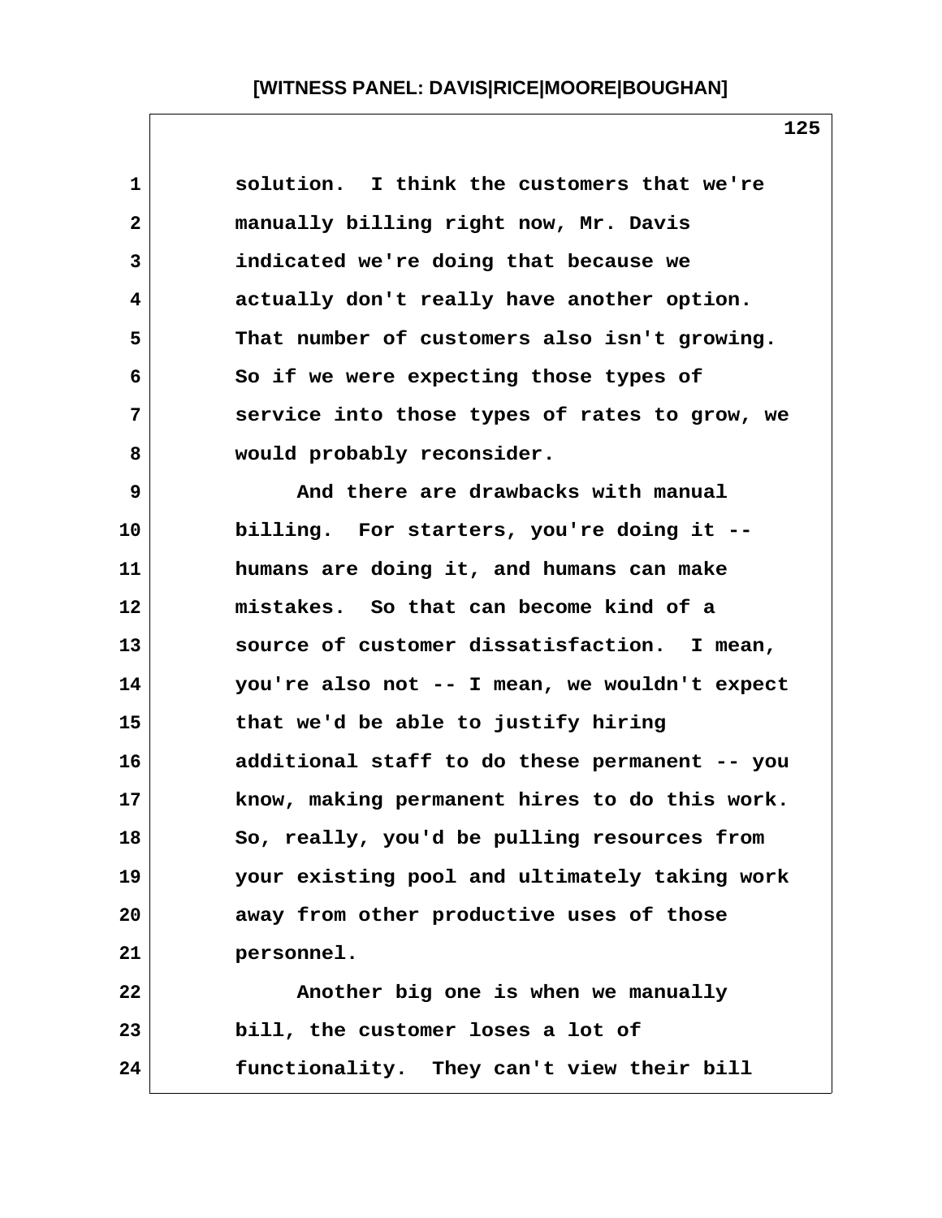solution. I think the customers that we're manually billing right now, Mr. Davis indicated we're doing that because we actually don't really have another option. That number of customers also isn't growing. So if we were expecting those types of service into those types of rates to grow, we would probably reconsider.

And there are drawbacks with manual billing. For starters, you're doing it -- humans are doing it, and humans can make mistakes. So that can become kind of a source of customer dissatisfaction. I mean, you're also not -- I mean, we wouldn't expect that we'd be able to justify hiring additional staff to do these permanent -- you know, making permanent hires to do this work. So, really, you'd be pulling resources from your existing pool and ultimately taking work away from other productive uses of those personnel.

Another big one is when we manually bill, the customer loses a lot of functionality. They can't view their bill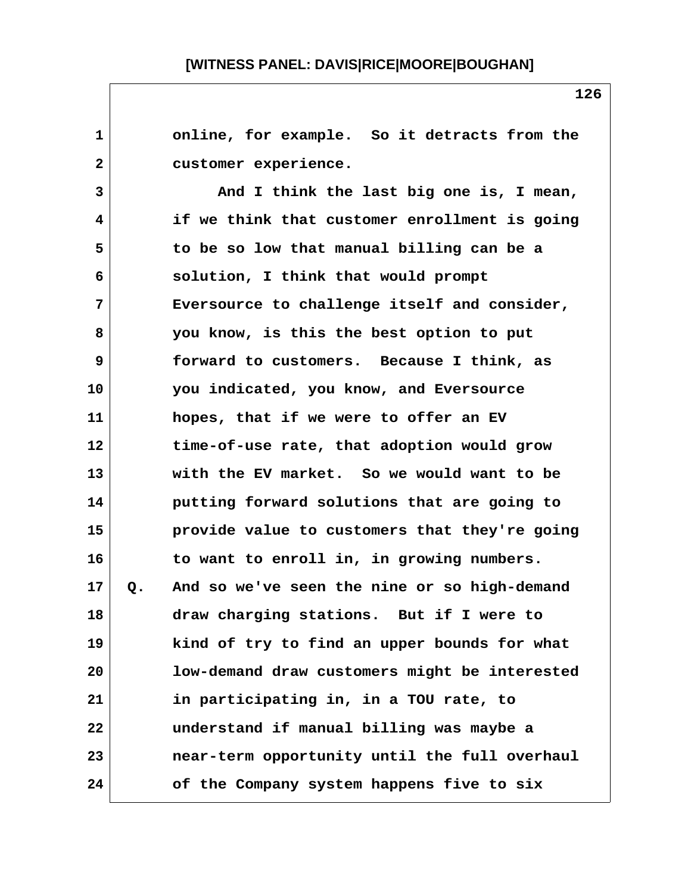online, for example. So it detracts from the customer experience.

And I think the last big one is, I mean, if we think that customer enrollment is going to be so low that manual billing can be a solution, I think that would prompt Eversource to challenge itself and consider, you know, is this the best option to put forward to customers. Because I think, as you indicated, you know, and Eversource hopes, that if we were to offer an EV time-of-use rate, that adoption would grow with the EV market. So we would want to be putting forward solutions that are going to provide value to customers that they're going to want to enroll in, in growing numbers.

Q. And so we've seen the nine or so high-demand draw charging stations. But if I were to kind of try to find an upper bounds for what low-demand draw customers might be interested in participating in, in a TOU rate, to understand if manual billing was maybe a near-term opportunity until the full overhaul of the Company system happens five to six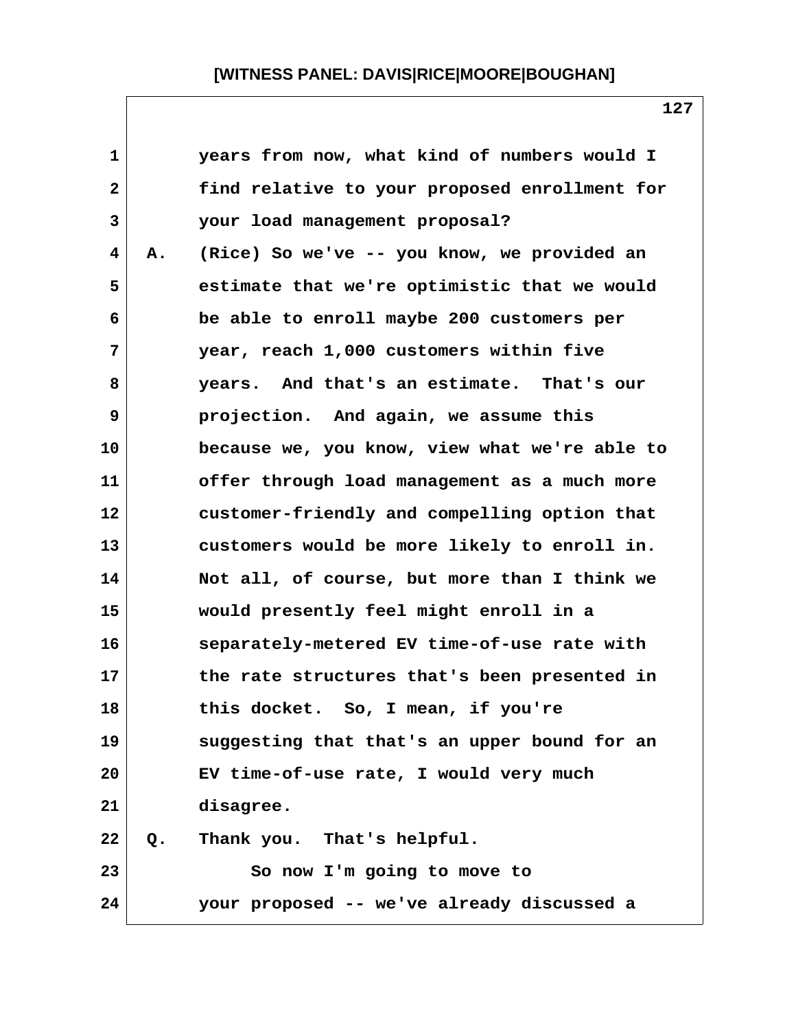years from now, what kind of numbers would I find relative to your proposed enrollment for your load management proposal?

A. (Rice) So we've -- you know, we provided an estimate that we're optimistic that we would be able to enroll maybe 200 customers per year, reach 1,000 customers within five years. And that's an estimate. That's our projection. And again, we assume this because we, you know, view what we're able to offer through load management as a much more customer-friendly and compelling option that customers would be more likely to enroll in. Not all, of course, but more than I think we would presently feel might enroll in a separately-metered EV time-of-use rate with the rate structures that's been presented in this docket. So, I mean, if you're suggesting that that's an upper bound for an EV time-of-use rate, I would very much disagree.

Q. Thank you. That's helpful.

So now I'm going to move to your proposed -- we've already discussed a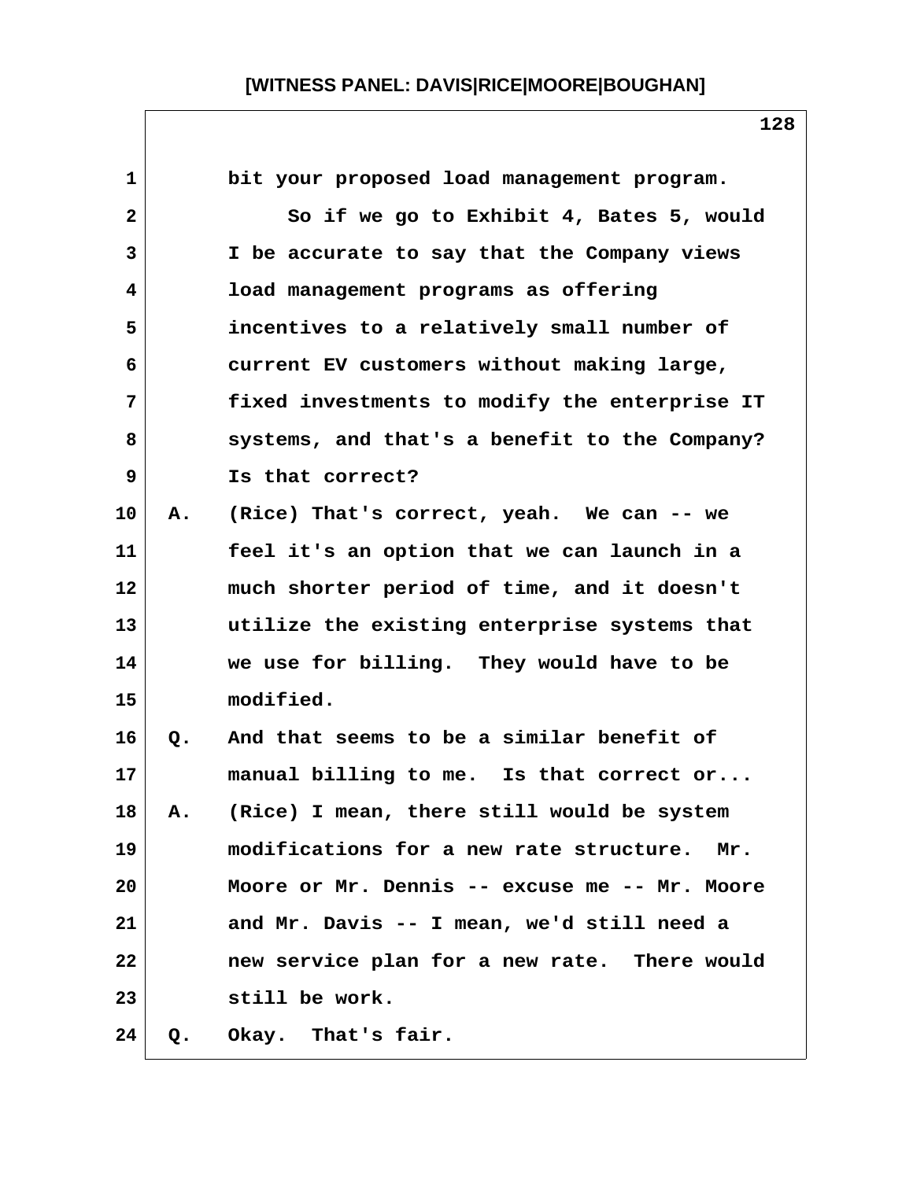bit your proposed load management program.

So if we go to Exhibit 4, Bates 5, would I be accurate to say that the Company views load management programs as offering incentives to a relatively small number of current EV customers without making large, fixed investments to modify the enterprise IT systems, and that's a benefit to the Company? Is that correct?

A. (Rice) That's correct, yeah. We can -- we feel it's an option that we can launch in a much shorter period of time, and it doesn't utilize the existing enterprise systems that we use for billing. They would have to be modified.

Q. And that seems to be a similar benefit of manual billing to me. Is that correct or...

A. (Rice) I mean, there still would be system modifications for a new rate structure. Mr. Moore or Mr. Dennis -- excuse me -- Mr. Moore and Mr. Davis -- I mean, we'd still need a new service plan for a new rate. There would still be work.

Q. Okay. That's fair.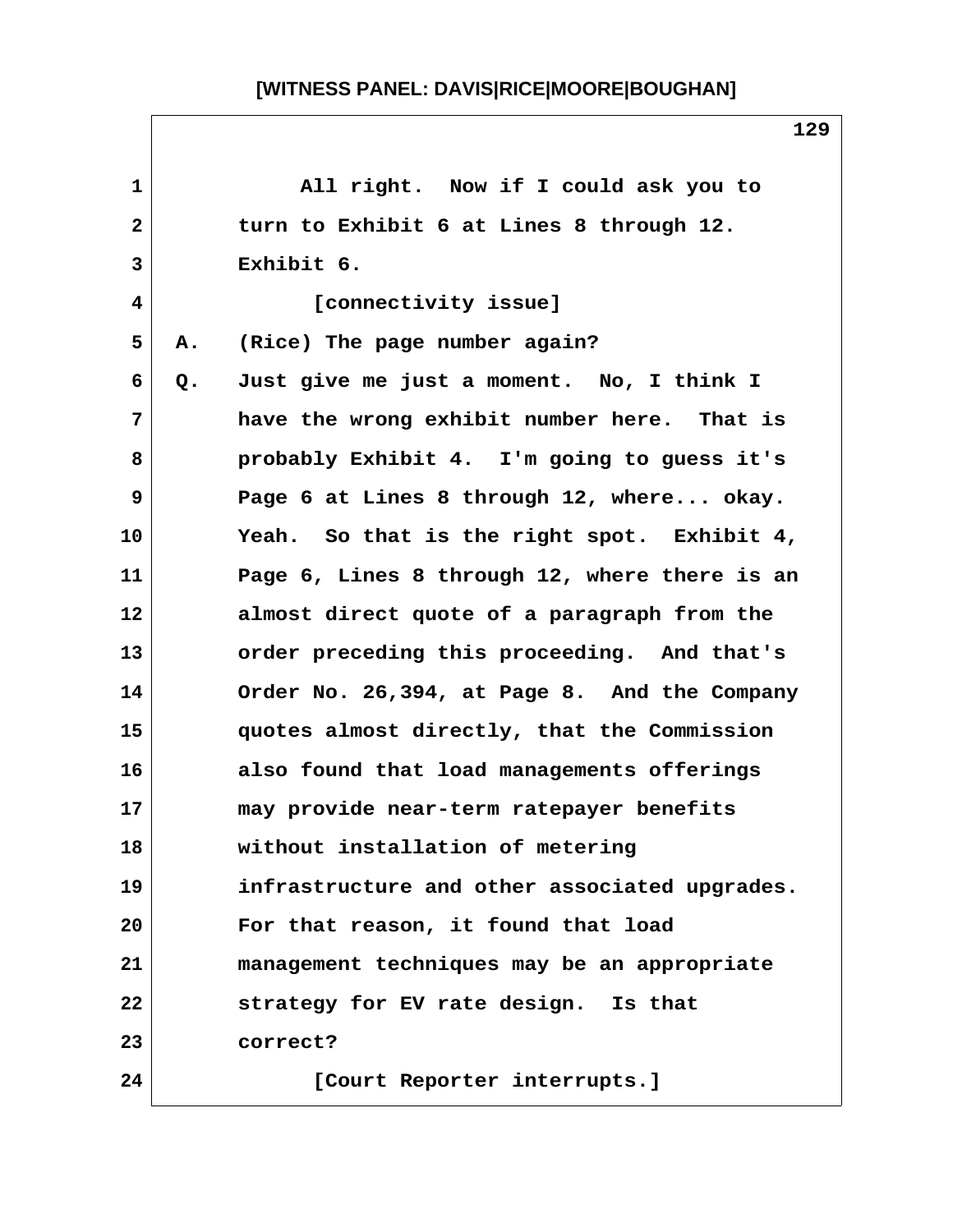All right. Now if I could ask you to turn to Exhibit 6 at Lines 8 through 12. Exhibit 6.

[connectivity issue]

A. (Rice) The page number again?

Q. Just give me just a moment. No, I think I have the wrong exhibit number here. That is probably Exhibit 4. I'm going to guess it's Page 6 at Lines 8 through 12, where... okay. Yeah. So that is the right spot. Exhibit 4, Page 6, Lines 8 through 12, where there is an almost direct quote of a paragraph from the order preceding this proceeding. And that's Order No. 26,394, at Page 8. And the Company quotes almost directly, that the Commission also found that load managements offerings may provide near-term ratepayer benefits without installation of metering infrastructure and other associated upgrades. For that reason, it found that load management techniques may be an appropriate strategy for EV rate design. Is that correct?

[Court Reporter interrupts.]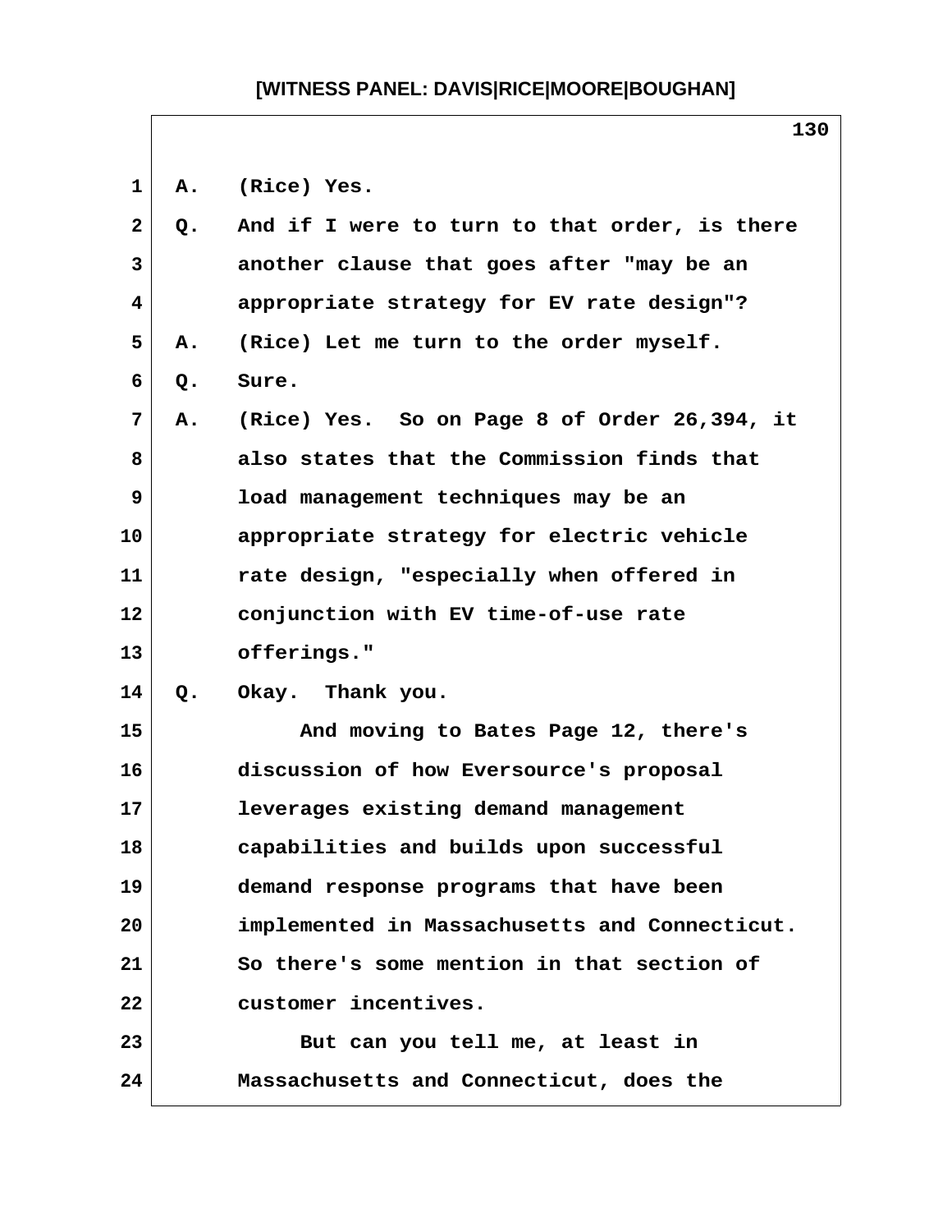A. (Rice) Yes.

Q. And if I were to turn to that order, is there another clause that goes after "may be an appropriate strategy for EV rate design"?

A. (Rice) Let me turn to the order myself.

Q. Sure.

A. (Rice) Yes. So on Page 8 of Order 26,394, it also states that the Commission finds that load management techniques may be an appropriate strategy for electric vehicle rate design, "especially when offered in conjunction with EV time-of-use rate offerings."

Q. Okay. Thank you.

And moving to Bates Page 12, there's discussion of how Eversource's proposal leverages existing demand management capabilities and builds upon successful demand response programs that have been implemented in Massachusetts and Connecticut. So there's some mention in that section of customer incentives.

But can you tell me, at least in Massachusetts and Connecticut, does the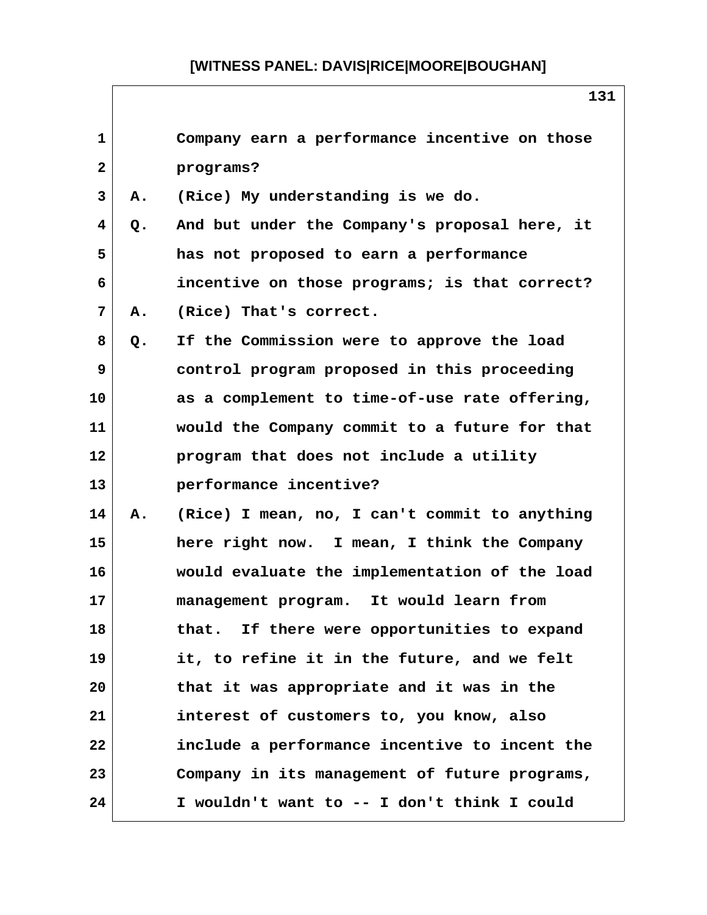Company earn a performance incentive on those programs?

A. (Rice) My understanding is we do.

Q. And but under the Company's proposal here, it has not proposed to earn a performance incentive on those programs; is that correct?

A. (Rice) That's correct.

Q. If the Commission were to approve the load control program proposed in this proceeding as a complement to time-of-use rate offering, would the Company commit to a future for that program that does not include a utility performance incentive?

A. (Rice) I mean, no, I can't commit to anything here right now. I mean, I think the Company would evaluate the implementation of the load management program. It would learn from that. If there were opportunities to expand it, to refine it in the future, and we felt that it was appropriate and it was in the interest of customers to, you know, also include a performance incentive to incent the Company in its management of future programs, I wouldn't want to -- I don't think I could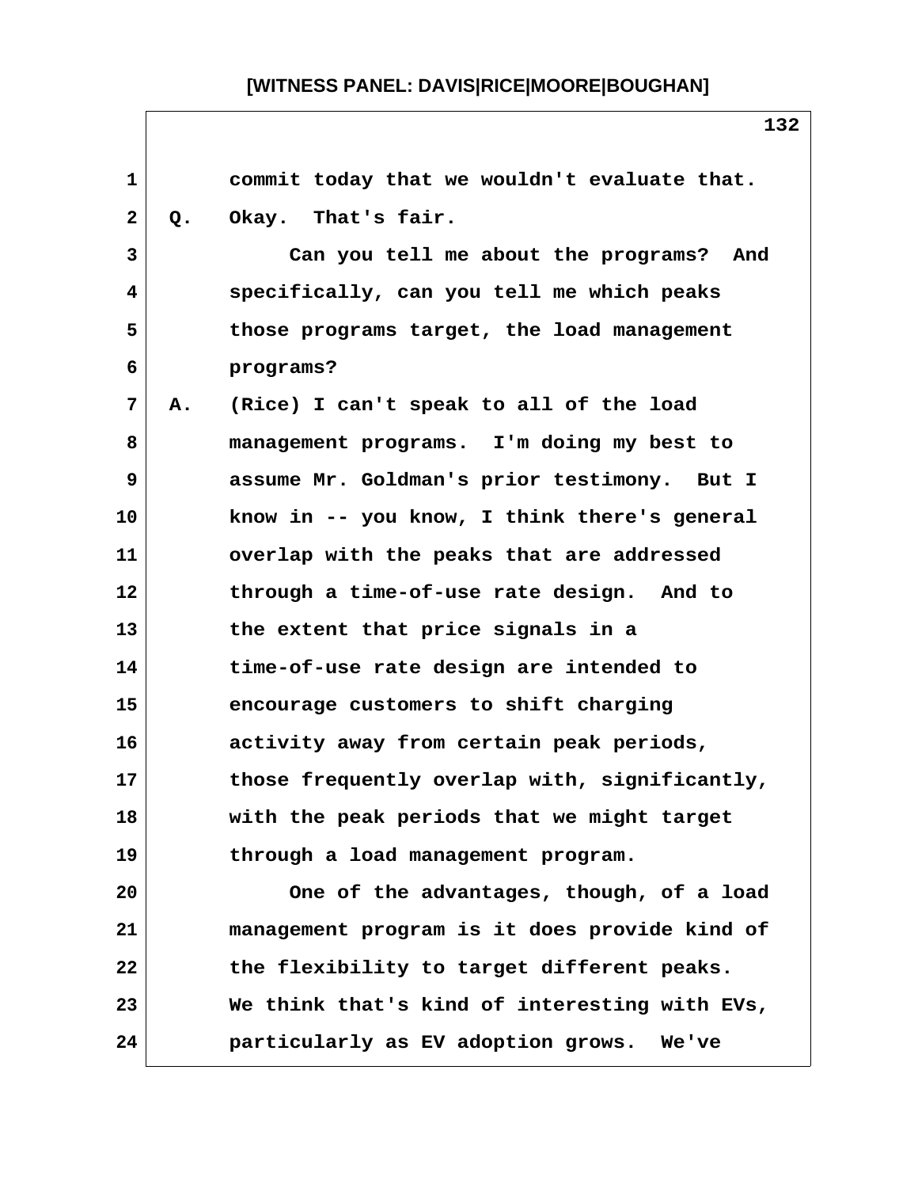commit today that we wouldn't evaluate that.

Q. Okay. That's fair.

Can you tell me about the programs? And specifically, can you tell me which peaks those programs target, the load management programs?

A. (Rice) I can't speak to all of the load management programs. I'm doing my best to assume Mr. Goldman's prior testimony. But I know in -- you know, I think there's general overlap with the peaks that are addressed through a time-of-use rate design. And to the extent that price signals in a time-of-use rate design are intended to encourage customers to shift charging activity away from certain peak periods, those frequently overlap with, significantly, with the peak periods that we might target through a load management program.

One of the advantages, though, of a load management program is it does provide kind of the flexibility to target different peaks. We think that's kind of interesting with EVs, particularly as EV adoption grows. We've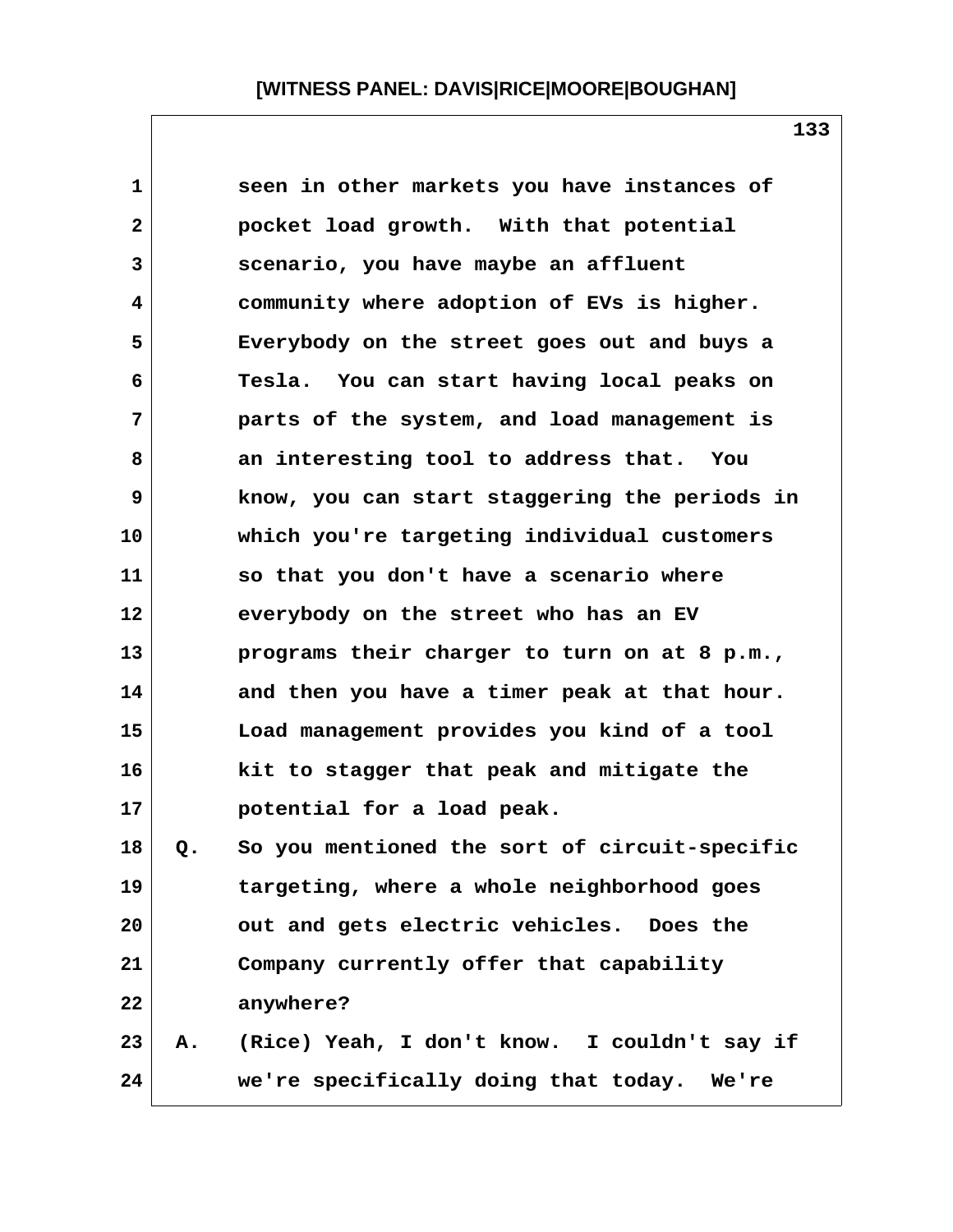seen in other markets you have instances of pocket load growth. With that potential scenario, you have maybe an affluent community where adoption of EVs is higher. Everybody on the street goes out and buys a Tesla. You can start having local peaks on parts of the system, and load management is an interesting tool to address that. You know, you can start staggering the periods in which you're targeting individual customers so that you don't have a scenario where everybody on the street who has an EV programs their charger to turn on at 8 p.m., and then you have a timer peak at that hour. Load management provides you kind of a tool kit to stagger that peak and mitigate the potential for a load peak.

Q. So you mentioned the sort of circuit-specific targeting, where a whole neighborhood goes out and gets electric vehicles. Does the Company currently offer that capability anywhere?

A. (Rice) Yeah, I don't know. I couldn't say if we're specifically doing that today. We're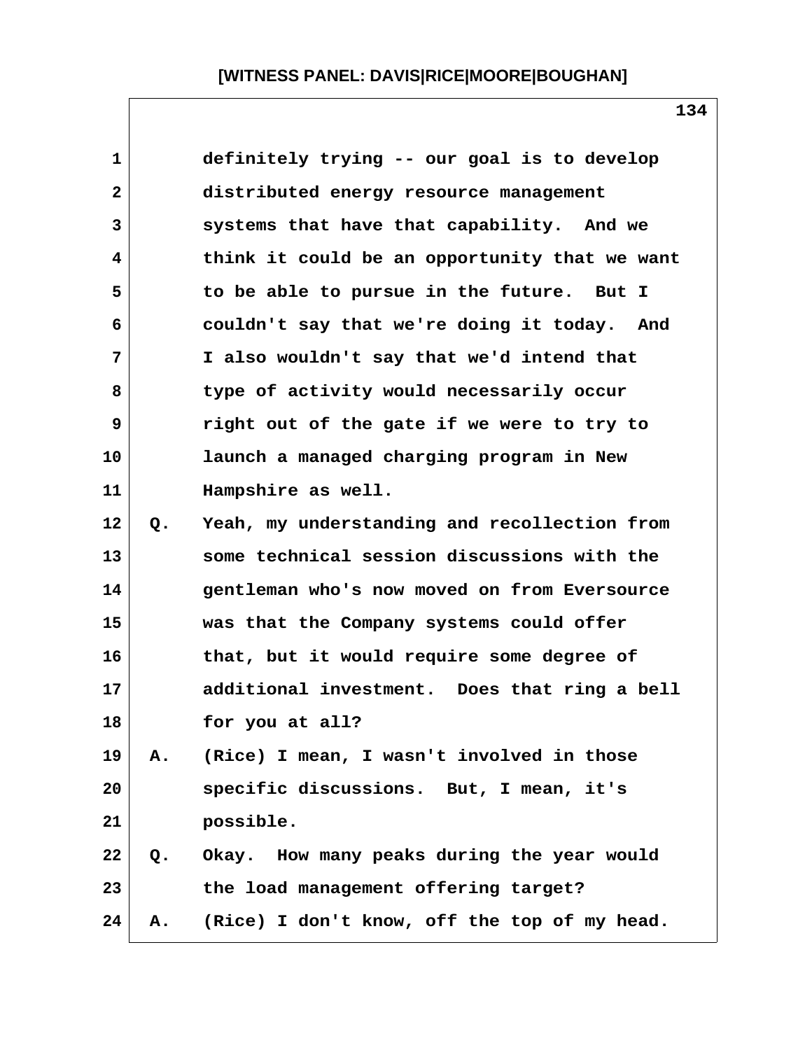definitely trying -- our goal is to develop distributed energy resource management systems that have that capability. And we think it could be an opportunity that we want to be able to pursue in the future. But I couldn't say that we're doing it today. And I also wouldn't say that we'd intend that type of activity would necessarily occur right out of the gate if we were to try to launch a managed charging program in New Hampshire as well.

Q. Yeah, my understanding and recollection from some technical session discussions with the gentleman who's now moved on from Eversource was that the Company systems could offer that, but it would require some degree of additional investment. Does that ring a bell for you at all?

A. (Rice) I mean, I wasn't involved in those specific discussions. But, I mean, it's possible.

Q. Okay. How many peaks during the year would the load management offering target?

A. (Rice) I don't know, off the top of my head.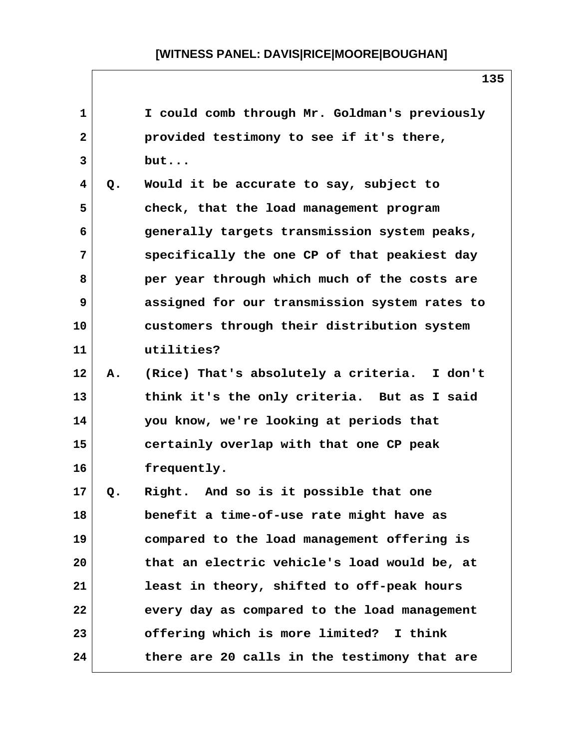I could comb through Mr. Goldman's previously provided testimony to see if it's there, but...

**Q.** Would it be accurate to say, subject to check, that the load management program generally targets transmission system peaks, specifically the one CP of that peakiest day per year through which much of the costs are assigned for our transmission system rates to customers through their distribution system utilities?

**A.** (Rice) That's absolutely a criteria. I don't think it's the only criteria. But as I said you know, we're looking at periods that certainly overlap with that one CP peak frequently.

**Q.** Right. And so is it possible that one benefit a time-of-use rate might have as compared to the load management offering is that an electric vehicle's load would be, at least in theory, shifted to off-peak hours every day as compared to the load management offering which is more limited? I think there are 20 calls in the testimony that are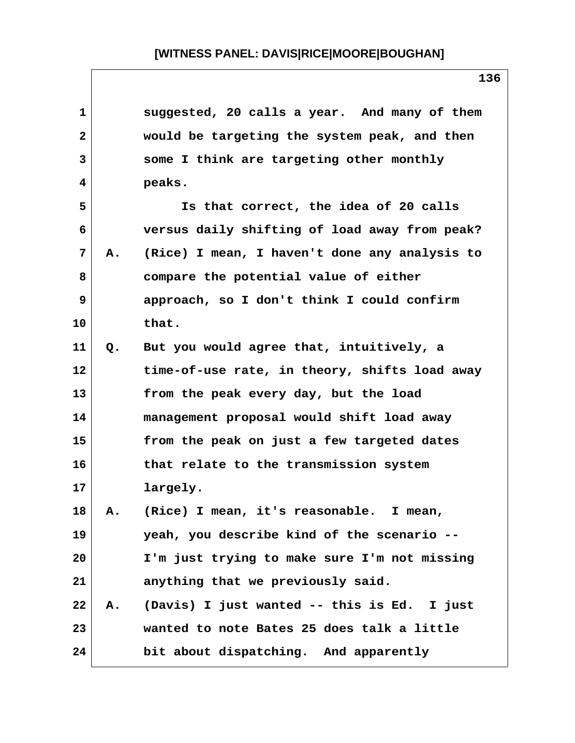1 suggested, 20 calls a year. And many of them
2 would be targeting the system peak, and then
3 some I think are targeting other monthly
4 peaks.
5 Is that correct, the idea of 20 calls
6 versus daily shifting of load away from peak?
7 A. (Rice) I mean, I haven't done any analysis to
8 compare the potential value of either
9 approach, so I don't think I could confirm
10 that.
11 Q. But you would agree that, intuitively, a
12 time-of-use rate, in theory, shifts load away
13 from the peak every day, but the load
14 management proposal would shift load away
15 from the peak on just a few targeted dates
16 that relate to the transmission system
17 largely.
18 A. (Rice) I mean, it's reasonable. I mean,
19 yeah, you describe kind of the scenario --
20 I'm just trying to make sure I'm not missing
21 anything that we previously said.
22 A. (Davis) I just wanted -- this is Ed. I just
23 wanted to note Bates 25 does talk a little
24 bit about dispatching. And apparently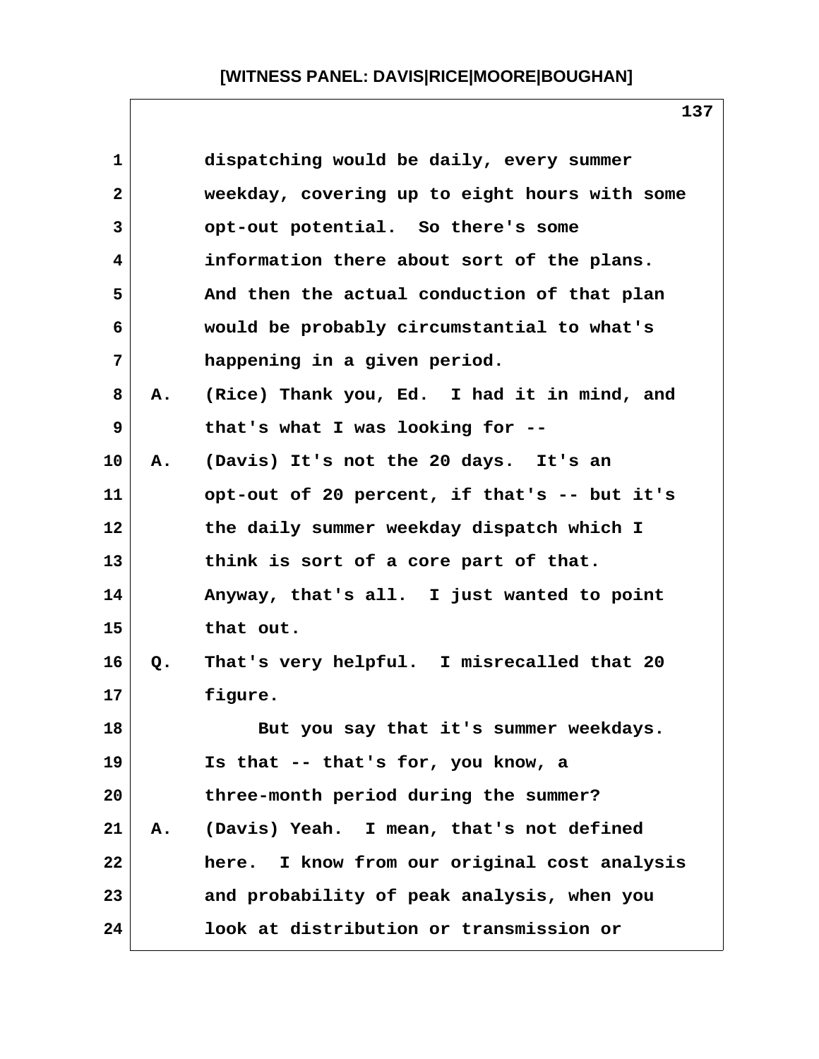dispatching would be daily, every summer weekday, covering up to eight hours with some opt-out potential. So there's some information there about sort of the plans. And then the actual conduction of that plan would be probably circumstantial to what's happening in a given period.

A. (Rice) Thank you, Ed. I had it in mind, and that's what I was looking for --

A. (Davis) It's not the 20 days. It's an opt-out of 20 percent, if that's -- but it's the daily summer weekday dispatch which I think is sort of a core part of that. Anyway, that's all. I just wanted to point that out.

Q. That's very helpful. I misrecalled that 20 figure.

But you say that it's summer weekdays. Is that -- that's for, you know, a three-month period during the summer?

A. (Davis) Yeah. I mean, that's not defined here. I know from our original cost analysis and probability of peak analysis, when you look at distribution or transmission or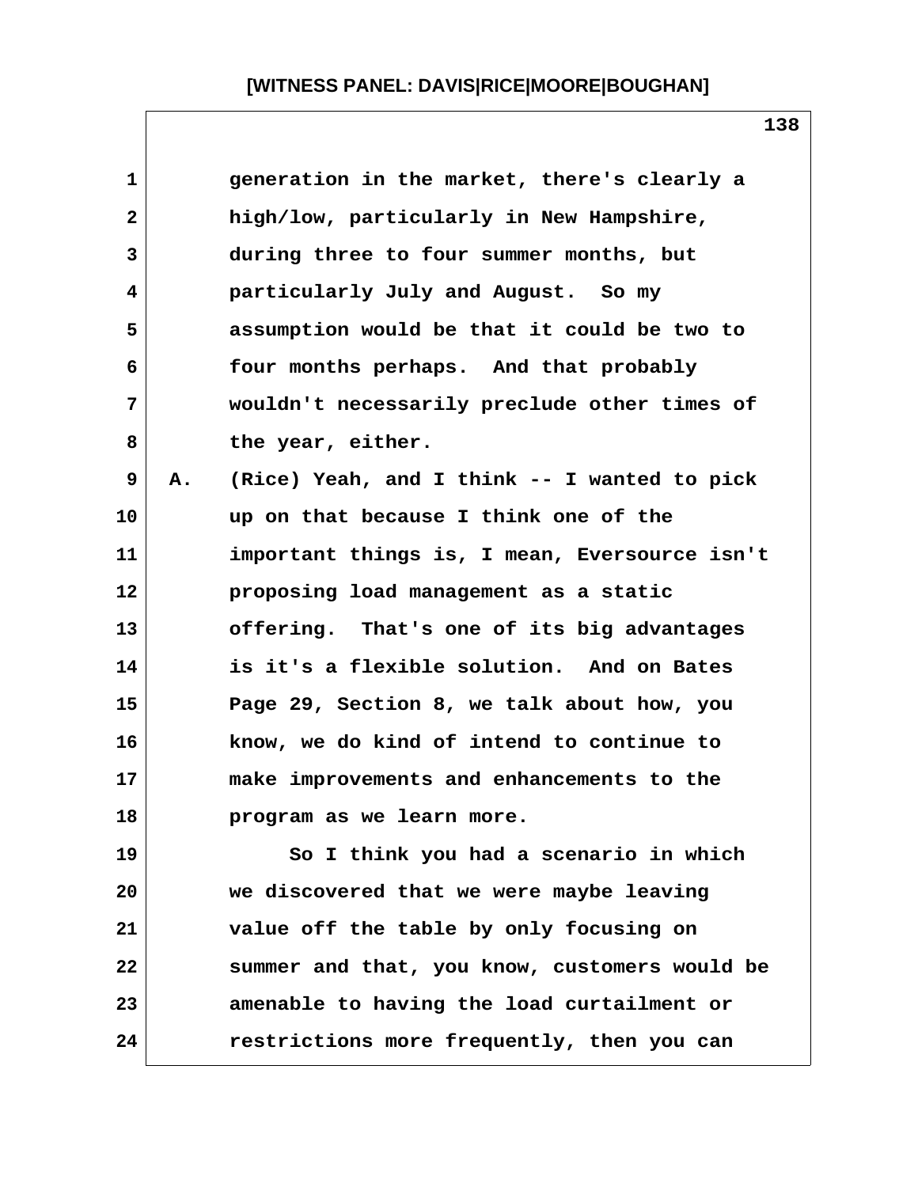generation in the market, there's clearly a high/low, particularly in New Hampshire, during three to four summer months, but particularly July and August. So my assumption would be that it could be two to four months perhaps. And that probably wouldn't necessarily preclude other times of the year, either.

A. (Rice) Yeah, and I think -- I wanted to pick up on that because I think one of the important things is, I mean, Eversource isn't proposing load management as a static offering. That's one of its big advantages is it's a flexible solution. And on Bates Page 29, Section 8, we talk about how, you know, we do kind of intend to continue to make improvements and enhancements to the program as we learn more.

So I think you had a scenario in which we discovered that we were maybe leaving value off the table by only focusing on summer and that, you know, customers would be amenable to having the load curtailment or restrictions more frequently, then you can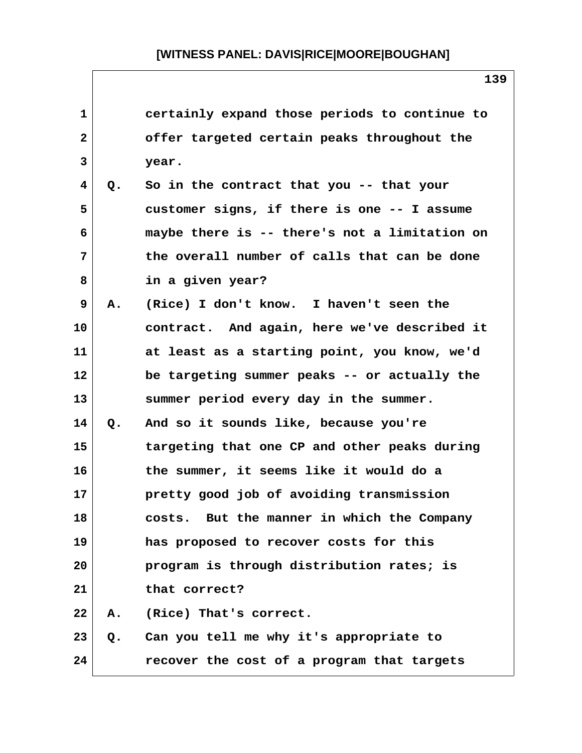certainly expand those periods to continue to offer targeted certain peaks throughout the year.

Q. So in the contract that you -- that your customer signs, if there is one -- I assume maybe there is -- there's not a limitation on the overall number of calls that can be done in a given year?

A. (Rice) I don't know. I haven't seen the contract. And again, here we've described it at least as a starting point, you know, we'd be targeting summer peaks -- or actually the summer period every day in the summer.

Q. And so it sounds like, because you're targeting that one CP and other peaks during the summer, it seems like it would do a pretty good job of avoiding transmission costs. But the manner in which the Company has proposed to recover costs for this program is through distribution rates; is that correct?

A. (Rice) That's correct.

Q. Can you tell me why it's appropriate to recover the cost of a program that targets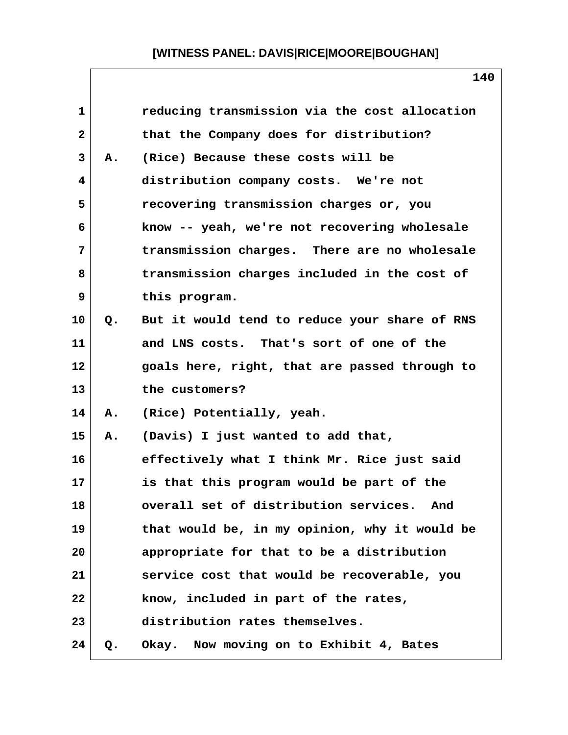reducing transmission via the cost allocation that the Company does for distribution?

A. (Rice) Because these costs will be distribution company costs. We're not recovering transmission charges or, you know -- yeah, we're not recovering wholesale transmission charges. There are no wholesale transmission charges included in the cost of this program.

Q. But it would tend to reduce your share of RNS and LNS costs. That's sort of one of the goals here, right, that are passed through to the customers?

A. (Rice) Potentially, yeah.

A. (Davis) I just wanted to add that, effectively what I think Mr. Rice just said is that this program would be part of the overall set of distribution services. And that would be, in my opinion, why it would be appropriate for that to be a distribution service cost that would be recoverable, you know, included in part of the rates, distribution rates themselves.

Q. Okay. Now moving on to Exhibit 4, Bates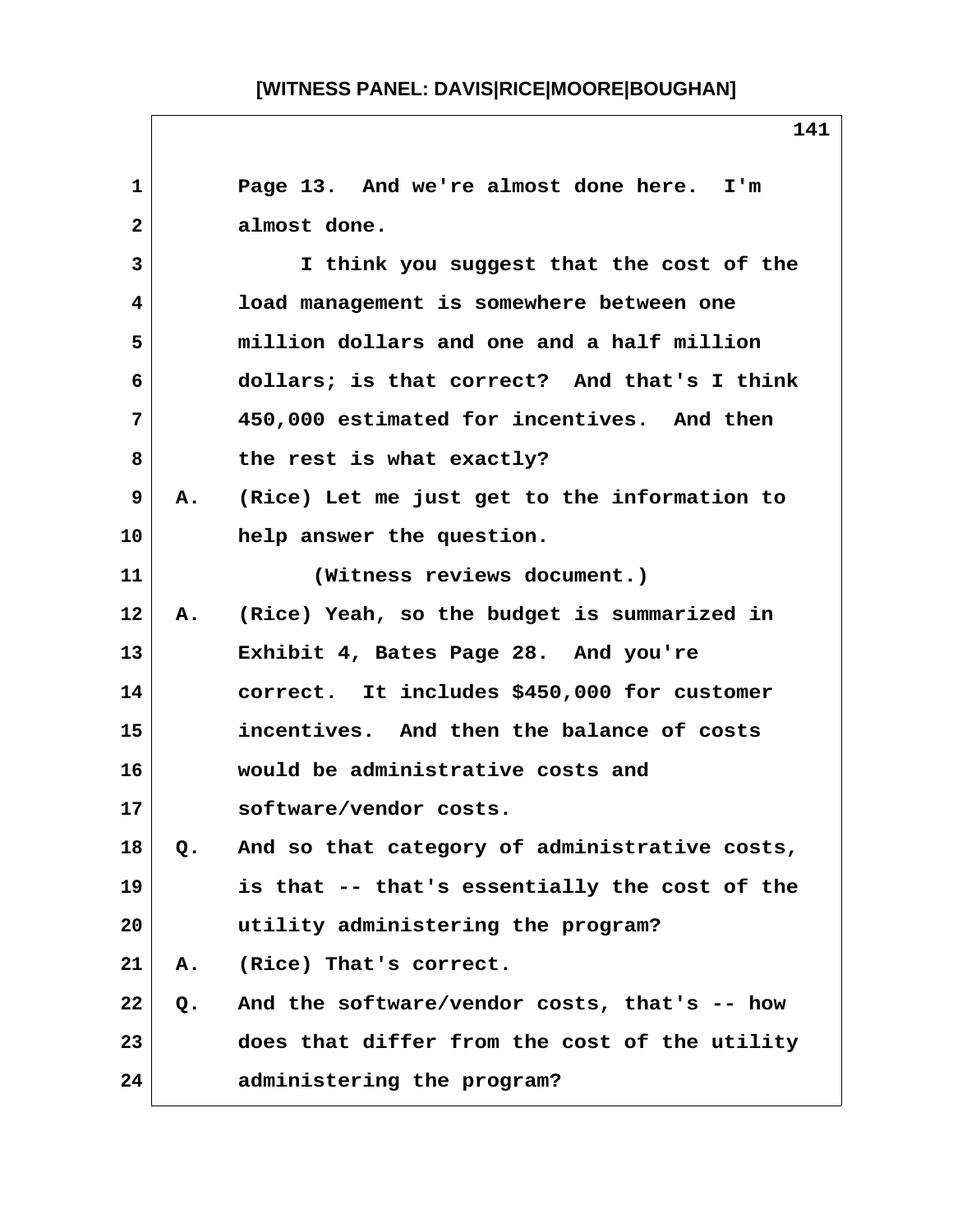Page 13. And we're almost done here. I'm almost done.

I think you suggest that the cost of the load management is somewhere between one million dollars and one and a half million dollars; is that correct? And that's I think 450,000 estimated for incentives. And then the rest is what exactly?

A. (Rice) Let me just get to the information to help answer the question.

(Witness reviews document.)

A. (Rice) Yeah, so the budget is summarized in Exhibit 4, Bates Page 28. And you're correct. It includes $450,000 for customer incentives. And then the balance of costs would be administrative costs and software/vendor costs.

Q. And so that category of administrative costs, is that -- that's essentially the cost of the utility administering the program?

A. (Rice) That's correct.

Q. And the software/vendor costs, that's -- how does that differ from the cost of the utility administering the program?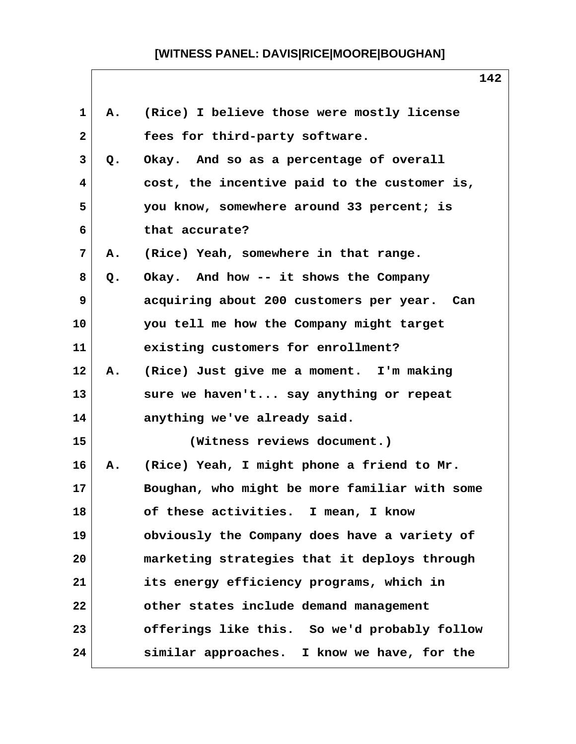1 A. (Rice) I believe those were mostly license
2 fees for third-party software.
3 Q. Okay. And so as a percentage of overall
4 cost, the incentive paid to the customer is,
5 you know, somewhere around 33 percent; is
6 that accurate?
7 A. (Rice) Yeah, somewhere in that range.
8 Q. Okay. And how -- it shows the Company
9 acquiring about 200 customers per year. Can
10 you tell me how the Company might target
11 existing customers for enrollment?
12 A. (Rice) Just give me a moment. I'm making
13 sure we haven't... say anything or repeat
14 anything we've already said.
15 (Witness reviews document.)
16 A. (Rice) Yeah, I might phone a friend to Mr.
17 Boughan, who might be more familiar with some
18 of these activities. I mean, I know
19 obviously the Company does have a variety of
20 marketing strategies that it deploys through
21 its energy efficiency programs, which in
22 other states include demand management
23 offerings like this. So we'd probably follow
24 similar approaches. I know we have, for the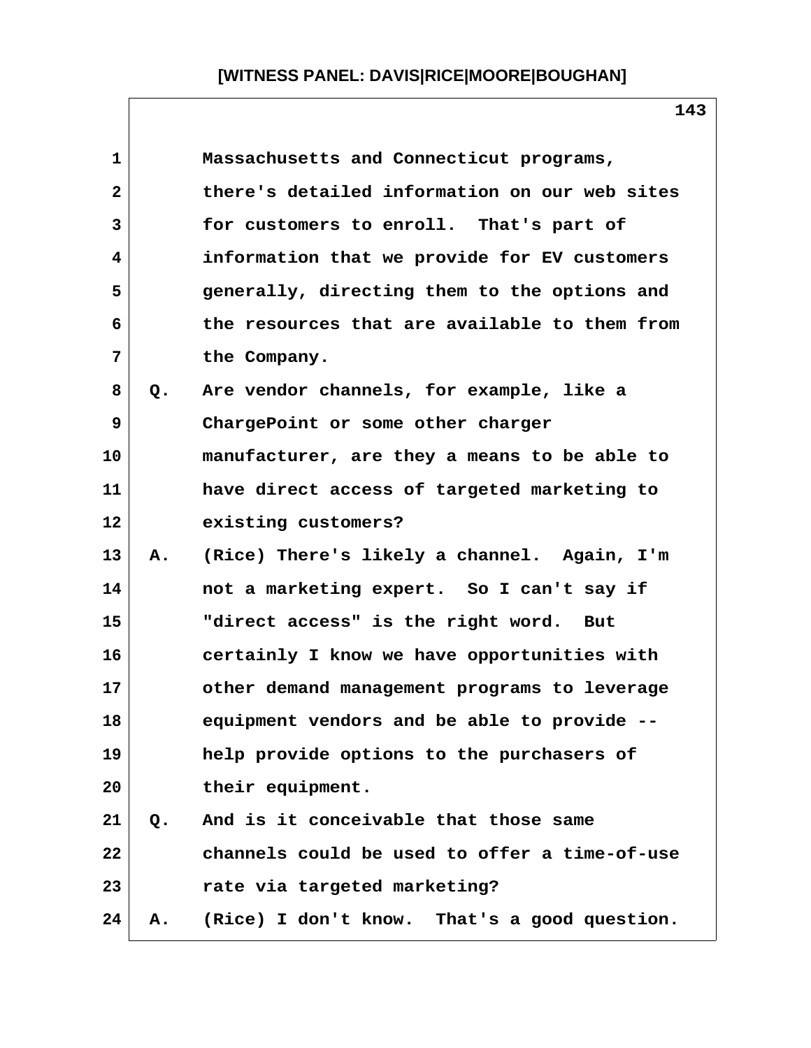Massachusetts and Connecticut programs, there's detailed information on our web sites for customers to enroll. That's part of information that we provide for EV customers generally, directing them to the options and the resources that are available to them from the Company.

Q. Are vendor channels, for example, like a ChargePoint or some other charger manufacturer, are they a means to be able to have direct access of targeted marketing to existing customers?

A. (Rice) There's likely a channel. Again, I'm not a marketing expert. So I can't say if "direct access" is the right word. But certainly I know we have opportunities with other demand management programs to leverage equipment vendors and be able to provide -- help provide options to the purchasers of their equipment.

Q. And is it conceivable that those same channels could be used to offer a time-of-use rate via targeted marketing?

A. (Rice) I don't know. That's a good question.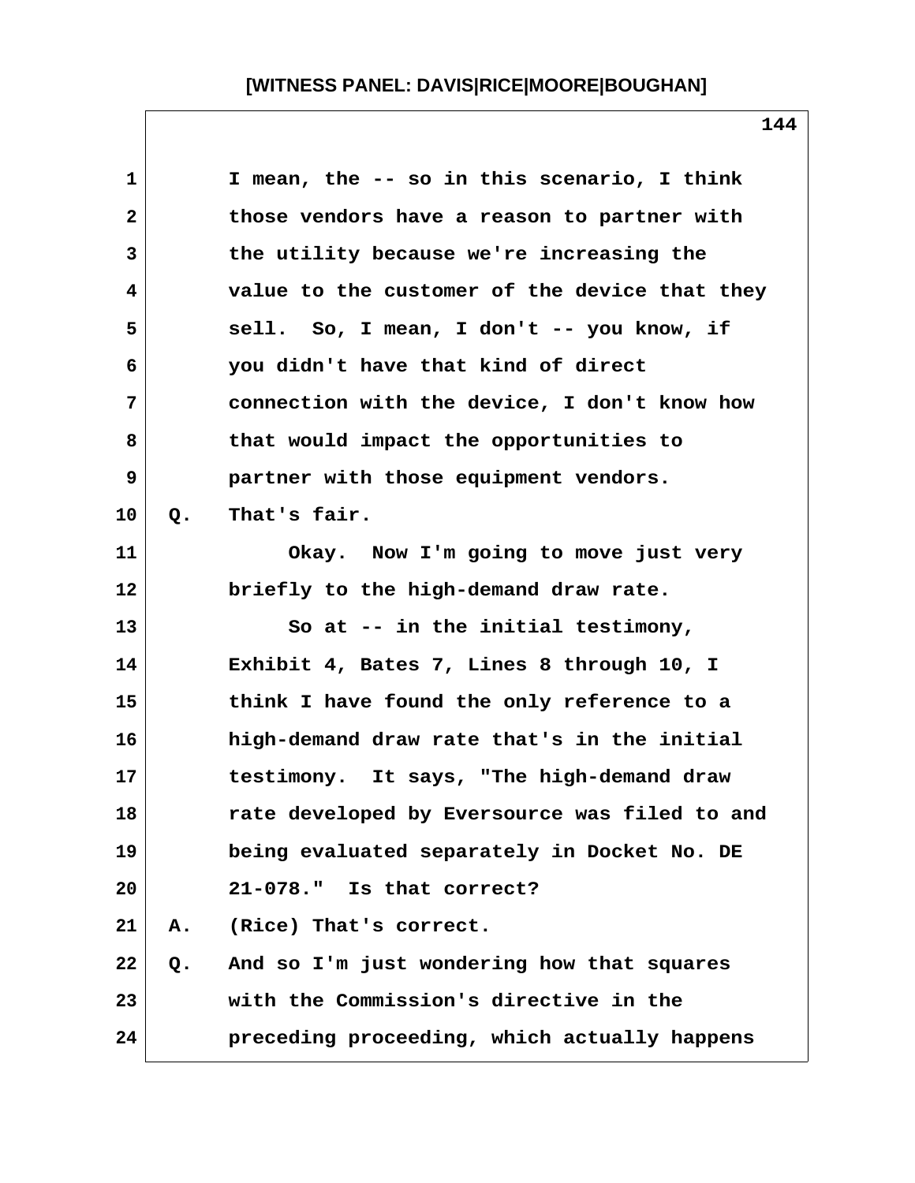I mean, the -- so in this scenario, I think those vendors have a reason to partner with the utility because we're increasing the value to the customer of the device that they sell. So, I mean, I don't -- you know, if you didn't have that kind of direct connection with the device, I don't know how that would impact the opportunities to partner with those equipment vendors.

Q. That's fair.

Okay. Now I'm going to move just very briefly to the high-demand draw rate.

So at -- in the initial testimony, Exhibit 4, Bates 7, Lines 8 through 10, I think I have found the only reference to a high-demand draw rate that's in the initial testimony. It says, "The high-demand draw rate developed by Eversource was filed to and being evaluated separately in Docket No. DE 21-078." Is that correct?

A. (Rice) That's correct.

Q. And so I'm just wondering how that squares with the Commission's directive in the preceding proceeding, which actually happens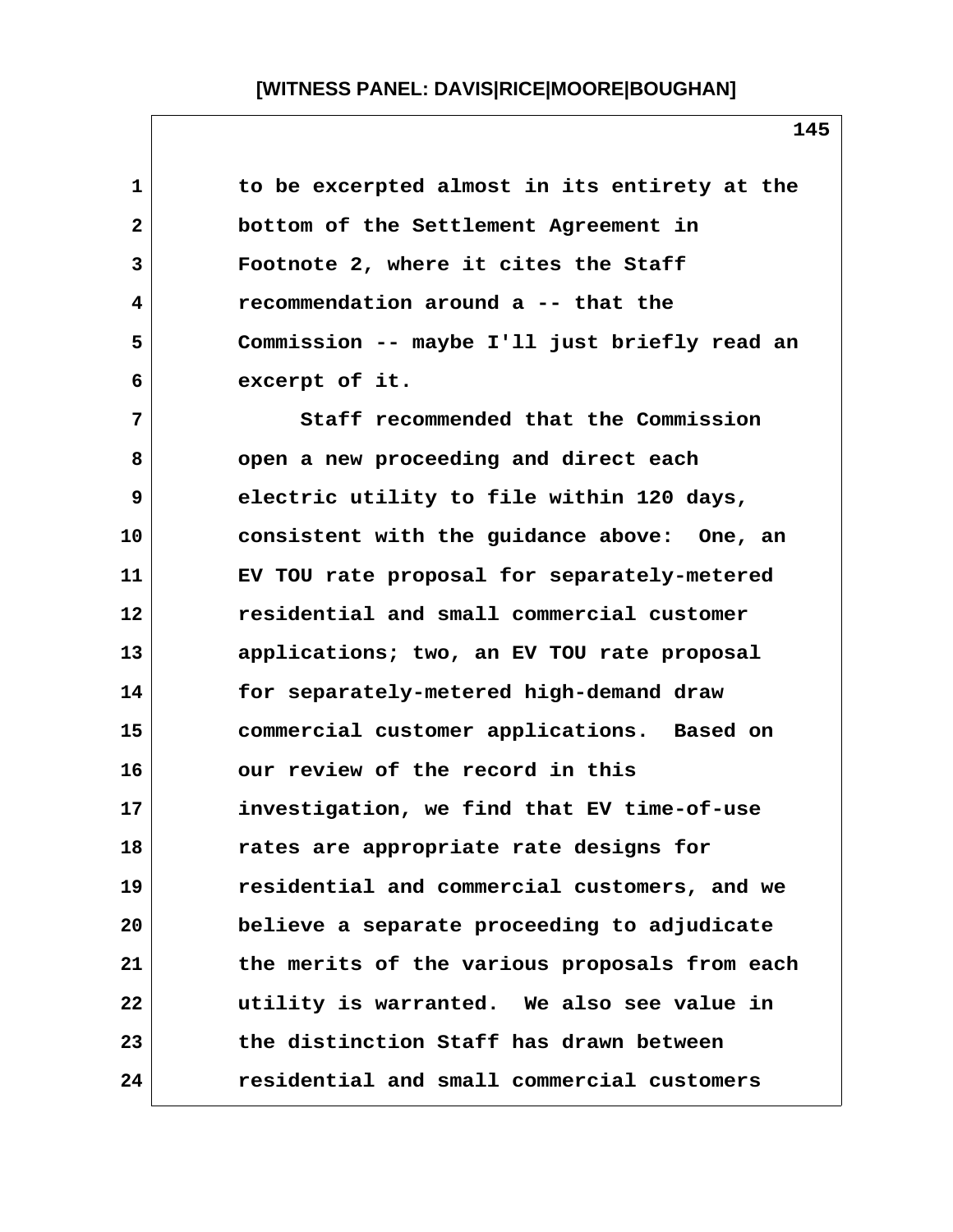to be excerpted almost in its entirety at the bottom of the Settlement Agreement in Footnote 2, where it cites the Staff recommendation around a -- that the Commission -- maybe I'll just briefly read an excerpt of it.

Staff recommended that the Commission open a new proceeding and direct each electric utility to file within 120 days, consistent with the guidance above: One, an EV TOU rate proposal for separately-metered residential and small commercial customer applications; two, an EV TOU rate proposal for separately-metered high-demand draw commercial customer applications. Based on our review of the record in this investigation, we find that EV time-of-use rates are appropriate rate designs for residential and commercial customers, and we believe a separate proceeding to adjudicate the merits of the various proposals from each utility is warranted. We also see value in the distinction Staff has drawn between residential and small commercial customers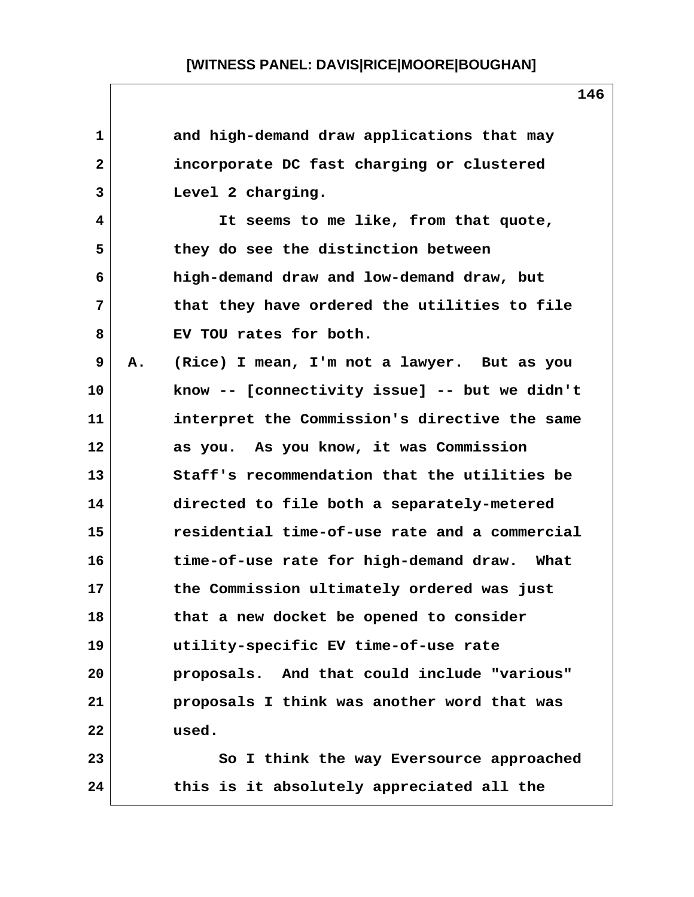and high-demand draw applications that may incorporate DC fast charging or clustered Level 2 charging.

It seems to me like, from that quote, they do see the distinction between high-demand draw and low-demand draw, but that they have ordered the utilities to file EV TOU rates for both.

A. (Rice) I mean, I'm not a lawyer. But as you know -- [connectivity issue] -- but we didn't interpret the Commission's directive the same as you. As you know, it was Commission Staff's recommendation that the utilities be directed to file both a separately-metered residential time-of-use rate and a commercial time-of-use rate for high-demand draw. What the Commission ultimately ordered was just that a new docket be opened to consider utility-specific EV time-of-use rate proposals. And that could include "various" proposals I think was another word that was used.

So I think the way Eversource approached this is it absolutely appreciated all the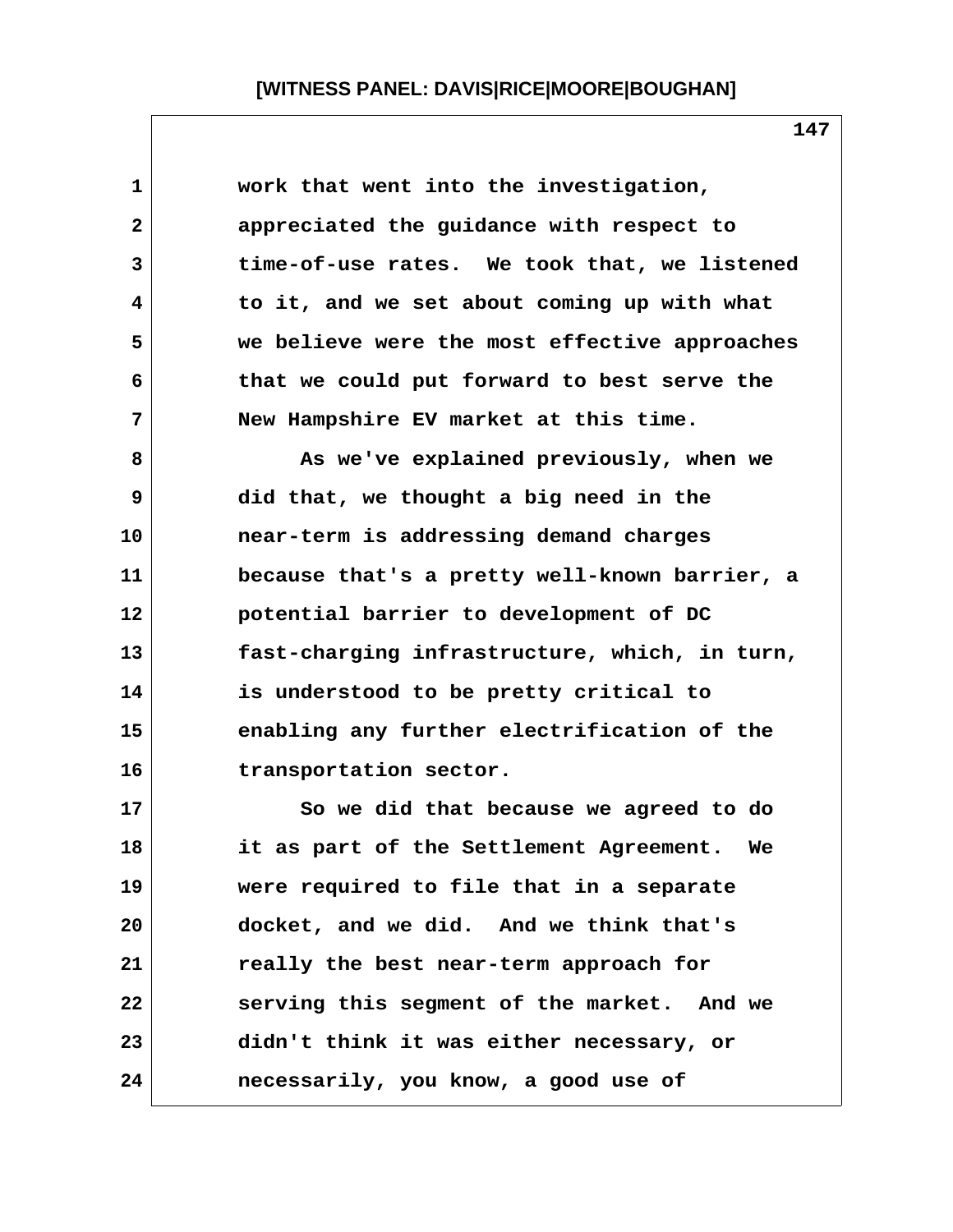work that went into the investigation, appreciated the guidance with respect to time-of-use rates. We took that, we listened to it, and we set about coming up with what we believe were the most effective approaches that we could put forward to best serve the New Hampshire EV market at this time.

As we've explained previously, when we did that, we thought a big need in the near-term is addressing demand charges because that's a pretty well-known barrier, a potential barrier to development of DC fast-charging infrastructure, which, in turn, is understood to be pretty critical to enabling any further electrification of the transportation sector.

So we did that because we agreed to do it as part of the Settlement Agreement. We were required to file that in a separate docket, and we did. And we think that's really the best near-term approach for serving this segment of the market. And we didn't think it was either necessary, or necessarily, you know, a good use of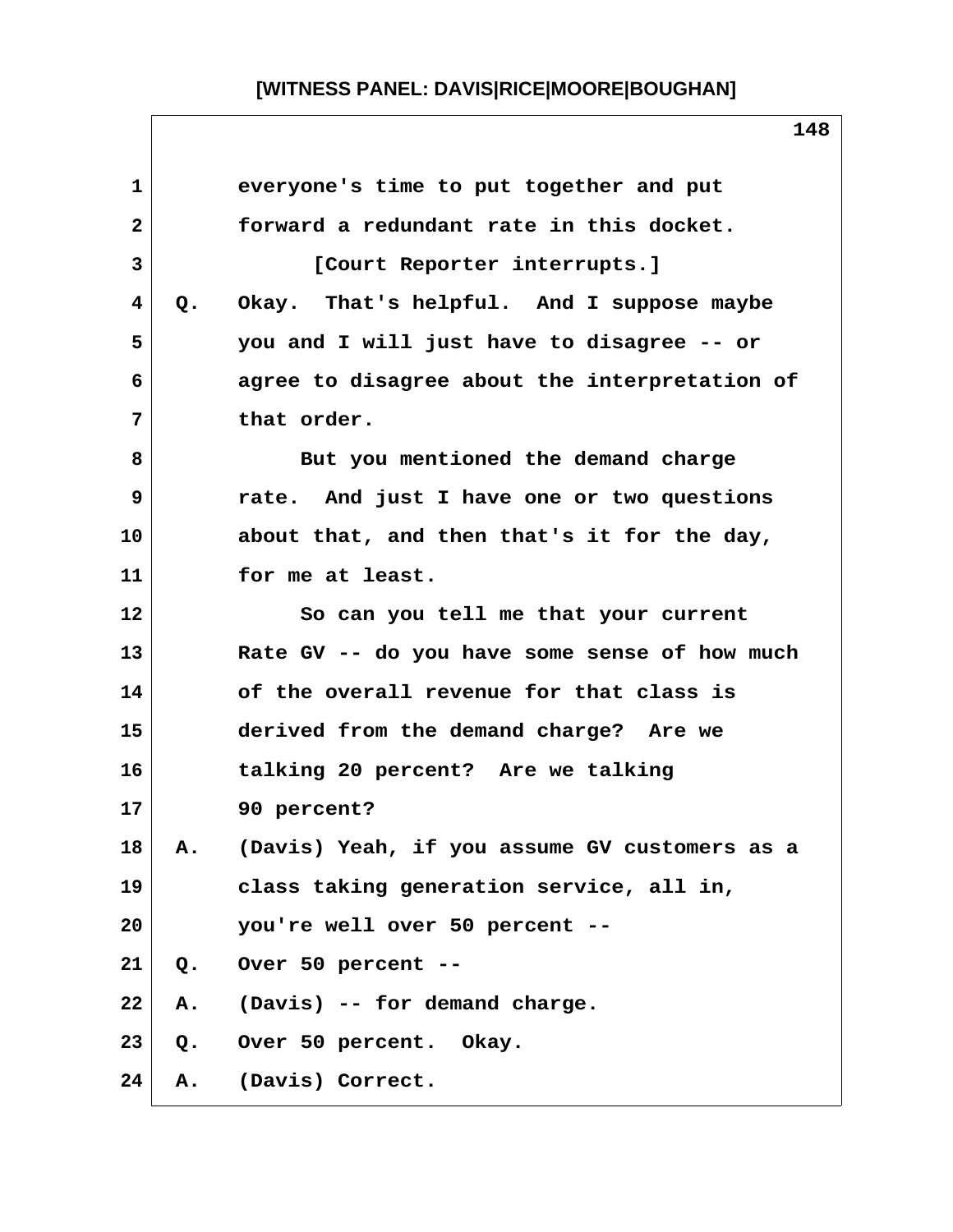everyone's time to put together and put forward a redundant rate in this docket.

[Court Reporter interrupts.]

Q. Okay. That's helpful. And I suppose maybe you and I will just have to disagree -- or agree to disagree about the interpretation of that order.

But you mentioned the demand charge rate. And just I have one or two questions about that, and then that's it for the day, for me at least.

So can you tell me that your current Rate GV -- do you have some sense of how much of the overall revenue for that class is derived from the demand charge? Are we talking 20 percent? Are we talking 90 percent?

A. (Davis) Yeah, if you assume GV customers as a class taking generation service, all in, you're well over 50 percent --

Q. Over 50 percent --

A. (Davis) -- for demand charge.

Q. Over 50 percent. Okay.

A. (Davis) Correct.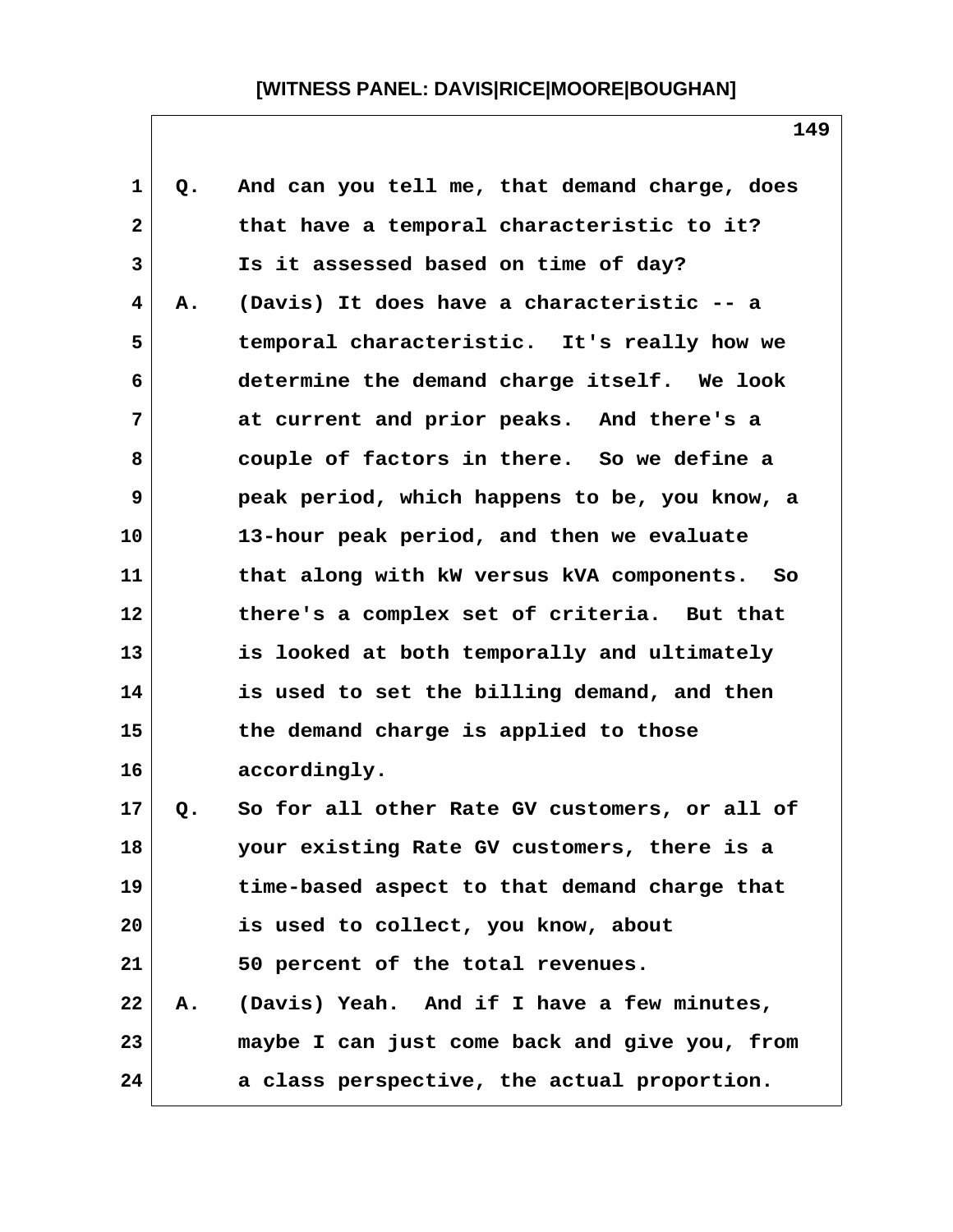Q. And can you tell me, that demand charge, does that have a temporal characteristic to it? Is it assessed based on time of day?

A. (Davis) It does have a characteristic -- a temporal characteristic. It's really how we determine the demand charge itself. We look at current and prior peaks. And there's a couple of factors in there. So we define a peak period, which happens to be, you know, a 13-hour peak period, and then we evaluate that along with kW versus kVA components. So there's a complex set of criteria. But that is looked at both temporally and ultimately is used to set the billing demand, and then the demand charge is applied to those accordingly.

Q. So for all other Rate GV customers, or all of your existing Rate GV customers, there is a time-based aspect to that demand charge that is used to collect, you know, about 50 percent of the total revenues.

A. (Davis) Yeah. And if I have a few minutes, maybe I can just come back and give you, from a class perspective, the actual proportion.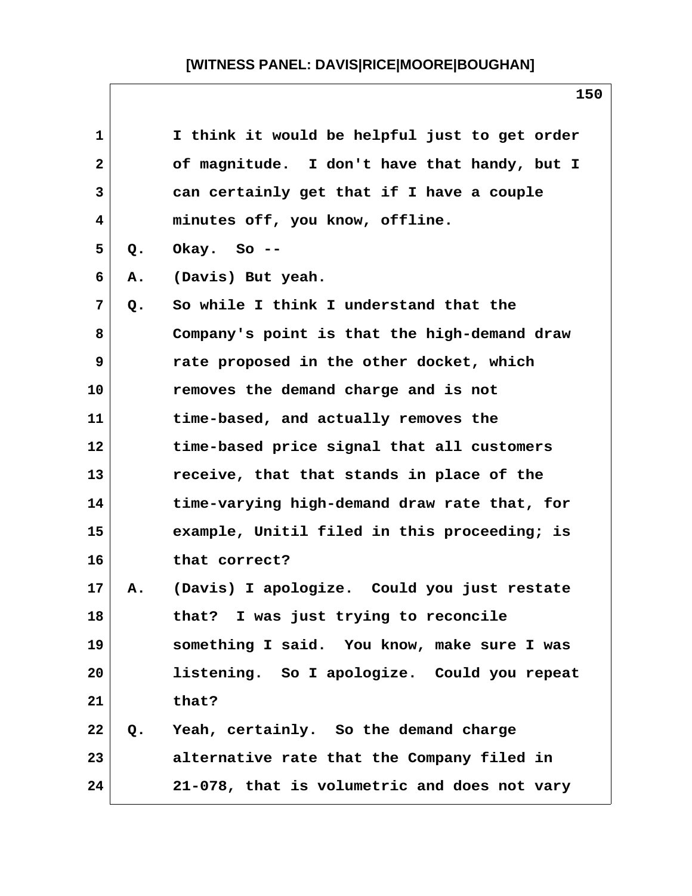I think it would be helpful just to get order of magnitude. I don't have that handy, but I can certainly get that if I have a couple minutes off, you know, offline.

Q. Okay. So --

A. (Davis) But yeah.

Q. So while I think I understand that the Company's point is that the high-demand draw rate proposed in the other docket, which removes the demand charge and is not time-based, and actually removes the time-based price signal that all customers receive, that that stands in place of the time-varying high-demand draw rate that, for example, Unitil filed in this proceeding; is that correct?

A. (Davis) I apologize. Could you just restate that? I was just trying to reconcile something I said. You know, make sure I was listening. So I apologize. Could you repeat that?

Q. Yeah, certainly. So the demand charge alternative rate that the Company filed in 21-078, that is volumetric and does not vary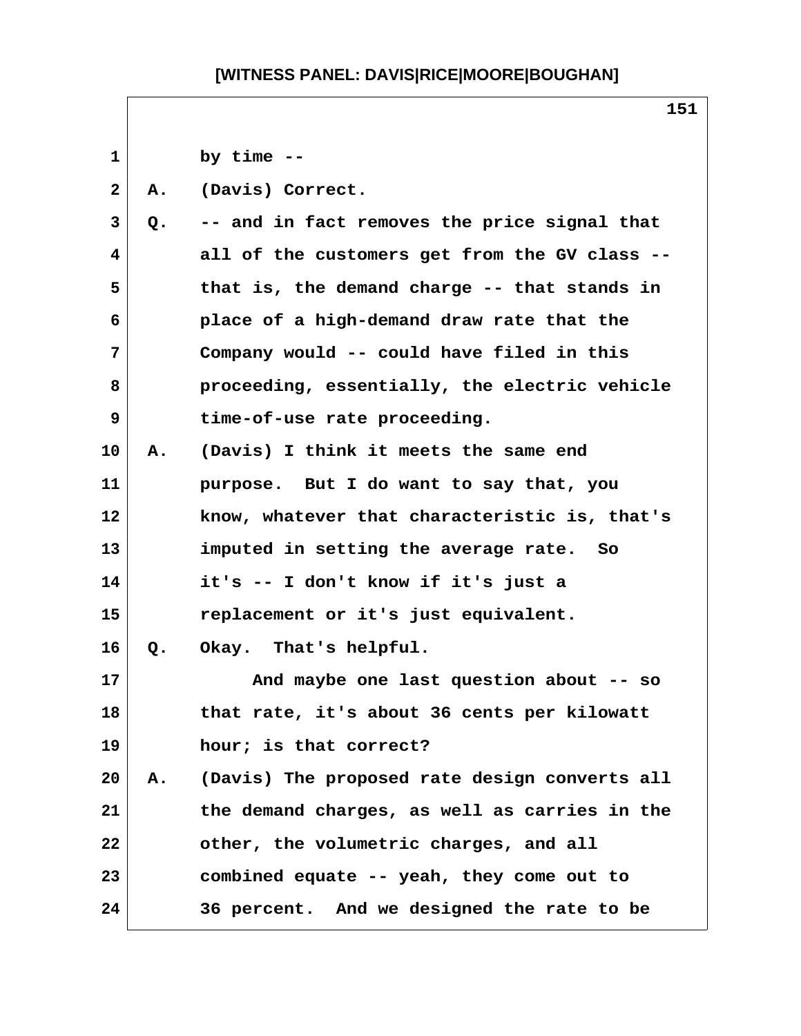[WITNESS PANEL: DAVIS|RICE|MOORE|BOUGHAN]

1 by time --

2 A. (Davis) Correct.

3 Q. -- and in fact removes the price signal that

4 all of the customers get from the GV class --

5 that is, the demand charge -- that stands in

6 place of a high-demand draw rate that the

7 Company would -- could have filed in this

8 proceeding, essentially, the electric vehicle

9 time-of-use rate proceeding.

10 A. (Davis) I think it meets the same end

11 purpose. But I do want to say that, you

12 know, whatever that characteristic is, that's

13 imputed in setting the average rate. So

14 it's -- I don't know if it's just a

15 replacement or it's just equivalent.

16 Q. Okay. That's helpful.

17 And maybe one last question about -- so

18 that rate, it's about 36 cents per kilowatt

19 hour; is that correct?

20 A. (Davis) The proposed rate design converts all

21 the demand charges, as well as carries in the

22 other, the volumetric charges, and all

23 combined equate -- yeah, they come out to

24 36 percent. And we designed the rate to be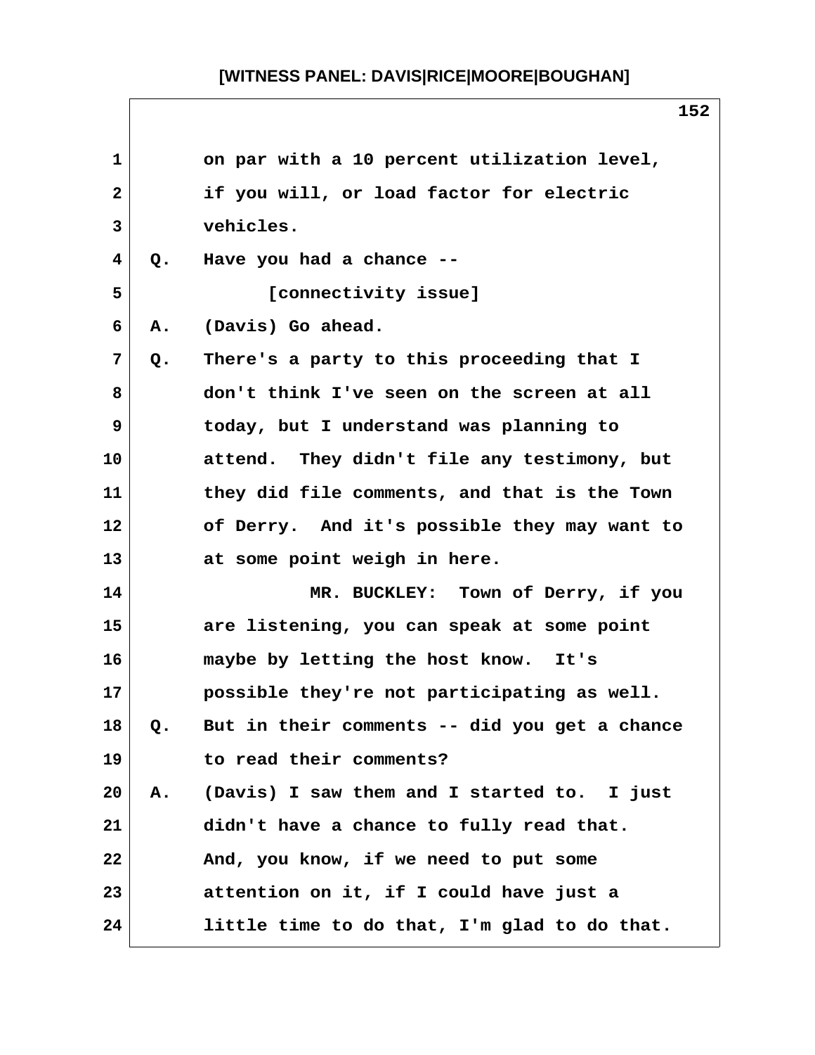on par with a 10 percent utilization level, if you will, or load factor for electric vehicles.

Q. Have you had a chance --

[connectivity issue]

A. (Davis) Go ahead.

Q. There's a party to this proceeding that I don't think I've seen on the screen at all today, but I understand was planning to attend. They didn't file any testimony, but they did file comments, and that is the Town of Derry. And it's possible they may want to at some point weigh in here.

MR. BUCKLEY: Town of Derry, if you are listening, you can speak at some point maybe by letting the host know. It's possible they're not participating as well.

Q. But in their comments -- did you get a chance to read their comments?

A. (Davis) I saw them and I started to. I just didn't have a chance to fully read that. And, you know, if we need to put some attention on it, if I could have just a little time to do that, I'm glad to do that.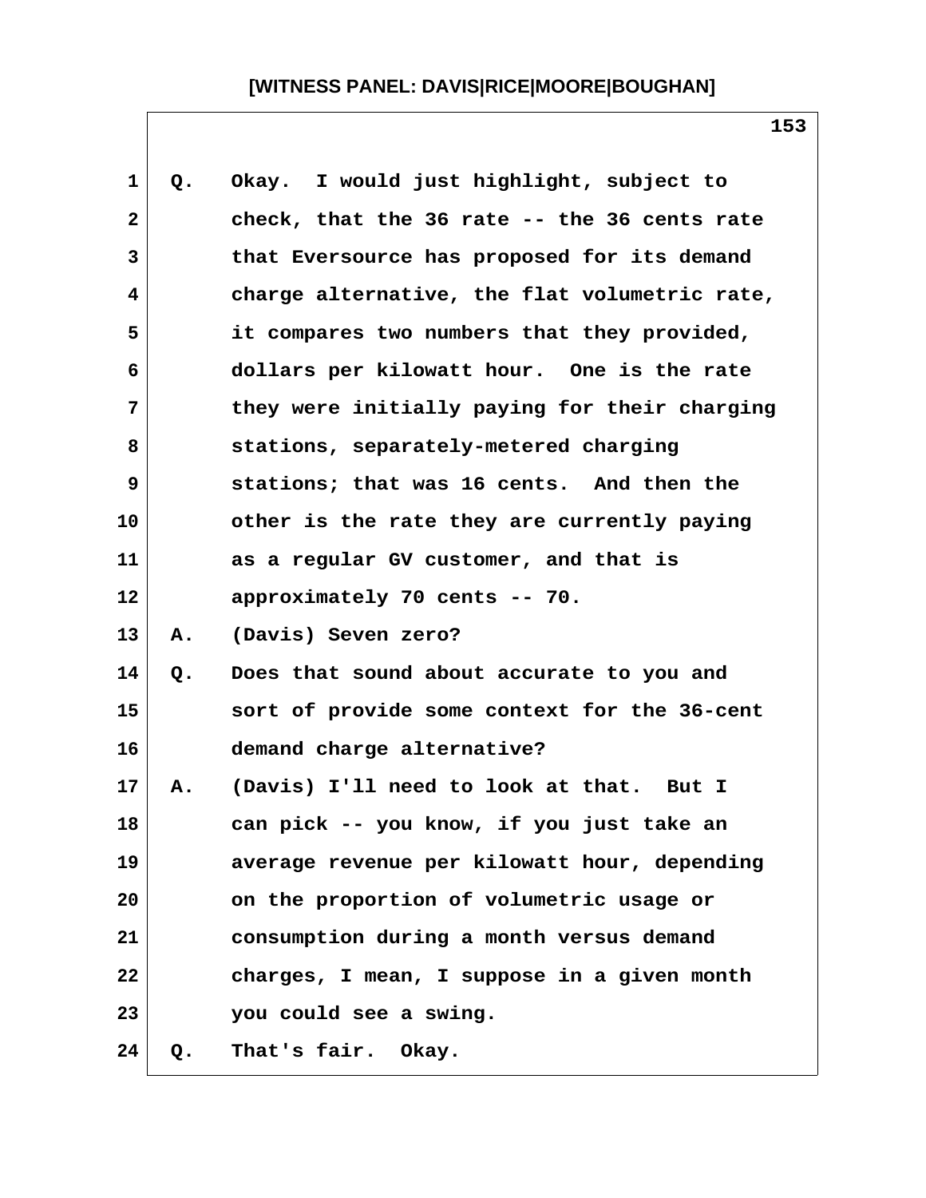Q. Okay. I would just highlight, subject to check, that the 36 rate -- the 36 cents rate that Eversource has proposed for its demand charge alternative, the flat volumetric rate, it compares two numbers that they provided, dollars per kilowatt hour. One is the rate they were initially paying for their charging stations, separately-metered charging stations; that was 16 cents. And then the other is the rate they are currently paying as a regular GV customer, and that is approximately 70 cents -- 70.

A. (Davis) Seven zero?

Q. Does that sound about accurate to you and sort of provide some context for the 36-cent demand charge alternative?

A. (Davis) I'll need to look at that. But I can pick -- you know, if you just take an average revenue per kilowatt hour, depending on the proportion of volumetric usage or consumption during a month versus demand charges, I mean, I suppose in a given month you could see a swing.

Q. That's fair. Okay.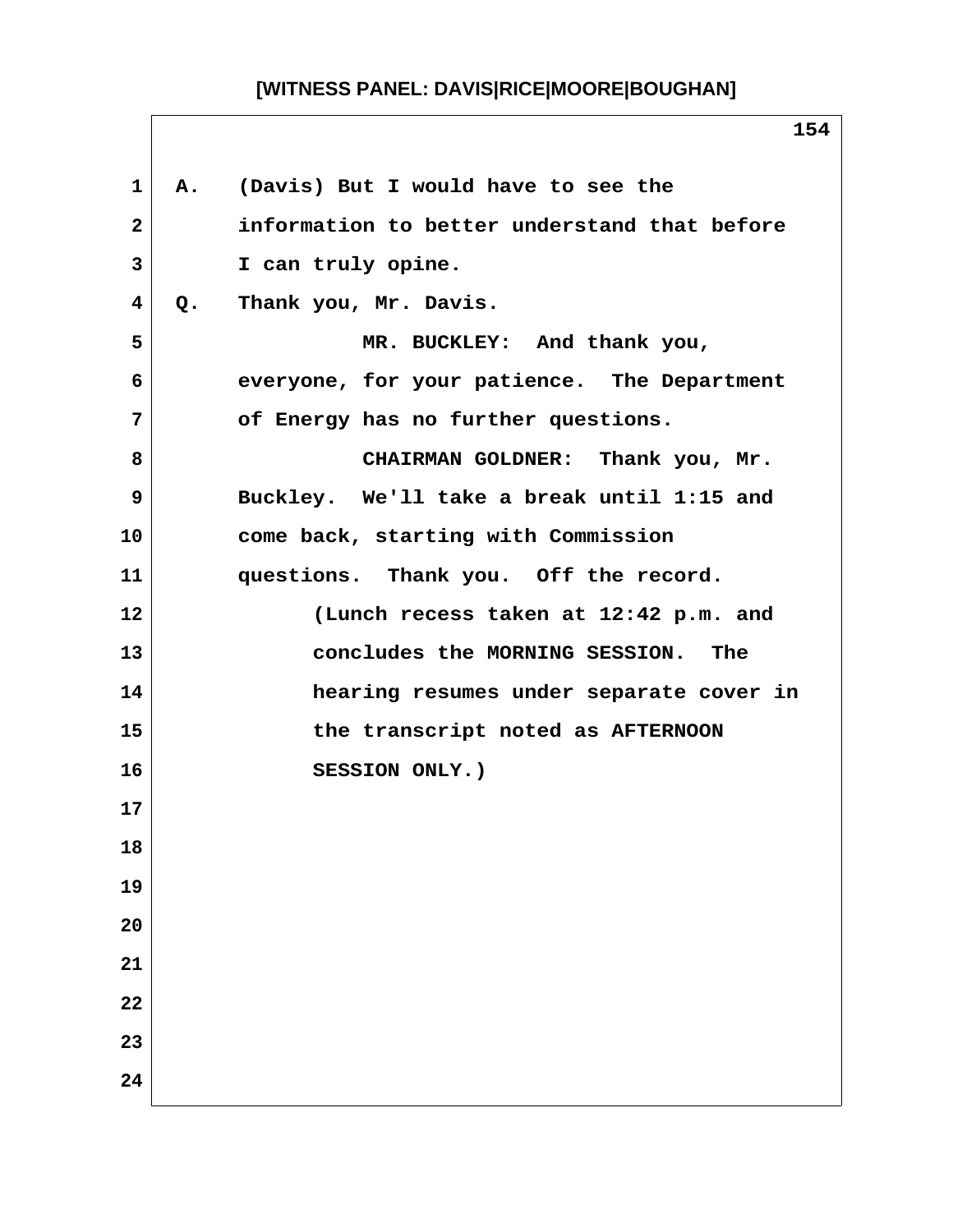A. (Davis) But I would have to see the information to better understand that before I can truly opine.

Q. Thank you, Mr. Davis.

MR. BUCKLEY: And thank you, everyone, for your patience. The Department of Energy has no further questions.

CHAIRMAN GOLDNER: Thank you, Mr. Buckley. We'll take a break until 1:15 and come back, starting with Commission questions. Thank you. Off the record.

(Lunch recess taken at 12:42 p.m. and concludes the MORNING SESSION. The hearing resumes under separate cover in the transcript noted as AFTERNOON SESSION ONLY.)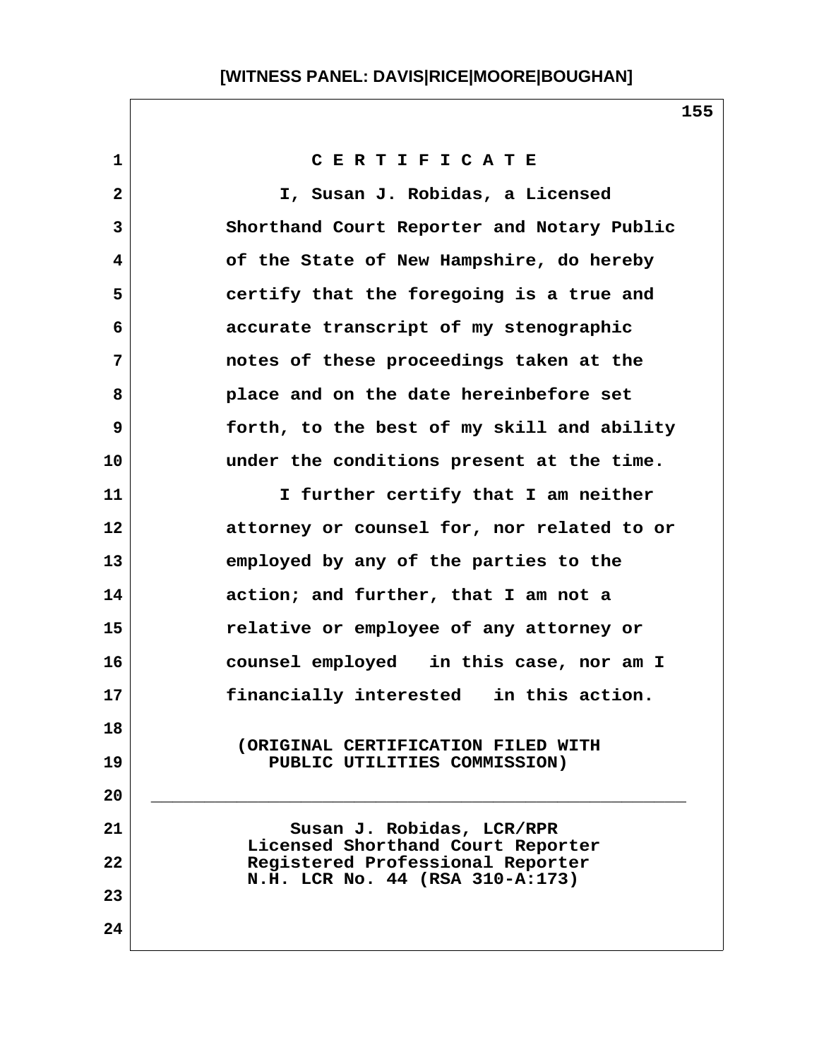# C E R T I F I C A T E

I, Susan J. Robidas, a Licensed Shorthand Court Reporter and Notary Public of the State of New Hampshire, do hereby certify that the foregoing is a true and accurate transcript of my stenographic notes of these proceedings taken at the place and on the date hereinbefore set forth, to the best of my skill and ability under the conditions present at the time.

I further certify that I am neither attorney or counsel for, nor related to or employed by any of the parties to the action; and further, that I am not a relative or employee of any attorney or counsel employed in this case, nor am I financially interested in this action.

(ORIGINAL CERTIFICATION FILED WITH PUBLIC UTILITIES COMMISSION)

---

Susan J. Robidas, LCR/RPR
Licensed Shorthand Court Reporter
Registered Professional Reporter
N.H. LCR No. 44 (RSA 310-A:173)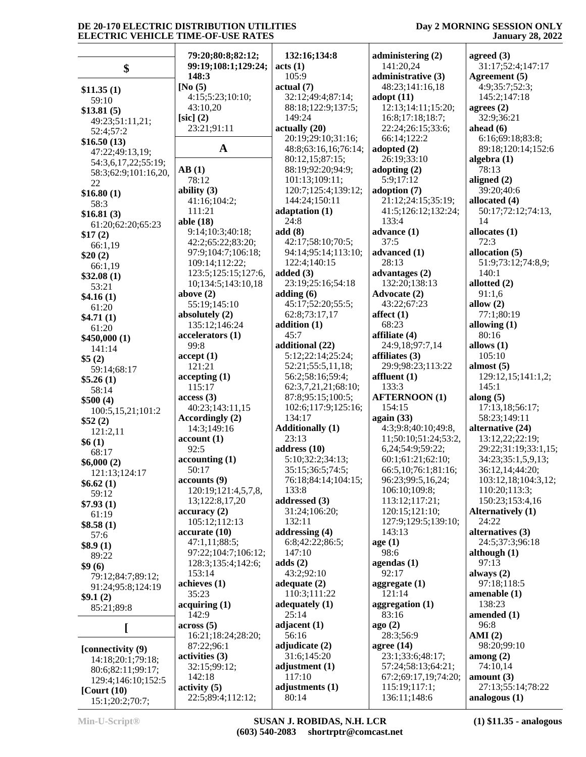## $

**$11.35 (1)**
59:10
**$13.81 (5)**
49:23;51:11,21;
52:4;57:2
**$16.50 (13)**
47:22;49:13,19;
54:3,6,17,22;55:19;
58:3;62:9;101:16,20,
22
**$16.80 (1)**
58:3
**$16.81 (3)**
61:20;62:20;65:23
**$17 (2)**
66:1,19
**$20 (2)**
66:1,19
**$32.08 (1)**
53:21
**$4.16 (1)**
61:20
**$4.71 (1)**
61:20
**$450,000 (1)**
141:14
**$5 (2)**
59:14;68:17
**$5.26 (1)**
58:14
**$500 (4)**
100:5,15,21;101:2
**$52 (2)**
121:2,11
**$6 (1)**
68:17
**$6,000 (2)**
121:13;124:17
**$6.62 (1)**
59:12
**$7.93 (1)**
61:19
**$8.58 (1)**
57:6
**$8.9 (1)**
89:22
**$9 (6)**
79:12;84:7;89:12;
91:24;95:8;124:19
**$9.1 (2)**
85:21;89:8

## [

**[connectivity (9)**
14:18;20:1;79:18;
80:6;82:11;99:17;
129:4;146:10;152:5
**[Court (10)**
15:1;20:2;70:7;
79:20;80:8;82:12;
99:19;108:1;129:24;
148:3
**[No (5)**
4:15;5:23;10:10;
43:10,20
**[sic] (2)**
23:21;91:11

## A

**AB (1)**
78:12
**ability (3)**
41:16;104:2;
111:21
**able (18)**
9:14;10:3;40:18;
42:2;65:22;83:20;
97:9;104:7;106:18;
109:14;112:22;
123:5;125:15;127:6,
10;134:5;143:10,18
**above (2)**
55:19;145:10
**absolutely (2)**
135:12;146:24
**accelerators (1)**
99:8
**accept (1)**
121:21
**accepting (1)**
115:17
**access (3)**
40:23;143:11,15
**Accordingly (2)**
14:3;149:16
**account (1)**
92:5
**accounting (1)**
50:17
**accounts (9)**
120:19;121:4,5,7,8,
13;122:8,17,20
**accuracy (2)**
105:12;112:13
**accurate (10)**
47:1,11;88:5;
97:22;104:7;106:12;
128:3;135:4;142:6;
153:14
**achieves (1)**
35:23
**acquiring (1)**
142:9
**across (5)**
16:21;18:24;28:20;
87:22;96:1
**activities (3)**
32:15;99:12;
142:18
**activity (5)**
22:5;89:4;112:12;
132:16;134:8
**acts (1)**
105:9
**actual (7)**
32:12;49:4;87:14;
88:18;122:9;137:5;
149:24
**actually (20)**
20:19;29:10;31:16;
48:8;63:16,16;76:14;
80:12,15;87:15;
88:19;92:20;94:9;
101:13;109:11;
120:7;125:4;139:12;
144:24;150:11
**adaptation (1)**
24:8
**add (8)**
42:17;58:10;70:5;
94:14;95:14;113:10;
122:4;140:15
**added (3)**
23:19;25:16;54:18
**adding (6)**
45:17;52:20;55:5;
62:8;73:17,17
**addition (1)**
45:7
**additional (22)**
5:12;22:14;25:24;
52:21;55:5,11,18;
56:2;58:16;59:4;
62:3,7,21,21;68:10;
87:8;95:15;100:5;
102:6;117:9;125:16;
134:17
**Additionally (1)**
23:13
**address (10)**
5:10;32:2;34:13;
35:15;36:5;74:5;
76:18;84:14;104:15;
133:8
**addressed (3)**
31:24;106:20;
132:11
**addressing (4)**
6:8;42:22;86:5;
147:10
**adds (2)**
43:2;92:10
**adequate (2)**
110:3;111:22
**adequately (1)**
25:14
**adjacent (1)**
56:16
**adjudicate (2)**
31:6;145:20
**adjustment (1)**
117:10
**adjustments (1)**
80:14
**administering (2)**
141:20,24
**administrative (3)**
48:23;141:16,18
**adopt (11)**
12:13;14:11;15:20;
16:8;17:18;18:7;
22:24;26:15;33:6;
66:14;122:2
**adopted (2)**
26:19;33:10
**adopting (2)**
5:9;17:12
**adoption (7)**
21:12;24:15;35:19;
41:5;126:12;132:24;
133:4
**advance (1)**
37:5
**advanced (1)**
28:13
**advantages (2)**
132:20;138:13
**Advocate (2)**
43:22;67:23
**affect (1)**
68:23
**affiliate (4)**
24:9,18;97:7,14
**affiliates (3)**
29:9;98:23;113:22
**affluent (1)**
133:3
**AFTERNOON (1)**
154:15
**again (33)**
4:3;9:8;40:10;49:8,
11;50:10;51:24;53:2,
6,24;54:9;59:22;
60:1;61:21;62:10;
66:5,10;76:1;81:16;
96:23;99:5,16,24;
106:10;109:8;
113:12;117:21;
120:15;121:10;
127:9;129:5;139:10;
143:13
**age (1)**
98:6
**agendas (1)**
92:17
**aggregate (1)**
121:14
**aggregation (1)**
83:16
**ago (2)**
28:3;56:9
**agree (14)**
23:1;33:6;48:17;
57:24;58:13;64:21;
67:2;69:17,19;74:20;
115:19;117:1;
136:11;148:6
**agreed (3)**
31:17;52:4;147:17
**Agreement (5)**
4:9;35:7;52:3;
145:2;147:18
**agrees (2)**
32:9;36:21
**ahead (6)**
6:16;69:18;83:8;
89:18;120:14;152:6
**algebra (1)**
78:13
**aligned (2)**
39:20;40:6
**allocated (4)**
50:17;72:12;74:13,
14
**allocates (1)**
72:3
**allocation (5)**
51:9;73:12;74:8,9;
140:1
**allotted (2)**
91:1,6
**allow (2)**
77:1;80:19
**allowing (1)**
80:16
**allows (1)**
105:10
**almost (5)**
129:12,15;141:1,2;
145:1
**along (5)**
17:13,18;56:17;
58:23;149:11
**alternative (24)**
13:12,22;22:19;
29:22;31:19;33:1,15;
34:23;35:1,5,9,13;
36:12,14;44:20;
103:12,18;104:3,12;
110:20;113:3;
150:23;153:4,16
**Alternatively (1)**
24:22
**alternatives (3)**
24:5;37:3;96:18
**although (1)**
97:13
**always (2)**
97:18;118:5
**amenable (1)**
138:23
**amended (1)**
96:8
**AMI (2)**
98:20;99:10
**among (2)**
74:10,14
**amount (3)**
27:13;55:14;78:22
**analogous (1)**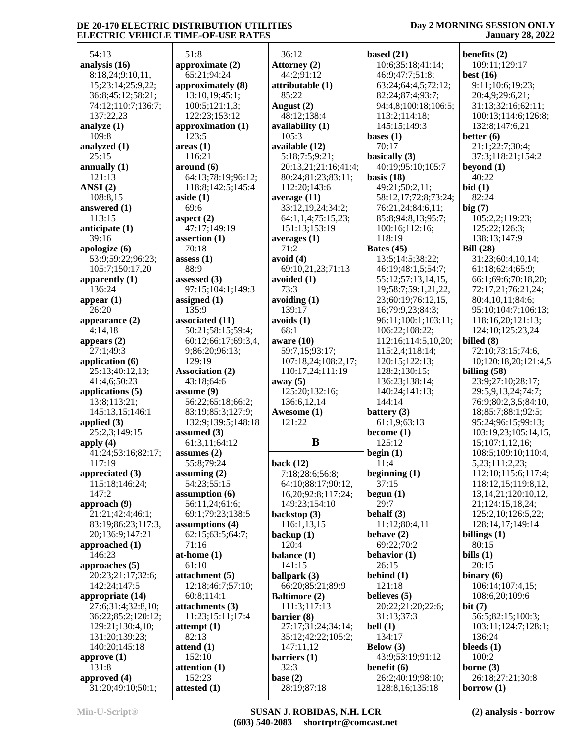54:13
**analysis (16)**
8:18,24;9:10,11,
15;23:14;25:9,22;
36:8;45:12;58:21;
74:12;110:7;136:7;
137:22,23
**analyze (1)**
109:8
**analyzed (1)**
25:15
**annually (1)**
121:13
**ANSI (2)**
108:8,15
**answered (1)**
113:15
**anticipate (1)**
39:16
**apologize (6)**
53:9;59:22;96:23;
105:7;150:17,20
**apparently (1)**
136:24
**appear (1)**
26:20
**appearance (2)**
4:14,18
**appears (2)**
27:1;49:3
**application (6)**
25:13;40:12,13;
41:4,6;50:23
**applications (5)**
13:8;113:21;
145:13,15;146:1
**applied (3)**
25:2,3;149:15
**apply (4)**
41:24;53:16;82:17;
117:19
**appreciated (3)**
115:18;146:24;
147:2
**approach (9)**
21:21;42:4;46:1;
83:19;86:23;117:3,
20;136:9;147:21
**approached (1)**
146:23
**approaches (5)**
20:23;21:17;32:6;
142:24;147:5
**appropriate (14)**
27:6;31:4;32:8,10;
36:22;85:2;120:12;
129:21;130:4,10;
131:20;139:23;
140:20;145:18
**approve (1)**
131:8
**approved (4)**
31:20;49:10;50:1;
51:8
**approximate (2)**
65:21;94:24
**approximately (8)**
13:10,19;45:1;
100:5;121:1,3;
122:23;153:12
**approximation (1)**
123:5
**areas (1)**
116:21
**around (6)**
64:13;78:19;96:12;
118:8;142:5;145:4
**aside (1)**
69:6
**aspect (2)**
47:17;149:19
**assertion (1)**
70:18
**assess (1)**
88:9
**assessed (3)**
97:15;104:1;149:3
**assigned (1)**
135:9
**associated (11)**
50:21;58:15;59:4;
60:12;66:17;69:3,4,
9;86:20;96:13;
129:19
**Association (2)**
43:18;64:6
**assume (9)**
56:22;65:18;66:2;
83:19;85:3;127:9;
132:9;139:5;148:18
**assumed (3)**
61:3,11;64:12
**assumes (2)**
55:8;79:24
**assuming (2)**
54:23;55:15
**assumption (6)**
56:11,24;61:6;
69:1;79:23;138:5
**assumptions (4)**
62:15;63:5;64:7;
71:16
**at-home (1)**
61:10
**attachment (5)**
12:18;46:7;57:10;
60:8;114:1
**attachments (3)**
11:23;15:11;17:4
**attempt (1)**
82:13
**attend (1)**
152:10
**attention (1)**
152:23
**attested (1)**
36:12
**Attorney (2)**
44:2;91:12
**attributable (1)**
85:22
**August (2)**
48:12;138:4
**availability (1)**
105:3
**available (12)**
5:18;7:5;9:21;
20:13,21;21:16;41:4;
80:24;81:23;83:11;
112:20;143:6
**average (11)**
33:12,19,24;34:2;
64:1,1,4;75:15,23;
151:13;153:19
**averages (1)**
71:2
**avoid (4)**
69:10,21,23;71:13
**avoided (1)**
73:3
**avoiding (1)**
139:17
**avoids (1)**
68:1
**aware (10)**
59:7,15;93:17;
107:18,24;108:2,17;
110:17,24;111:19
**away (5)**
125:20;132:16;
136:6,12,14
**Awesome (1)**
121:22

**B**

**back (12)**
7:18;28:6;56:8;
64:10;88:17;90:12,
16,20;92:8;117:24;
149:23;154:10
**backstop (3)**
116:1,13,15
**backup (1)**
120:4
**balance (1)**
141:15
**ballpark (3)**
66:20;85:21;89:9
**Baltimore (2)**
111:3;117:13
**barrier (8)**
27:17;31:24;34:14;
35:12;42:22;105:2;
147:11,12
**barriers (1)**
32:3
**base (2)**
28:19;87:18
**based (21)**
10:6;35:18;41:14;
46:9;47:7;51:8;
63:24;64:4,5;72:12;
82:24;87:4;93:7;
94:4,8;100:18;106:5;
113:2;114:18;
145:15;149:3
**bases (1)**
70:17
**basically (3)**
40:19;95:10;105:7
**basis (18)**
49:21;50:2,11;
58:12,17;72:8;73:24;
76:21,24;84:6,11;
85:8;94:8,13;95:7;
100:16;112:16;
118:19
**Bates (45)**
13:5;14:5;38:22;
46:19;48:1,5;54:7;
55:12;57:13,14,15,
19;58:7;59:1,21,22,
23;60:19;76:12,15,
16;79:9,23;84:3;
96:11;100:1;103:11;
106:22;108:22;
112:16;114:5,10,20;
115:2,4;118:14;
120:15;122:13;
128:2;130:15;
136:23;138:14;
140:24;141:13;
144:14
**battery (3)**
61:1,9;63:13
**become (1)**
125:12
**begin (1)**
11:4
**beginning (1)**
37:15
**begun (1)**
29:7
**behalf (3)**
11:12;80:4,11
**behave (2)**
69:22;70:2
**behavior (1)**
26:15
**behind (1)**
121:18
**believes (5)**
20:22;21:20;22:6;
31:13;37:3
**bell (1)**
134:17
**Below (3)**
43:9;53:19;91:12
**benefit (6)**
26:2;40:19;98:10;
128:8,16;135:18
**benefits (2)**
109:11;129:17
**best (16)**
9:11;10:6;19:23;
20:4,9;29:6,21;
31:13;32:16;62:11;
100:13;114:6;126:8;
132:8;147:6,21
**better (6)**
21:1;22:7;30:4;
37:3;118:21;154:2
**beyond (1)**
40:22
**bid (1)**
82:24
**big (7)**
105:2,2;119:23;
125:22;126:3;
138:13;147:9
**Bill (28)**
31:23;60:4,10,14;
61:18;62:4;65:9;
66:1;69:6;70:18,20;
72:17,21;76:21,24;
80:4,10,11;84:6;
95:10;104:7;106:13;
118:16,20;121:13;
124:10;125:23,24
**billed (8)**
72:10;73:15;74:6,
10;120:18,20;121:4,5
**billing (58)**
23:9;27:10;28:17;
29:5,9,13,24;74:7;
76:9;80:2,3,5;84:10,
18;85:7;88:1;92:5;
95:24;96:15;99:13;
103:19,23;105:14,15,
15;107:1,12,16;
108:5;109:10;110:4,
5,23;111:2,23;
112:10;115:6;117:4;
118:12,15;119:8,12,
13,14,21;120:10,12,
21;124:15,18,24;
125:2,10;126:5,22;
128:14,17;149:14
**billings (1)**
80:15
**bills (1)**
20:15
**binary (6)**
106:14;107:4,15;
108:6,20;109:6
**bit (7)**
56:5;82:15;100:3;
103:11;124:7;128:1;
136:24
**bleeds (1)**
100:2
**borne (3)**
26:18;27:21;30:8
**borrow (1)**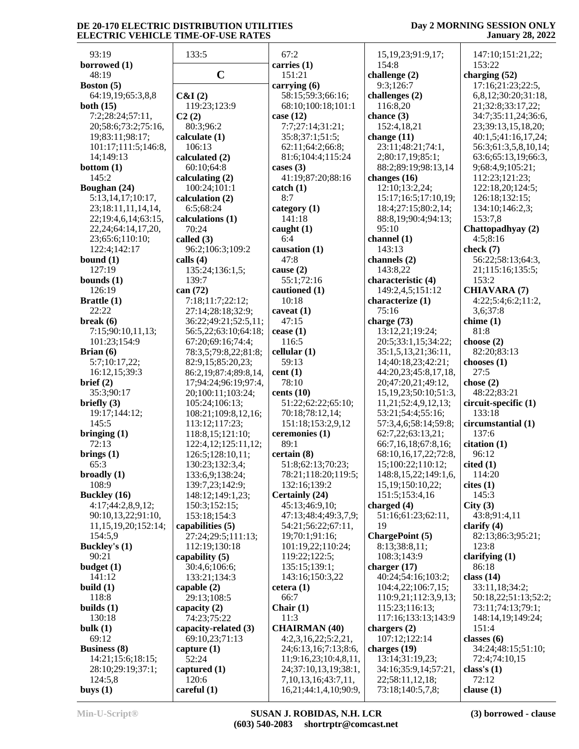93:19
**borrowed (1)**
48:19
**Boston (5)**
64:19,19;65:3,8,8
**both (15)**
7:2;28:24;57:11, 20;58:6;73:2;75:16, 19;83:11;98:17; 101:17;111:5;146:8, 14;149:13
**bottom (1)**
145:2
**Boughan (24)**
5:13,14,17;10:17, 23;18:11,11,14,14, 22;19:4,6,14;63:15, 22,24;64:14,17,20, 23;65:6;110:10; 122:4;142:17
**bound (1)**
127:19
**bounds (1)**
126:19
**Brattle (1)**
22:22
**break (6)**
7:15;90:10,11,13; 101:23;154:9
**Brian (6)**
5:7;10:17,22; 16:12,15;39:3
**brief (2)**
35:3;90:17
**briefly (3)**
19:17;144:12; 145:5
**bringing (1)**
72:13
**brings (1)**
65:3
**broadly (1)**
108:9
**Buckley (16)**
4:17;44:2,8,9,12; 90:10,13,22;91:10, 11,15,19,20;152:14; 154:5,9
**Buckley's (1)**
90:21
**budget (1)**
141:12
**build (1)**
118:8
**builds (1)**
130:18
**bulk (1)**
69:12
**Business (8)**
14:21;15:6;18:15; 28:10;29:19;37:1; 124:5,8
**buys (1)**
133:5

## C

**C&I (2)**
119:23;123:9
**C2 (2)**
80:3;96:2
**calculate (1)**
106:13
**calculated (2)**
60:10;64:8
**calculating (2)**
100:24;101:1
**calculation (2)**
6:5;68:24
**calculations (1)**
70:24
**called (3)**
96:2;106:3;109:2
**calls (4)**
135:24;136:1,5; 139:7
**can (72)**
7:18;11:7;22:12; 27:14;28:18;32:9; 36:22;49:21;52:5,11; 56:5,22;63:10;64:18; 67:20;69:16;74:4; 78:3,5;79:8,22;81:8; 82:9,15;85:20,23; 86:2,19;87:4;89:8,14, 17;94:24;96:19;97:4, 20;100:11;103:24; 105:24;106:13; 108:21;109:8,12,16; 113:12;117:23; 118:8,15;121:10; 122:4,12;125:11,12; 126:5;128:10,11; 130:23;132:3,4; 133:6,9;138:24; 139:7,23;142:9; 148:12;149:1,23; 150:3;152:15; 153:18;154:3
**capabilities (5)**
27:24;29:5;111:13; 112:19;130:18
**capability (5)**
30:4,6;106:6; 133:21;134:3
**capable (2)**
29:13;108:5
**capacity (2)**
74:23;75:22
**capacity-related (3)**
69:10,23;71:13
**capture (1)**
52:24
**captured (1)**
120:6
**careful (1)**
67:2
**carries (1)**
151:21
**carrying (6)**
58:15;59:3;66:16; 68:10;100:18;101:1
**case (12)**
7:7;27:14;31:21; 35:8;37:1;51:5; 62:11;64:2;66:8; 81:6;104:4;115:24
**cases (3)**
41:19;87:20;88:16
**catch (1)**
8:7
**category (1)**
141:18
**caught (1)**
6:4
**causation (1)**
47:8
**cause (2)**
55:1;72:16
**cautioned (1)**
10:18
**caveat (1)**
47:15
**cease (1)**
116:5
**cellular (1)**
59:13
**cent (1)**
78:10
**cents (10)**
51:22;62:22;65:10; 70:18;78:12,14; 151:18;153:2,9,12
**ceremonies (1)**
89:1
**certain (8)**
51:8;62:13;70:23; 78:21;118:20;119:5; 132:16;139:2
**Certainly (24)**
45:13;46:9,10; 47:13;48:4;49:3,7,9; 54:21;56:22;67:11, 19;70:1;91:16; 101:19,22;110:24; 119:22;122:5; 135:15;139:1; 143:16;150:3,22
**cetera (1)**
66:7
**Chair (1)**
11:3
**CHAIRMAN (40)**
4:2,3,16,22;5:2,21, 24;6:13,16;7:13;8:6, 11;9:16,23;10:4,8,11, 24;37:10,13,19;38:1, 7,10,13,16;43:7,11, 16,21;44:1,4,10;90:9, 15,19,23;91:9,17; 154:8
**challenge (2)**
9:3;126:7
**challenges (2)**
116:8,20
**chance (3)**
152:4,18,21
**change (11)**
23:11;48:21;74:1, 2;80:17,19;85:1; 88:2;89:19;98:13,14
**changes (16)**
12:10;13:2,24; 15:17;16:5;17:10,19; 18:4;27:15;80:2,14; 88:8,19;90:4;94:13; 95:10
**channel (1)**
143:13
**channels (2)**
143:8,22
**characteristic (4)**
149:2,4,5;151:12
**characterize (1)**
75:16
**charge (73)**
13:12,21;19:24; 20:5;33:1,15;34:22; 35:1,5,13,21;36:11, 14;40:18,23;42:21; 44:20,23;45:8,17,18, 20;47:20,21;49:12, 15,19,23;50:10;51:3, 11,21;52:4,9,12,13; 53:21;54:4;55:16; 57:3,4,6;58:14;59:8; 62:7,22;63:13,21; 66:7,16,18;67:8,16; 68:10,16,17,22;72:8, 15;100:22;110:12; 148:8,15,22;149:1,6, 15,19;150:10,22; 151:5;153:4,16
**charged (4)**
51:16;61:23;62:11, 19
**ChargePoint (5)**
8:13;38:8,11; 108:3;143:9
**charger (17)**
40:24;54:16;103:2; 104:4,22;106:7,15; 110:9,21;112:3,9,13; 115:23;116:13; 117:16;133:13;143:9
**chargers (2)**
107:12;122:14
**charges (19)**
13:14;31:19,23; 34:16;35:9,14;57:21, 22;58:11,12,18; 73:18;140:5,7,8; 147:10;151:21,22; 153:22
**charging (52)**
17:16;21:23;22:5, 6,8,12;30:20;31:18, 21;32:8;33:17,22; 34:7;35:11,24;36:6, 23;39:13,15,18,20; 40:1,5;41:16,17,24; 56:3;61:3,5,8,10,14; 63:6;65:13,19;66:3, 9;68:4,9;105:21; 112:23;121:23; 122:18,20;124:5; 126:18;132:15; 134:10;146:2,3; 153:7,8
**Chattopadhyay (2)**
4:5;8:16
**check (7)**
56:22;58:13;64:3, 21;115:16;135:5; 153:2
**CHIAVARA (7)**
4:22;5:4;6:2;11:2, 3,6;37:8
**chime (1)**
81:8
**choose (2)**
82:20;83:13
**chooses (1)**
27:5
**chose (2)**
48:22;83:21
**circuit-specific (1)**
133:18
**circumstantial (1)**
137:6
**citation (1)**
96:12
**cited (1)**
114:20
**cites (1)**
145:3
**City (3)**
43:8;91:4,11
**clarify (4)**
82:13;86:3;95:21; 123:8
**clarifying (1)**
86:18
**class (14)**
33:11,18;34:2; 50:18,22;51:13;52:2; 73:11;74:13;79:1; 148:14,19;149:24; 151:4
**classes (6)**
34:24;48:15;51:10; 72:4;74:10,15
**class's (1)**
72:12
**clause (1)**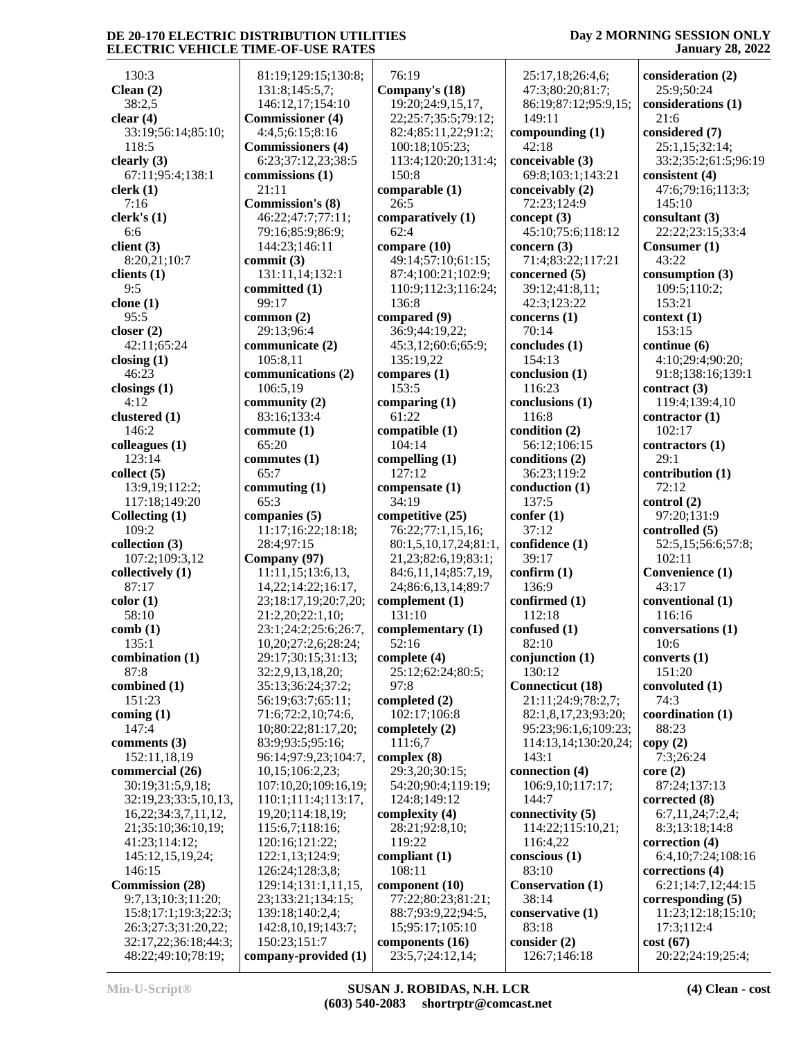130:3
**Clean (2)**
38:2,5
**clear (4)**
33:19;56:14;85:10;
118:5
**clearly (3)**
67:11;95:4;138:1
**clerk (1)**
7:16
**clerk's (1)**
6:6
**client (3)**
8:20,21;10:7
**clients (1)**
9:5
**clone (1)**
95:5
**closer (2)**
42:11;65:24
**closing (1)**
46:23
**closings (1)**
4:12
**clustered (1)**
146:2
**colleagues (1)**
123:14
**collect (5)**
13:9,19;112:2;
117:18;149:20
**Collecting (1)**
109:2
**collection (3)**
107:2;109:3,12
**collectively (1)**
87:17
**color (1)**
58:10
**comb (1)**
135:1
**combination (1)**
87:8
**combined (1)**
151:23
**coming (1)**
147:4
**comments (3)**
152:11,18,19
**commercial (26)**
30:19;31:5,9,18;
32:19,23;33:5,10,13,
16,22;34:3,7,11,12,
21;35:10;36:10,19;
41:23;114:12;
145:12,15,19,24;
146:15
**Commission (28)**
9:7,13;10:3;11:20;
15:8;17:1;19:3;22:3;
26:3;27:3;31:20,22;
32:17,22;36:18;44:3;
48:22;49:10;78:19;
81:19;129:15;130:8;
131:8;145:5,7;
146:12,17;154:10
**Commissioner (4)**
4:4,5;6:15;8:16
**Commissioners (4)**
6:23;37:12,23;38:5
**commissions (1)**
21:11
**Commission's (8)**
46:22;47:7;77:11;
79:16;85:9;86:9;
144:23;146:11
**commit (3)**
131:11,14;132:1
**committed (1)**
99:17
**common (2)**
29:13;96:4
**communicate (2)**
105:8,11
**communications (2)**
106:5,19
**community (2)**
83:16;133:4
**commute (1)**
65:20
**commutes (1)**
65:7
**commuting (1)**
65:3
**companies (5)**
11:17;16:22;18:18;
28:4;97:15
**Company (97)**
11:11,15;13:6,13,
14,22;14:22;16:17,
23;18:17,19;20:7,20;
21:2,20;22:1,10;
23:1;24:2;25:6;26:7,
10,20;27:2,6;28:24;
29:17;30:15;31:13;
32:2,9,13,18,20;
35:13;36:24;37:2;
56:19;63:7;65:11;
71:6;72:2,10;74:6,
10;80:22;81:17,20;
83:9;93:5;95:16;
96:14;97:9,23;104:7,
10,15;106:2,23;
107:10,20;109:16,19;
110:1;111:4;113:17,
19,20;114:18,19;
115:6,7;118:16;
120:16;121:22;
122:1,13;124:9;
126:24;128:3,8;
129:14;131:1,11,15,
23;133:21;134:15;
139:18;140:2,4;
142:8,10,19;143:7;
150:23;151:7
**company-provided (1)**
76:19
**Company's (18)**
19:20;24:9,15,17,
22;25:7;35:5;79:12;
82:4;85:11,22;91:2;
100:18;105:23;
113:4;120:20;131:4;
150:8
**comparable (1)**
26:5
**comparatively (1)**
62:4
**compare (10)**
49:14;57:10;61:15;
87:4;100:21;102:9;
110:9;112:3;116:24;
136:8
**compared (9)**
36:9;44:19,22;
45:3,12;60:6;65:9;
135:19,22
**compares (1)**
153:5
**comparing (1)**
61:22
**compatible (1)**
104:14
**compelling (1)**
127:12
**compensate (1)**
34:19
**competitive (25)**
76:22;77:1,15,16;
80:1,5,10,17,24;81:1,
21,23;82:6,19;83:1;
84:6,11,14;85:7,19,
24;86:6,13,14;89:7
**complement (1)**
131:10
**complementary (1)**
52:16
**complete (4)**
25:12;62:24;80:5;
97:8
**completed (2)**
102:17;106:8
**completely (2)**
111:6,7
**complex (8)**
29:3,20;30:15;
54:20;90:4;119:19;
124:8;149:12
**complexity (4)**
28:21;92:8,10;
119:22
**compliant (1)**
108:11
**component (10)**
77:22;80:23;81:21;
88:7;93:9,22;94:5,
15;95:17;105:10
**components (16)**
23:5,7;24:12,14;
25:17,18;26:4,6;
47:3;80:20;81:7;
86:19;87:12;95:9,15;
149:11
**compounding (1)**
42:18
**conceivable (3)**
69:8;103:1;143:21
**conceivably (2)**
72:23;124:9
**concept (3)**
45:10;75:6;118:12
**concern (3)**
71:4;83:22;117:21
**concerned (5)**
39:12;41:8,11;
42:3;123:22
**concerns (1)**
70:14
**concludes (1)**
154:13
**conclusion (1)**
116:23
**conclusions (1)**
116:8
**condition (2)**
56:12;106:15
**conditions (2)**
36:23;119:2
**conduction (1)**
137:5
**confer (1)**
37:12
**confidence (1)**
39:17
**confirm (1)**
136:9
**confirmed (1)**
112:18
**confused (1)**
82:10
**conjunction (1)**
130:12
**Connecticut (18)**
21:11;24:9;78:2,7;
82:1,8,17,23;93:20;
95:23;96:1,6;109:23;
114:13,14;130:20,24;
143:1
**connection (4)**
106:9,10;117:17;
144:7
**connectivity (5)**
114:22;115:10,21;
116:4,22
**conscious (1)**
83:10
**Conservation (1)**
38:14
**conservative (1)**
83:18
**consider (2)**
126:7;146:18
**consideration (2)**
25:9;50:24
**considerations (1)**
21:6
**considered (7)**
25:1,15;32:14;
33:2;35:2;61:5;96:19
**consistent (4)**
47:6;79:16;113:3;
145:10
**consultant (3)**
22:22;23:15;33:4
**Consumer (1)**
43:22
**consumption (3)**
109:5;110:2;
153:21
**context (1)**
153:15
**continue (6)**
4:10;29:4;90:20;
91:8;138:16;139:1
**contract (3)**
119:4;139:4,10
**contractor (1)**
102:17
**contractors (1)**
29:1
**contribution (1)**
72:12
**control (2)**
97:20;131:9
**controlled (5)**
52:5,15;56:6;57:8;
102:11
**Convenience (1)**
43:17
**conventional (1)**
116:16
**conversations (1)**
10:6
**converts (1)**
151:20
**convoluted (1)**
74:3
**coordination (1)**
88:23
**copy (2)**
7:3;26:24
**core (2)**
87:24;137:13
**corrected (8)**
6:7,11,24;7:2,4;
8:3;13:18;14:8
**correction (4)**
6:4,10;7:24;108:16
**corrections (4)**
6:21;14:7,12;44:15
**corresponding (5)**
11:23;12:18;15:10;
17:3;112:4
**cost (67)**
20:22;24:19;25:4;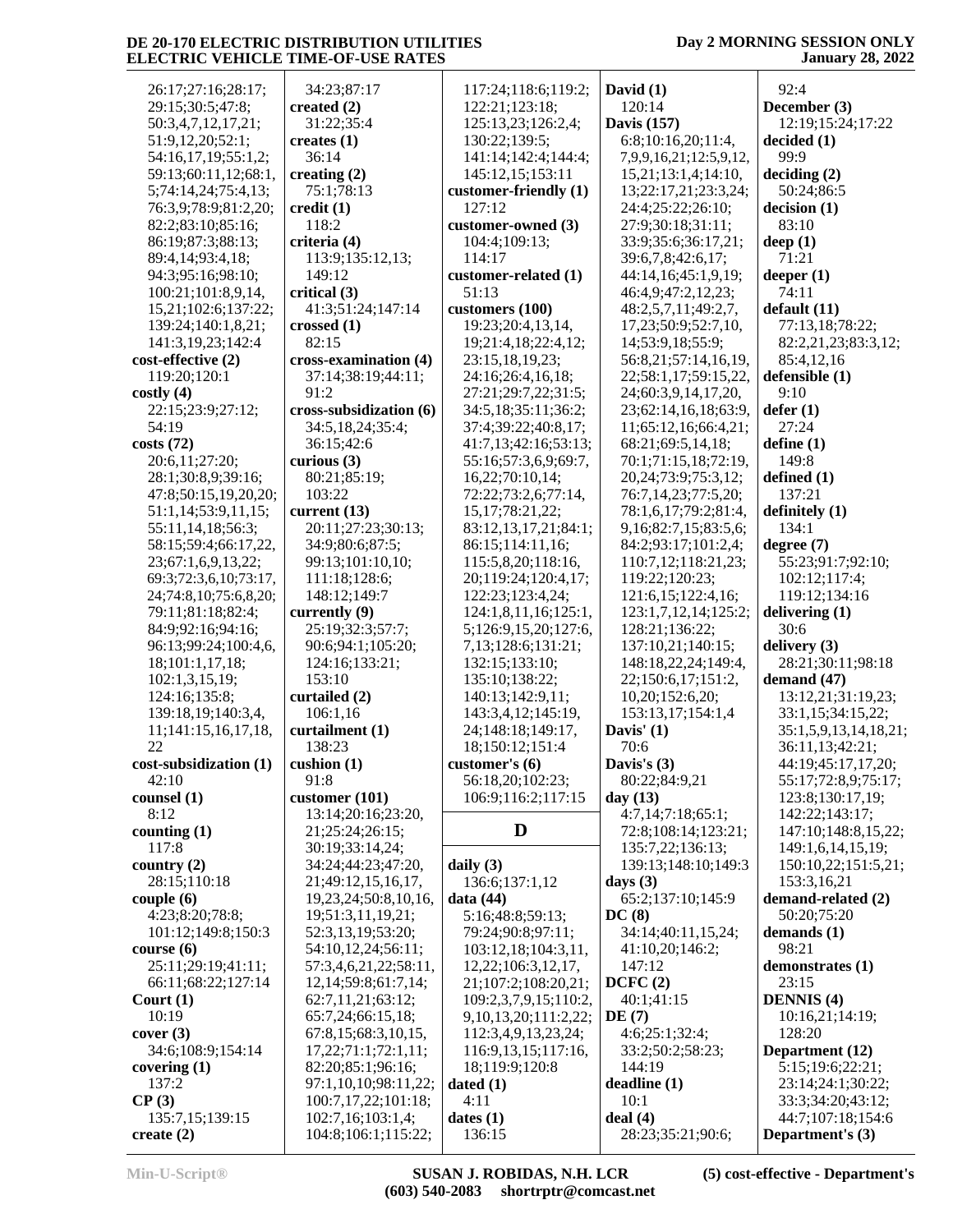26:17;27:16;28:17;
29:15;30:5;47:8;
50:3,4,7,12,17,21;
51:9,12,20;52:1;
54:16,17,19;55:1,2;
59:13;60:11,12;68:1,
5;74:14,24;75:4,13;
76:3,9;78:9;81:2,20;
82:2;83:10;85:16;
86:19;87:3;88:13;
89:4,14;93:4,18;
94:3;95:16;98:10;
100:21;101:8,9,14,
15,21;102:6;137:22;
139:24;140:1,8,21;
141:3,19,23;142:4

**cost-effective (2)**
119:20;120:1

**costly (4)**
22:15;23:9;27:12;
54:19

**costs (72)**
20:6,11;27:20;
28:1;30:8,9;39:16;
47:8;50:15,19,20,20;
51:1,14;53:9,11,15;
55:11,14,18;56:3;
58:15;59:4;66:17,22,
23;67:1,6,9,13,22;
69:3;72:3,6,10;73:17,
24;74:8,10;75:6,8,20;
79:11;81:18;82:4;
84:9;92:16;94:16;
96:13;99:24;100:4,6,
18;101:1,17,18;
102:1,3,15,19;
124:16;135:8;
139:18,19;140:3,4,
11;141:15,16,17,18,
22

**cost-subsidization (1)**
42:10

**counsel (1)**
8:12

**counting (1)**
117:8

**country (2)**
28:15;110:18

**couple (6)**
4:23;8:20;78:8;
101:12;149:8;150:3

**course (6)**
25:11;29:19;41:11;
66:11;68:22;127:14

**Court (1)**
10:19

**cover (3)**
34:6;108:9;154:14

**covering (1)**
137:2

**CP (3)**
135:7,15;139:15

**create (2)**
34:23;87:17

**created (2)**
31:22;35:4

**creates (1)**
36:14

**creating (2)**
75:1;78:13

**credit (1)**
118:2

**criteria (4)**
113:9;135:12,13;
149:12

**critical (3)**
41:3;51:24;147:14

**crossed (1)**
82:15

**cross-examination (4)**
37:14;38:19;44:11;
91:2

**cross-subsidization (6)**
34:5,18,24;35:4;
36:15;42:6

**curious (3)**
80:21;85:19;
103:22

**current (13)**
20:11;27:23;30:13;
34:9;80:6;87:5;
99:13;101:10,10;
111:18;128:6;
148:12;149:7

**currently (9)**
25:19;32:3;57:7;
90:6;94:1;105:20;
124:16;133:21;
153:10

**curtailed (2)**
106:1,16

**curtailment (1)**
138:23

**cushion (1)**
91:8

**customer (101)**
13:14;20:16;23:20,
21;25:24;26:15;
30:19;33:14,24;
34:24;44:23;47:20,
21;49:12,15,16,17,
19,23,24;50:8,10,16,
19;51:3,11,19,21;
52:3,13,19;53:20;
54:10,12,24;56:11;
57:3,4,6,21,22;58:11,
12,14;59:8;61:7,14;
62:7,11,21;63:12;
65:7,24;66:15,18;
67:8,15;68:3,10,15,
17,22;71:1;72:1,11;
82:20;85:1;96:16;
97:1,10,10;98:11,22;
100:7,17,22;101:18;
102:7,16;103:1,4;
104:8;106:1;115:22;
117:24;118:6;119:2;
122:21;123:18;
125:13,23;126:2,4;
130:22;139:5;
141:14;142:4;144:4;
145:12,15;153:11

**customer-friendly (1)**
127:12

**customer-owned (3)**
104:4;109:13;
114:17

**customer-related (1)**
51:13

**customers (100)**
19:23;20:4,13,14,
19;21:4,18;22:4,12;
23:15,18,19,23;
24:16;26:4,16,18;
27:21;29:7,22;31:5;
34:5,18;35:11;36:2;
37:4;39:22;40:8,17;
41:7,13;42:16;53:13;
55:16;57:3,6,9;69:7,
16,22;70:10,14;
72:22;73:2,6;77:14,
15,17;78:21,22;
83:12,13,17,21;84:1;
86:15;114:11,16;
115:5,8,20;118:16,
20;119:24;120:4,17;
122:23;123:4,24;
124:1,8,11,16;125:1,
5;126:9,15,20;127:6,
7,13;128:6;131:21;
132:15;133:10;
135:10;138:22;
140:13;142:9,11;
143:3,4,12;145:19,
24;148:18;149:17,
18;150:12;151:4

**customer's (6)**
56:18,20;102:23;
106:9;116:2;117:15

## D

**daily (3)**
136:6;137:1,12

**data (44)**
5:16;48:8;59:13;
79:24;90:8;97:11;
103:12,18;104:3,11,
12,22;106:3,12,17,
21;107:2;108:20,21;
109:2,3,7,9,15;110:2,
9,10,13,20;111:2,22;
112:3,4,9,13,23,24;
116:9,13,15;117:16,
18;119:9;120:8

**dated (1)**
4:11

**dates (1)**
136:15

**David (1)**
120:14

**Davis (157)**
6:8;10:16,20;11:4,
7,9,9,16,21;12:5,9,12,
15,21;13:1,4;14:10,
13;22:17,21;23:3,24;
24:4;25:22;26:10;
27:9;30:18;31:11;
33:9;35:6;36:17,21;
39:6,7,8;42:6,17;
44:14,16;45:1,9,19;
46:4,9;47:2,12,23;
48:2,5,7,11;49:2,7,
17,23;50:9;52:7,10,
14;53:9,18;55:9;
56:8,21;57:14,16,19,
22;58:1,17;59:15,22,
24;60:3,9,14,17,20,
23;62:14,16,18;63:9,
11;65:12,16;66:4,21;
68:21;69:5,14,18;
70:1;71:15,18;72:19,
20,24;73:9;75:3,12;
76:7,14,23;77:5,20;
78:1,6,17;79:2;81:4,
9,16;82:7,15;83:5,6;
84:2;93:17;101:2,4;
110:7,12;118:21,23;
119:22;120:23;
121:6,15;122:4,16;
123:1,7,12,14;125:2;
128:21;136:22;
137:10,21;140:15;
148:18,22,24;149:4,
22;150:6,17;151:2,
10,20;152:6,20;
153:13,17;154:1,4

**Davis' (1)**
70:6

**Davis's (3)**
80:22;84:9,21

**day (13)**
4:7,14;7:18;65:1;
72:8;108:14;123:21;
135:7,22;136:13;
139:13;148:10;149:3

**days (3)**
65:2;137:10;145:9

**DC (8)**
34:14;40:11,15,24;
41:10,20;146:2;
147:12

**DCFC (2)**
40:1;41:15

**DE (7)**
4:6;25:1;32:4;
33:2;50:2;58:23;
144:19

**deadline (1)**
10:1

**deal (4)**
28:23;35:21;90:6;
92:4

**December (3)**
12:19;15:24;17:22

**decided (1)**
99:9

**deciding (2)**
50:24;86:5

**decision (1)**
83:10

**deep (1)**
71:21

**deeper (1)**
74:11

**default (11)**
77:13,18;78:22;
82:2,21,23;83:3,12;
85:4,12,16

**defensible (1)**
9:10

**defer (1)**
27:24

**define (1)**
149:8

**defined (1)**
137:21

**definitely (1)**
134:1

**degree (7)**
55:23;91:7;92:10;
102:12;117:4;
119:12;134:16

**delivering (1)**
30:6

**delivery (3)**
28:21;30:11;98:18

**demand (47)**
13:12,21;31:19,23;
33:1,15;34:15,22;
35:1,5,9,13,14,18,21;
36:11,13;42:21;
44:19;45:17,20;
55:17;72:8,9;75:17;
123:8;130:17,19;
142:22;143:17;
147:10;148:8,15,22;
149:1,6,14,15,19;
150:10,22;151:5,21;
153:3,16,21

**demand-related (2)**
50:20;75:20

**demands (1)**
98:21

**demonstrates (1)**
23:15

**DENNIS (4)**
10:16,21;14:19;
128:20

**Department (12)**
5:15;19:6;22:21;
23:14;24:1;30:22;
33:3;34:20;43:12;
44:7;107:18;154:6

**Department's (3)**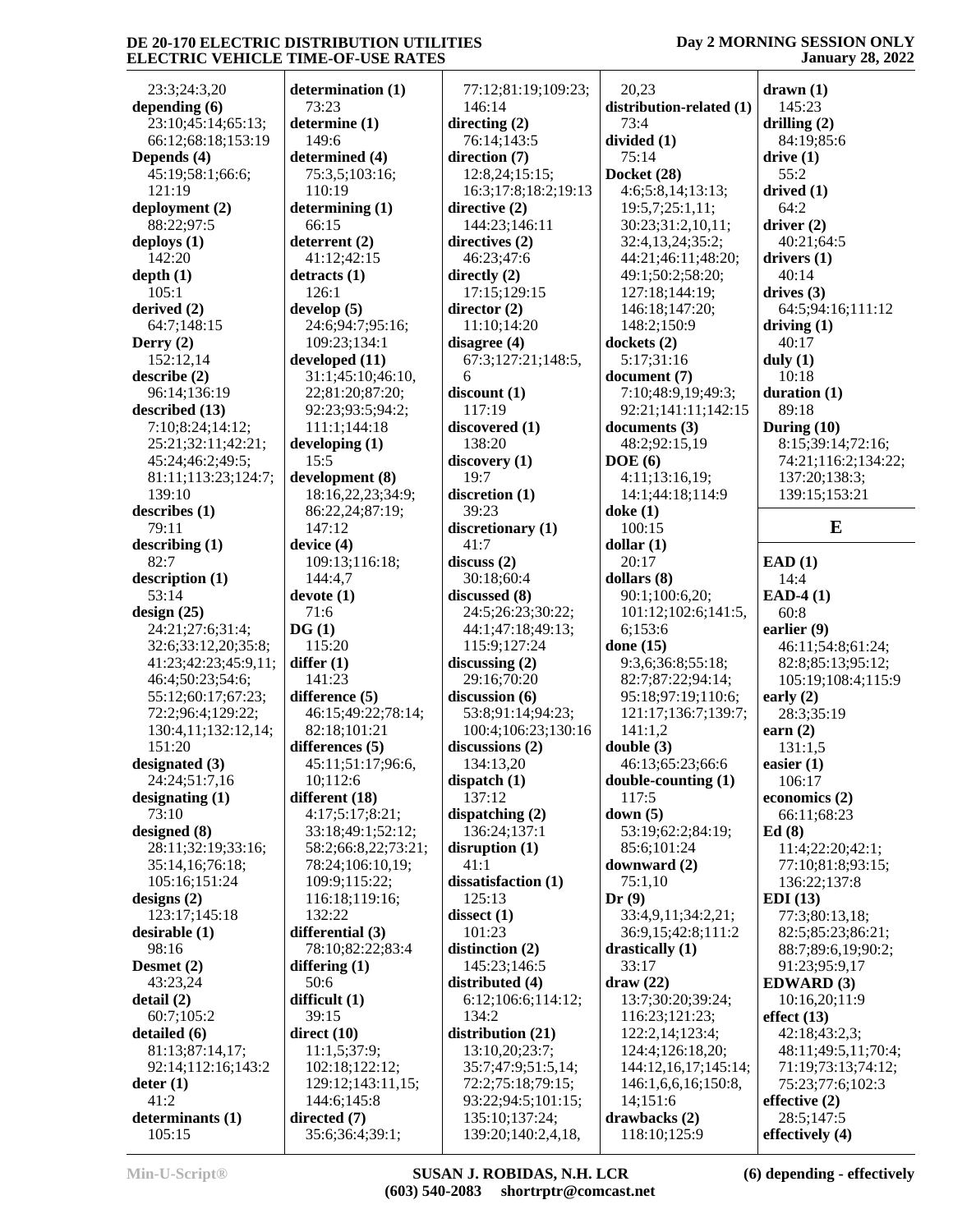23:3;24:3,20
**depending (6)**
23:10;45:14;65:13;
66:12;68:18;153:19
**Depends (4)**
45:19;58:1;66:6;
121:19
**deployment (2)**
88:22;97:5
**deploys (1)**
142:20
**depth (1)**
105:1
**derived (2)**
64:7;148:15
**Derry (2)**
152:12,14
**describe (2)**
96:14;136:19
**described (13)**
7:10;8:24;14:12;
25:21;32:11;42:21;
45:24;46:2;49:5;
81:11;113:23;124:7;
139:10
**describes (1)**
79:11
**describing (1)**
82:7
**description (1)**
53:14
**design (25)**
24:21;27:6;31:4;
32:6;33:12,20;35:8;
41:23;42:23;45:9,11;
46:4;50:23;54:6;
55:12;60:17;67:23;
72:2;96:4;129:22;
130:4,11;132:12,14;
151:20
**designated (3)**
24:24;51:7,16
**designating (1)**
73:10
**designed (8)**
28:11;32:19;33:16;
35:14,16;76:18;
105:16;151:24
**designs (2)**
123:17;145:18
**desirable (1)**
98:16
**Desmet (2)**
43:23,24
**detail (2)**
60:7;105:2
**detailed (6)**
81:13;87:14,17;
92:14;112:16;143:2
**deter (1)**
41:2
**determinants (1)**
105:15
**determination (1)**
73:23
**determine (1)**
149:6
**determined (4)**
75:3,5;103:16;
110:19
**determining (1)**
66:15
**deterrent (2)**
41:12;42:15
**detracts (1)**
126:1
**develop (5)**
24:6;94:7;95:16;
109:23;134:1
**developed (11)**
31:1;45:10;46:10,
22;81:20;87:20;
92:23;93:5;94:2;
111:1;144:18
**developing (1)**
15:5
**development (8)**
18:16,22,23;34:9;
86:22,24;87:19;
147:12
**device (4)**
109:13;116:18;
144:4,7
**devote (1)**
71:6
**DG (1)**
115:20
**differ (1)**
141:23
**difference (5)**
46:15;49:22;78:14;
82:18;101:21
**differences (5)**
45:11;51:17;96:6,
10;112:6
**different (18)**
4:17;5:17;8:21;
33:18;49:1;52:12;
58:2;66:8,22;73:21;
78:24;106:10,19;
109:9;115:22;
116:18;119:16;
132:22
**differential (3)**
78:10;82:22;83:4
**differing (1)**
50:6
**difficult (1)**
39:15
**direct (10)**
11:1,5;37:9;
102:18;122:12;
129:12;143:11,15;
144:6;145:8
**directed (7)**
35:6;36:4;39:1;
77:12;81:19;109:23;
146:14
**directing (2)**
76:14;143:5
**direction (7)**
12:8,24;15:15;
16:3;17:8;18:2;19:13
**directive (2)**
144:23;146:11
**directives (2)**
46:23;47:6
**directly (2)**
17:15;129:15
**director (2)**
11:10;14:20
**disagree (4)**
67:3;127:21;148:5,
6
**discount (1)**
117:19
**discovered (1)**
138:20
**discovery (1)**
19:7
**discretion (1)**
39:23
**discretionary (1)**
41:7
**discuss (2)**
30:18;60:4
**discussed (8)**
24:5;26:23;30:22;
44:1;47:18;49:13;
115:9;127:24
**discussing (2)**
29:16;70:20
**discussion (6)**
53:8;91:14;94:23;
100:4;106:23;130:16
**discussions (2)**
134:13,20
**dispatch (1)**
137:12
**dispatching (2)**
136:24;137:1
**disruption (1)**
41:1
**dissatisfaction (1)**
125:13
**dissect (1)**
101:23
**distinction (2)**
145:23;146:5
**distributed (4)**
6:12;106:6;114:12;
134:2
**distribution (21)**
13:10,20;23:7;
35:7;47:9;51:5,14;
72:2;75:18;79:15;
93:22;94:5;101:15;
135:10;137:24;
139:20;140:2,4,18,
20,23
**distribution-related (1)**
73:4
**divided (1)**
75:14
**Docket (28)**
4:6;5:8,14;13:13;
19:5,7;25:1,11;
30:23;31:2,10,11;
32:4,13,24;35:2;
44:21;46:11;48:20;
49:1;50:2;58:20;
127:18;144:19;
146:18;147:20;
148:2;150:9
**dockets (2)**
5:17;31:16
**document (7)**
7:10;48:9,19;49:3;
92:21;141:11;142:15
**documents (3)**
48:2;92:15,19
**DOE (6)**
4:11;13:16,19;
14:1;44:18;114:9
**doke (1)**
100:15
**dollar (1)**
20:17
**dollars (8)**
90:1;100:6,20;
101:12;102:6;141:5,
6;153:6
**done (15)**
9:3,6;36:8;55:18;
82:7;87:22;94:14;
95:18;97:19;110:6;
121:17;136:7;139:7;
141:1,2
**double (3)**
46:13;65:23;66:6
**double-counting (1)**
117:5
**down (5)**
53:19;62:2;84:19;
85:6;101:24
**downward (2)**
75:1,10
**Dr (9)**
33:4,9,11;34:2,21;
36:9,15;42:8;111:2
**drastically (1)**
33:17
**draw (22)**
13:7;30:20;39:24;
116:23;121:23;
122:2,14;123:4;
124:4;126:18,20;
144:12,16,17;145:14;
146:1,6,6,16;150:8,
14;151:6
**drawbacks (2)**
118:10;125:9
**drawn (1)**
145:23
**drilling (2)**
84:19;85:6
**drive (1)**
55:2
**drived (1)**
64:2
**driver (2)**
40:21;64:5
**drivers (1)**
40:14
**drives (3)**
64:5;94:16;111:12
**driving (1)**
40:17
**duly (1)**
10:18
**duration (1)**
89:18
**During (10)**
8:15;39:14;72:16;
74:21;116:2;134:22;
137:20;138:3;
139:15;153:21

## E

**EAD (1)**
14:4
**EAD-4 (1)**
60:8
**earlier (9)**
46:11;54:8;61:24;
82:8;85:13;95:12;
105:19;108:4;115:9
**early (2)**
28:3;35:19
**earn (2)**
131:1,5
**easier (1)**
106:17
**economics (2)**
66:11;68:23
**Ed (8)**
11:4;22:20;42:1;
77:10;81:8;93:15;
136:22;137:8
**EDI (13)**
77:3;80:13,18;
82:5;85:23;86:21;
88:7;89:6,19;90:2;
91:23;95:9,17
**EDWARD (3)**
10:16,20;11:9
**effect (13)**
42:18;43:2,3;
48:11;49:5,11;70:4;
71:19;73:13;74:12;
75:23;77:6;102:3
**effective (2)**
28:5;147:5
**effectively (4)**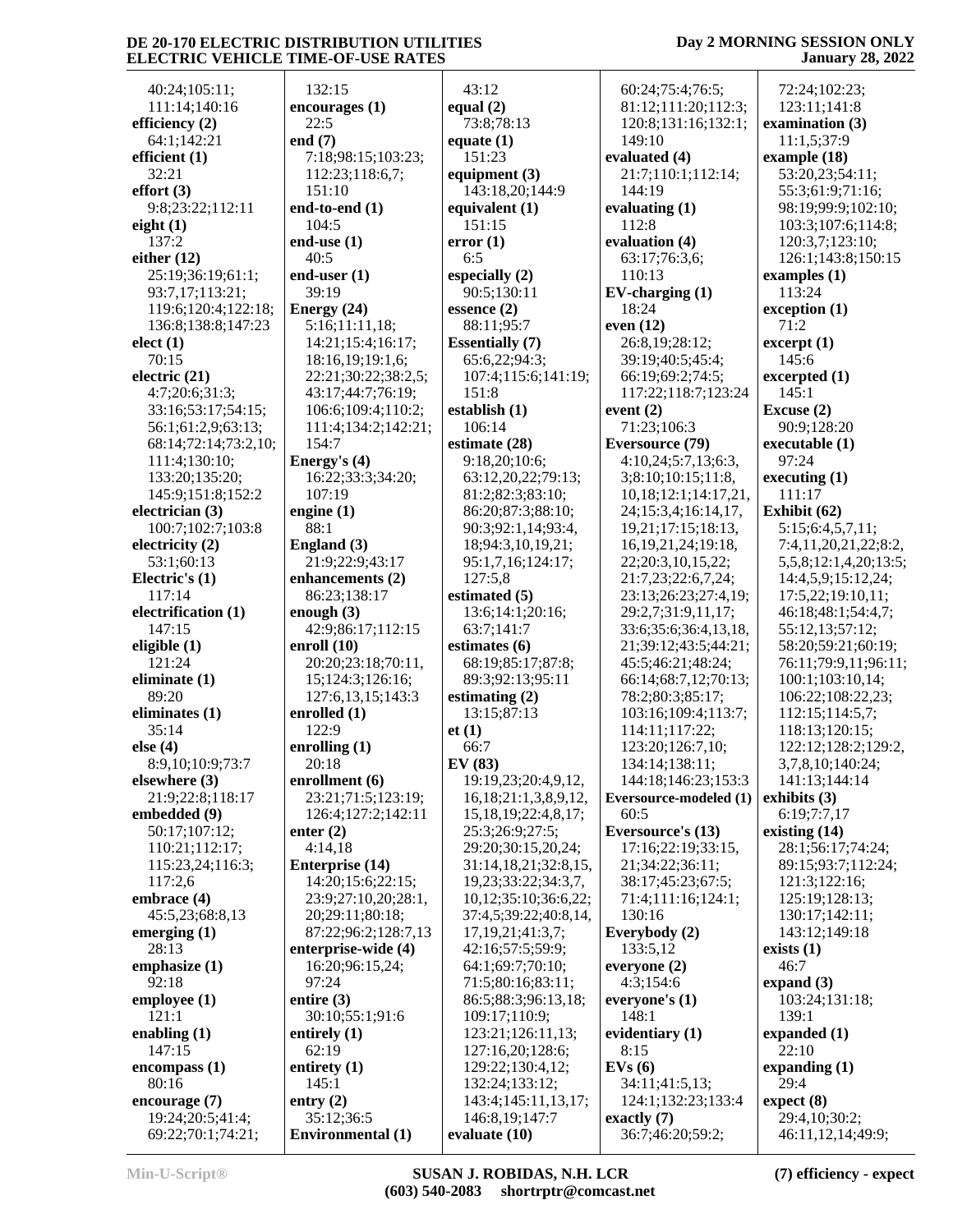40:24;105:11;
111:14;140:16
**efficiency (2)**
64:1;142:21
**efficient (1)**
32:21
**effort (3)**
9:8;23:22;112:11
**eight (1)**
137:2
**either (12)**
25:19;36:19;61:1;
93:7,17;113:21;
119:6;120:4;122:18;
136:8;138:8;147:23
**elect (1)**
70:15
**electric (21)**
4:7;20:6;31:3;
33:16;53:17;54:15;
56:1;61:2,9;63:13;
68:14;72:14;73:2,10;
111:4;130:10;
133:20;135:20;
145:9;151:8;152:2
**electrician (3)**
100:7;102:7;103:8
**electricity (2)**
53:1;60:13
**Electric's (1)**
117:14
**electrification (1)**
147:15
**eligible (1)**
121:24
**eliminate (1)**
89:20
**eliminates (1)**
35:14
**else (4)**
8:9,10;10:9;73:7
**elsewhere (3)**
21:9;22:8;118:17
**embedded (9)**
50:17;107:12;
110:21;112:17;
115:23,24;116:3;
117:2,6
**embrace (4)**
45:5,23;68:8,13
**emerging (1)**
28:13
**emphasize (1)**
92:18
**employee (1)**
121:1
**enabling (1)**
147:15
**encompass (1)**
80:16
**encourage (7)**
19:24;20:5;41:4;
69:22;70:1;74:21;
132:15
**encourages (1)**
22:5
**end (7)**
7:18;98:15;103:23;
112:23;118:6,7;
151:10
**end-to-end (1)**
104:5
**end-use (1)**
40:5
**end-user (1)**
39:19
**Energy (24)**
5:16;11:11,18;
14:21;15:4;16:17;
18:16,19;19:1,6;
22:21;30:22;38:2,5;
43:17;44:7;76:19;
106:6;109:4;110:2;
111:4;134:2;142:21;
154:7
**Energy's (4)**
16:22;33:3;34:20;
107:19
**engine (1)**
88:1
**England (3)**
21:9;22:9;43:17
**enhancements (2)**
86:23;138:17
**enough (3)**
42:9;86:17;112:15
**enroll (10)**
20:20;23:18;70:11,
15;124:3;126:16;
127:6,13,15;143:3
**enrolled (1)**
122:9
**enrolling (1)**
20:18
**enrollment (6)**
23:21;71:5;123:19;
126:4;127:2;142:11
**enter (2)**
4:14,18
**Enterprise (14)**
14:20;15:6;22:15;
23:9;27:10,20;28:1,
20;29:11;80:18;
87:22;96:2;128:7,13
**enterprise-wide (4)**
16:20;96:15,24;
97:24
**entire (3)**
30:10;55:1;91:6
**entirely (1)**
62:19
**entirety (1)**
145:1
**entry (2)**
35:12;36:5
**Environmental (1)**
43:12
**equal (2)**
73:8;78:13
**equate (1)**
151:23
**equipment (3)**
143:18,20;144:9
**equivalent (1)**
151:15
**error (1)**
6:5
**especially (2)**
90:5;130:11
**essence (2)**
88:11;95:7
**Essentially (7)**
65:6,22;94:3;
107:4;115:6;141:19;
151:8
**establish (1)**
106:14
**estimate (28)**
9:18,20;10:6;
63:12,20,22;79:13;
81:2;82:3;83:10;
86:20;87:3;88:10;
90:3;92:1,14;93:4,
18;94:3,10,19,21;
95:1,7,16;124:17;
127:5,8
**estimated (5)**
13:6;14:1;20:16;
63:7;141:7
**estimates (6)**
68:19;85:17;87:8;
89:3;92:13;95:11
**estimating (2)**
13:15;87:13
**et (1)**
66:7
**EV (83)**
19:19,23;20:4,9,12,
16,18;21:1,3,8,9,12,
15,18,19;22:4,8,17;
25:3;26:9;27:5;
29:20;30:15,20,24;
31:14,18,21;32:8,15,
19,23;33:22;34:3,7,
10,12;35:10;36:6,22;
37:4,5;39:22;40:8,14,
17,19,21;41:3,7;
42:16;57:5;59:9;
64:1;69:7;70:10;
71:5;80:16;83:11;
86:5;88:3;96:13,18;
109:17;110:9;
123:21;126:11,13;
127:16,20;128:6;
129:22;130:4,12;
132:24;133:12;
143:4;145:11,13,17;
146:8,19;147:7
**evaluate (10)**
60:24;75:4;76:5;
81:12;111:20;112:3;
120:8;131:16;132:1;
149:10
**evaluated (4)**
21:7;110:1;112:14;
144:19
**evaluating (1)**
112:8
**evaluation (4)**
63:17;76:3,6;
110:13
**EV-charging (1)**
18:24
**even (12)**
26:8,19;28:12;
39:19;40:5;45:4;
66:19;69:2;74:5;
117:22;118:7;123:24
**event (2)**
71:23;106:3
**Eversource (79)**
4:10,24;5:7,13;6:3,
3;8:10;10:15;11:8,
10,18;12:1;14:17,21,
24;15:3,4;16:14,17,
19,21;17:15;18:13,
16,19,21,24;19:18,
22;20:3,10,15,22;
21:7,23;22:6,7,24;
23:13;26:23;27:4,19;
29:2,7;31:9,11,17;
33:6;35:6;36:4,13,18,
21;39:12;43:5;44:21;
45:5;46:21;48:24;
66:14;68:7,12;70:13;
78:2;80:3;85:17;
103:16;109:4;113:7;
114:11;117:22;
123:20;126:7,10;
134:14;138:11;
144:18;146:23;153:3
**Eversource-modeled (1)**
60:5
**Eversource's (13)**
17:16;22:19;33:15,
21;34:22;36:11;
38:17;45:23;67:5;
71:4;111:16;124:1;
130:16
**Everybody (2)**
133:5,12
**everyone (2)**
4:3;154:6
**everyone's (1)**
148:1
**evidentiary (1)**
8:15
**EVs (6)**
34:11;41:5,13;
124:1;132:23;133:4
**exactly (7)**
36:7;46:20;59:2;
72:24;102:23;
123:11;141:8
**examination (3)**
11:1,5;37:9
**example (18)**
53:20,23;54:11;
55:3;61:9;71:16;
98:19;99:9;102:10;
103:3;107:6;114:8;
120:3,7;123:10;
126:1;143:8;150:15
**examples (1)**
113:24
**exception (1)**
71:2
**excerpt (1)**
145:6
**excerpted (1)**
145:1
**Excuse (2)**
90:9;128:20
**executable (1)**
97:24
**executing (1)**
111:17
**Exhibit (62)**
5:15;6:4,5,7,11;
7:4,11,20,21,22;8:2,
5,5,8;12:1,4,20;13:5;
14:4,5,9;15:12,24;
17:5,22;19:10,11;
46:18;48:1;54:4,7;
55:12,13;57:12;
58:20;59:21;60:19;
76:11;79:9,11;96:11;
100:1;103:10,14;
106:22;108:22,23;
112:15;114:5,7;
118:13;120:15;
122:12;128:2;129:2,
3,7,8,10;140:24;
141:13;144:14
**exhibits (3)**
6:19;7:7,17
**existing (14)**
28:1;56:17;74:24;
89:15;93:7;112:24;
121:3;122:16;
125:19;128:13;
130:17;142:11;
143:12;149:18
**exists (1)**
46:7
**expand (3)**
103:24;131:18;
139:1
**expanded (1)**
22:10
**expanding (1)**
29:4
**expect (8)**
29:4,10;30:2;
46:11,12,14;49:9;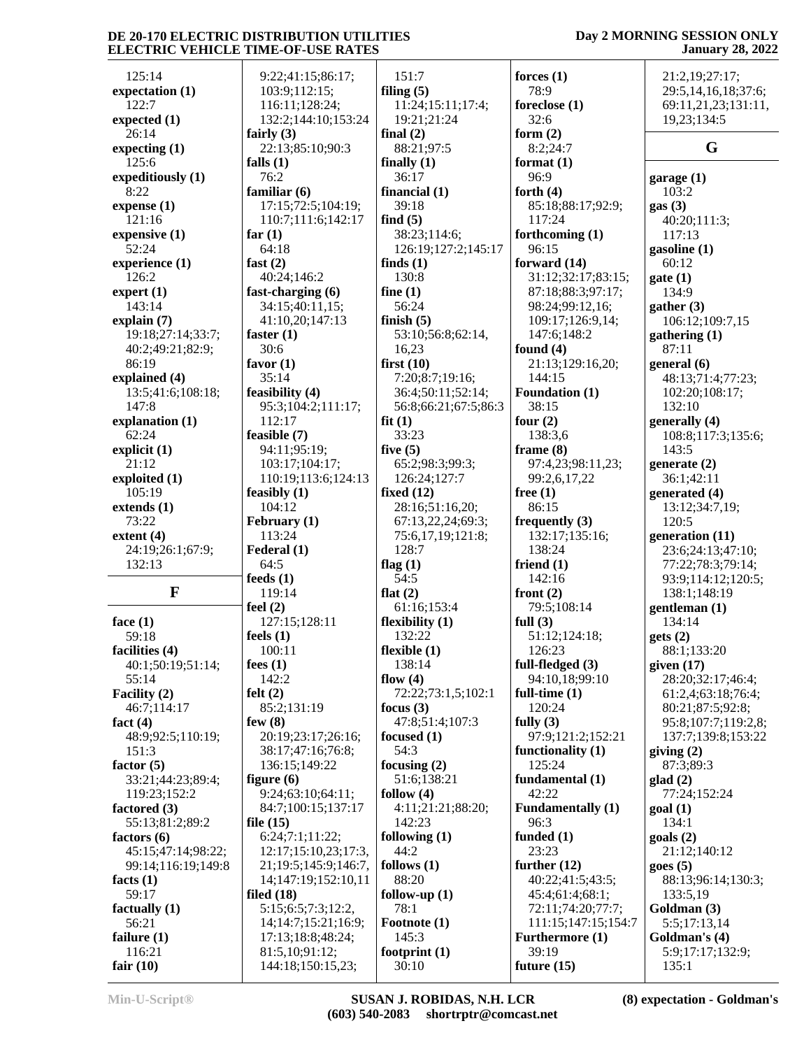125:14
**expectation (1)**
122:7
**expected (1)**
26:14
**expecting (1)**
125:6
**expeditiously (1)**
8:22
**expense (1)**
121:16
**expensive (1)**
52:24
**experience (1)**
126:2
**expert (1)**
143:14
**explain (7)**
19:18;27:14;33:7;
40:2;49:21;82:9;
86:19
**explained (4)**
13:5;41:6;108:18;
147:8
**explanation (1)**
62:24
**explicit (1)**
21:12
**exploited (1)**
105:19
**extends (1)**
73:22
**extent (4)**
24:19;26:1;67:9;
132:13

## F

**face (1)**
59:18
**facilities (4)**
40:1;50:19;51:14;
55:14
**Facility (2)**
46:7;114:17
**fact (4)**
48:9;92:5;110:19;
151:3
**factor (5)**
33:21;44:23;89:4;
119:23;152:2
**factored (3)**
55:13;81:2;89:2
**factors (6)**
45:15;47:14;98:22;
99:14;116:19;149:8
**facts (1)**
59:17
**factually (1)**
56:21
**failure (1)**
116:21
**fair (10)**
9:22;41:15;86:17;
103:9;112:15;
116:11;128:24;
132:2;144:10;153:24
**fairly (3)**
22:13;85:10;90:3
**falls (1)**
76:2
**familiar (6)**
17:15;72:5;104:19;
110:7;111:6;142:17
**far (1)**
64:18
**fast (2)**
40:24;146:2
**fast-charging (6)**
34:15;40:11,15;
41:10,20;147:13
**faster (1)**
30:6
**favor (1)**
35:14
**feasibility (4)**
95:3;104:2;111:17;
112:17
**feasible (7)**
94:11;95:19;
103:17;104:17;
110:19;113:6;124:13
**feasibly (1)**
104:12
**February (1)**
113:24
**Federal (1)**
64:5
**feeds (1)**
119:14
**feel (2)**
127:15;128:11
**feels (1)**
100:11
**fees (1)**
142:2
**felt (2)**
85:2;131:19
**few (8)**
20:19;23:17;26:16;
38:17;47:16;76:8;
136:15;149:22
**figure (6)**
9:24;63:10;64:11;
84:7;100:15;137:17
**file (15)**
6:24;7:1;11:22;
12:17;15:10,23;17:3,
21;19:5;145:9;146:7,
14;147:19;152:10,11
**filed (18)**
5:15;6:5;7:3;12:2,
14;14:7;15:21;16:9;
17:13;18:8;48:24;
81:5,10;91:12;
144:18;150:15,23;
151:7
**filing (5)**
11:24;15:11;17:4;
19:21;21:24
**final (2)**
88:21;97:5
**finally (1)**
36:17
**financial (1)**
39:18
**find (5)**
38:23;114:6;
126:19;127:2;145:17
**finds (1)**
130:8
**fine (1)**
56:24
**finish (5)**
53:10;56:8;62:14,
16,23
**first (10)**
7:20;8:7;19:16;
36:4;50:11;52:14;
56:8;66:21;67:5;86:3
**fit (1)**
33:23
**five (5)**
65:2;98:3;99:3;
126:24;127:7
**fixed (12)**
28:16;51:16,20;
67:13,22,24;69:3;
75:6,17,19;121:8;
128:7
**flag (1)**
54:5
**flat (2)**
61:16;153:4
**flexibility (1)**
132:22
**flexible (1)**
138:14
**flow (4)**
72:22;73:1,5;102:1
**focus (3)**
47:8;51:4;107:3
**focused (1)**
54:3
**focusing (2)**
51:6;138:21
**follow (4)**
4:11;21:21;88:20;
142:23
**following (1)**
44:2
**follows (1)**
88:20
**follow-up (1)**
78:1
**Footnote (1)**
145:3
**footprint (1)**
30:10
**forces (1)**
78:9
**foreclose (1)**
32:6
**form (2)**
8:2;24:7
**format (1)**
96:9
**forth (4)**
85:18;88:17;92:9;
117:24
**forthcoming (1)**
96:15
**forward (14)**
31:12;32:17;83:15;
87:18;88:3;97:17;
98:24;99:12,16;
109:17;126:9,14;
147:6;148:2
**found (4)**
21:13;129:16,20;
144:15
**Foundation (1)**
38:15
**four (2)**
138:3,6
**frame (8)**
97:4,23;98:11,23;
99:2,6,17,22
**free (1)**
86:15
**frequently (3)**
132:17;135:16;
138:24
**friend (1)**
142:16
**front (2)**
79:5;108:14
**full (3)**
51:12;124:18;
126:23
**full-fledged (3)**
94:10,18;99:10
**full-time (1)**
120:24
**fully (3)**
97:9;121:2;152:21
**functionality (1)**
125:24
**fundamental (1)**
42:22
**Fundamentally (1)**
96:3
**funded (1)**
23:23
**further (12)**
40:22;41:5;43:5;
45:4;61:4;68:1;
72:11;74:20;77:7;
111:15;147:15;154:7
**Furthermore (1)**
39:19
**future (15)**
21:2,19;27:17;
29:5,14,16,18;37:6;
69:11,21,23;131:11,
19,23;134:5

## G

**garage (1)**
103:2
**gas (3)**
40:20;111:3;
117:13
**gasoline (1)**
60:12
**gate (1)**
134:9
**gather (3)**
106:12;109:7,15
**gathering (1)**
87:11
**general (6)**
48:13;71:4;77:23;
102:20;108:17;
132:10
**generally (4)**
108:8;117:3;135:6;
143:5
**generate (2)**
36:1;42:11
**generated (4)**
13:12;34:7,19;
120:5
**generation (11)**
23:6;24:13;47:10;
77:22;78:3;79:14;
93:9;114:12;120:5;
138:1;148:19
**gentleman (1)**
134:14
**gets (2)**
88:1;133:20
**given (17)**
28:20;32:17;46:4;
61:2,4;63:18;76:4;
80:21;87:5;92:8;
95:8;107:7;119:2,8;
137:7;139:8;153:22
**giving (2)**
87:3;89:3
**glad (2)**
77:24;152:24
**goal (1)**
134:1
**goals (2)**
21:12;140:12
**goes (5)**
88:13;96:14;130:3;
133:5,19
**Goldman (3)**
5:5;17:13,14
**Goldman's (4)**
5:9;17:17;132:9;
135:1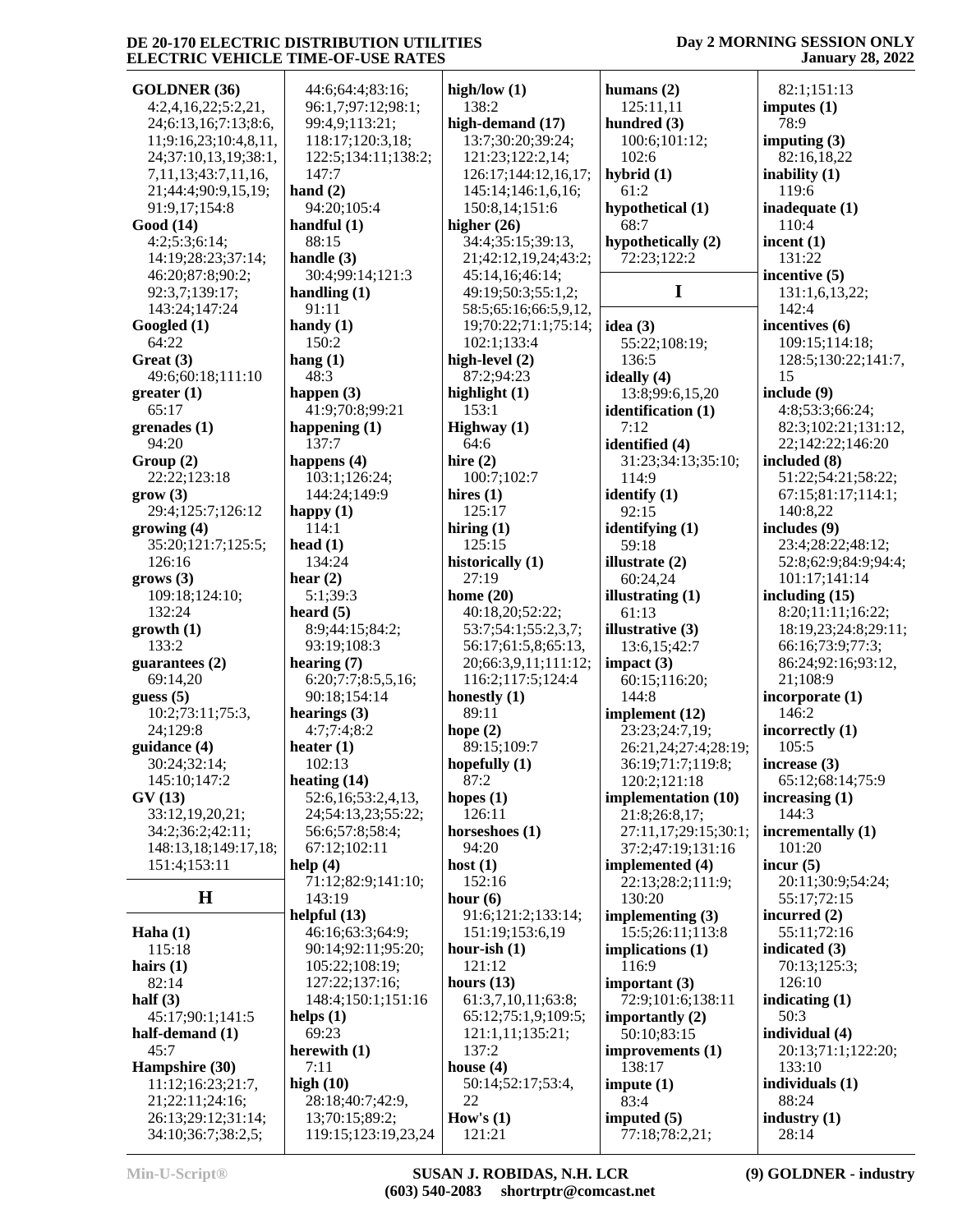**GOLDNER (36)**
4:2,4,16,22;5:2,21,
24;6:13,16;7:13;8:6,
11;9:16,23;10:4,8,11,
24;37:10,13,19;38:1,
7,11,13;43:7,11,16,
21;44:4;90:9,15,19;
91:9,17;154:8

**Good (14)**
4:2;5:3;6:14;
14:19;28:23;37:14;
46:20;87:8;90:2;
92:3,7;139:17;
143:24;147:24

**Googled (1)**
64:22

**Great (3)**
49:6;60:18;111:10

**greater (1)**
65:17

**grenades (1)**
94:20

**Group (2)**
22:22;123:18

**grow (3)**
29:4;125:7;126:12

**growing (4)**
35:20;121:7;125:5;
126:16

**grows (3)**
109:18;124:10;
132:24

**growth (1)**
133:2

**guarantees (2)**
69:14,20

**guess (5)**
10:2;73:11;75:3,
24;129:8

**guidance (4)**
30:24;32:14;
145:10;147:2

**GV (13)**
33:12,19,20,21;
34:2;36:2;42:11;
148:13,18;149:17,18;
151:4;153:11

## H

**Haha (1)**
115:18

**hairs (1)**
82:14

**half (3)**
45:17;90:1;141:5

**half-demand (1)**
45:7

**Hampshire (30)**
11:12;16:23;21:7,
21;22:11;24:16;
26:13;29:12;31:14;
34:10;36:7;38:2,5;
44:6;64:4;83:16;
96:1,7;97:12;98:1;
99:4,9;113:21;
118:17;120:3,18;
122:5;134:11;138:2;
147:7

**hand (2)**
94:20;105:4

**handful (1)**
88:15

**handle (3)**
30:4;99:14;121:3

**handling (1)**
91:11

**handy (1)**
150:2

**hang (1)**
48:3

**happen (3)**
41:9;70:8;99:21

**happening (1)**
137:7

**happens (4)**
103:1;126:24;
144:24;149:9

**happy (1)**
114:1

**head (1)**
134:24

**hear (2)**
5:1;39:3

**heard (5)**
8:9;44:15;84:2;
93:19;108:3

**hearing (7)**
6:20;7:7;8:5,5,16;
90:18;154:14

**hearings (3)**
4:7;7:4;8:2

**heater (1)**
102:13

**heating (14)**
52:6,16;53:2,4,13,
24;54:13,23;55:22;
56:6;57:8;58:4;
67:12;102:11

**help (4)**
71:12;82:9;141:10;
143:19

**helpful (13)**
46:16;63:3;64:9;
90:14;92:11;95:20;
105:22;108:19;
127:22;137:16;
148:4;150:1;151:16

**helps (1)**
69:23

**herewith (1)**
7:11

**high (10)**
28:18;40:7;42:9,
13;70:15;89:2;
119:15;123:19,23,24

**high/low (1)**
138:2

**high-demand (17)**
13:7;30:20;39:24;
121:23;122:2,14;
126:17;144:12,16,17;
145:14;146:1,6,16;
150:8,14;151:6

**higher (26)**
34:4;35:15;39:13,
21;42:12,19,24;43:2;
45:14,16;46:14;
49:19;50:3;55:1,2;
58:5;65:16;66:5,9,12,
19;70:22;71:1;75:14;
102:1;133:4

**high-level (2)**
87:2;94:23

**highlight (1)**
153:1

**Highway (1)**
64:6

**hire (2)**
100:7;102:7

**hires (1)**
125:17

**hiring (1)**
125:15

**historically (1)**
27:19

**home (20)**
40:18,20;52:22;
53:7;54:1;55:2,3,7;
56:17;61:5,8;65:13,
20;66:3,9,11;111:12;
116:2;117:5;124:4

**honestly (1)**
89:11

**hope (2)**
89:15;109:7

**hopefully (1)**
87:2

**hopes (1)**
126:11

**horseshoes (1)**
94:20

**host (1)**
152:16

**hour (6)**
91:6;121:2;133:14;
151:19;153:6,19

**hour-ish (1)**
121:12

**hours (13)**
61:3,7,10,11;63:8;
65:12;75:1,9;109:5;
121:1,11;135:21;
137:2

**house (4)**
50:14;52:17;53:4,
22

**How's (1)**
121:21

**humans (2)**
125:11,11

**hundred (3)**
100:6;101:12;
102:6

**hybrid (1)**
61:2

**hypothetical (1)**
68:7

**hypothetically (2)**
72:23;122:2

## I

**idea (3)**
55:22;108:19;
136:5

**ideally (4)**
13:8;99:6,15,20

**identification (1)**
7:12

**identified (4)**
31:23;34:13;35:10;
114:9

**identify (1)**
92:15

**identifying (1)**
59:18

**illustrate (2)**
60:24,24

**illustrating (1)**
61:13

**illustrative (3)**
13:6,15;42:7

**impact (3)**
60:15;116:20;
144:8

**implement (12)**
23:23;24:7,19;
26:21,24;27:4;28:19;
36:19;71:7;119:8;
120:2;121:18

**implementation (10)**
21:8;26:8,17;
27:11,17;29:15;30:1;
37:2;47:19;131:16

**implemented (4)**
22:13;28:2;111:9;
130:20

**implementing (3)**
15:5;26:11;113:8

**implications (1)**
116:9

**important (3)**
72:9;101:6;138:11

**importantly (2)**
50:10;83:15

**improvements (1)**
138:17

**impute (1)**
83:4

**imputed (5)**
77:18;78:2,21;
82:1;151:13

**imputes (1)**
78:9

**imputing (3)**
82:16,18,22

**inability (1)**
119:6

**inadequate (1)**
110:4

**incent (1)**
131:22

**incentive (5)**
131:1,6,13,22;
142:4

**incentives (6)**
109:15;114:18;
128:5;130:22;141:7,
15

**include (9)**
4:8;53:3;66:24;
82:3;102:21;131:12,
22;142:22;146:20

**included (8)**
51:22;54:21;58:22;
67:15;81:17;114:1;
140:8,22

**includes (9)**
23:4;28:22;48:12;
52:8;62:9;84:9;94:4;
101:17;141:14

**including (15)**
8:20;11:11;16:22;
18:19,23;24:8;29:11;
66:16;73:9;77:3;
86:24;92:16;93:12,
21;108:9

**incorporate (1)**
146:2

**incorrectly (1)**
105:5

**increase (3)**
65:12;68:14;75:9

**increasing (1)**
144:3

**incrementally (1)**
101:20

**incur (5)**
20:11;30:9;54:24;
55:17;72:15

**incurred (2)**
55:11;72:16

**indicated (3)**
70:13;125:3;
126:10

**indicating (1)**
50:3

**individual (4)**
20:13;71:1;122:20;
133:10

**individuals (1)**
88:24

**industry (1)**
28:14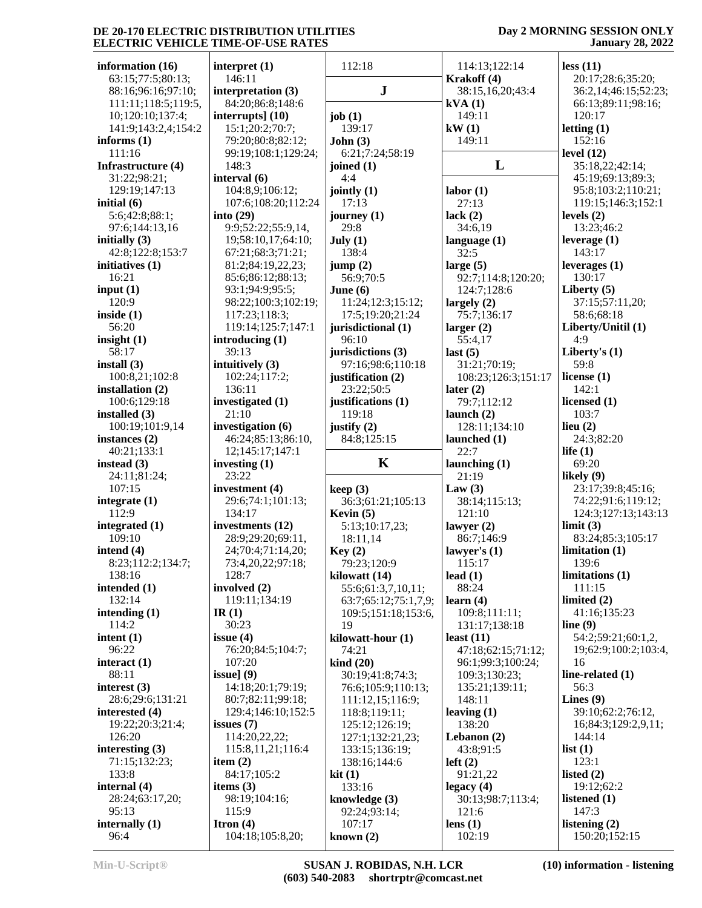**information (16)**
63:15;77:5;80:13;
88:16;96:16;97:10;
111:11;118:5;119:5,
10;120:10;137:4;
141:9;143:2,4;154:2
**informs (1)**
111:16
**Infrastructure (4)**
31:22;98:21;
129:19;147:13
**initial (6)**
5:6;42:8;88:1;
97:6;144:13,16
**initially (3)**
42:8;122:8;153:7
**initiatives (1)**
16:21
**input (1)**
120:9
**inside (1)**
56:20
**insight (1)**
58:17
**install (3)**
100:8,21;102:8
**installation (2)**
100:6;129:18
**installed (3)**
100:19;101:9,14
**instances (2)**
40:21;133:1
**instead (3)**
24:11;81:24;
107:15
**integrate (1)**
112:9
**integrated (1)**
109:10
**intend (4)**
8:23;112:2;134:7;
138:16
**intended (1)**
132:14
**intending (1)**
114:2
**intent (1)**
96:22
**interact (1)**
88:11
**interest (3)**
28:6;29:6;131:21
**interested (4)**
19:22;20:3;21:4;
126:20
**interesting (3)**
71:15;132:23;
133:8
**internal (4)**
28:24;63:17,20;
95:13
**internally (1)**
96:4

**interpret (1)**
146:11
**interpretation (3)**
84:20;86:8;148:6
**interrupts] (10)**
15:1;20:2;70:7;
79:20;80:8;82:12;
99:19;108:1;129:24;
148:3
**interval (6)**
104:8,9;106:12;
107:6;108:20;112:24
**into (29)**
9:9;52:22;55:9,14,
19;58:10,17;64:10;
67:21;68:3;71:21;
81:2;84:19,22,23;
85:6;86:12;88:13;
93:1;94:9;95:5;
98:22;100:3;102:19;
117:23;118:3;
119:14;125:7;147:1
**introducing (1)**
39:13
**intuitively (3)**
102:24;117:2;
136:11
**investigated (1)**
21:10
**investigation (6)**
46:24;85:13;86:10,
12;145:17;147:1
**investing (1)**
23:22
**investment (4)**
29:6;74:1;101:13;
134:17
**investments (12)**
28:9;29:20;69:11,
24;70:4;71:14,20;
73:4,20,22;97:18;
128:7
**involved (2)**
119:11;134:19
**IR (1)**
30:23
**issue (4)**
76:20;84:5;104:7;
107:20
**issue] (9)**
14:18;20:1;79:19;
80:7;82:11;99:18;
129:4;146:10;152:5
**issues (7)**
114:20,22,22;
115:8,11,21;116:4
**item (2)**
84:17;105:2
**items (3)**
98:19;104:16;
115:9
**Itron (4)**
104:18;105:8,20;
112:18

## J

**job (1)**
139:17
**John (3)**
6:21;7:24;58:19
**joined (1)**
4:4
**jointly (1)**
17:13
**journey (1)**
29:8
**July (1)**
138:4
**jump (2)**
56:9;70:5
**June (6)**
11:24;12:3;15:12;
17:5;19:20;21:24
**jurisdictional (1)**
96:10
**jurisdictions (3)**
97:16;98:6;110:18
**justification (2)**
23:22;50:5
**justifications (1)**
119:18
**justify (2)**
84:8;125:15

## K

**keep (3)**
36:3;61:21;105:13
**Kevin (5)**
5:13;10:17,23;
18:11,14
**Key (2)**
79:23;120:9
**kilowatt (14)**
55:6;61:3,7,10,11;
63:7;65:12;75:1,7,9;
109:5;151:18;153:6,
19
**kilowatt-hour (1)**
74:21
**kind (20)**
30:19;41:8;74:3;
76:6;105:9;110:13;
111:12,15;116:9;
118:8;119:11;
125:12;126:19;
127:1;132:21,23;
133:15;136:19;
138:16;144:6
**kit (1)**
133:16
**knowledge (3)**
92:24;93:14;
107:17
**known (2)**
114:13;122:14
**Krakoff (4)**
38:15,16,20;43:4
**kVA (1)**
149:11
**kW (1)**
149:11

## L

**labor (1)**
27:13
**lack (2)**
34:6,19
**language (1)**
32:5
**large (5)**
92:7;114:8;120:20;
124:7;128:6
**largely (2)**
75:7;136:17
**larger (2)**
55:4,17
**last (5)**
31:21;70:19;
108:23;126:3;151:17
**later (2)**
79:7;112:12
**launch (2)**
128:11;134:10
**launched (1)**
22:7
**launching (1)**
21:19
**Law (3)**
38:14;115:13;
121:10
**lawyer (2)**
86:7;146:9
**lawyer's (1)**
115:17
**lead (1)**
88:24
**learn (4)**
109:8;111:11;
131:17;138:18
**least (11)**
47:18;62:15;71:12;
96:1;99:3;100:24;
109:3;130:23;
135:21;139:11;
148:11
**leaving (1)**
138:20
**Lebanon (2)**
43:8;91:5
**left (2)**
91:21,22
**legacy (4)**
30:13;98:7;113:4;
121:6
**lens (1)**
102:19
**less (11)**
20:17;28:6;35:20;
36:2,14;46:15;52:23;
66:13;89:11;98:16;
120:17
**letting (1)**
152:16
**level (12)**
35:18,22;42:14;
45:19;69:13;89:3;
95:8;103:2;110:21;
119:15;146:3;152:1
**levels (2)**
13:23;46:2
**leverage (1)**
143:17
**leverages (1)**
130:17
**Liberty (5)**
37:15;57:11,20;
58:6;68:18
**Liberty/Unitil (1)**
4:9
**Liberty's (1)**
59:8
**license (1)**
142:1
**licensed (1)**
103:7
**lieu (2)**
24:3;82:20
**life (1)**
69:20
**likely (9)**
23:17;39:8;45:16;
74:22;91:6;119:12;
124:3;127:13;143:13
**limit (3)**
83:24;85:3;105:17
**limitation (1)**
139:6
**limitations (1)**
111:15
**limited (2)**
41:16;135:23
**line (9)**
54:2;59:21;60:1,2,
19;62:9;100:2;103:4,
16
**line-related (1)**
56:3
**Lines (9)**
39:10;62:2;76:12,
16;84:3;129:2,9,11;
144:14
**list (1)**
123:1
**listed (2)**
19:12;62:2
**listened (1)**
147:3
**listening (2)**
150:20;152:15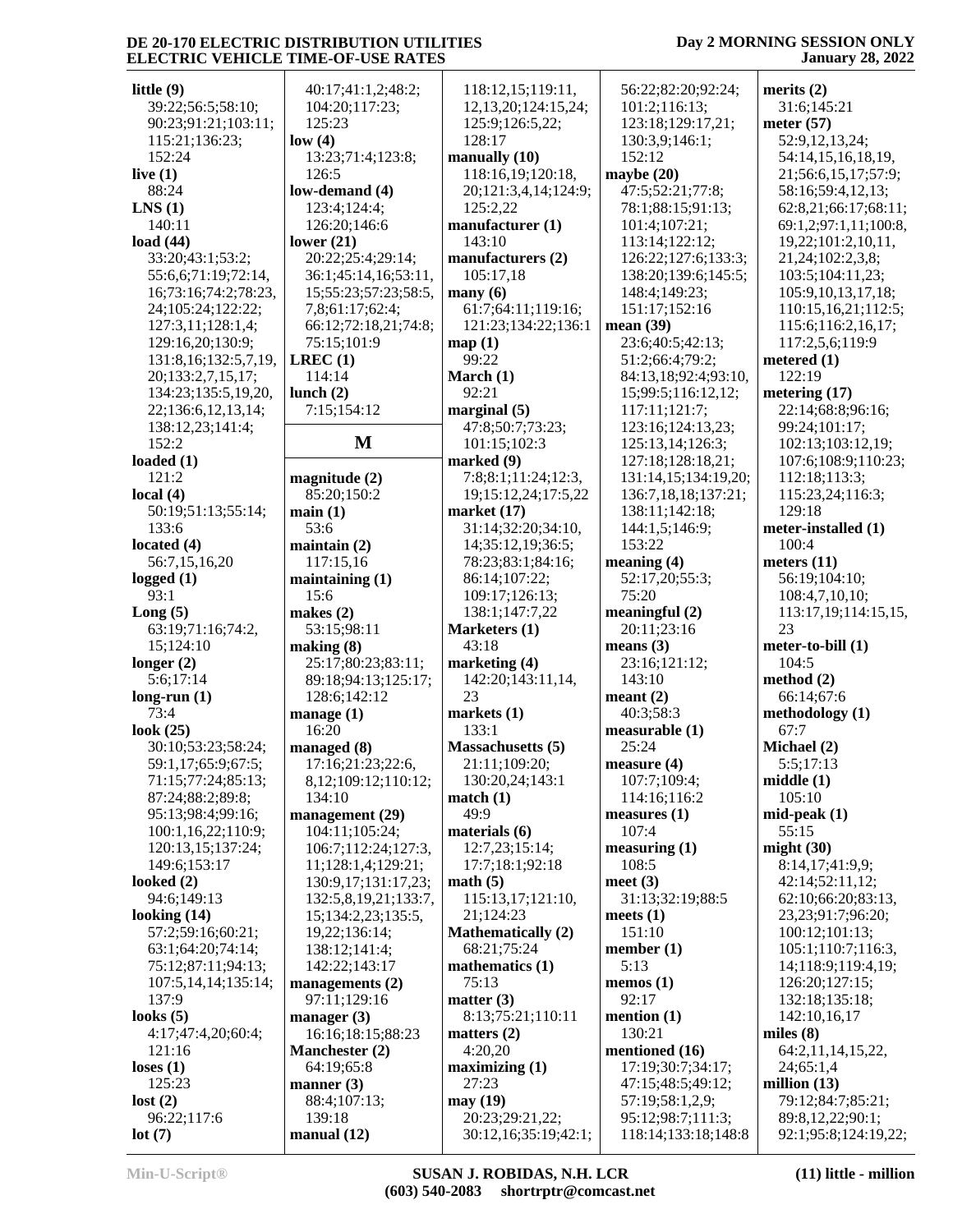**little (9)**
39:22;56:5;58:10;
90:23;91:21;103:11;
115:21;136:23;
152:24

**live (1)**
88:24

**LNS (1)**
140:11

**load (44)**
33:20;43:1;53:2;
55:6,6;71:19;72:14,
16;73:16;74:2;78:23,
24;105:24;122:22;
127:3,11;128:1,4;
129:16,20;130:9;
131:8,16;132:5,7,19,
20;133:2,7,15,17;
134:23;135:5,19,20,
22;136:6,12,13,14;
138:12,23;141:4;
152:2

**loaded (1)**
121:2

**local (4)**
50:19;51:13;55:14;
133:6

**located (4)**
56:7,15,16,20

**logged (1)**
93:1

**Long (5)**
63:19;71:16;74:2,
15;124:10

**longer (2)**
5:6;17:14

**long-run (1)**
73:4

**look (25)**
30:10;53:23;58:24;
59:1,17;65:9;67:5;
71:15;77:24;85:13;
87:24;88:2;89:8;
95:13;98:4;99:16;
100:1,16,22;110:9;
120:13,15;137:24;
149:6;153:17

**looked (2)**
94:6;149:13

**looking (14)**
57:2;59:16;60:21;
63:1;64:20;74:14;
75:12;87:11;94:13;
107:5,14,14;135:14;
137:9

**looks (5)**
4:17;47:4,20;60:4;
121:16

**loses (1)**
125:23

**lost (2)**
96:22;117:6

**lot (7)**
40:17;41:1,2;48:2;
104:20;117:23;
125:23

**low (4)**
13:23;71:4;123:8;
126:5

**low-demand (4)**
123:4;124:4;
126:20;146:6

**lower (21)**
20:22;25:4;29:14;
36:1;45:14,16;53:11,
15;55:23;57:23;58:5,
7,8;61:17;62:4;
66:12;72:18,21;74:8;
75:15;101:9

**LREC (1)**
114:14

**lunch (2)**
7:15;154:12

## M

**magnitude (2)**
85:20;150:2

**main (1)**
53:6

**maintain (2)**
117:15,16

**maintaining (1)**
15:6

**makes (2)**
53:15;98:11

**making (8)**
25:17;80:23;83:11;
89:18;94:13;125:17;
128:6;142:12

**manage (1)**
16:20

**managed (8)**
17:16;21:23;22:6,
8,12;109:12;110:12;
134:10

**management (29)**
104:11;105:24;
106:7;112:24;127:3,
11;128:1,4;129:21;
130:9,17;131:17,23;
132:5,8,19,21;133:7,
15;134:2,23;135:5,
19,22;136:14;
138:12;141:4;
142:22;143:17

**managements (2)**
97:11;129:16

**manager (3)**
16:16;18:15;88:23

**Manchester (2)**
64:19;65:8

**manner (3)**
88:4;107:13;
139:18

**manual (12)**
118:12,15;119:11,
12,13,20;124:15,24;
125:9;126:5,22;
128:17

**manually (10)**
118:16,19;120:18,
20;121:3,4,14;124:9;
125:2,22

**manufacturer (1)**
143:10

**manufacturers (2)**
105:17,18

**many (6)**
61:7;64:11;119:16;
121:23;134:22;136:1

**map (1)**
99:22

**March (1)**
92:21

**marginal (5)**
47:8;50:7;73:23;
101:15;102:3

**marked (9)**
7:8;8:1;11:24;12:3,
19;15:12,24;17:5,22

**market (17)**
31:14;32:20;34:10,
14;35:12,19;36:5;
78:23;83:1;84:16;
86:14;107:22;
109:17;126:13;
138:1;147:7,22

**Marketers (1)**
43:18

**marketing (4)**
142:20;143:11,14,
23

**markets (1)**
133:1

**Massachusetts (5)**
21:11;109:20;
130:20,24;143:1

**match (1)**
49:9

**materials (6)**
12:7,23;15:14;
17:7;18:1;92:18

**math (5)**
115:13,17;121:10,
21;124:23

**Mathematically (2)**
68:21;75:24

**mathematics (1)**
75:13

**matter (3)**
8:13;75:21;110:11

**matters (2)**
4:20,20

**maximizing (1)**
27:23

**may (19)**
20:23;29:21,22;
30:12,16;35:19;42:1;
56:22;82:20;92:24;
101:2;116:13;
123:18;129:17,21;
130:3,9;146:1;
152:12

**maybe (20)**
47:5;52:21;77:8;
78:1;88:15;91:13;
101:4;107:21;
113:14;122:12;
126:22;127:6;133:3;
138:20;139:6;145:5;
148:4;149:23;
151:17;152:16

**mean (39)**
23:6;40:5;42:13;
51:2;66:4;79:2;
84:13,18;92:4;93:10,
15;99:5;116:12,12;
117:11;121:7;
123:16;124:13,23;
125:13,14;126:3;
127:18;128:18,21;
131:14,15;134:19,20;
136:7,18,18;137:21;
138:11;142:18;
144:1,5;146:9;
153:22

**meaning (4)**
52:17,20;55:3;
75:20

**meaningful (2)**
20:11;23:16

**means (3)**
23:16;121:12;
143:10

**meant (2)**
40:3;58:3

**measurable (1)**
25:24

**measure (4)**
107:7;109:4;
114:16;116:2

**measures (1)**
107:4

**measuring (1)**
108:5

**meet (3)**
31:13;32:19;88:5

**meets (1)**
151:10

**member (1)**
5:13

**memos (1)**
92:17

**mention (1)**
130:21

**mentioned (16)**
17:19;30:7;34:17;
47:15;48:5;49:12;
57:19;58:1,2,9;
95:12;98:7;111:3;
118:14;133:18;148:8

**merits (2)**
31:6;145:21

**meter (57)**
52:9,12,13,24;
54:14,15,16,18,19,
21;56:6,15,17;57:9;
58:16;59:4,12,13;
62:8,21;66:17;68:11;
69:1,2;97:1,11;100:8,
19,22;101:2,10,11,
21,24;102:2,3,8;
103:5;104:11,23;
105:9,10,13,17,18;
110:15,16,21;112:5;
115:6;116:2,16,17;
117:2,5,6;119:9

**metered (1)**
122:19

**metering (17)**
22:14;68:8;96:16;
99:24;101:17;
102:13;103:12,19;
107:6;108:9;110:23;
112:18;113:3;
115:23,24;116:3;
129:18

**meter-installed (1)**
100:4

**meters (11)**
56:19;104:10;
108:4,7,10,10;
113:17,19;114:15,15,
23

**meter-to-bill (1)**
104:5

**method (2)**
66:14;67:6

**methodology (1)**
67:7

**Michael (2)**
5:5;17:13

**middle (1)**
105:10

**mid-peak (1)**
55:15

**might (30)**
8:14,17;41:9,9;
42:14;52:11,12;
62:10;66:20;83:13,
23,23;91:7;96:20;
100:12;101:13;
105:1;110:7;116:3,
14;118:9;119:4,19;
126:20;127:15;
132:18;135:18;
142:10,16,17

**miles (8)**
64:2,11,14,15,22,
24;65:1,4

**million (13)**
79:12;84:7;85:21;
89:8,12,22;90:1;
92:1;95:8;124:19,22;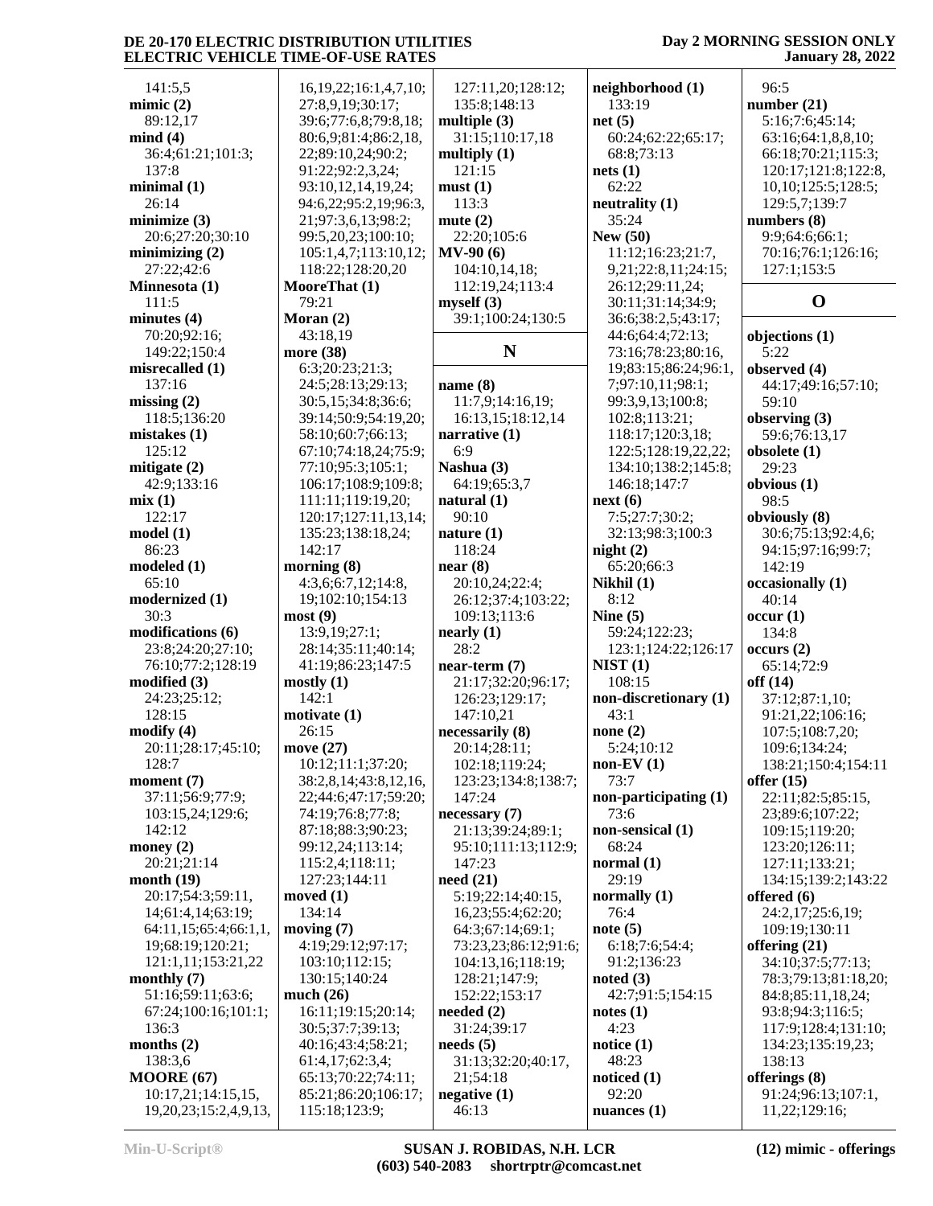141:5,5
**mimic (2)**
89:12,17
**mind (4)**
36:4;61:21;101:3;
137:8
**minimal (1)**
26:14
**minimize (3)**
20:6;27:20;30:10
**minimizing (2)**
27:22;42:6
**Minnesota (1)**
111:5
**minutes (4)**
70:20;92:16;
149:22;150:4
**misrecalled (1)**
137:16
**missing (2)**
118:5;136:20
**mistakes (1)**
125:12
**mitigate (2)**
42:9;133:16
**mix (1)**
122:17
**model (1)**
86:23
**modeled (1)**
65:10
**modernized (1)**
30:3
**modifications (6)**
23:8;24:20;27:10;
76:10;77:2;128:19
**modified (3)**
24:23;25:12;
128:15
**modify (4)**
20:11;28:17;45:10;
128:7
**moment (7)**
37:11;56:9;77:9;
103:15,24;129:6;
142:12
**money (2)**
20:21;21:14
**month (19)**
20:17;54:3;59:11,
14;61:4,14;63:19;
64:11,15;65:4;66:1,1,
19;68:19;120:21;
121:1,11;153:21,22
**monthly (7)**
51:16;59:11;63:6;
67:24;100:16;101:1;
136:3
**months (2)**
138:3,6
**MOORE (67)**
10:17,21;14:15,15,
19,20,23;15:2,4,9,13,
16,19,22;16:1,4,7,10;
27:8,9,19;30:17;
39:6;77:6,8;79:8,18;
80:6,9;81:4;86:2,18,
22;89:10,24;90:2;
91:22;92:2,3,24;
93:10,12,14,19,24;
94:6,22;95:2,19;96:3,
21;97:3,6,13;98:2;
99:5,20,23;100:10;
105:1,4,7;113:10,12;
118:22;128:20,20
**MooreThat (1)**
79:21
**Moran (2)**
43:18,19
**more (38)**
6:3;20:23;21:3;
24:5;28:13;29:13;
30:5,15;34:8;36:6;
39:14;50:9;54:19,20;
58:10;60:7;66:13;
67:10;74:18,24;75:9;
77:10;95:3;105:1;
106:17;108:9;109:8;
111:11;119:19,20;
120:17;127:11,13,14;
135:23;138:18,24;
142:17
**morning (8)**
4:3,6;6:7,12;14:8,
19;102:10;154:13
**most (9)**
13:9,19;27:1;
28:14;35:11;40:14;
41:19;86:23;147:5
**mostly (1)**
142:1
**motivate (1)**
26:15
**move (27)**
10:12;11:1;37:20;
38:2,8,14;43:8,12,16,
22;44:6;47:17;59:20;
74:19;76:8;77:8;
87:18;88:3;90:23;
99:12,24;113:14;
115:2,4;118:11;
127:23;144:11
**moved (1)**
134:14
**moving (7)**
4:19;29:12;97:17;
103:10;112:15;
130:15;140:24
**much (26)**
16:11;19:15;20:14;
30:5;37:7;39:13;
40:16;43:4;58:21;
61:4,17;62:3,4;
65:13;70:22;74:11;
85:21;86:20;106:17;
115:18;123:9;
127:11,20;128:12;
135:8;148:13
**multiple (3)**
31:15;110:17,18
**multiply (1)**
121:15
**must (1)**
113:3
**mute (2)**
22:20;105:6
**MV-90 (6)**
104:10,14,18;
112:19,24;113:4
**myself (3)**
39:1;100:24;130:5

## N

**name (8)**
11:7,9;14:16,19;
16:13,15;18:12,14
**narrative (1)**
6:9
**Nashua (3)**
64:19;65:3,7
**natural (1)**
90:10
**nature (1)**
118:24
**near (8)**
20:10,24;22:4;
26:12;37:4;103:22;
109:13;113:6
**nearly (1)**
28:2
**near-term (7)**
21:17;32:20;96:17;
126:23;129:17;
147:10,21
**necessarily (8)**
20:14;28:11;
102:18;119:24;
123:23;134:8;138:7;
147:24
**necessary (7)**
21:13;39:24;89:1;
95:10;111:13;112:9;
147:23
**need (21)**
5:19;22:14;40:15,
16,23;55:4;62:20;
64:3;67:14;69:1;
73:23,23;86:12;91:6;
104:13,16;118:19;
128:21;147:9;
152:22;153:17
**needed (2)**
31:24;39:17
**needs (5)**
31:13;32:20;40:17,
21;54:18
**negative (1)**
46:13
**neighborhood (1)**
133:19
**net (5)**
60:24;62:22;65:17;
68:8;73:13
**nets (1)**
62:22
**neutrality (1)**
35:24
**New (50)**
11:12;16:23;21:7,
9,21;22:8,11;24:15;
26:12;29:11,24;
30:11;31:14;34:9;
36:6;38:2,5;43:17;
44:6;64:4;72:13;
73:16;78:23;80:16,
19;83:15;86:24;96:1,
7;97:10,11;98:1;
99:3,9,13;100:8;
102:8;113:21;
118:17;120:3,18;
122:5;128:19,22,22;
134:10;138:2;145:8;
146:18;147:7
**next (6)**
7:5;27:7;30:2;
32:13;98:3;100:3
**night (2)**
65:20;66:3
**Nikhil (1)**
8:12
**Nine (5)**
59:24;122:23;
123:1;124:22;126:17
**NIST (1)**
108:15
**non-discretionary (1)**
43:1
**none (2)**
5:24;10:12
**non-EV (1)**
73:7
**non-participating (1)**
73:6
**non-sensical (1)**
68:24
**normal (1)**
29:19
**normally (1)**
76:4
**note (5)**
6:18;7:6;54:4;
91:2;136:23
**noted (3)**
42:7;91:5;154:15
**notes (1)**
4:23
**notice (1)**
48:23
**noticed (1)**
92:20
**nuances (1)**
96:5
**number (21)**
5:16;7:6;45:14;
63:16;64:1,8,8,10;
66:18;70:21;115:3;
120:17;121:8;122:8,
10,10;125:5;128:5;
129:5,7;139:7
**numbers (8)**
9:9;64:6;66:1;
70:16;76:1;126:16;
127:1;153:5

## O

**objections (1)**
5:22
**observed (4)**
44:17;49:16;57:10;
59:10
**observing (3)**
59:6;76:13,17
**obsolete (1)**
29:23
**obvious (1)**
98:5
**obviously (8)**
30:6;75:13;92:4,6;
94:15;97:16;99:7;
142:19
**occasionally (1)**
40:14
**occur (1)**
134:8
**occurs (2)**
65:14;72:9
**off (14)**
37:12;87:1,10;
91:21,22;106:16;
107:5;108:7,20;
109:6;134:24;
138:21;150:4;154:11
**offer (15)**
22:11;82:5;85:15,
23;89:6;107:22;
109:15;119:20;
123:20;126:11;
127:11;133:21;
134:15;139:2;143:22
**offered (6)**
24:2,17;25:6,19;
109:19;130:11
**offering (21)**
34:10;37:5;77:13;
78:3;79:13;81:18,20;
84:8;85:11,18,24;
93:8;94:3;116:5;
117:9;128:4;131:10;
134:23;135:19,23;
138:13
**offerings (8)**
91:24;96:13;107:1,
11,22;129:16;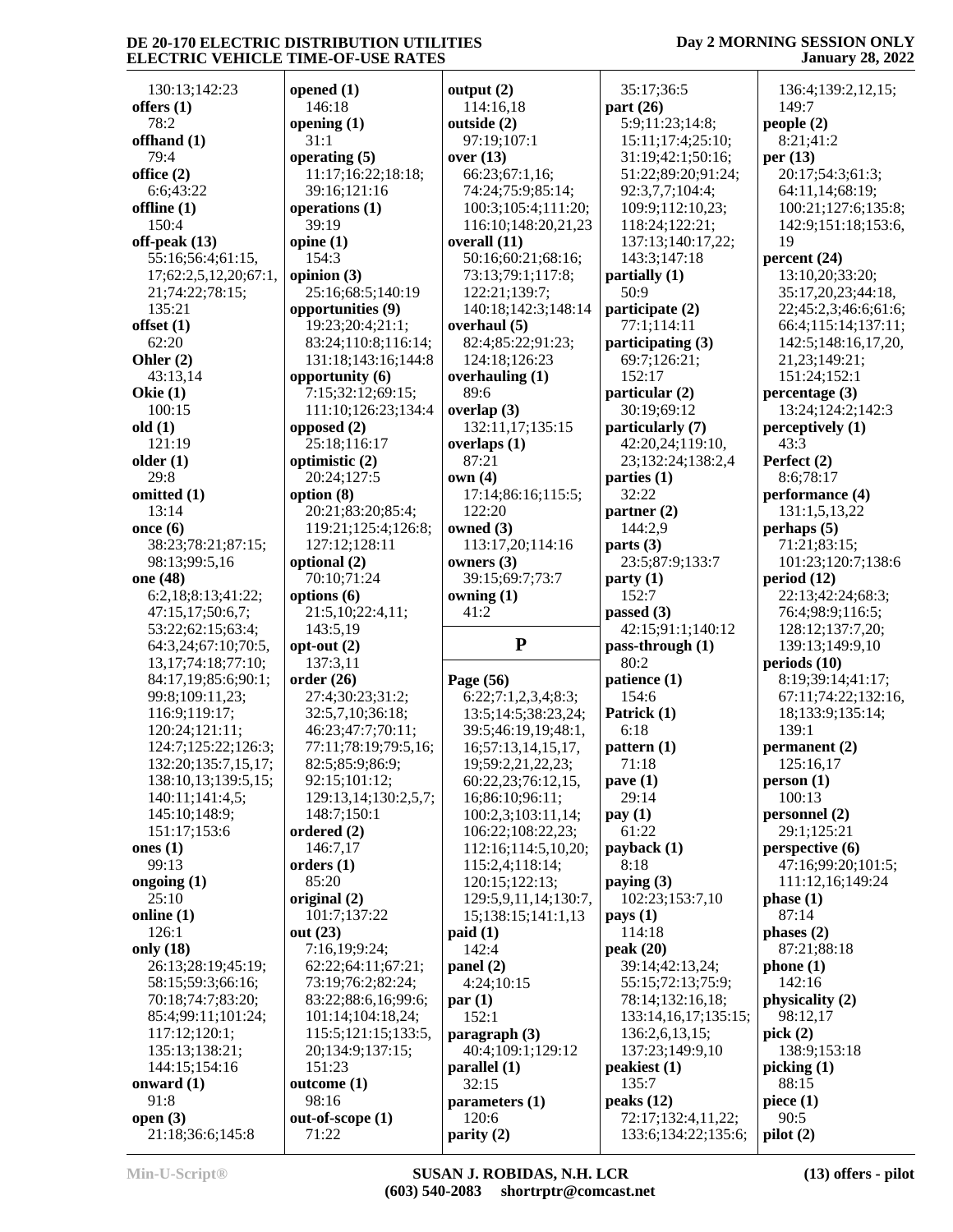130:13;142:23
**offers (1)**
78:2
**offhand (1)**
79:4
**office (2)**
6:6;43:22
**offline (1)**
150:4
**off-peak (13)**
55:16;56:4;61:15,17;62:2,5,12,20;67:1,21;74:22;78:15;135:21
**offset (1)**
62:20
**Ohler (2)**
43:13,14
**Okie (1)**
100:15
**old (1)**
121:19
**older (1)**
29:8
**omitted (1)**
13:14
**once (6)**
38:23;78:21;87:15;98:13;99:5,16
**one (48)**
6:2,18;8:13;41:22;47:15,17;50:6,7;53:22;62:15;63:4;64:3,24;67:10;70:5,13,17;74:18;77:10;84:17,19;85:6;90:1;99:8;109:11,23;116:9;119:17;120:24;121:11;124:7;125:22;126:3;132:20;135:7,15,17;138:10,13;139:5,15;140:11;141:4,5;145:10;148:9;151:17;153:6
**ones (1)**
99:13
**ongoing (1)**
25:10
**online (1)**
126:1
**only (18)**
26:13;28:19;45:19;58:15;59:3;66:16;70:18;74:7;83:20;85:4;99:11;101:24;117:12;120:1;135:13;138:21;144:15;154:16
**onward (1)**
91:8
**open (3)**
21:18;36:6;145:8
**opened (1)**
146:18
**opening (1)**
31:1
**operating (5)**
11:17;16:22;18:18;39:16;121:16
**operations (1)**
39:19
**opine (1)**
154:3
**opinion (3)**
25:16;68:5;140:19
**opportunities (9)**
19:23;20:4;21:1;83:24;110:8;116:14;131:18;143:16;144:8
**opportunity (6)**
7:15;32:12;69:15;111:10;126:23;134:4
**opposed (2)**
25:18;116:17
**optimistic (2)**
20:24;127:5
**option (8)**
20:21;83:20;85:4;119:21;125:4;126:8;127:12;128:11
**optional (2)**
70:10;71:24
**options (6)**
21:5,10;22:4,11;143:5,19
**opt-out (2)**
137:3,11
**order (26)**
27:4;30:23;31:2;32:5,7,10;36:18;46:23;47:7;70:11;77:11;78:19;79:5,16;82:5;85:9;86:9;92:15;101:12;129:13,14;130:2,5,7;148:7;150:1
**ordered (2)**
146:7,17
**orders (1)**
85:20
**original (2)**
101:7;137:22
**out (23)**
7:16,19;9:24;62:22;64:11;67:21;73:19;76:2;82:24;83:22;88:6,16;99:6;101:14;104:18,24;115:5;121:15;133:5,20;134:9;137:15;151:23
**outcome (1)**
98:16
**out-of-scope (1)**
71:22
**output (2)**
114:16,18
**outside (2)**
97:19;107:1
**over (13)**
66:23;67:1,16;74:24;75:9;85:14;100:3;105:4;111:20;116:10;148:20,21,23
**overall (11)**
50:16;60:21;68:16;73:13;79:1;117:8;122:21;139:7;140:18;142:3;148:14
**overhaul (5)**
82:4;85:22;91:23;124:18;126:23
**overhauling (1)**
89:6
**overlap (3)**
132:11,17;135:15
**overlaps (1)**
87:21
**own (4)**
17:14;86:16;115:5;122:20
**owned (3)**
113:17,20;114:16
**owners (3)**
39:15;69:7;73:7
**owning (1)**
41:2

## P

**Page (56)**
6:22;7:1,2,3,4;8:3;13:5;14:5;38:23,24;39:5;46:19,19;48:1,16;57:13,14,15,17,19;59:2,21,22,23;60:22,23;76:12,15,16;86:10;96:11;100:2,3;103:11,14;106:22;108:22,23;112:16;114:5,10,20;115:2,4;118:14;120:15;122:13;129:5,9,11,14;130:7,15;138:15;141:1,13
**paid (1)**
142:4
**panel (2)**
4:24;10:15
**par (1)**
152:1
**paragraph (3)**
40:4;109:1;129:12
**parallel (1)**
32:15
**parameters (1)**
120:6
**parity (2)**
35:17;36:5
**part (26)**
5:9;11:23;14:8;15:11;17:4;25:10;31:19;42:1;50:16;51:22;89:20;91:24;92:3,7,7;104:4;109:9;112:10,23;118:24;122:21;137:13;140:17,22;143:3;147:18
**partially (1)**
50:9
**participate (2)**
77:1;114:11
**participating (3)**
69:7;126:21;152:17
**particular (2)**
30:19;69:12
**particularly (7)**
42:20,24;119:10,23;132:24;138:2,4
**parties (1)**
32:22
**partner (2)**
144:2,9
**parts (3)**
23:5;87:9;133:7
**party (1)**
152:7
**passed (3)**
42:15;91:1;140:12
**pass-through (1)**
80:2
**patience (1)**
154:6
**Patrick (1)**
6:18
**pattern (1)**
71:18
**pave (1)**
29:14
**pay (1)**
61:22
**payback (1)**
8:18
**paying (3)**
102:23;153:7,10
**pays (1)**
114:18
**peak (20)**
39:14;42:13,24;55:15;72:13;75:9;78:14;132:16,18;133:14,16,17;135:15;136:2,6,13,15;137:23;149:9,10
**peakiest (1)**
135:7
**peaks (12)**
72:17;132:4,11,22;133:6;134:22;135:6;136:4;139:2,12,15;149:7
**people (2)**
8:21;41:2
**per (13)**
20:17;54:3;61:3;64:11,14;68:19;100:21;127:6;135:8;142:9;151:18;153:6,19
**percent (24)**
13:10,20;33:20;35:17,20,23;44:18,22;45:2,3;46:6;61:6;66:4;115:14;137:11;142:5;148:16,17,20,21,23;149:21;151:24;152:1
**percentage (3)**
13:24;124:2;142:3
**perceptively (1)**
43:3
**Perfect (2)**
8:6;78:17
**performance (4)**
131:1,5,13,22
**perhaps (5)**
71:21;83:15;101:23;120:7;138:6
**period (12)**
22:13;42:24;68:3;76:4;98:9;116:5;128:12;137:7,20;139:13;149:9,10
**periods (10)**
8:19;39:14;41:17;67:11;74:22;132:16,18;133:9;135:14;139:1
**permanent (2)**
125:16,17
**person (1)**
100:13
**personnel (2)**
29:1;125:21
**perspective (6)**
47:16;99:20;101:5;111:12,16;149:24
**phase (1)**
87:14
**phases (2)**
87:21;88:18
**phone (1)**
142:16
**physicality (2)**
98:12,17
**pick (2)**
138:9;153:18
**picking (1)**
88:15
**piece (1)**
90:5
**pilot (2)**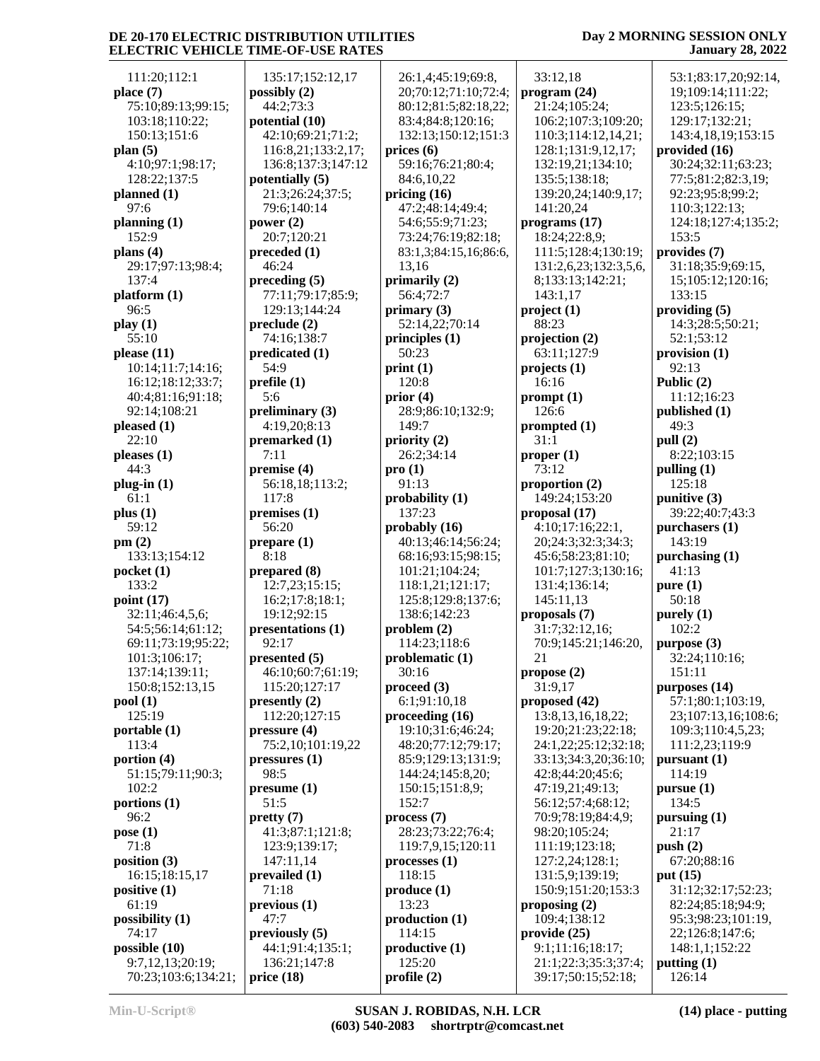111:20;112:1
**place (7)**
75:10;89:13;99:15;
103:18;110:22;
150:13;151:6
**plan (5)**
4:10;97:1;98:17;
128:22;137:5
**planned (1)**
97:6
**planning (1)**
152:9
**plans (4)**
29:17;97:13;98:4;
137:4
**platform (1)**
96:5
**play (1)**
55:10
**please (11)**
10:14;11:7;14:16;
16:12;18:12;33:7;
40:4;81:16;91:18;
92:14;108:21
**pleased (1)**
22:10
**pleases (1)**
44:3
**plug-in (1)**
61:1
**plus (1)**
59:12
**pm (2)**
133:13;154:12
**pocket (1)**
133:2
**point (17)**
32:11;46:4,5,6;
54:5;56:14;61:12;
69:11;73:19;95:22;
101:3;106:17;
137:14;139:11;
150:8;152:13,15
**pool (1)**
125:19
**portable (1)**
113:4
**portion (4)**
51:15;79:11;90:3;
102:2
**portions (1)**
96:2
**pose (1)**
71:8
**position (3)**
16:15;18:15,17
**positive (1)**
61:19
**possibility (1)**
74:17
**possible (10)**
9:7,12,13;20:19;
70:23;103:6;134:21;
135:17;152:12,17
**possibly (2)**
44:2;73:3
**potential (10)**
42:10;69:21;71:2;
116:8,21;133:2,17;
136:8;137:3;147:12
**potentially (5)**
21:3;26:24;37:5;
79:6;140:14
**power (2)**
20:7;120:21
**preceded (1)**
46:24
**preceding (5)**
77:11;79:17;85:9;
129:13;144:24
**preclude (2)**
74:16;138:7
**predicated (1)**
54:9
**prefile (1)**
5:6
**preliminary (3)**
4:19,20;8:13
**premarked (1)**
7:11
**premise (4)**
56:18,18;113:2;
117:8
**premises (1)**
56:20
**prepare (1)**
8:18
**prepared (8)**
12:7,23;15:15;
16:2;17:8;18:1;
19:12;92:15
**presentations (1)**
92:17
**presented (5)**
46:10;60:7;61:19;
115:20;127:17
**presently (2)**
112:20;127:15
**pressure (4)**
75:2,10;101:19,22
**pressures (1)**
98:5
**presume (1)**
51:5
**pretty (7)**
41:3;87:1;121:8;
123:9;139:17;
147:11,14
**prevailed (1)**
71:18
**previous (1)**
47:7
**previously (5)**
44:1;91:4;135:1;
136:21;147:8
**price (18)**
26:1,4;45:19;69:8,
20;70:12;71:10;72:4;
80:12;81:5;82:18,22;
83:4;84:8;120:16;
132:13;150:12;151:3
**prices (6)**
59:16;76:21;80:4;
84:6,10,22
**pricing (16)**
47:2;48:14;49:4;
54:6;55:9;71:23;
73:24;76:19;82:18;
83:1,3;84:15,16;86:6,
13,16
**primarily (2)**
56:4;72:7
**primary (3)**
52:14,22;70:14
**principles (1)**
50:23
**print (1)**
120:8
**prior (4)**
28:9;86:10;132:9;
149:7
**priority (2)**
26:2;34:14
**pro (1)**
91:13
**probability (1)**
137:23
**probably (16)**
40:13;46:14;56:24;
68:16;93:15;98:15;
101:21;104:24;
118:1,21;121:17;
125:8;129:8;137:6;
138:6;142:23
**problem (2)**
114:23;118:6
**problematic (1)**
30:16
**proceed (3)**
6:1;91:10,18
**proceeding (16)**
19:10;31:6;46:24;
48:20;77:12;79:17;
85:9;129:13;131:9;
144:24;145:8,20;
150:15;151:8,9;
152:7
**process (7)**
28:23;73:22;76:4;
119:7,9,15;120:11
**processes (1)**
118:15
**produce (1)**
13:23
**production (1)**
114:15
**productive (1)**
125:20
**profile (2)**
33:12,18
**program (24)**
21:24;105:24;
106:2;107:3;109:20;
110:3;114:12,14,21;
128:1;131:9,12,17;
132:19,21;134:10;
135:5;138:18;
139:20,24;140:9,17;
141:20,24
**programs (17)**
18:24;22:8,9;
111:5;128:4;130:19;
131:2,6,23;132:3,5,6,
8;133:13;142:21;
143:1,17
**project (1)**
88:23
**projection (2)**
63:11;127:9
**projects (1)**
16:16
**prompt (1)**
126:6
**prompted (1)**
31:1
**proper (1)**
73:12
**proportion (2)**
149:24;153:20
**proposal (17)**
4:10;17:16;22:1,
20;24:3;32:3;34:3;
45:6;58:23;81:10;
101:7;127:3;130:16;
131:4;136:14;
145:11,13
**proposals (7)**
31:7;32:12,16;
70:9;145:21;146:20,
21
**propose (2)**
31:9,17
**proposed (42)**
13:8,13,16,18,22;
19:20;21:23;22:18;
24:1,22;25:12;32:18;
33:13;34:3,20;36:10;
42:8;44:20;45:6;
47:19,21;49:13;
56:12;57:4;68:12;
70:9;78:19;84:4,9;
98:20;105:24;
111:19;123:18;
127:2,24;128:1;
131:5,9;139:19;
150:9;151:20;153:3
**proposing (2)**
109:4;138:12
**provide (25)**
9:1;11:16;18:17;
21:1;22:3;35:3;37:4;
39:17;50:15;52:18;
53:1;83:17,20;92:14,
19;109:14;111:22;
123:5;126:15;
129:17;132:21;
143:4,18,19;153:15
**provided (16)**
30:24;32:11;63:23;
77:5;81:2;82:3,19;
92:23;95:8;99:2;
110:3;122:13;
124:18;127:4;135:2;
153:5
**provides (7)**
31:18;35:9;69:15,
15;105:12;120:16;
133:15
**providing (5)**
14:3;28:5;50:21;
52:1;53:12
**provision (1)**
92:13
**Public (2)**
11:12;16:23
**published (1)**
49:3
**pull (2)**
8:22;103:15
**pulling (1)**
125:18
**punitive (3)**
39:22;40:7;43:3
**purchasers (1)**
143:19
**purchasing (1)**
41:13
**pure (1)**
50:18
**purely (1)**
102:2
**purpose (3)**
32:24;110:16;
151:11
**purposes (14)**
57:1;80:1;103:19,
23;107:13,16;108:6;
109:3;110:4,5,23;
111:2,23;119:9
**pursuant (1)**
114:19
**pursue (1)**
134:5
**pursuing (1)**
21:17
**push (2)**
67:20;88:16
**put (15)**
31:12;32:17;52:23;
82:24;85:18;94:9;
95:3;98:23;101:19,
22;126:8;147:6;
148:1,1;152:22
**putting (1)**
126:14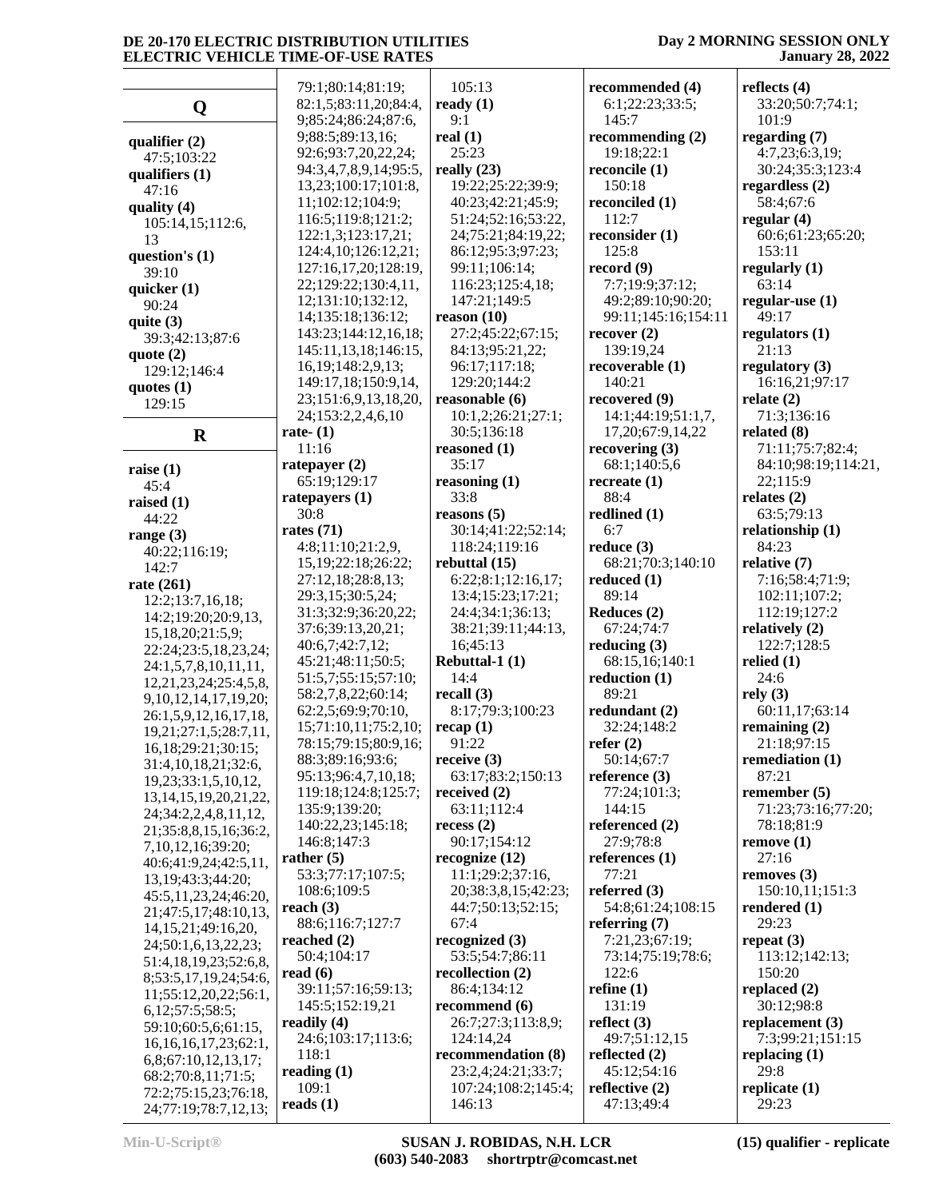## Q

qualifier (2)
47:5;103:22
qualifiers (1)
47:16
quality (4)
105:14,15;112:6,
13
question's (1)
39:10
quicker (1)
90:24
quite (3)
39:3;42:13;87:6
quote (2)
129:12;146:4
quotes (1)
129:15

## R

raise (1)
45:4
raised (1)
44:22
range (3)
40:22;116:19;
142:7
rate (261)
12:2;13:7,16,18;
14:2;19:20;20:9,13,
15,18,20;21:5,9;
22:24;23:5,18,23,24;
24:1,5,7,8,10,11,11,
12,21,23,24;25:4,5,8,
9,10,12,14,17,19,20;
26:1,5,9,12,16,17,18,
19,21;27:1,5;28:7,11,
16,18;29:21;30:15;
31:4,10,18,21;32:6,
19,23;33:1,5,10,12,
13,14,15,19,20,21,22,
24;34:2,2,4,8,11,12,
21;35:8,8,15,16;36:2,
7,10,12,16;39:20;
40:6;41:9,24;42:5,11,
13,19;43:3;44:20;
45:5,11,23,24;46:20,
21;47:5,17;48:10,13,
14,15,21;49:16,20,
24;50:1,6,13,22,23;
51:4,18,19,23;52:6,8,
8;53:5,17,19,24;54:6,
11;55:12,20,22;56:1,
6,12;57:5;58:5;
59:10;60:5,6;61:15,
16,16,16,17,23;62:1,
6,8;67:10,12,13,17;
68:2;70:8,11;71:5;
72:2;75:15,23;76:18,
24;77:19;78:7,12,13;
79:1;80:14;81:19;
82:1,5;83:11,20;84:4,
9;85:24;86:24;87:6,
9;88:5;89:13,16;
92:6;93:7,20,22,24;
94:3,4,7,8,9,14;95:5,
13,23;100:17;101:8,
11;102:12;104:9;
116:5;119:8;121:2;
122:1,3;123:17,21;
124:4,10;126:12,21;
127:16,17,20;128:19,
22;129:22;130:4,11,
12;131:10;132:12,
14;135:18;136:12;
143:23;144:12,16,18;
145:11,13,18;146:15,
16,19;148:2,9,13;
149:17,18;150:9,14,
23;151:6,9,13,18,20,
24;153:2,2,4,6,10
rate- (1)
11:16
ratepayer (2)
65:19;129:17
ratepayers (1)
30:8
rates (71)
4:8;11:10;21:2,9,
15,19;22:18;26:22;
27:12,18;28:8,13;
29:3,15;30:5,24;
31:3;32:9;36:20,22;
37:6;39:13,20,21;
40:6,7;42:7,12;
45:21;48:11;50:5;
51:5,7;55:15;57:10;
58:2,7,8,22;60:14;
62:2,5;69:9;70:10,
15;71:10,11;75:2,10;
78:15;79:15;80:9,16;
88:3;89:16;93:6;
95:13;96:4,7,10,18;
119:18;124:8;125:7;
135:9;139:20;
140:22,23;145:18;
146:8;147:3
rather (5)
53:3;77:17;107:5;
108:6;109:5
reach (3)
88:6;116:7;127:7
reached (2)
50:4;104:17
read (6)
39:11;57:16;59:13;
145:5;152:19,21
readily (4)
24:6;103:17;113:6;
118:1
reading (1)
109:1
reads (1)
105:13
ready (1)
9:1
real (1)
25:23
really (23)
19:22;25:22;39:9;
40:23;42:21;45:9;
51:24;52:16;53:22,
24;75:21;84:19,22;
86:12;95:3;97:23;
99:11;106:14;
116:23;125:4,18;
147:21;149:5
reason (10)
27:2;45:22;67:15;
84:13;95:21,22;
96:17;117:18;
129:20;144:2
reasonable (6)
10:1,2;26:21;27:1;
30:5;136:18
reasoned (1)
35:17
reasoning (1)
33:8
reasons (5)
30:14;41:22;52:14;
118:24;119:16
rebuttal (15)
6:22;8:1;12:16,17;
13:4;15:23;17:21;
24:4;34:1;36:13;
38:21;39:11;44:13,
16;45:13
Rebuttal-1 (1)
14:4
recall (3)
8:17;79:3;100:23
recap (1)
91:22
receive (3)
63:17;83:2;150:13
received (2)
63:11;112:4
recess (2)
90:17;154:12
recognize (12)
11:1;29:2;37:16,
20;38:3,8,15;42:23;
44:7;50:13;52:15;
67:4
recognized (3)
53:5;54:7;86:11
recollection (2)
86:4;134:12
recommend (6)
26:7;27:3;113:8,9;
124:14,24
recommendation (8)
23:2,4;24:21;33:7;
107:24;108:2;145:4;
146:13
recommended (4)
6:1;22:23;33:5;
145:7
recommending (2)
19:18;22:1
reconcile (1)
150:18
reconciled (1)
112:7
reconsider (1)
125:8
record (9)
7:7;19:9;37:12;
49:2;89:10;90:20;
99:11;145:16;154:11
recover (2)
139:19,24
recoverable (1)
140:21
recovered (9)
14:1;44:19;51:1,7,
17,20;67:9,14,22
recovering (3)
68:1;140:5,6
recreate (1)
88:4
redlined (1)
6:7
reduce (3)
68:21;70:3;140:10
reduced (1)
89:14
Reduces (2)
67:24;74:7
reducing (3)
68:15,16;140:1
reduction (1)
89:21
redundant (2)
32:24;148:2
refer (2)
50:14;67:7
reference (3)
77:24;101:3;
144:15
referenced (2)
27:9;78:8
references (1)
77:21
referred (3)
54:8;61:24;108:15
referring (7)
7:21,23;67:19;
73:14;75:19;78:6;
122:6
refine (1)
131:19
reflect (3)
49:7;51:12,15
reflected (2)
45:12;54:16
reflective (2)
47:13;49:4
reflects (4)
33:20;50:7;74:1;
101:9
regarding (7)
4:7,23;6:3,19;
30:24;35:3;123:4
regardless (2)
58:4;67:6
regular (4)
60:6;61:23;65:20;
153:11
regularly (1)
63:14
regular-use (1)
49:17
regulators (1)
21:13
regulatory (3)
16:16,21;97:17
relate (2)
71:3;136:16
related (8)
71:11;75:7;82:4;
84:10;98:19;114:21,
22;115:9
relates (2)
63:5;79:13
relationship (1)
84:23
relative (7)
7:16;58:4;71:9;
102:11;107:2;
112:19;127:2
relatively (2)
122:7;128:5
relied (1)
24:6
rely (3)
60:11,17;63:14
remaining (2)
21:18;97:15
remediation (1)
87:21
remember (5)
71:23;73:16;77:20;
78:18;81:9
remove (1)
27:16
removes (3)
150:10,11;151:3
rendered (1)
29:23
repeat (3)
113:12;142:13;
150:20
replaced (2)
30:12;98:8
replacement (3)
7:3;99:21;151:15
replacing (1)
29:8
replicate (1)
29:23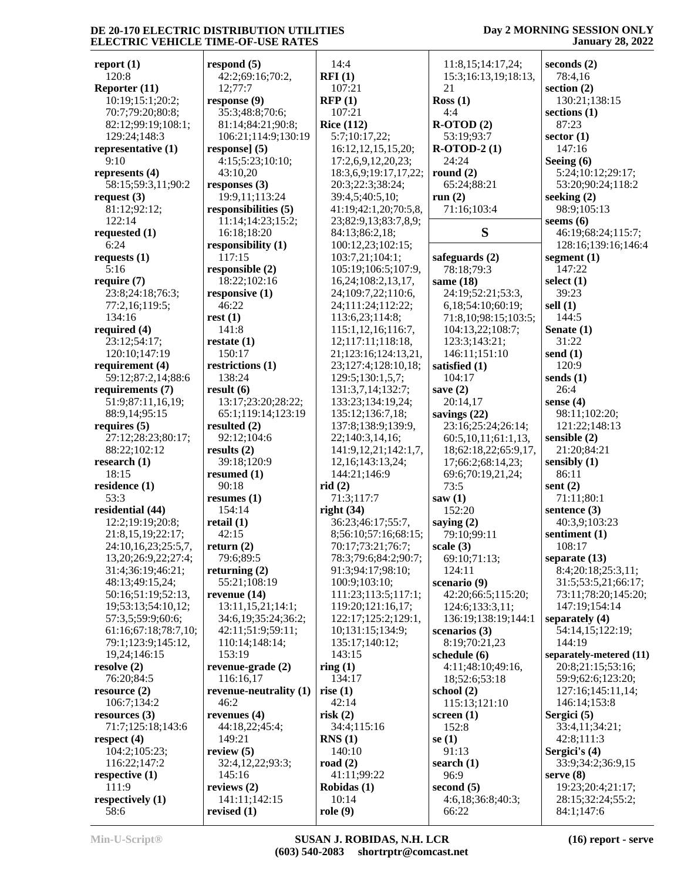**report (1)**
120:8
**Reporter (11)**
10:19;15:1;20:2;
70:7;79:20;80:8;
82:12;99:19;108:1;
129:24;148:3
**representative (1)**
9:10
**represents (4)**
58:15;59:3,11;90:2
**request (3)**
81:12;92:12;
122:14
**requested (1)**
6:24
**requests (1)**
5:16
**require (7)**
23:8;24:18;76:3;
77:2,16;119:5;
134:16
**required (4)**
23:12;54:17;
120:10;147:19
**requirement (4)**
59:12;87:2,14;88:6
**requirements (7)**
51:9;87:11,16,19;
88:9,14;95:15
**requires (5)**
27:12;28:23;80:17;
88:22;102:12
**research (1)**
18:15
**residence (1)**
53:3
**residential (44)**
12:2;19:19;20:8;
21:8,15,19;22:17;
24:10,16,23;25:5,7,
13,20;26:9,22;27:4;
31:4;36:19;46:21;
48:13;49:15,24;
50:16;51:19;52:13,
19;53:13;54:10,12;
57:3,5;59:9;60:6;
61:16;67:18;78:7,10;
79:1;123:9;145:12,
19,24;146:15
**resolve (2)**
76:20;84:5
**resource (2)**
106:7;134:2
**resources (3)**
71:7;125:18;143:6
**respect (4)**
104:2;105:23;
116:22;147:2
**respective (1)**
111:9
**respectively (1)**
58:6
**respond (5)**
42:2;69:16;70:2,
12;77:7
**response (9)**
35:3;48:8;70:6;
81:14;84:21;90:8;
106:21;114:9;130:19
**response] (5)**
4:15;5:23;10:10;
43:10,20
**responses (3)**
19:9,11;113:24
**responsibilities (5)**
11:14;14:23;15:2;
16:18;18:20
**responsibility (1)**
117:15
**responsible (2)**
18:22;102:16
**responsive (1)**
46:22
**rest (1)**
141:8
**restate (1)**
150:17
**restrictions (1)**
138:24
**result (6)**
13:17;23:20;28:22;
65:1;119:14;123:19
**resulted (2)**
92:12;104:6
**results (2)**
39:18;120:9
**resumed (1)**
90:18
**resumes (1)**
154:14
**retail (1)**
42:15
**return (2)**
79:6;89:5
**returning (2)**
55:21;108:19
**revenue (14)**
13:11,15,21;14:1;
34:6,19;35:24;36:2;
42:11;51:9;59:11;
110:14;148:14;
153:19
**revenue-grade (2)**
116:16,17
**revenue-neutrality (1)**
46:2
**revenues (4)**
44:18,22;45:4;
149:21
**review (5)**
32:4,12,22;93:3;
145:16
**reviews (2)**
141:11;142:15
**revised (1)**
14:4
**RFI (1)**
107:21
**RFP (1)**
107:21
**Rice (112)**
5:7;10:17,22;
16:12,12,15,15,20;
17:2,6,9,12,20,23;
18:3,6,9;19:17,17,22;
20:3;22:3;38:24;
39:4,5;40:5,10;
41:19;42:1,20;70:5,8,
23;82:9,13;83:7,8,9;
84:13;86:2,18;
100:12,23;102:15;
103:7,21;104:1;
105:19;106:5;107:9,
16,24;108:2,13,17,
24;109:7,22;110:6,
24;111:24;112:22;
113:6,23;114:8;
115:1,12,16;116:7,
12;117:11;118:18,
21;123:16;124:13,21,
23;127:4;128:10,18;
129:5;130:1,5,7;
131:3,7,14;132:7;
133:23;134:19,24;
135:12;136:7,18;
137:8;138:9;139:9,
22;140:3,14,16;
141:9,12,21;142:1,7,
12,16;143:13,24;
144:21;146:9
**rid (2)**
71:3;117:7
**right (34)**
36:23;46:17;55:7,
8;56:10;57:16;68:15;
70:17;73:21;76:7;
78:3;79:6;84:2;90:7;
91:3;94:17;98:10;
100:9;103:10;
111:23;113:5;117:1;
119:20;121:16,17;
122:17;125:2;129:1,
10;131:15;134:9;
135:17;140:12;
143:15
**ring (1)**
134:17
**rise (1)**
42:14
**risk (2)**
34:4;115:16
**RNS (1)**
140:10
**road (2)**
41:11;99:22
**Robidas (1)**
10:14
**role (9)**
11:8,15;14:17,24;
15:3;16:13,19;18:13,
21
**Ross (1)**
4:4
**R-OTOD (2)**
53:19;93:7
**R-OTOD-2 (1)**
24:24
**round (2)**
65:24;88:21
**run (2)**
71:16;103:4

## S

**safeguards (2)**
78:18;79:3
**same (18)**
24:19;52:21;53:3,
6,18;54:10;60:19;
71:8,10;98:15;103:5;
104:13,22;108:7;
123:3;143:21;
146:11;151:10
**satisfied (1)**
104:17
**save (2)**
20:14,17
**savings (22)**
23:16;25:24;26:14;
60:5,10,11;61:1,13,
18;62:18,22;65:9,17,
17;66:2;68:14,23;
69:6;70:19,21,24;
73:5
**saw (1)**
152:20
**saying (2)**
79:10;99:11
**scale (3)**
69:10;71:13;
124:11
**scenario (9)**
42:20;66:5;115:20;
124:6;133:3,11;
136:19;138:19;144:1
**scenarios (3)**
8:19;70:21,23
**schedule (6)**
4:11;48:10;49:16,
18;52:6;53:18
**school (2)**
115:13;121:10
**screen (1)**
152:8
**se (1)**
91:13
**search (1)**
96:9
**second (5)**
4:6,18;36:8;40:3;
66:22
**seconds (2)**
78:4,16
**section (2)**
130:21;138:15
**sections (1)**
87:23
**sector (1)**
147:16
**Seeing (6)**
5:24;10:12;29:17;
53:20;90:24;118:2
**seeking (2)**
98:9;105:13
**seems (6)**
46:19;68:24;115:7;
128:16;139:16;146:4
**segment (1)**
147:22
**select (1)**
39:23
**sell (1)**
144:5
**Senate (1)**
31:22
**send (1)**
120:9
**sends (1)**
26:4
**sense (4)**
98:11;102:20;
121:22;148:13
**sensible (2)**
21:20;84:21
**sensibly (1)**
86:11
**sent (2)**
71:11;80:1
**sentence (3)**
40:3,9;103:23
**sentiment (1)**
108:17
**separate (13)**
8:4;20:18;25:3,11;
31:5;53:5,21;66:17;
73:11;78:20;145:20;
147:19;154:14
**separately (4)**
54:14,15;122:19;
144:19
**separately-metered (11)**
20:8;21:15;53:16;
59:9;62:6;123:20;
127:16;145:11,14;
146:14;153:8
**Sergici (5)**
33:4,11;34:21;
42:8;111:3
**Sergici's (4)**
33:9;34:2;36:9,15
**serve (8)**
19:23;20:4;21:17;
28:15;32:24;55:2;
84:1;147:6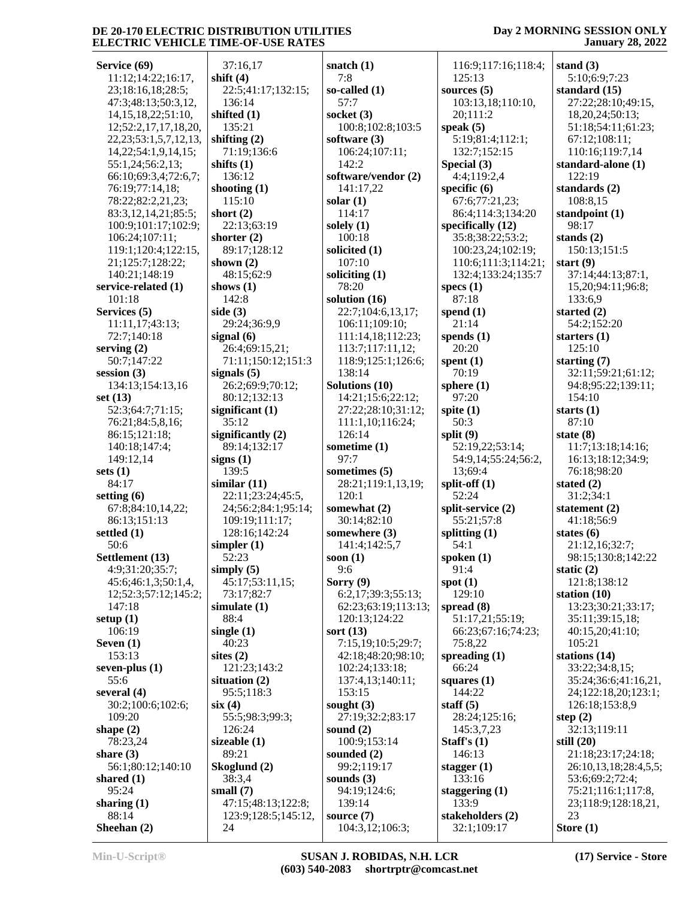**Service (69)**
11:12;14:22;16:17,23;18:16,18;28:5;47:3;48:13;50:3,12,14,15,18,22;51:10,12;52:2,17,17,18,20,22,23;53:1,5,7,12,13,14,22;54:1,9,14,15;55:1,24;56:2,13;66:10;69:3,4;72:6,7;76:19;77:14,18;78:22;82:2,21,23;83:3,12,14,21;85:5;100:9;101:17;102:9;106:24;107:11;119:1;120:4;122:15,21;125:7;128:22;140:21;148:19

**service-related (1)**
101:18

**Services (5)**
11:11,17;43:13;72:7;140:18

**serving (2)**
50:7;147:22

**session (3)**
134:13;154:13,16

**set (13)**
52:3;64:7;71:15;76:21;84:5,8,16;86:15;121:18;140:18;147:4;149:12,14

**sets (1)**
84:17

**setting (6)**
67:8;84:10,14,22;86:13;151:13

**settled (1)**
50:6

**Settlement (13)**
4:9;31:20;35:7;45:6;46:1,3;50:1,4,12;52:3;57:12;145:2;147:18

**setup (1)**
106:19

**Seven (1)**
153:13

**seven-plus (1)**
55:6

**several (4)**
30:2;100:6;102:6;109:20

**shape (2)**
78:23,24

**share (3)**
56:1;80:12;140:10

**shared (1)**
95:24

**sharing (1)**
88:14

**Sheehan (2)**
37:16,17

**shift (4)**
22:5;41:17;132:15;136:14

**shifted (1)**
135:21

**shifting (2)**
71:19;136:6

**shifts (1)**
136:12

**shooting (1)**
115:10

**short (2)**
22:13;63:19

**shorter (2)**
89:17;128:12

**shown (2)**
48:15;62:9

**shows (1)**
142:8

**side (3)**
29:24;36:9,9

**signal (6)**
26:4;69:15,21;71:11;150:12;151:3

**signals (5)**
26:2;69:9;70:12;80:12;132:13

**significant (1)**
35:12

**significantly (2)**
89:14;132:17

**signs (1)**
139:5

**similar (11)**
22:11;23:24;45:5,24;56:2;84:1;95:14;109:19;111:17;128:16;142:24

**simpler (1)**
52:23

**simply (5)**
45:17;53:11,15;73:17;82:7

**simulate (1)**
88:4

**single (1)**
40:23

**sites (2)**
121:23;143:2

**situation (2)**
95:5;118:3

**six (4)**
55:5;98:3;99:3;126:24

**sizeable (1)**
89:21

**Skoglund (2)**
38:3,4

**small (7)**
47:15;48:13;122:8;123:9;128:5;145:12,24

**snatch (1)**
7:8

**so-called (1)**
57:7

**socket (3)**
100:8;102:8;103:5

**software (3)**
106:24;107:11;142:2

**software/vendor (2)**
141:17,22

**solar (1)**
114:17

**solely (1)**
100:18

**solicited (1)**
107:10

**soliciting (1)**
78:20

**solution (16)**
22:7;104:6,13,17;106:11;109:10;111:14,18;112:23;113:7;117:11,12;118:9;125:1;126:6;138:14

**Solutions (10)**
14:21;15:6;22:12;27:22;28:10;31:12;111:1,10;116:24;126:14

**sometime (1)**
97:7

**sometimes (5)**
28:21;119:1,13,19;120:1

**somewhat (2)**
30:14;82:10

**somewhere (3)**
141:4;142:5,7

**soon (1)**
9:6

**Sorry (9)**
6:2,17;39:3;55:13;62:23;63:19;113:13;120:13;124:22

**sort (13)**
7:15,19;10:5;29:7;42:18;48:20;98:10;102:24;133:18;137:4,13;140:11;153:15

**sought (3)**
27:19;32:2;83:17

**sound (2)**
100:9;153:14

**sounded (2)**
99:2;119:17

**sounds (3)**
94:19;124:6;139:14

**source (7)**
104:3,12;106:3;116:9;117:16;118:4;125:13

**sources (5)**
103:13,18;110:10,20;111:2

**speak (5)**
5:19;81:4;112:1;132:7;152:15

**Special (3)**
4:4;119:2,4

**specific (6)**
67:6;77:21,23;86:4;114:3;134:20

**specifically (12)**
35:8;38:22;53:2;100:23,24;102:19;110:6;111:3;114:21;132:4;133:24;135:7

**specs (1)**
87:18

**spend (1)**
21:14

**spends (1)**
20:20

**spent (1)**
70:19

**sphere (1)**
97:20

**spite (1)**
50:3

**split (9)**
52:19,22;53:14;54:9,14;55:24;56:2,13;69:4

**split-off (1)**
52:24

**split-service (2)**
55:21;57:8

**splitting (1)**
54:1

**spoken (1)**
91:4

**spot (1)**
129:10

**spread (8)**
51:17,21;55:19;66:23;67:16;74:23;75:8,22

**spreading (1)**
66:24

**squares (1)**
144:22

**staff (5)**
28:24;125:16;145:3,7,23

**Staff's (1)**
146:13

**stagger (1)**
133:16

**staggering (1)**
133:9

**stakeholders (2)**
32:1;109:17

**stand (3)**
5:10;6:9;7:23

**standard (15)**
27:22;28:10;49:15,18,20,24;50:13;51:18;54:11;61:23;67:12;108:11;110:16;119:7,14

**standard-alone (1)**
122:19

**standards (2)**
108:8,15

**standpoint (1)**
98:17

**stands (2)**
150:13;151:5

**start (9)**
37:14;44:13;87:1,15,20;94:11;96:8;133:6,9

**started (2)**
54:2;152:20

**starters (1)**
125:10

**starting (7)**
32:11;59:21;61:12;94:8;95:22;139:11;154:10

**starts (1)**
87:10

**state (8)**
11:7;13:18;14:16;16:13;18:12;34:9;76:18;98:20

**stated (2)**
31:2;34:1

**statement (2)**
41:18;56:9

**states (6)**
21:12,16;32:7;98:15;130:8;142:22

**static (2)**
121:8;138:12

**station (10)**
13:23;30:21;33:17;35:11;39:15,18;40:15,20;41:10;105:21

**stations (14)**
33:22;34:8,15;35:24;36:6;41:16,21,24;122:18,20;123:1;126:18;153:8,9

**step (2)**
32:13;119:11

**still (20)**
21:18;23:17;24:18;26:10,13,18;28:4,5,5;53:6;69:2;72:4;75:21;116:1;117:8,23;118:9;128:18,21,23

**Store (1)**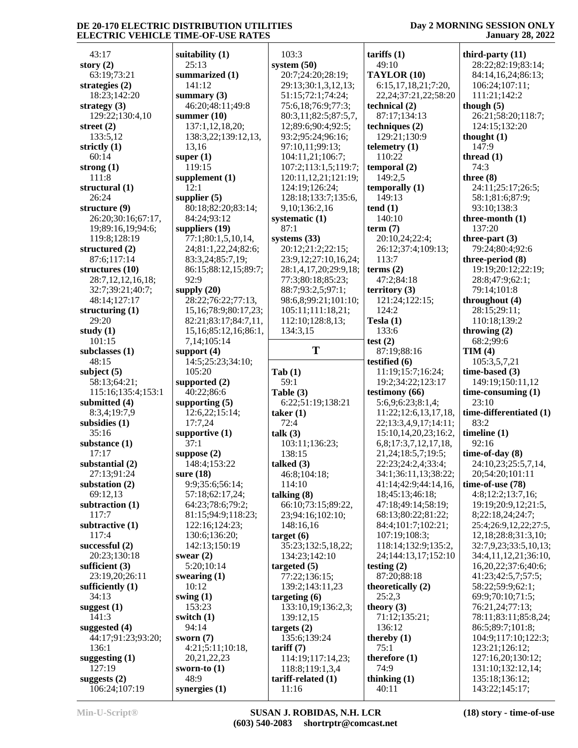43:17
**story (2)**
63:19;73:21
**strategies (2)**
18:23;142:20
**strategy (3)**
129:22;130:4,10
**street (2)**
133:5,12
**strictly (1)**
60:14
**strong (1)**
111:8
**structural (1)**
26:24
**structure (9)**
26:20;30:16;67:17,19;89:16,19;94:6;119:8;128:19
**structured (2)**
87:6;117:14
**structures (10)**
28:7,12,12,16,18;32:7;39:21;40:7;48:14;127:17
**structuring (1)**
29:20
**study (1)**
101:15
**subclasses (1)**
48:15
**subject (5)**
58:13;64:21;115:16;135:4;153:1
**submitted (4)**
8:3,4;19:7,9
**subsidies (1)**
35:16
**substance (1)**
17:17
**substantial (2)**
27:13;91:24
**substation (2)**
69:12,13
**subtraction (1)**
117:7
**subtractive (1)**
117:4
**successful (2)**
20:23;130:18
**sufficient (3)**
23:19,20;26:11
**sufficiently (1)**
34:13
**suggest (1)**
141:3
**suggested (4)**
44:17;91:23;93:20;136:1
**suggesting (1)**
127:19
**suggests (2)**
106:24;107:19
**suitability (1)**
25:13
**summarized (1)**
141:12
**summary (3)**
46:20;48:11;49:8
**summer (10)**
137:1,12,18,20;138:3,22;139:12,13,13,16
**super (1)**
119:15
**supplement (1)**
12:1
**supplier (5)**
80:18;82:20;83:14;84:24;93:12
**suppliers (19)**
77:1;80:1,5,10,14,24;81:1,22,24;82:6;83:3,24;85:7,19;86:15;88:12,15;89:7;92:9
**supply (20)**
28:22;76:22;77:13,15,16;78:9;80:17,23;82:21;83:17;84:7,11,15,16;85:12,16;86:1,7,14;105:14
**support (4)**
14:5;25:23;34:10;105:20
**supported (2)**
40:22;86:6
**supporting (5)**
12:6,22;15:14;17:7,24
**supportive (1)**
37:1
**suppose (2)**
148:4;153:22
**sure (18)**
9:9;35:6;56:14;57:18;62:17,24;64:23;78:6;79:2;81:15;94:9;118:23;122:16;124:23;130:6;136:20;142:13;150:19
**swear (2)**
5:20;10:14
**swearing (1)**
10:12
**swing (1)**
153:23
**switch (1)**
94:14
**sworn (7)**
4:21;5:11;10:18,20,21,22,23
**sworn-to (1)**
48:9
**synergies (1)**
103:3
**system (50)**
20:7;24:20;28:19;29:13;30:1,3,12,13;51:15;72:1;74:24;75:6,18;76:9;77:3;80:3,11;82:5;87:5,7,12;89:6;90:4;92:5;93:2;95:24;96:16;97:10,11;99:13;104:11,21;106:7;107:2;113:1,5;119:7;120:11,12,21;121:19;124:19;126:24;128:18;133:7;135:6,9,10;136:2,16
**systematic (1)**
87:1
**systems (33)**
20:12;21:2;22:15;23:9,12;27:10,16,24;28:1,4,17,20;29:9,18;77:3;80:18;85:23;88:7;93:2,5;97:1;98:6,8;99:21;101:10;105:11;111:18,21;112:10;128:8,13;134:3,15

## T

**Tab (1)**
59:1
**Table (3)**
6:22;51:19;138:21
**taker (1)**
72:4
**talk (3)**
103:11;136:23;138:15
**talked (3)**
46:8;104:18;114:10
**talking (8)**
66:10;73:15;89:22,23;94:16;102:10;148:16,16
**target (6)**
35:23;132:5,18,22;134:23;142:10
**targeted (5)**
77:22;136:15;139:2;143:11,23
**targeting (6)**
133:10,19;136:2,3;139:12,15
**targets (2)**
135:6;139:24
**tariff (7)**
114:19;117:14,23;118:8;119:1,3,4
**tariff-related (1)**
11:16
**tariffs (1)**
49:10
**TAYLOR (10)**
6:15,17,18,21;7:20,22,24;37:21,22;58:20
**technical (2)**
87:17;134:13
**techniques (2)**
129:21;130:9
**telemetry (1)**
110:22
**temporal (2)**
149:2,5
**temporally (1)**
149:13
**tend (1)**
140:10
**term (7)**
20:10,24;22:4;26:12;37:4;109:13;113:7
**terms (2)**
47:2;84:18
**territory (3)**
121:24;122:15;124:2
**Tesla (1)**
133:6
**test (2)**
87:19;88:16
**testified (6)**
11:19;15:7;16:24;19:2;34:22;123:17
**testimony (66)**
5:6,9;6:23;8:1,4;11:22;12:6,13,17,18,22;13:3,4,9,17;14:11;15:10,14,20,23;16:2,6,8;17:3,7,12,17,18,21,24;18:5,7;19:5;22:23;24:2,4;33:4;34:1;36:11,13;38:22;41:14;42:9;44:14,16,18;45:13;46:18;47:18;49:14;58:19;68:13;80:22;81:22;84:4;101:7;102:21;107:19;108:3;118:14;132:9;135:2,24;144:13,17;152:10
**testing (2)**
87:20;88:18
**theoretically (2)**
25:2,3
**theory (3)**
71:12;135:21;136:12
**thereby (1)**
75:1
**therefore (1)**
74:9
**thinking (1)**
40:11
**third-party (11)**
28:22;82:19;83:14;84:14,16,24;86:13;106:24;107:11;111:21;142:2
**though (5)**
26:21;58:20;118:7;124:15;132:20
**thought (1)**
147:9
**thread (1)**
74:3
**three (8)**
24:11;25:17;26:5;58:1;81:6;87:9;93:10;138:3
**three-month (1)**
137:20
**three-part (3)**
79:24;80:4;92:6
**three-period (8)**
19:19;20:12;22:19;28:8;47:9;62:1;79:14;101:8
**throughout (4)**
28:15;29:11;110:18;139:2
**throwing (2)**
68:2;99:6
**TIM (4)**
105:3,5,7,21
**time-based (3)**
149:19;150:11,12
**time-consuming (1)**
23:10
**time-differentiated (1)**
83:2
**timeline (1)**
92:16
**time-of-day (8)**
24:10,23;25:5,7,14,20;54:20;101:11
**time-of-use (78)**
4:8;12:2;13:7,16;19:19;20:9,12;21:5,8;22:18,24;24:7;25:4;26:9,12,22;27:5,12,18;28:8;31:3,10;32:7,9,23;33:5,10,13;34:4,11,12,21;36:10,16,20,22;37:6;40:6;41:23;42:5,7;57:5;58:22;59:9;62:1;69:9;70:10;71:5;76:21,24;77:13;78:11;83:11;85:8,24;86:5;89:7;101:8;104:9;117:10;122:3;123:21;126:12;127:16,20;130:12;131:10;132:12,14;135:18;136:12;143:22;145:17;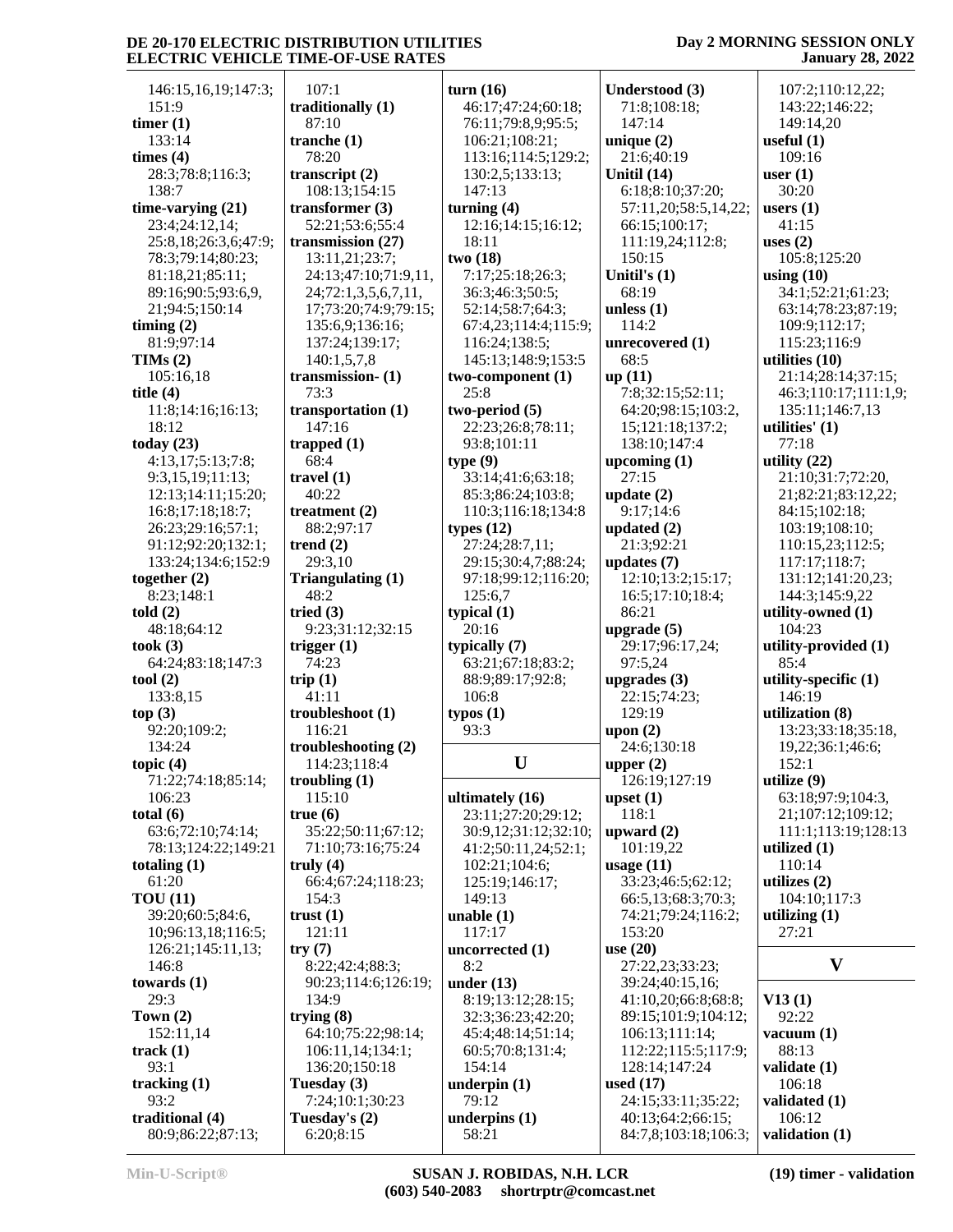146:15,16,19;147:3;
151:9
**timer (1)**
133:14
**times (4)**
28:3;78:8;116:3;
138:7
**time-varying (21)**
23:4;24:12,14;
25:8,18;26:3,6;47:9;
78:3;79:14;80:23;
81:18,21;85:11;
89:16;90:5;93:6,9,
21;94:5;150:14
**timing (2)**
81:9;97:14
**TIMs (2)**
105:16,18
**title (4)**
11:8;14:16;16:13;
18:12
**today (23)**
4:13,17;5:13;7:8;
9:3,15,19;11:13;
12:13;14:11;15:20;
16:8;17:18;18:7;
26:23;29:16;57:1;
91:12;92:20;132:1;
133:24;134:6;152:9
**together (2)**
8:23;148:1
**told (2)**
48:18;64:12
**took (3)**
64:24;83:18;147:3
**tool (2)**
133:8,15
**top (3)**
92:20;109:2;
134:24
**topic (4)**
71:22;74:18;85:14;
106:23
**total (6)**
63:6;72:10;74:14;
78:13;124:22;149:21
**totaling (1)**
61:20
**TOU (11)**
39:20;60:5;84:6,
10;96:13,18;116:5;
126:21;145:11,13;
146:8
**towards (1)**
29:3
**Town (2)**
152:11,14
**track (1)**
93:1
**tracking (1)**
93:2
**traditional (4)**
80:9;86:22;87:13;
107:1
**traditionally (1)**
87:10
**tranche (1)**
78:20
**transcript (2)**
108:13;154:15
**transformer (3)**
52:21;53:6;55:4
**transmission (27)**
13:11,21;23:7;
24:13;47:10;71:9,11,
24;72:1,3,5,6,7,11,
17;73:20;74:9;79:15;
135:6,9;136:16;
137:24;139:17;
140:1,5,7,8
**transmission- (1)**
73:3
**transportation (1)**
147:16
**trapped (1)**
68:4
**travel (1)**
40:22
**treatment (2)**
88:2;97:17
**trend (2)**
29:3,10
**Triangulating (1)**
48:2
**tried (3)**
9:23;31:12;32:15
**trigger (1)**
74:23
**trip (1)**
41:11
**troubleshoot (1)**
116:21
**troubleshooting (2)**
114:23;118:4
**troubling (1)**
115:10
**true (6)**
35:22;50:11;67:12;
71:10;73:16;75:24
**truly (4)**
66:4;67:24;118:23;
154:3
**trust (1)**
121:11
**try (7)**
8:22;42:4;88:3;
90:23;114:6;126:19;
134:9
**trying (8)**
64:10;75:22;98:14;
106:11,14;134:1;
136:20;150:18
**Tuesday (3)**
7:24;10:1;30:23
**Tuesday's (2)**
6:20;8:15
**turn (16)**
46:17;47:24;60:18;
76:11;79:8,9;95:5;
106:21;108:21;
113:16;114:5;129:2;
130:2,5;133:13;
147:13
**turning (4)**
12:16;14:15;16:12;
18:11
**two (18)**
7:17;25:18;26:3;
36:3;46:3;50:5;
52:14;58:7;64:3;
67:4,23;114:4;115:9;
116:24;138:5;
145:13;148:9;153:5
**two-component (1)**
25:8
**two-period (5)**
22:23;26:8;78:11;
93:8;101:11
**type (9)**
33:14;41:6;63:18;
85:3;86:24;103:8;
110:3;116:18;134:8
**types (12)**
27:24;28:7,11;
29:15;30:4,7;88:24;
97:18;99:12;116:20;
125:6,7
**typical (1)**
20:16
**typically (7)**
63:21;67:18;83:2;
88:9;89:17;92:8;
106:8
**typos (1)**
93:3

## U

**ultimately (16)**
23:11;27:20;29:12;
30:9,12;31:12;32:10;
41:2;50:11,24;52:1;
102:21;104:6;
125:19;146:17;
149:13
**unable (1)**
117:17
**uncorrected (1)**
8:2
**under (13)**
8:19;13:12;28:15;
32:3;36:23;42:20;
45:4;48:14;51:14;
60:5;70:8;131:4;
154:14
**underpin (1)**
79:12
**underpins (1)**
58:21
**Understood (3)**
71:8;108:18;
147:14
**unique (2)**
21:6;40:19
**Unitil (14)**
6:18;8:10;37:20;
57:11,20;58:5,14,22;
66:15;100:17;
111:19,24;112:8;
150:15
**Unitil's (1)**
68:19
**unless (1)**
114:2
**unrecovered (1)**
68:5
**up (11)**
7:8;32:15;52:11;
64:20;98:15;103:2,
15;121:18;137:2;
138:10;147:4
**upcoming (1)**
27:15
**update (2)**
9:17;14:6
**updated (2)**
21:3;92:21
**updates (7)**
12:10;13:2;15:17;
16:5;17:10;18:4;
86:21
**upgrade (5)**
29:17;96:17,24;
97:5,24
**upgrades (3)**
22:15;74:23;
129:19
**upon (2)**
24:6;130:18
**upper (2)**
126:19;127:19
**upset (1)**
118:1
**upward (2)**
101:19,22
**usage (11)**
33:23;46:5;62:12;
66:5,13;68:3;70:3;
74:21;79:24;116:2;
153:20
**use (20)**
27:22,23;33:23;
39:24;40:15,16;
41:10,20;66:8;68:8;
89:15;101:9;104:12;
106:13;111:14;
112:22;115:5;117:9;
128:14;147:24
**used (17)**
24:15;33:11;35:22;
40:13;64:2;66:15;
84:7,8;103:18;106:3;
107:2;110:12,22;
143:22;146:22;
149:14,20
**useful (1)**
109:16
**user (1)**
30:20
**users (1)**
41:15
**uses (2)**
105:8;125:20
**using (10)**
34:1;52:21;61:23;
63:14;78:23;87:19;
109:9;112:17;
115:23;116:9
**utilities (10)**
21:14;28:14;37:15;
46:3;110:17;111:1,9;
135:11;146:7,13
**utilities' (1)**
77:18
**utility (22)**
21:10;31:7;72:20,
21;82:21;83:12,22;
84:15;102:18;
103:19;108:10;
110:15,23;112:5;
117:17;118:7;
131:12;141:20,23;
144:3;145:9,22
**utility-owned (1)**
104:23
**utility-provided (1)**
85:4
**utility-specific (1)**
146:19
**utilization (8)**
13:23;33:18;35:18,
19,22;36:1;46:6;
152:1
**utilize (9)**
63:18;97:9;104:3,
21;107:12;109:12;
111:1;113:19;128:13
**utilized (1)**
110:14
**utilizes (2)**
104:10;117:3
**utilizing (1)**
27:21

## V

**V13 (1)**
92:22
**vacuum (1)**
88:13
**validate (1)**
106:18
**validated (1)**
106:12
**validation (1)**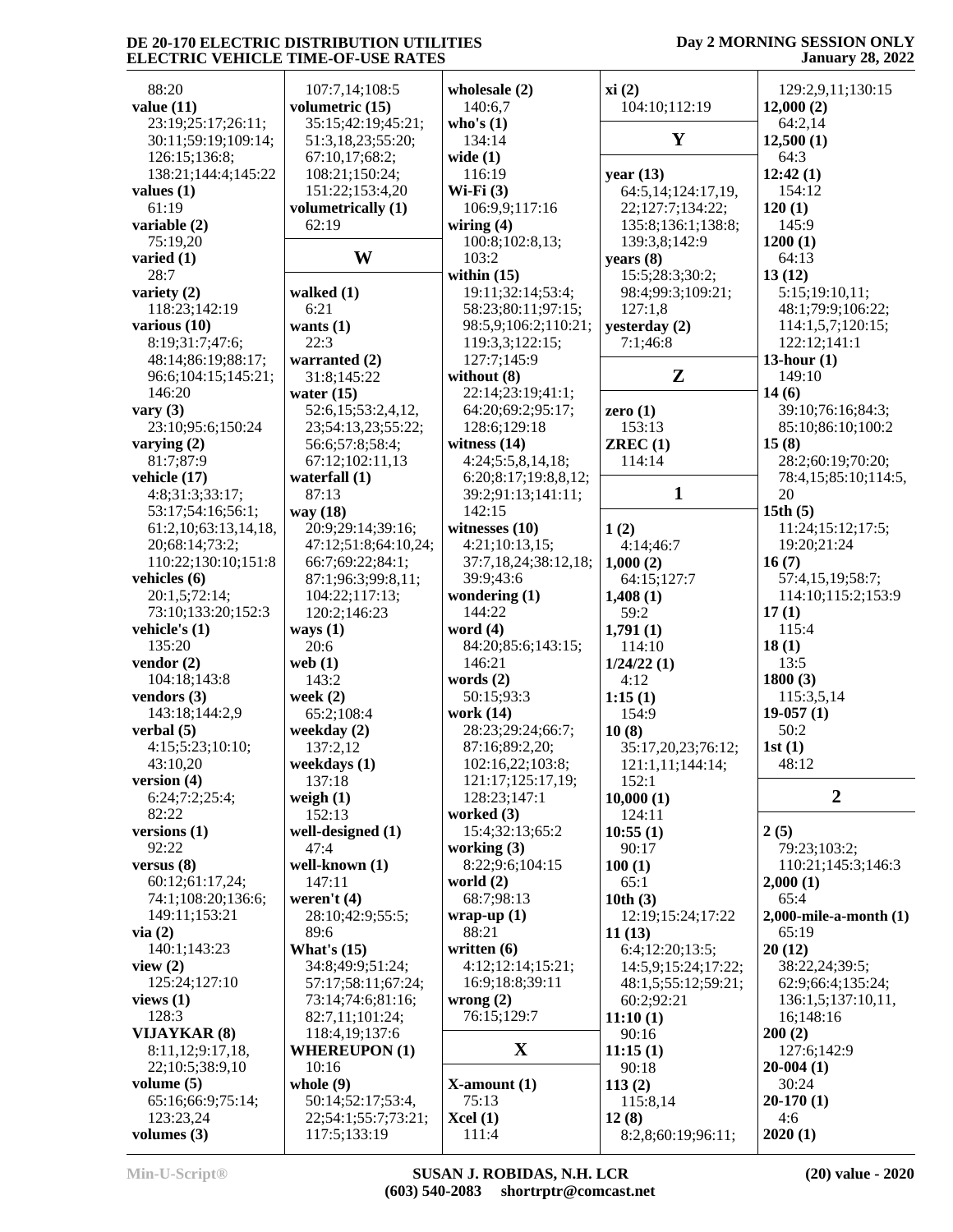88:20
**value (11)**
23:19;25:17;26:11;
30:11;59:19;109:14;
126:15;136:8;
138:21;144:4;145:22
**values (1)**
61:19
**variable (2)**
75:19,20
**varied (1)**
28:7
**variety (2)**
118:23;142:19
**various (10)**
8:19;31:7;47:6;
48:14;86:19;88:17;
96:6;104:15;145:21;
146:20
**vary (3)**
23:10;95:6;150:24
**varying (2)**
81:7;87:9
**vehicle (17)**
4:8;31:3;33:17;
53:17;54:16;56:1;
61:2,10;63:13,14,18,
20;68:14;73:2;
110:22;130:10;151:8
**vehicles (6)**
20:1,5;72:14;
73:10;133:20;152:3
**vehicle's (1)**
135:20
**vendor (2)**
104:18;143:8
**vendors (3)**
143:18;144:2,9
**verbal (5)**
4:15;5:23;10:10;
43:10,20
**version (4)**
6:24;7:2;25:4;
82:22
**versions (1)**
92:22
**versus (8)**
60:12;61:17,24;
74:1;108:20;136:6;
149:11;153:21
**via (2)**
140:1;143:23
**view (2)**
125:24;127:10
**views (1)**
128:3
**VIJAYKAR (8)**
8:11,12;9:17,18,
22;10:5;38:9,10
**volume (5)**
65:16;66:9;75:14;
123:23,24
**volumes (3)**
107:7,14;108:5
**volumetric (15)**
35:15;42:19;45:21;
51:3,18,23;55:20;
67:10,17;68:2;
108:21;150:24;
151:22;153:4,20
**volumetrically (1)**
62:19

## W

**walked (1)**
6:21
**wants (1)**
22:3
**warranted (2)**
31:8;145:22
**water (15)**
52:6,15;53:2,4,12,
23;54:13,23;55:22;
56:6;57:8;58:4;
67:12;102:11,13
**waterfall (1)**
87:13
**way (18)**
20:9;29:14;39:16;
47:12;51:8;64:10,24;
66:7;69:22;84:1;
87:1;96:3;99:8,11;
104:22;117:13;
120:2;146:23
**ways (1)**
20:6
**web (1)**
143:2
**week (2)**
65:2;108:4
**weekday (2)**
137:2,12
**weekdays (1)**
137:18
**weigh (1)**
152:13
**well-designed (1)**
47:4
**well-known (1)**
147:11
**weren't (4)**
28:10;42:9;55:5;
89:6
**What's (15)**
34:8;49:9;51:24;
57:17;58:11;67:24;
73:14;74:6;81:16;
82:7,11;101:24;
118:4,19;137:6
**WHEREUPON (1)**
10:16
**whole (9)**
50:14;52:17;53:4,
22;54:1;55:7;73:21;
117:5;133:19
**wholesale (2)**
140:6,7
**who's (1)**
134:14
**wide (1)**
116:19
**Wi-Fi (3)**
106:9,9;117:16
**wiring (4)**
100:8;102:8,13;
103:2
**within (15)**
19:11;32:14;53:4;
58:23;80:11;97:15;
98:5,9;106:2;110:21;
119:3,3;122:15;
127:7;145:9
**without (8)**
22:14;23:19;41:1;
64:20;69:2;95:17;
128:6;129:18
**witness (14)**
4:24;5:5,8,14,18;
6:20;8:17;19:8,8,12;
39:2;91:13;141:11;
142:15
**witnesses (10)**
4:21;10:13,15;
37:7,18,24;38:12,18;
39:9;43:6
**wondering (1)**
144:22
**word (4)**
84:20;85:6;143:15;
146:21
**words (2)**
50:15;93:3
**work (14)**
28:23;29:24;66:7;
87:16;89:2,20;
102:16,22;103:8;
121:17;125:17,19;
128:23;147:1
**worked (3)**
15:4;32:13;65:2
**working (3)**
8:22;9:6;104:15
**world (2)**
68:7;98:13
**wrap-up (1)**
88:21
**written (6)**
4:12;12:14;15:21;
16:9;18:8;39:11
**wrong (2)**
76:15;129:7

## X

**X-amount (1)**
75:13
**Xcel (1)**
111:4
**xi (2)**
104:10;112:19

## Y

**year (13)**
64:5,14;124:17,19,
22;127:7;134:22;
135:8;136:1;138:8;
139:3,8;142:9
**years (8)**
15:5;28:3;30:2;
98:4;99:3;109:21;
127:1,8
**yesterday (2)**
7:1;46:8

## Z

**zero (1)**
153:13
**ZREC (1)**
114:14

## 1

**1 (2)**
4:14;46:7
**1,000 (2)**
64:15;127:7
**1,408 (1)**
59:2
**1,791 (1)**
114:10
**1/24/22 (1)**
4:12
**1:15 (1)**
154:9
**10 (8)**
35:17,20,23;76:12;
121:1,11;144:14;
152:1
**10,000 (1)**
124:11
**10:55 (1)**
90:17
**100 (1)**
65:1
**10th (3)**
12:19;15:24;17:22
**11 (13)**
6:4;12:20;13:5;
14:5,9;15:24;17:22;
48:1,5;55:12;59:21;
60:2;92:21
**11:10 (1)**
90:16
**11:15 (1)**
90:18
**113 (2)**
115:8,14
**12 (8)**
8:2,8;60:19;96:11;
129:2,9,11;130:15
**12,000 (2)**
64:2,14
**12,500 (1)**
64:3
**12:42 (1)**
154:12
**120 (1)**
145:9
**1200 (1)**
64:13
**13 (12)**
5:15;19:10,11;
48:1;79:9;106:22;
114:1,5,7;120:15;
122:12;141:1
**13-hour (1)**
149:10
**14 (6)**
39:10;76:16;84:3;
85:10;86:10;100:2
**15 (8)**
28:2;60:19;70:20;
78:4,15;85:10;114:5,
20
**15th (5)**
11:24;15:12;17:5;
19:20;21:24
**16 (7)**
57:4,15,19;58:7;
114:10;115:2;153:9
**17 (1)**
115:4
**18 (1)**
13:5
**1800 (3)**
115:3,5,14
**19-057 (1)**
50:2
**1st (1)**
48:12

## 2

**2 (5)**
79:23;103:2;
110:21;145:3;146:3
**2,000 (1)**
65:4
**2,000-mile-a-month (1)**
65:19
**20 (12)**
38:22,24;39:5;
62:9;66:4;135:24;
136:1,5;137:10,11,
16;148:16
**200 (2)**
127:6;142:9
**20-004 (1)**
30:24
**20-170 (1)**
4:6
**2020 (1)**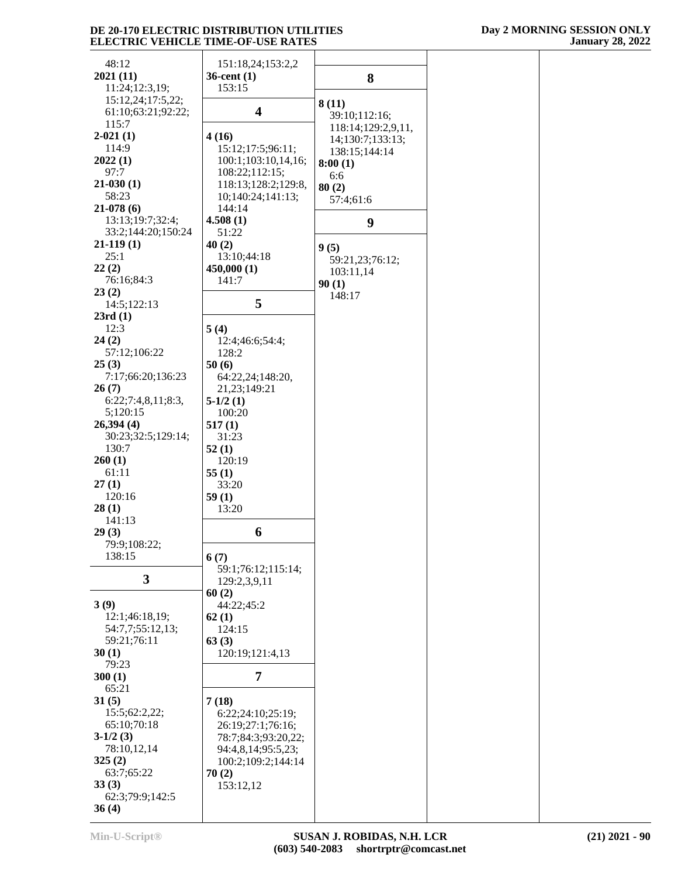48:12

**2021 (11)**
11:24;12:3,19;
15:12,24;17:5,22;
61:10;63:21;92:22;
115:7

**2-021 (1)**
114:9

**2022 (1)**
97:7

**21-030 (1)**
58:23

**21-078 (6)**
13:13;19:7;32:4;
33:2;144:20;150:24

**21-119 (1)**
25:1

**22 (2)**
76:16;84:3

**23 (2)**
14:5;122:13

**23rd (1)**
12:3

**24 (2)**
57:12;106:22

**25 (3)**
7:17;66:20;136:23

**26 (7)**
6:22;7:4,8,11;8:3,
5;120:15

**26,394 (4)**
30:23;32:5;129:14;
130:7

**260 (1)**
61:11

**27 (1)**
120:16

**28 (1)**
141:13

**29 (3)**
79:9;108:22;
138:15

## 3

**3 (9)**
12:1;46:18,19;
54:7,7;55:12,13;
59:21;76:11

**30 (1)**
79:23

**300 (1)**
65:21

**31 (5)**
15:5;62:2,22;
65:10;70:18

**3-1/2 (3)**
78:10,12,14

**325 (2)**
63:7;65:22

**33 (3)**
62:3;79:9;142:5

**36 (4)**
151:18,24;153:2,2

**36-cent (1)**
153:15

## 4

**4 (16)**
15:12;17:5;96:11;
100:1;103:10,14,16;
108:22;112:15;
118:13;128:2;129:8,
10;140:24;141:13;
144:14

**4.508 (1)**
51:22

**40 (2)**
13:10;44:18

**450,000 (1)**
141:7

## 5

**5 (4)**
12:4;46:6;54:4;
128:2

**50 (6)**
64:22,24;148:20,
21,23;149:21

**5-1/2 (1)**
100:20

**517 (1)**
31:23

**52 (1)**
120:19

**55 (1)**
33:20

**59 (1)**
13:20

## 6

**6 (7)**
59:1;76:12;115:14;
129:2,3,9,11

**60 (2)**
44:22;45:2

**62 (1)**
124:15

**63 (3)**
120:19;121:4,13

## 7

**7 (18)**
6:22;24:10;25:19;
26:19;27:1;76:16;
78:7;84:3;93:20,22;
94:4,8,14;95:5,23;
100:2;109:2;144:14

**70 (2)**
153:12,12

## 8

**8 (11)**
39:10;112:16;
118:14;129:2,9,11,
14;130:7;133:13;
138:15;144:14

**8:00 (1)**
6:6

**80 (2)**
57:4;61:6

## 9

**9 (5)**
59:21,23;76:12;
103:11,14

**90 (1)**
148:17